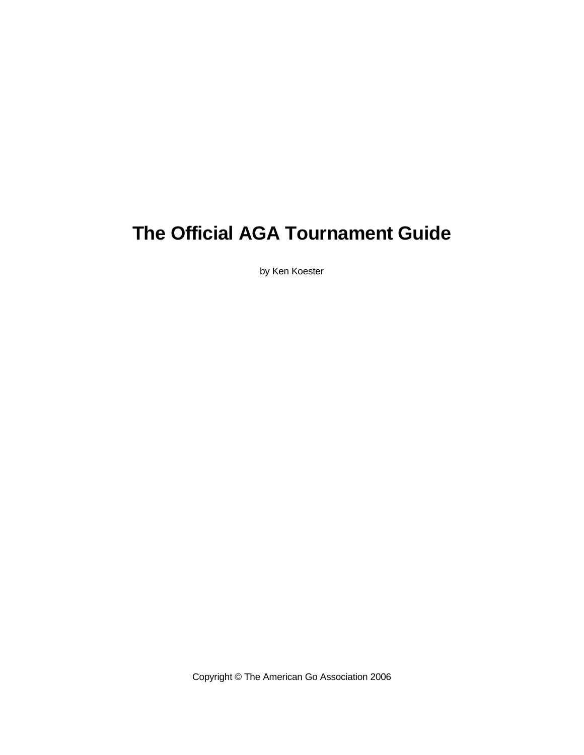# The Official AGA Tournament Guide

by Ken Koester

Copyright © The American Go Association 2006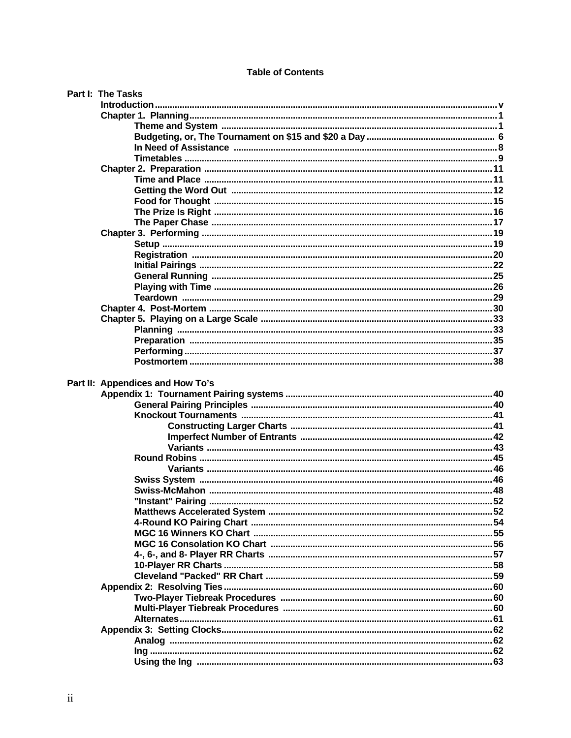# Table of Contents

**Part I: The Tasks**

- Introduction ..... v
- Chapter 1. Planning ..... 1
  - Theme and System ..... 1
  - Budgeting, or, The Tournament on $15 and $20 a Day ..... 6
  - In Need of Assistance ..... 8
  - Timetables ..... 9
- Chapter 2. Preparation ..... 11
  - Time and Place ..... 11
  - Getting the Word Out ..... 12
  - Food for Thought ..... 15
  - The Prize Is Right ..... 16
  - The Paper Chase ..... 17
- Chapter 3. Performing ..... 19
  - Setup ..... 19
  - Registration ..... 20
  - Initial Pairings ..... 22
  - General Running ..... 25
  - Playing with Time ..... 26
  - Teardown ..... 29
- Chapter 4. Post-Mortem ..... 30
- Chapter 5. Playing on a Large Scale ..... 33
  - Planning ..... 33
  - Preparation ..... 35
  - Performing ..... 37
  - Postmortem ..... 38

**Part II: Appendices and How To's**

- Appendix 1: Tournament Pairing systems ..... 40
  - General Pairing Principles ..... 40
  - Knockout Tournaments ..... 41
    - Constructing Larger Charts ..... 41
    - Imperfect Number of Entrants ..... 42
    - Variants ..... 43
  - Round Robins ..... 45
    - Variants ..... 46
  - Swiss System ..... 46
  - Swiss-McMahon ..... 48
  - "Instant" Pairing ..... 52
  - Matthews Accelerated System ..... 52
  - 4-Round KO Pairing Chart ..... 54
  - MGC 16 Winners KO Chart ..... 55
  - MGC 16 Consolation KO Chart ..... 56
  - 4-, 6-, and 8- Player RR Charts ..... 57
  - 10-Player RR Charts ..... 58
  - Cleveland "Packed" RR Chart ..... 59
- Appendix 2: Resolving Ties ..... 60
  - Two-Player Tiebreak Procedures ..... 60
  - Multi-Player Tiebreak Procedures ..... 60
  - Alternates ..... 61
- Appendix 3: Setting Clocks ..... 62
  - Analog ..... 62
  - Ing ..... 62
  - Using the Ing ..... 63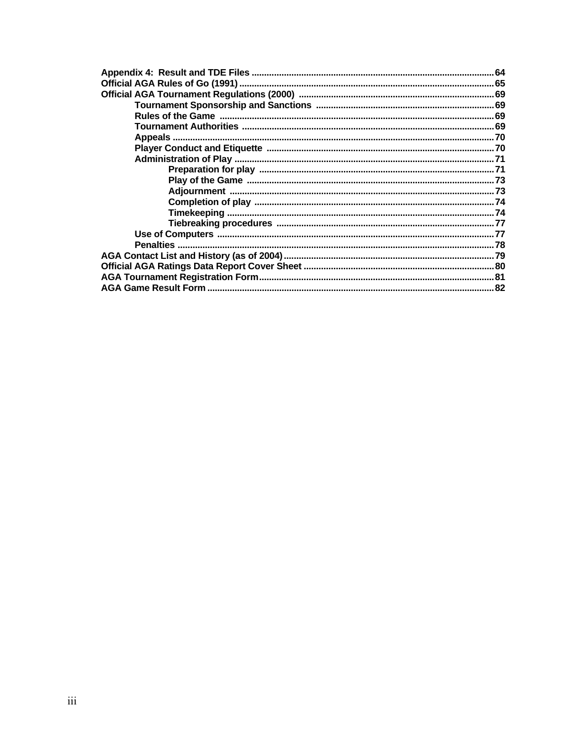**Appendix 4: Result and TDE Files** .......... 64
**Official AGA Rules of Go (1991)** .......... 65
**Official AGA Tournament Regulations (2000)** .......... 69
- **Tournament Sponsorship and Sanctions** .......... 69
- **Rules of the Game** .......... 69
- **Tournament Authorities** .......... 69
- **Appeals** .......... 70
- **Player Conduct and Etiquette** .......... 70
- **Administration of Play** .......... 71
    - **Preparation for play** .......... 71
    - **Play of the Game** .......... 73
    - **Adjournment** .......... 73
    - **Completion of play** .......... 74
    - **Timekeeping** .......... 74
    - **Tiebreaking procedures** .......... 77
- **Use of Computers** .......... 77
- **Penalties** .......... 78

**AGA Contact List and History (as of 2004)** .......... 79
**Official AGA Ratings Data Report Cover Sheet** .......... 80
**AGA Tournament Registration Form** .......... 81
**AGA Game Result Form** .......... 82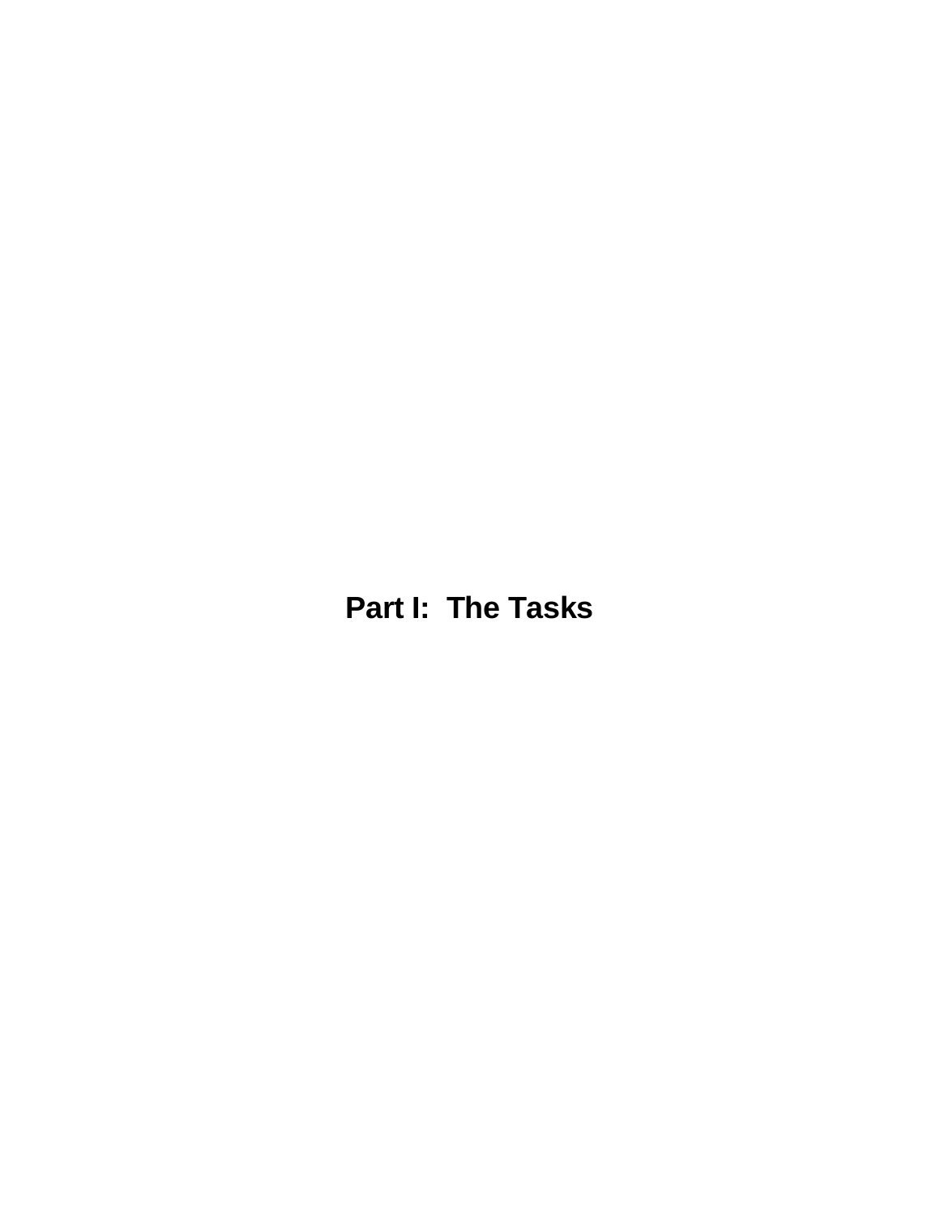# Part I:  The Tasks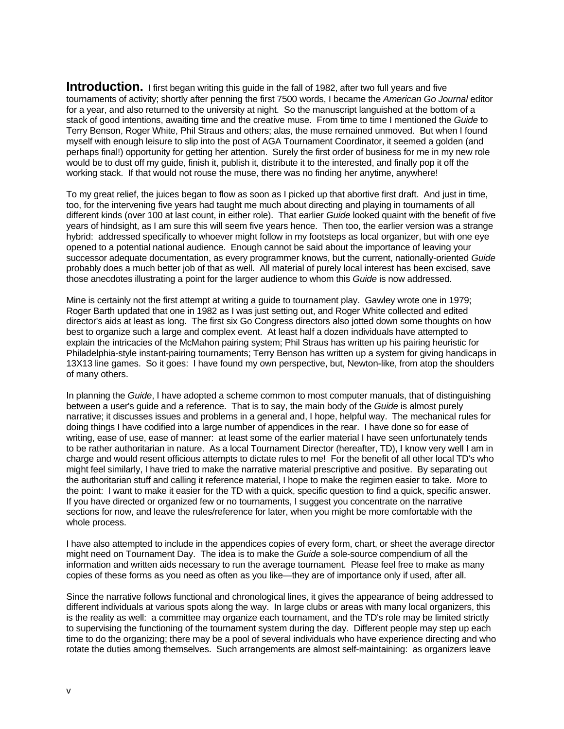**Introduction.** I first began writing this guide in the fall of 1982, after two full years and five tournaments of activity; shortly after penning the first 7500 words, I became the *American Go Journal* editor for a year, and also returned to the university at night. So the manuscript languished at the bottom of a stack of good intentions, awaiting time and the creative muse. From time to time I mentioned the *Guide* to Terry Benson, Roger White, Phil Straus and others; alas, the muse remained unmoved. But when I found myself with enough leisure to slip into the post of AGA Tournament Coordinator, it seemed a golden (and perhaps final!) opportunity for getting her attention. Surely the first order of business for me in my new role would be to dust off my guide, finish it, publish it, distribute it to the interested, and finally pop it off the working stack. If that would not rouse the muse, there was no finding her anytime, anywhere!

To my great relief, the juices began to flow as soon as I picked up that abortive first draft. And just in time, too, for the intervening five years had taught me much about directing and playing in tournaments of all different kinds (over 100 at last count, in either role). That earlier *Guide* looked quaint with the benefit of five years of hindsight, as I am sure this will seem five years hence. Then too, the earlier version was a strange hybrid: addressed specifically to whoever might follow in my footsteps as local organizer, but with one eye opened to a potential national audience. Enough cannot be said about the importance of leaving your successor adequate documentation, as every programmer knows, but the current, nationally-oriented *Guide* probably does a much better job of that as well. All material of purely local interest has been excised, save those anecdotes illustrating a point for the larger audience to whom this *Guide* is now addressed.

Mine is certainly not the first attempt at writing a guide to tournament play. Gawley wrote one in 1979; Roger Barth updated that one in 1982 as I was just setting out, and Roger White collected and edited director's aids at least as long. The first six Go Congress directors also jotted down some thoughts on how best to organize such a large and complex event. At least half a dozen individuals have attempted to explain the intricacies of the McMahon pairing system; Phil Straus has written up his pairing heuristic for Philadelphia-style instant-pairing tournaments; Terry Benson has written up a system for giving handicaps in 13X13 line games. So it goes: I have found my own perspective, but, Newton-like, from atop the shoulders of many others.

In planning the *Guide*, I have adopted a scheme common to most computer manuals, that of distinguishing between a user's guide and a reference. That is to say, the main body of the *Guide* is almost purely narrative; it discusses issues and problems in a general and, I hope, helpful way. The mechanical rules for doing things I have codified into a large number of appendices in the rear. I have done so for ease of writing, ease of use, ease of manner: at least some of the earlier material I have seen unfortunately tends to be rather authoritarian in nature. As a local Tournament Director (hereafter, TD), I know very well I am in charge and would resent officious attempts to dictate rules to me! For the benefit of all other local TD's who might feel similarly, I have tried to make the narrative material prescriptive and positive. By separating out the authoritarian stuff and calling it reference material, I hope to make the regimen easier to take. More to the point: I want to make it easier for the TD with a quick, specific question to find a quick, specific answer. If you have directed or organized few or no tournaments, I suggest you concentrate on the narrative sections for now, and leave the rules/reference for later, when you might be more comfortable with the whole process.

I have also attempted to include in the appendices copies of every form, chart, or sheet the average director might need on Tournament Day. The idea is to make the *Guide* a sole-source compendium of all the information and written aids necessary to run the average tournament. Please feel free to make as many copies of these forms as you need as often as you like—they are of importance only if used, after all.

Since the narrative follows functional and chronological lines, it gives the appearance of being addressed to different individuals at various spots along the way. In large clubs or areas with many local organizers, this is the reality as well: a committee may organize each tournament, and the TD's role may be limited strictly to supervising the functioning of the tournament system during the day. Different people may step up each time to do the organizing; there may be a pool of several individuals who have experience directing and who rotate the duties among themselves. Such arrangements are almost self-maintaining: as organizers leave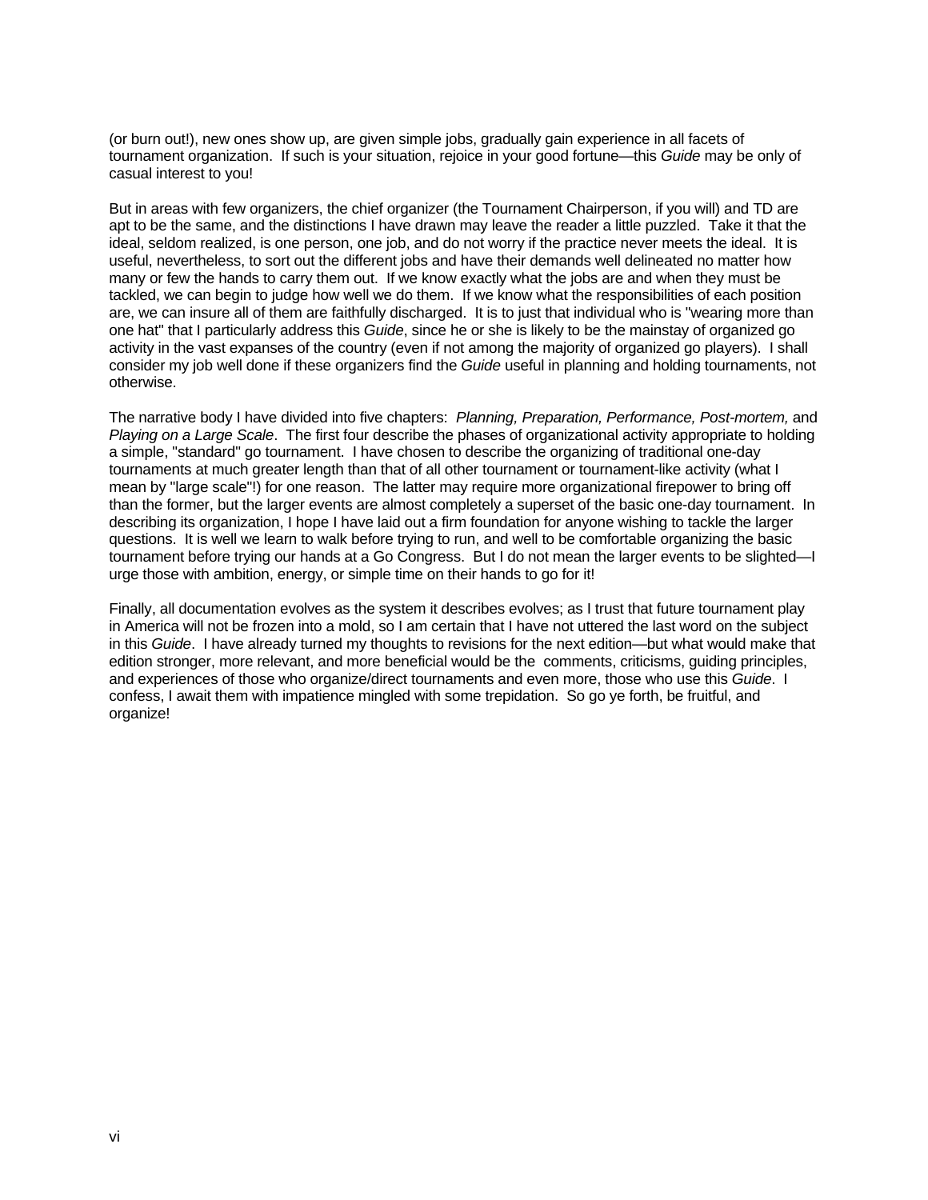(or burn out!), new ones show up, are given simple jobs, gradually gain experience in all facets of tournament organization. If such is your situation, rejoice in your good fortune—this *Guide* may be only of casual interest to you!

But in areas with few organizers, the chief organizer (the Tournament Chairperson, if you will) and TD are apt to be the same, and the distinctions I have drawn may leave the reader a little puzzled. Take it that the ideal, seldom realized, is one person, one job, and do not worry if the practice never meets the ideal. It is useful, nevertheless, to sort out the different jobs and have their demands well delineated no matter how many or few the hands to carry them out. If we know exactly what the jobs are and when they must be tackled, we can begin to judge how well we do them. If we know what the responsibilities of each position are, we can insure all of them are faithfully discharged. It is to just that individual who is "wearing more than one hat" that I particularly address this *Guide*, since he or she is likely to be the mainstay of organized go activity in the vast expanses of the country (even if not among the majority of organized go players). I shall consider my job well done if these organizers find the *Guide* useful in planning and holding tournaments, not otherwise.

The narrative body I have divided into five chapters: *Planning, Preparation, Performance, Post-mortem,* and *Playing on a Large Scale*. The first four describe the phases of organizational activity appropriate to holding a simple, "standard" go tournament. I have chosen to describe the organizing of traditional one-day tournaments at much greater length than that of all other tournament or tournament-like activity (what I mean by "large scale"!) for one reason. The latter may require more organizational firepower to bring off than the former, but the larger events are almost completely a superset of the basic one-day tournament. In describing its organization, I hope I have laid out a firm foundation for anyone wishing to tackle the larger questions. It is well we learn to walk before trying to run, and well to be comfortable organizing the basic tournament before trying our hands at a Go Congress. But I do not mean the larger events to be slighted—I urge those with ambition, energy, or simple time on their hands to go for it!

Finally, all documentation evolves as the system it describes evolves; as I trust that future tournament play in America will not be frozen into a mold, so I am certain that I have not uttered the last word on the subject in this *Guide*. I have already turned my thoughts to revisions for the next edition—but what would make that edition stronger, more relevant, and more beneficial would be the comments, criticisms, guiding principles, and experiences of those who organize/direct tournaments and even more, those who use this *Guide*. I confess, I await them with impatience mingled with some trepidation. So go ye forth, be fruitful, and organize!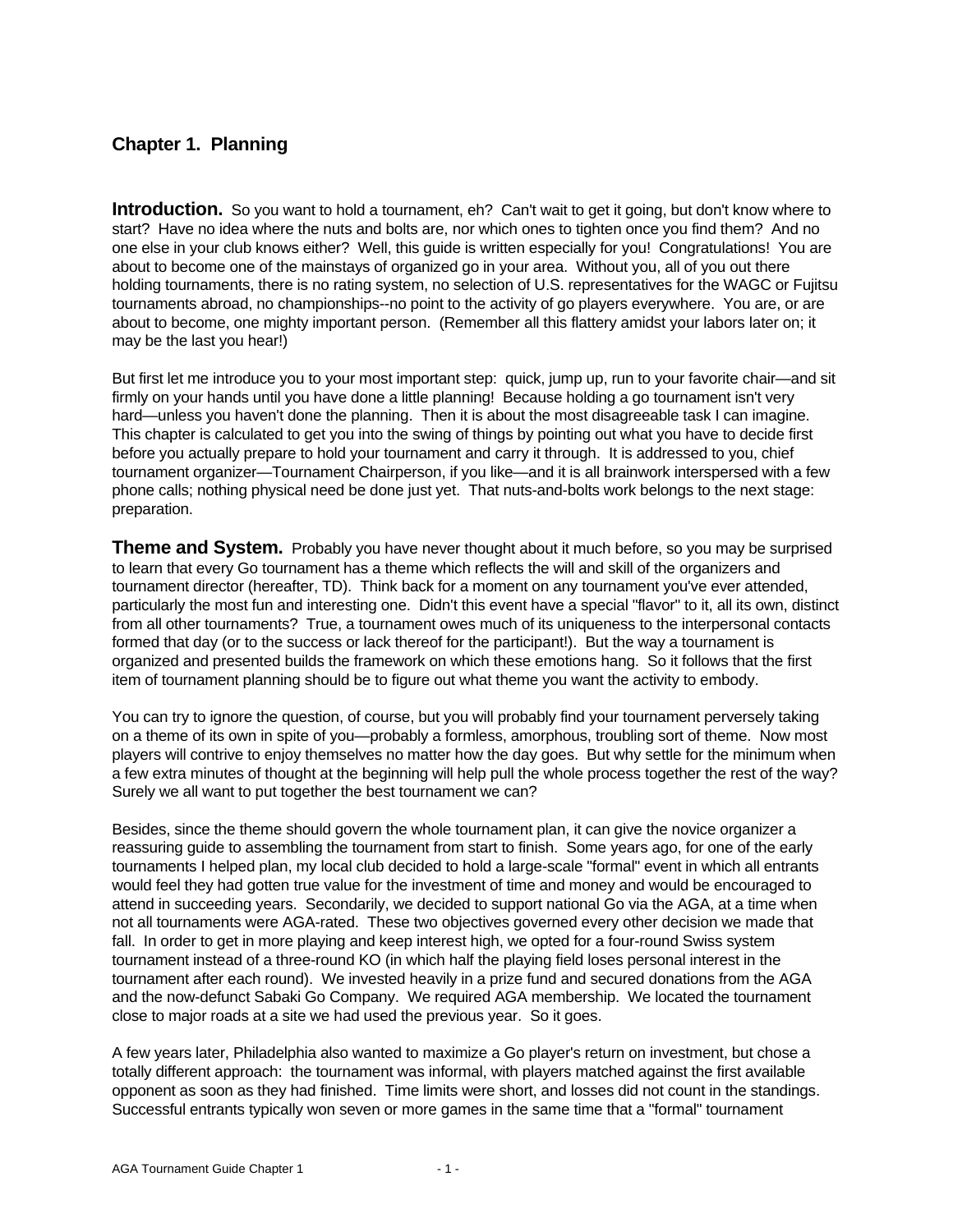## Chapter 1. Planning

**Introduction.** So you want to hold a tournament, eh? Can't wait to get it going, but don't know where to start? Have no idea where the nuts and bolts are, nor which ones to tighten once you find them? And no one else in your club knows either? Well, this guide is written especially for you! Congratulations! You are about to become one of the mainstays of organized go in your area. Without you, all of you out there holding tournaments, there is no rating system, no selection of U.S. representatives for the WAGC or Fujitsu tournaments abroad, no championships--no point to the activity of go players everywhere. You are, or are about to become, one mighty important person. (Remember all this flattery amidst your labors later on; it may be the last you hear!)

But first let me introduce you to your most important step: quick, jump up, run to your favorite chair—and sit firmly on your hands until you have done a little planning! Because holding a go tournament isn't very hard—unless you haven't done the planning. Then it is about the most disagreeable task I can imagine. This chapter is calculated to get you into the swing of things by pointing out what you have to decide first before you actually prepare to hold your tournament and carry it through. It is addressed to you, chief tournament organizer—Tournament Chairperson, if you like—and it is all brainwork interspersed with a few phone calls; nothing physical need be done just yet. That nuts-and-bolts work belongs to the next stage: preparation.

**Theme and System.** Probably you have never thought about it much before, so you may be surprised to learn that every Go tournament has a theme which reflects the will and skill of the organizers and tournament director (hereafter, TD). Think back for a moment on any tournament you've ever attended, particularly the most fun and interesting one. Didn't this event have a special "flavor" to it, all its own, distinct from all other tournaments? True, a tournament owes much of its uniqueness to the interpersonal contacts formed that day (or to the success or lack thereof for the participant!). But the way a tournament is organized and presented builds the framework on which these emotions hang. So it follows that the first item of tournament planning should be to figure out what theme you want the activity to embody.

You can try to ignore the question, of course, but you will probably find your tournament perversely taking on a theme of its own in spite of you—probably a formless, amorphous, troubling sort of theme. Now most players will contrive to enjoy themselves no matter how the day goes. But why settle for the minimum when a few extra minutes of thought at the beginning will help pull the whole process together the rest of the way? Surely we all want to put together the best tournament we can?

Besides, since the theme should govern the whole tournament plan, it can give the novice organizer a reassuring guide to assembling the tournament from start to finish. Some years ago, for one of the early tournaments I helped plan, my local club decided to hold a large-scale "formal" event in which all entrants would feel they had gotten true value for the investment of time and money and would be encouraged to attend in succeeding years. Secondarily, we decided to support national Go via the AGA, at a time when not all tournaments were AGA-rated. These two objectives governed every other decision we made that fall. In order to get in more playing and keep interest high, we opted for a four-round Swiss system tournament instead of a three-round KO (in which half the playing field loses personal interest in the tournament after each round). We invested heavily in a prize fund and secured donations from the AGA and the now-defunct Sabaki Go Company. We required AGA membership. We located the tournament close to major roads at a site we had used the previous year. So it goes.

A few years later, Philadelphia also wanted to maximize a Go player's return on investment, but chose a totally different approach: the tournament was informal, with players matched against the first available opponent as soon as they had finished. Time limits were short, and losses did not count in the standings. Successful entrants typically won seven or more games in the same time that a "formal" tournament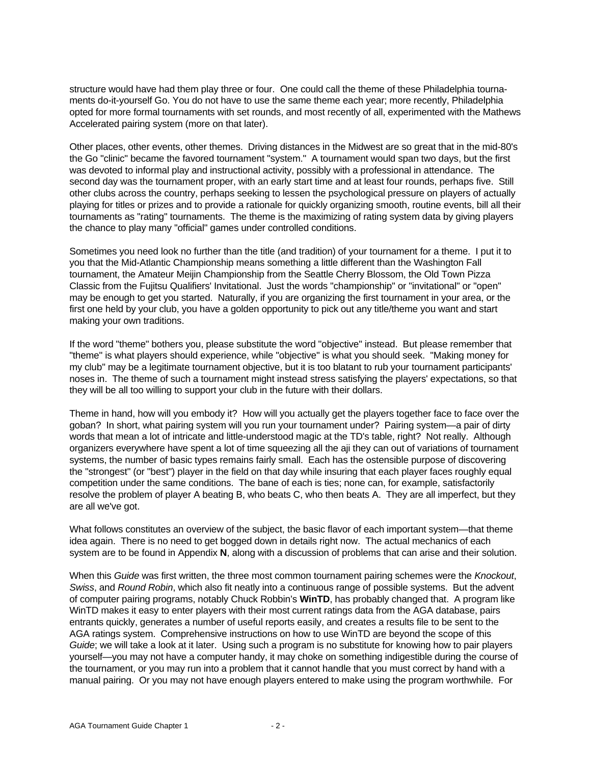structure would have had them play three or four. One could call the theme of these Philadelphia tournaments do-it-yourself Go. You do not have to use the same theme each year; more recently, Philadelphia opted for more formal tournaments with set rounds, and most recently of all, experimented with the Mathews Accelerated pairing system (more on that later).

Other places, other events, other themes. Driving distances in the Midwest are so great that in the mid-80's the Go "clinic" became the favored tournament "system." A tournament would span two days, but the first was devoted to informal play and instructional activity, possibly with a professional in attendance. The second day was the tournament proper, with an early start time and at least four rounds, perhaps five. Still other clubs across the country, perhaps seeking to lessen the psychological pressure on players of actually playing for titles or prizes and to provide a rationale for quickly organizing smooth, routine events, bill all their tournaments as "rating" tournaments. The theme is the maximizing of rating system data by giving players the chance to play many "official" games under controlled conditions.

Sometimes you need look no further than the title (and tradition) of your tournament for a theme. I put it to you that the Mid-Atlantic Championship means something a little different than the Washington Fall tournament, the Amateur Meijin Championship from the Seattle Cherry Blossom, the Old Town Pizza Classic from the Fujitsu Qualifiers' Invitational. Just the words "championship" or "invitational" or "open" may be enough to get you started. Naturally, if you are organizing the first tournament in your area, or the first one held by your club, you have a golden opportunity to pick out any title/theme you want and start making your own traditions.

If the word "theme" bothers you, please substitute the word "objective" instead. But please remember that "theme" is what players should experience, while "objective" is what you should seek. "Making money for my club" may be a legitimate tournament objective, but it is too blatant to rub your tournament participants' noses in. The theme of such a tournament might instead stress satisfying the players' expectations, so that they will be all too willing to support your club in the future with their dollars.

Theme in hand, how will you embody it? How will you actually get the players together face to face over the goban? In short, what pairing system will you run your tournament under? Pairing system—a pair of dirty words that mean a lot of intricate and little-understood magic at the TD's table, right? Not really. Although organizers everywhere have spent a lot of time squeezing all the aji they can out of variations of tournament systems, the number of basic types remains fairly small. Each has the ostensible purpose of discovering the "strongest" (or "best") player in the field on that day while insuring that each player faces roughly equal competition under the same conditions. The bane of each is ties; none can, for example, satisfactorily resolve the problem of player A beating B, who beats C, who then beats A. They are all imperfect, but they are all we've got.

What follows constitutes an overview of the subject, the basic flavor of each important system—that theme idea again. There is no need to get bogged down in details right now. The actual mechanics of each system are to be found in Appendix **N**, along with a discussion of problems that can arise and their solution.

When this *Guide* was first written, the three most common tournament pairing schemes were the *Knockout*, *Swiss*, and *Round Robin*, which also fit neatly into a continuous range of possible systems. But the advent of computer pairing programs, notably Chuck Robbin's **WinTD**, has probably changed that. A program like WinTD makes it easy to enter players with their most current ratings data from the AGA database, pairs entrants quickly, generates a number of useful reports easily, and creates a results file to be sent to the AGA ratings system. Comprehensive instructions on how to use WinTD are beyond the scope of this *Guide*; we will take a look at it later. Using such a program is no substitute for knowing how to pair players yourself—you may not have a computer handy, it may choke on something indigestible during the course of the tournament, or you may run into a problem that it cannot handle that you must correct by hand with a manual pairing. Or you may not have enough players entered to make using the program worthwhile. For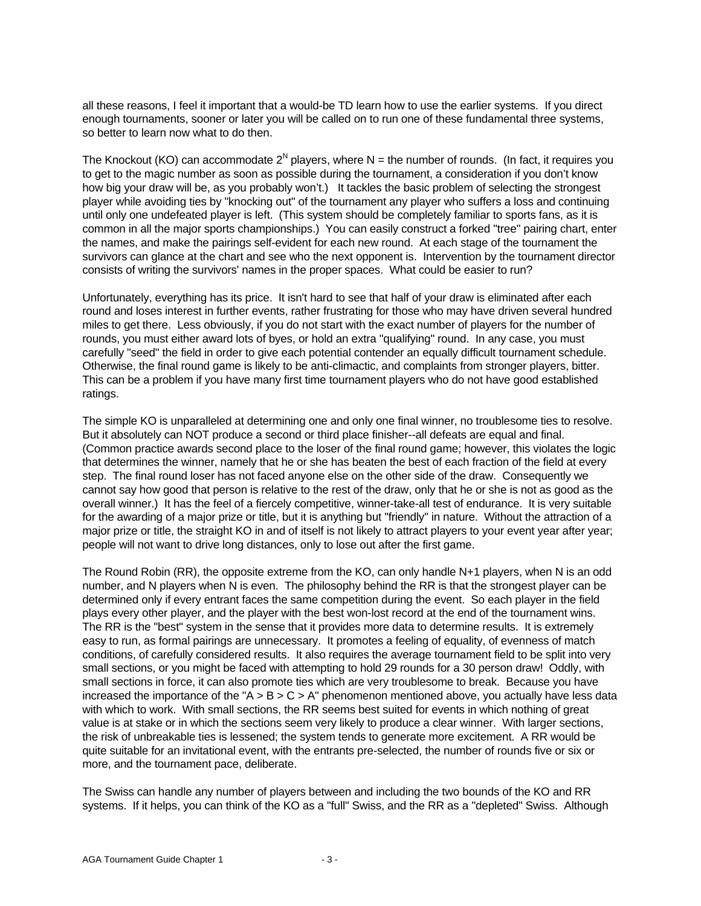all these reasons, I feel it important that a would-be TD learn how to use the earlier systems. If you direct enough tournaments, sooner or later you will be called on to run one of these fundamental three systems, so better to learn now what to do then.

The Knockout (KO) can accommodate $2^N$ players, where N = the number of rounds. (In fact, it requires you to get to the magic number as soon as possible during the tournament, a consideration if you don't know how big your draw will be, as you probably won't.) It tackles the basic problem of selecting the strongest player while avoiding ties by "knocking out" of the tournament any player who suffers a loss and continuing until only one undefeated player is left. (This system should be completely familiar to sports fans, as it is common in all the major sports championships.) You can easily construct a forked "tree" pairing chart, enter the names, and make the pairings self-evident for each new round. At each stage of the tournament the survivors can glance at the chart and see who the next opponent is. Intervention by the tournament director consists of writing the survivors' names in the proper spaces. What could be easier to run?

Unfortunately, everything has its price. It isn't hard to see that half of your draw is eliminated after each round and loses interest in further events, rather frustrating for those who may have driven several hundred miles to get there. Less obviously, if you do not start with the exact number of players for the number of rounds, you must either award lots of byes, or hold an extra "qualifying" round. In any case, you must carefully "seed" the field in order to give each potential contender an equally difficult tournament schedule. Otherwise, the final round game is likely to be anti-climactic, and complaints from stronger players, bitter. This can be a problem if you have many first time tournament players who do not have good established ratings.

The simple KO is unparalleled at determining one and only one final winner, no troublesome ties to resolve. But it absolutely can NOT produce a second or third place finisher--all defeats are equal and final. (Common practice awards second place to the loser of the final round game; however, this violates the logic that determines the winner, namely that he or she has beaten the best of each fraction of the field at every step. The final round loser has not faced anyone else on the other side of the draw. Consequently we cannot say how good that person is relative to the rest of the draw, only that he or she is not as good as the overall winner.) It has the feel of a fiercely competitive, winner-take-all test of endurance. It is very suitable for the awarding of a major prize or title, but it is anything but "friendly" in nature. Without the attraction of a major prize or title, the straight KO in and of itself is not likely to attract players to your event year after year; people will not want to drive long distances, only to lose out after the first game.

The Round Robin (RR), the opposite extreme from the KO, can only handle N+1 players, when N is an odd number, and N players when N is even. The philosophy behind the RR is that the strongest player can be determined only if every entrant faces the same competition during the event. So each player in the field plays every other player, and the player with the best won-lost record at the end of the tournament wins. The RR is the "best" system in the sense that it provides more data to determine results. It is extremely easy to run, as formal pairings are unnecessary. It promotes a feeling of equality, of evenness of match conditions, of carefully considered results. It also requires the average tournament field to be split into very small sections, or you might be faced with attempting to hold 29 rounds for a 30 person draw! Oddly, with small sections in force, it can also promote ties which are very troublesome to break. Because you have increased the importance of the "A > B > C > A" phenomenon mentioned above, you actually have less data with which to work. With small sections, the RR seems best suited for events in which nothing of great value is at stake or in which the sections seem very likely to produce a clear winner. With larger sections, the risk of unbreakable ties is lessened; the system tends to generate more excitement. A RR would be quite suitable for an invitational event, with the entrants pre-selected, the number of rounds five or six or more, and the tournament pace, deliberate.

The Swiss can handle any number of players between and including the two bounds of the KO and RR systems. If it helps, you can think of the KO as a "full" Swiss, and the RR as a "depleted" Swiss. Although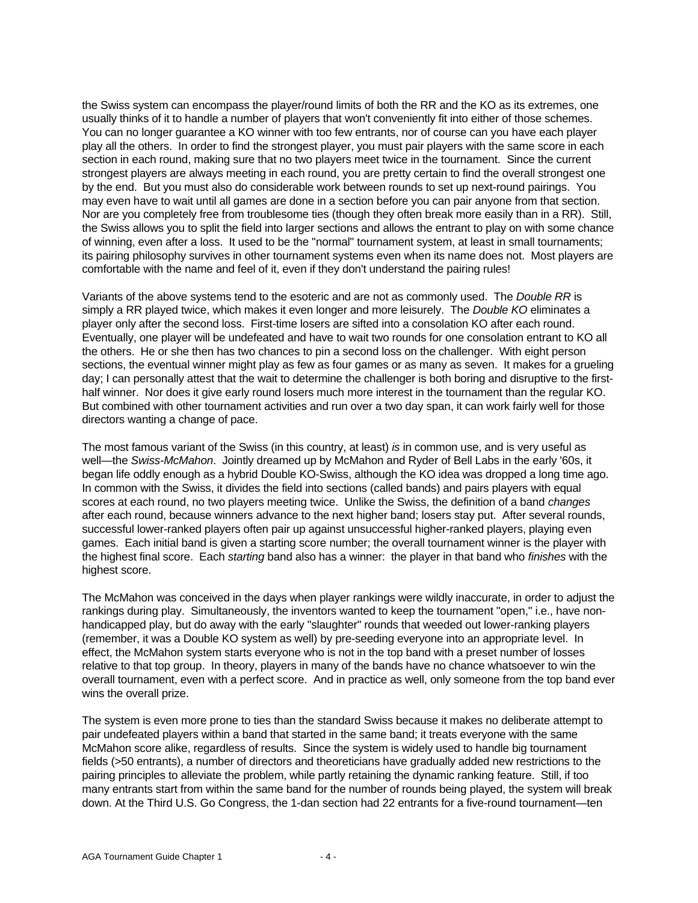the Swiss system can encompass the player/round limits of both the RR and the KO as its extremes, one usually thinks of it to handle a number of players that won't conveniently fit into either of those schemes. You can no longer guarantee a KO winner with too few entrants, nor of course can you have each player play all the others. In order to find the strongest player, you must pair players with the same score in each section in each round, making sure that no two players meet twice in the tournament. Since the current strongest players are always meeting in each round, you are pretty certain to find the overall strongest one by the end. But you must also do considerable work between rounds to set up next-round pairings. You may even have to wait until all games are done in a section before you can pair anyone from that section. Nor are you completely free from troublesome ties (though they often break more easily than in a RR). Still, the Swiss allows you to split the field into larger sections and allows the entrant to play on with some chance of winning, even after a loss. It used to be the "normal" tournament system, at least in small tournaments; its pairing philosophy survives in other tournament systems even when its name does not. Most players are comfortable with the name and feel of it, even if they don't understand the pairing rules!

Variants of the above systems tend to the esoteric and are not as commonly used. The *Double RR* is simply a RR played twice, which makes it even longer and more leisurely. The *Double KO* eliminates a player only after the second loss. First-time losers are sifted into a consolation KO after each round. Eventually, one player will be undefeated and have to wait two rounds for one consolation entrant to KO all the others. He or she then has two chances to pin a second loss on the challenger. With eight person sections, the eventual winner might play as few as four games or as many as seven. It makes for a grueling day; I can personally attest that the wait to determine the challenger is both boring and disruptive to the first-half winner. Nor does it give early round losers much more interest in the tournament than the regular KO. But combined with other tournament activities and run over a two day span, it can work fairly well for those directors wanting a change of pace.

The most famous variant of the Swiss (in this country, at least) *is* in common use, and is very useful as well—the *Swiss-McMahon*. Jointly dreamed up by McMahon and Ryder of Bell Labs in the early '60s, it began life oddly enough as a hybrid Double KO-Swiss, although the KO idea was dropped a long time ago. In common with the Swiss, it divides the field into sections (called bands) and pairs players with equal scores at each round, no two players meeting twice. Unlike the Swiss, the definition of a band *changes* after each round, because winners advance to the next higher band; losers stay put. After several rounds, successful lower-ranked players often pair up against unsuccessful higher-ranked players, playing even games. Each initial band is given a starting score number; the overall tournament winner is the player with the highest final score. Each *starting* band also has a winner: the player in that band who *finishes* with the highest score.

The McMahon was conceived in the days when player rankings were wildly inaccurate, in order to adjust the rankings during play. Simultaneously, the inventors wanted to keep the tournament "open," i.e., have non-handicapped play, but do away with the early "slaughter" rounds that weeded out lower-ranking players (remember, it was a Double KO system as well) by pre-seeding everyone into an appropriate level. In effect, the McMahon system starts everyone who is not in the top band with a preset number of losses relative to that top group. In theory, players in many of the bands have no chance whatsoever to win the overall tournament, even with a perfect score. And in practice as well, only someone from the top band ever wins the overall prize.

The system is even more prone to ties than the standard Swiss because it makes no deliberate attempt to pair undefeated players within a band that started in the same band; it treats everyone with the same McMahon score alike, regardless of results. Since the system is widely used to handle big tournament fields (>50 entrants), a number of directors and theoreticians have gradually added new restrictions to the pairing principles to alleviate the problem, while partly retaining the dynamic ranking feature. Still, if too many entrants start from within the same band for the number of rounds being played, the system will break down. At the Third U.S. Go Congress, the 1-dan section had 22 entrants for a five-round tournament—ten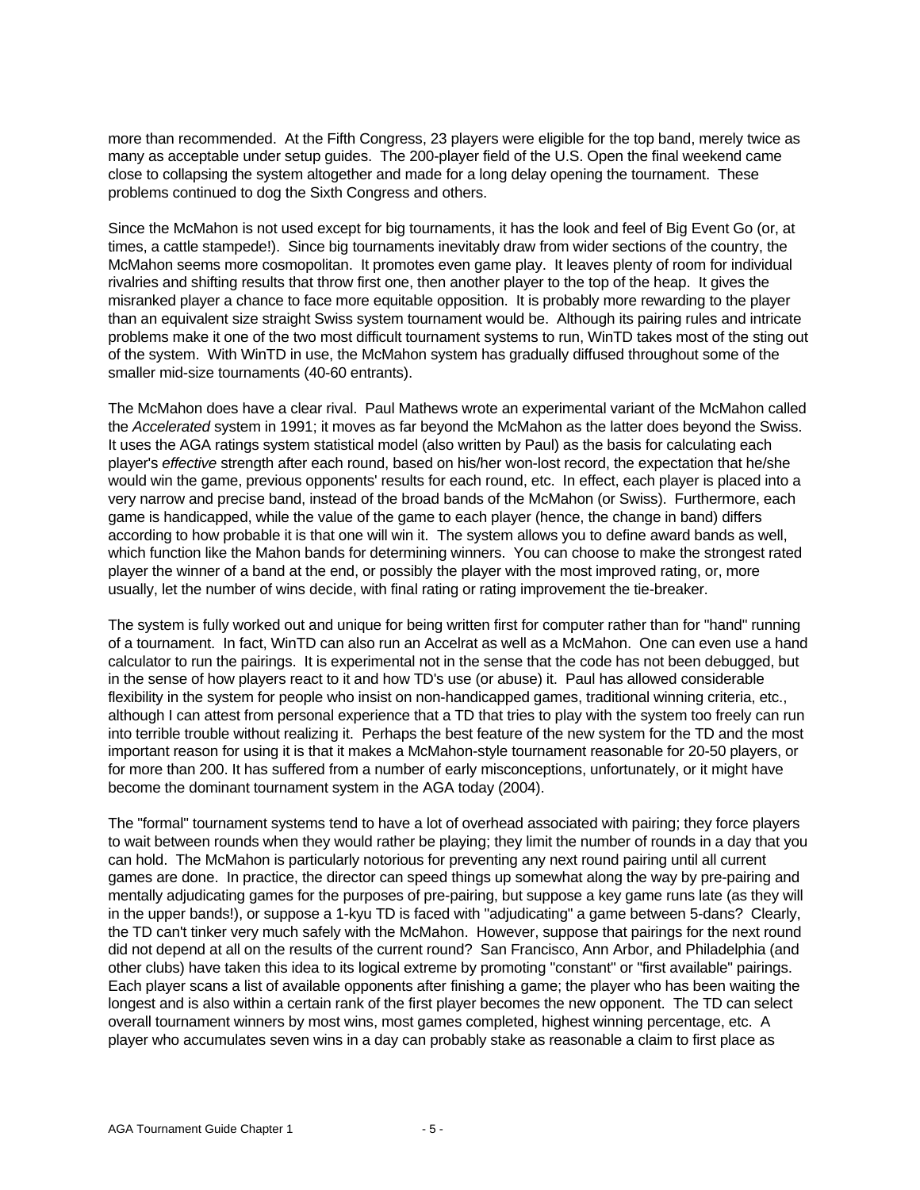more than recommended. At the Fifth Congress, 23 players were eligible for the top band, merely twice as many as acceptable under setup guides. The 200-player field of the U.S. Open the final weekend came close to collapsing the system altogether and made for a long delay opening the tournament. These problems continued to dog the Sixth Congress and others.

Since the McMahon is not used except for big tournaments, it has the look and feel of Big Event Go (or, at times, a cattle stampede!). Since big tournaments inevitably draw from wider sections of the country, the McMahon seems more cosmopolitan. It promotes even game play. It leaves plenty of room for individual rivalries and shifting results that throw first one, then another player to the top of the heap. It gives the misranked player a chance to face more equitable opposition. It is probably more rewarding to the player than an equivalent size straight Swiss system tournament would be. Although its pairing rules and intricate problems make it one of the two most difficult tournament systems to run, WinTD takes most of the sting out of the system. With WinTD in use, the McMahon system has gradually diffused throughout some of the smaller mid-size tournaments (40-60 entrants).

The McMahon does have a clear rival. Paul Mathews wrote an experimental variant of the McMahon called the *Accelerated* system in 1991; it moves as far beyond the McMahon as the latter does beyond the Swiss. It uses the AGA ratings system statistical model (also written by Paul) as the basis for calculating each player's *effective* strength after each round, based on his/her won-lost record, the expectation that he/she would win the game, previous opponents' results for each round, etc. In effect, each player is placed into a very narrow and precise band, instead of the broad bands of the McMahon (or Swiss). Furthermore, each game is handicapped, while the value of the game to each player (hence, the change in band) differs according to how probable it is that one will win it. The system allows you to define award bands as well, which function like the Mahon bands for determining winners. You can choose to make the strongest rated player the winner of a band at the end, or possibly the player with the most improved rating, or, more usually, let the number of wins decide, with final rating or rating improvement the tie-breaker.

The system is fully worked out and unique for being written first for computer rather than for "hand" running of a tournament. In fact, WinTD can also run an Accelrat as well as a McMahon. One can even use a hand calculator to run the pairings. It is experimental not in the sense that the code has not been debugged, but in the sense of how players react to it and how TD's use (or abuse) it. Paul has allowed considerable flexibility in the system for people who insist on non-handicapped games, traditional winning criteria, etc., although I can attest from personal experience that a TD that tries to play with the system too freely can run into terrible trouble without realizing it. Perhaps the best feature of the new system for the TD and the most important reason for using it is that it makes a McMahon-style tournament reasonable for 20-50 players, or for more than 200. It has suffered from a number of early misconceptions, unfortunately, or it might have become the dominant tournament system in the AGA today (2004).

The "formal" tournament systems tend to have a lot of overhead associated with pairing; they force players to wait between rounds when they would rather be playing; they limit the number of rounds in a day that you can hold. The McMahon is particularly notorious for preventing any next round pairing until all current games are done. In practice, the director can speed things up somewhat along the way by pre-pairing and mentally adjudicating games for the purposes of pre-pairing, but suppose a key game runs late (as they will in the upper bands!), or suppose a 1-kyu TD is faced with "adjudicating" a game between 5-dans? Clearly, the TD can't tinker very much safely with the McMahon. However, suppose that pairings for the next round did not depend at all on the results of the current round? San Francisco, Ann Arbor, and Philadelphia (and other clubs) have taken this idea to its logical extreme by promoting "constant" or "first available" pairings. Each player scans a list of available opponents after finishing a game; the player who has been waiting the longest and is also within a certain rank of the first player becomes the new opponent. The TD can select overall tournament winners by most wins, most games completed, highest winning percentage, etc. A player who accumulates seven wins in a day can probably stake as reasonable a claim to first place as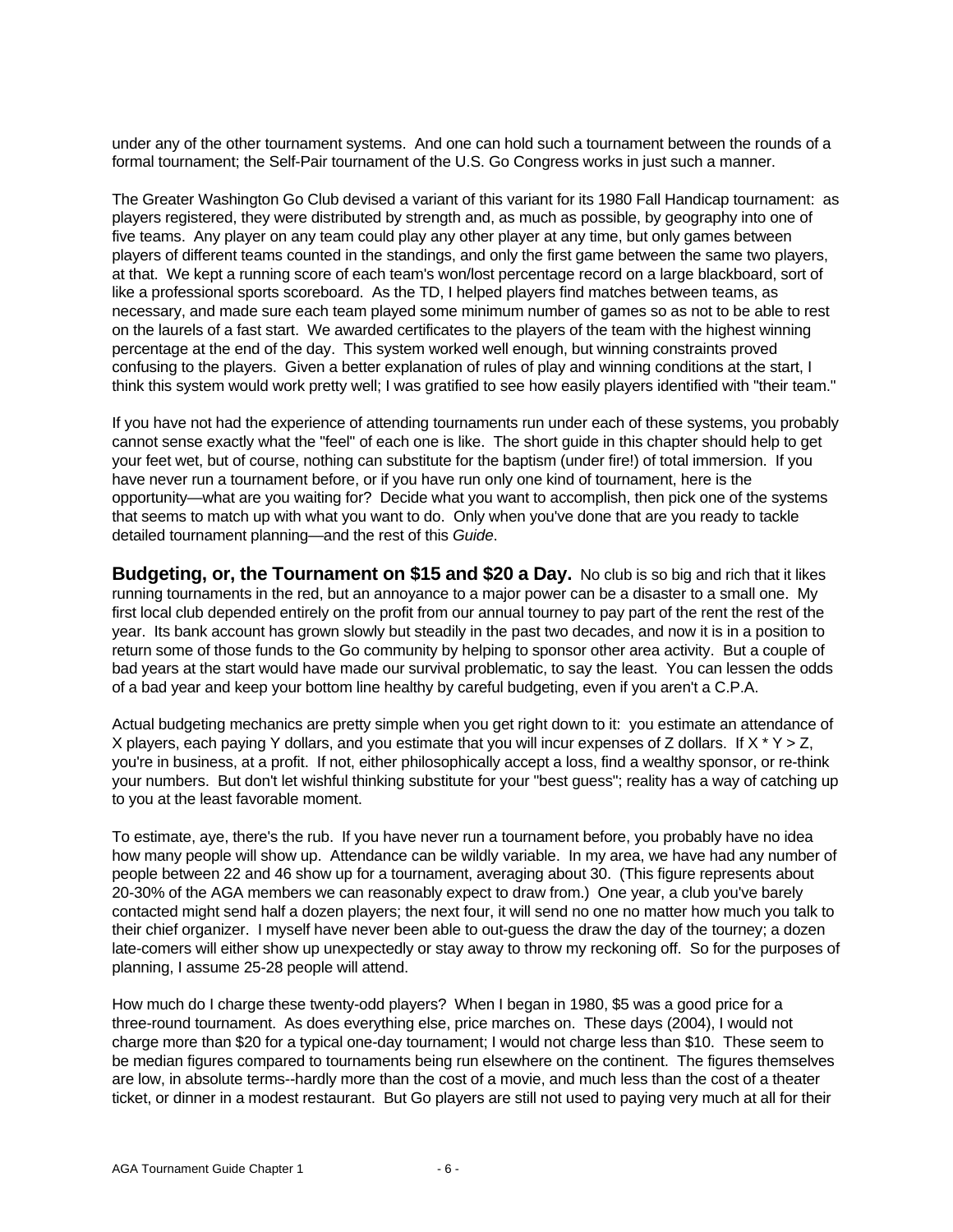under any of the other tournament systems. And one can hold such a tournament between the rounds of a formal tournament; the Self-Pair tournament of the U.S. Go Congress works in just such a manner.

The Greater Washington Go Club devised a variant of this variant for its 1980 Fall Handicap tournament: as players registered, they were distributed by strength and, as much as possible, by geography into one of five teams. Any player on any team could play any other player at any time, but only games between players of different teams counted in the standings, and only the first game between the same two players, at that. We kept a running score of each team's won/lost percentage record on a large blackboard, sort of like a professional sports scoreboard. As the TD, I helped players find matches between teams, as necessary, and made sure each team played some minimum number of games so as not to be able to rest on the laurels of a fast start. We awarded certificates to the players of the team with the highest winning percentage at the end of the day. This system worked well enough, but winning constraints proved confusing to the players. Given a better explanation of rules of play and winning conditions at the start, I think this system would work pretty well; I was gratified to see how easily players identified with "their team."

If you have not had the experience of attending tournaments run under each of these systems, you probably cannot sense exactly what the "feel" of each one is like. The short guide in this chapter should help to get your feet wet, but of course, nothing can substitute for the baptism (under fire!) of total immersion. If you have never run a tournament before, or if you have run only one kind of tournament, here is the opportunity—what are you waiting for? Decide what you want to accomplish, then pick one of the systems that seems to match up with what you want to do. Only when you've done that are you ready to tackle detailed tournament planning—and the rest of this *Guide*.

**Budgeting, or, the Tournament on $15 and $20 a Day.** No club is so big and rich that it likes running tournaments in the red, but an annoyance to a major power can be a disaster to a small one. My first local club depended entirely on the profit from our annual tourney to pay part of the rent the rest of the year. Its bank account has grown slowly but steadily in the past two decades, and now it is in a position to return some of those funds to the Go community by helping to sponsor other area activity. But a couple of bad years at the start would have made our survival problematic, to say the least. You can lessen the odds of a bad year and keep your bottom line healthy by careful budgeting, even if you aren't a C.P.A.

Actual budgeting mechanics are pretty simple when you get right down to it: you estimate an attendance of X players, each paying Y dollars, and you estimate that you will incur expenses of Z dollars. If $X * Y > Z$, you're in business, at a profit. If not, either philosophically accept a loss, find a wealthy sponsor, or re-think your numbers. But don't let wishful thinking substitute for your "best guess"; reality has a way of catching up to you at the least favorable moment.

To estimate, aye, there's the rub. If you have never run a tournament before, you probably have no idea how many people will show up. Attendance can be wildly variable. In my area, we have had any number of people between 22 and 46 show up for a tournament, averaging about 30. (This figure represents about 20-30% of the AGA members we can reasonably expect to draw from.) One year, a club you've barely contacted might send half a dozen players; the next four, it will send no one no matter how much you talk to their chief organizer. I myself have never been able to out-guess the draw the day of the tourney; a dozen late-comers will either show up unexpectedly or stay away to throw my reckoning off. So for the purposes of planning, I assume 25-28 people will attend.

How much do I charge these twenty-odd players? When I began in 1980, $5 was a good price for a three-round tournament. As does everything else, price marches on. These days (2004), I would not charge more than $20 for a typical one-day tournament; I would not charge less than $10. These seem to be median figures compared to tournaments being run elsewhere on the continent. The figures themselves are low, in absolute terms--hardly more than the cost of a movie, and much less than the cost of a theater ticket, or dinner in a modest restaurant. But Go players are still not used to paying very much at all for their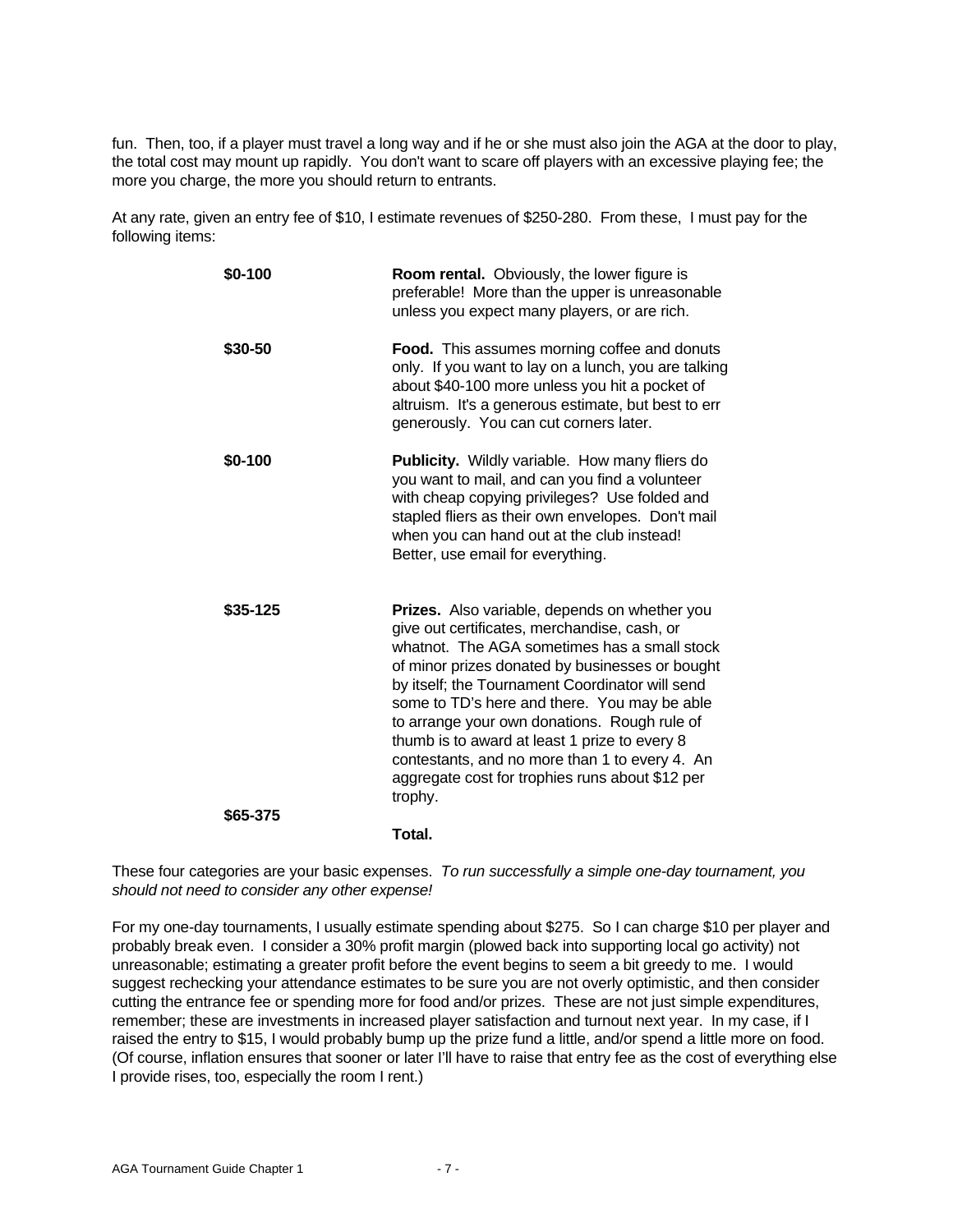fun. Then, too, if a player must travel a long way and if he or she must also join the AGA at the door to play, the total cost may mount up rapidly. You don't want to scare off players with an excessive playing fee; the more you charge, the more you should return to entrants.

At any rate, given an entry fee of $10, I estimate revenues of $250-280. From these, I must pay for the following items:

| | |
|---|---|
| **$0-100** | **Room rental.** Obviously, the lower figure is preferable! More than the upper is unreasonable unless you expect many players, or are rich. |
| **$30-50** | **Food.** This assumes morning coffee and donuts only. If you want to lay on a lunch, you are talking about $40-100 more unless you hit a pocket of altruism. It's a generous estimate, but best to err generously. You can cut corners later. |
| **$0-100** | **Publicity.** Wildly variable. How many fliers do you want to mail, and can you find a volunteer with cheap copying privileges? Use folded and stapled fliers as their own envelopes. Don't mail when you can hand out at the club instead! Better, use email for everything. |
| **$35-125** | **Prizes.** Also variable, depends on whether you give out certificates, merchandise, cash, or whatnot. The AGA sometimes has a small stock of minor prizes donated by businesses or bought by itself; the Tournament Coordinator will send some to TD's here and there. You may be able to arrange your own donations. Rough rule of thumb is to award at least 1 prize to every 8 contestants, and no more than 1 to every 4. An aggregate cost for trophies runs about $12 per trophy. |
| **$65-375** | **Total.** |

These four categories are your basic expenses. *To run successfully a simple one-day tournament, you should not need to consider any other expense!*

For my one-day tournaments, I usually estimate spending about $275. So I can charge $10 per player and probably break even. I consider a 30% profit margin (plowed back into supporting local go activity) not unreasonable; estimating a greater profit before the event begins to seem a bit greedy to me. I would suggest rechecking your attendance estimates to be sure you are not overly optimistic, and then consider cutting the entrance fee or spending more for food and/or prizes. These are not just simple expenditures, remember; these are investments in increased player satisfaction and turnout next year. In my case, if I raised the entry to $15, I would probably bump up the prize fund a little, and/or spend a little more on food. (Of course, inflation ensures that sooner or later I'll have to raise that entry fee as the cost of everything else I provide rises, too, especially the room I rent.)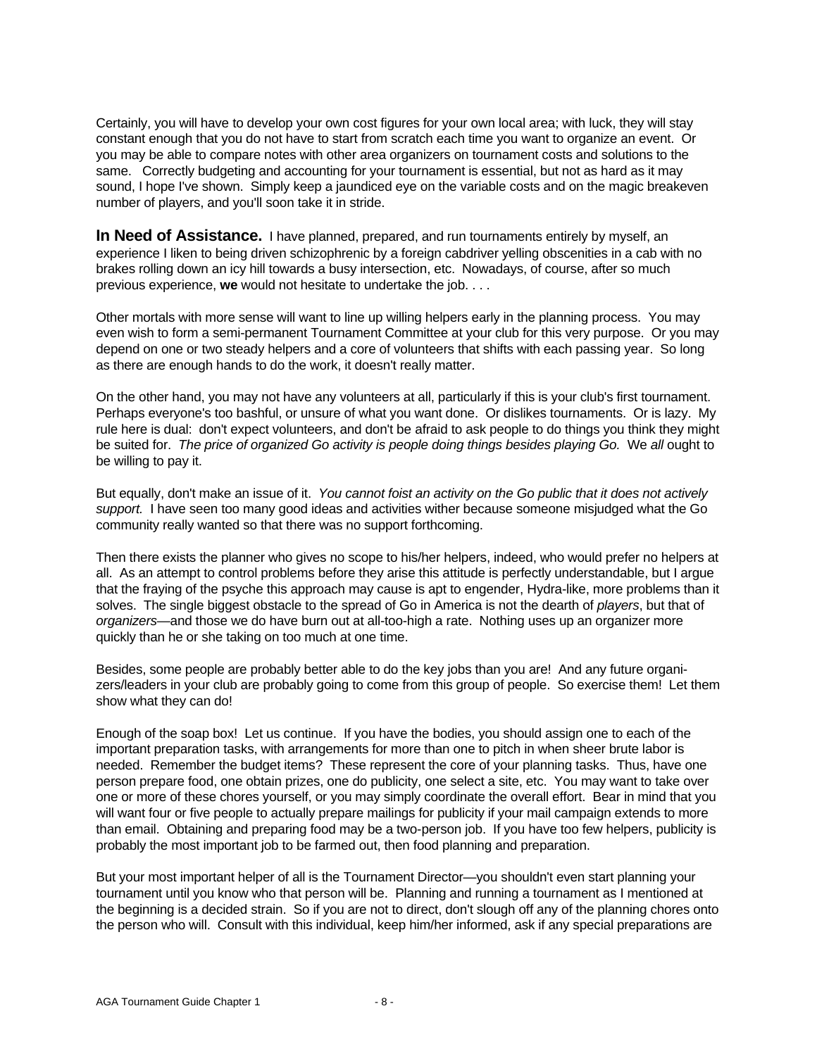Certainly, you will have to develop your own cost figures for your own local area; with luck, they will stay constant enough that you do not have to start from scratch each time you want to organize an event. Or you may be able to compare notes with other area organizers on tournament costs and solutions to the same. Correctly budgeting and accounting for your tournament is essential, but not as hard as it may sound, I hope I've shown. Simply keep a jaundiced eye on the variable costs and on the magic breakeven number of players, and you'll soon take it in stride.

**In Need of Assistance.** I have planned, prepared, and run tournaments entirely by myself, an experience I liken to being driven schizophrenic by a foreign cabdriver yelling obscenities in a cab with no brakes rolling down an icy hill towards a busy intersection, etc. Nowadays, of course, after so much previous experience, **we** would not hesitate to undertake the job. . . .

Other mortals with more sense will want to line up willing helpers early in the planning process. You may even wish to form a semi-permanent Tournament Committee at your club for this very purpose. Or you may depend on one or two steady helpers and a core of volunteers that shifts with each passing year. So long as there are enough hands to do the work, it doesn't really matter.

On the other hand, you may not have any volunteers at all, particularly if this is your club's first tournament. Perhaps everyone's too bashful, or unsure of what you want done. Or dislikes tournaments. Or is lazy. My rule here is dual: don't expect volunteers, and don't be afraid to ask people to do things you think they might be suited for. *The price of organized Go activity is people doing things besides playing Go.* We *all* ought to be willing to pay it.

But equally, don't make an issue of it. *You cannot foist an activity on the Go public that it does not actively support.* I have seen too many good ideas and activities wither because someone misjudged what the Go community really wanted so that there was no support forthcoming.

Then there exists the planner who gives no scope to his/her helpers, indeed, who would prefer no helpers at all. As an attempt to control problems before they arise this attitude is perfectly understandable, but I argue that the fraying of the psyche this approach may cause is apt to engender, Hydra-like, more problems than it solves. The single biggest obstacle to the spread of Go in America is not the dearth of *players*, but that of *organizers*—and those we do have burn out at all-too-high a rate. Nothing uses up an organizer more quickly than he or she taking on too much at one time.

Besides, some people are probably better able to do the key jobs than you are! And any future organizers/leaders in your club are probably going to come from this group of people. So exercise them! Let them show what they can do!

Enough of the soap box! Let us continue. If you have the bodies, you should assign one to each of the important preparation tasks, with arrangements for more than one to pitch in when sheer brute labor is needed. Remember the budget items? These represent the core of your planning tasks. Thus, have one person prepare food, one obtain prizes, one do publicity, one select a site, etc. You may want to take over one or more of these chores yourself, or you may simply coordinate the overall effort. Bear in mind that you will want four or five people to actually prepare mailings for publicity if your mail campaign extends to more than email. Obtaining and preparing food may be a two-person job. If you have too few helpers, publicity is probably the most important job to be farmed out, then food planning and preparation.

But your most important helper of all is the Tournament Director—you shouldn't even start planning your tournament until you know who that person will be. Planning and running a tournament as I mentioned at the beginning is a decided strain. So if you are not to direct, don't slough off any of the planning chores onto the person who will. Consult with this individual, keep him/her informed, ask if any special preparations are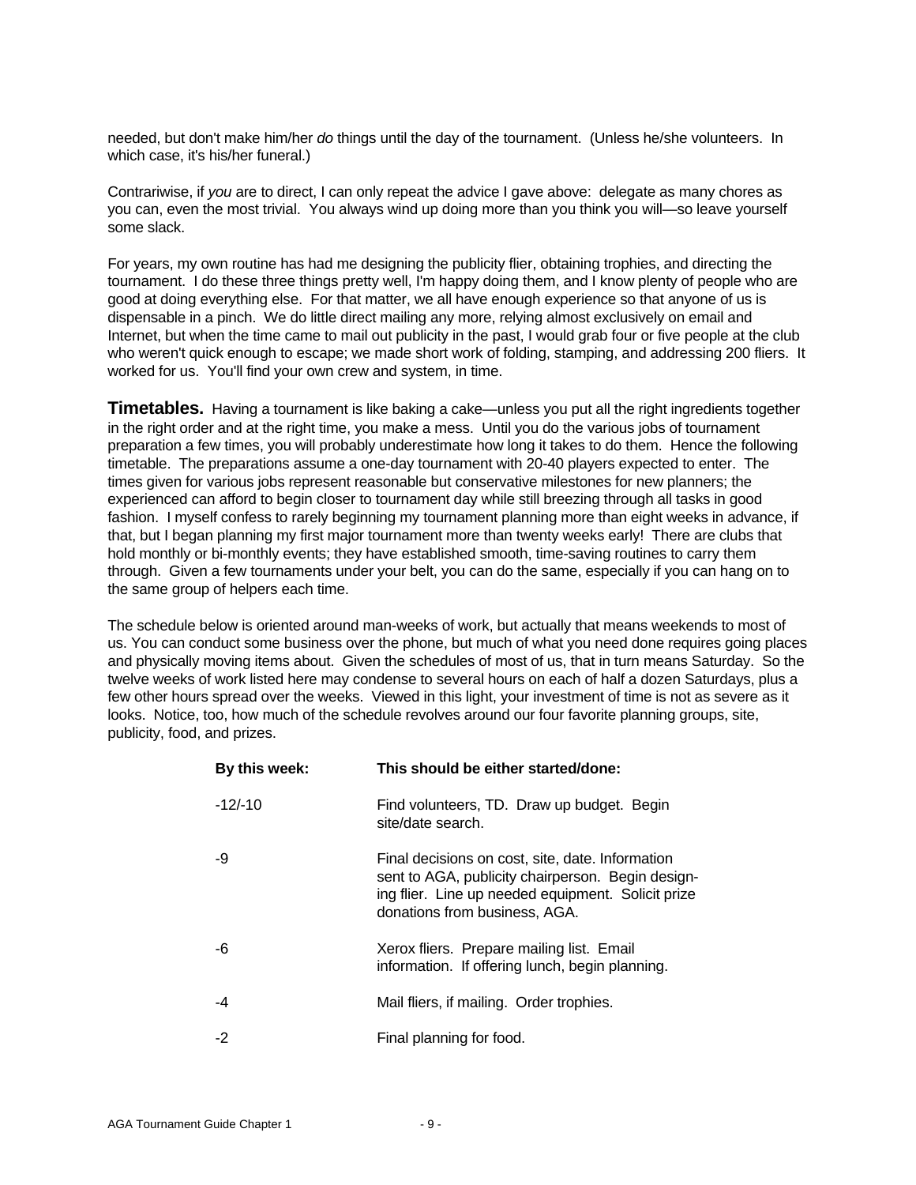needed, but don't make him/her *do* things until the day of the tournament. (Unless he/she volunteers. In which case, it's his/her funeral.)

Contrariwise, if *you* are to direct, I can only repeat the advice I gave above: delegate as many chores as you can, even the most trivial. You always wind up doing more than you think you will—so leave yourself some slack.

For years, my own routine has had me designing the publicity flier, obtaining trophies, and directing the tournament. I do these three things pretty well, I'm happy doing them, and I know plenty of people who are good at doing everything else. For that matter, we all have enough experience so that anyone of us is dispensable in a pinch. We do little direct mailing any more, relying almost exclusively on email and Internet, but when the time came to mail out publicity in the past, I would grab four or five people at the club who weren't quick enough to escape; we made short work of folding, stamping, and addressing 200 fliers. It worked for us. You'll find your own crew and system, in time.

**Timetables.** Having a tournament is like baking a cake—unless you put all the right ingredients together in the right order and at the right time, you make a mess. Until you do the various jobs of tournament preparation a few times, you will probably underestimate how long it takes to do them. Hence the following timetable. The preparations assume a one-day tournament with 20-40 players expected to enter. The times given for various jobs represent reasonable but conservative milestones for new planners; the experienced can afford to begin closer to tournament day while still breezing through all tasks in good fashion. I myself confess to rarely beginning my tournament planning more than eight weeks in advance, if that, but I began planning my first major tournament more than twenty weeks early! There are clubs that hold monthly or bi-monthly events; they have established smooth, time-saving routines to carry them through. Given a few tournaments under your belt, you can do the same, especially if you can hang on to the same group of helpers each time.

The schedule below is oriented around man-weeks of work, but actually that means weekends to most of us. You can conduct some business over the phone, but much of what you need done requires going places and physically moving items about. Given the schedules of most of us, that in turn means Saturday. So the twelve weeks of work listed here may condense to several hours on each of half a dozen Saturdays, plus a few other hours spread over the weeks. Viewed in this light, your investment of time is not as severe as it looks. Notice, too, how much of the schedule revolves around our four favorite planning groups, site, publicity, food, and prizes.

| By this week: | This should be either started/done: |
|---|---|
| -12/-10 | Find volunteers, TD. Draw up budget. Begin site/date search. |
| -9 | Final decisions on cost, site, date. Information sent to AGA, publicity chairperson. Begin designing flier. Line up needed equipment. Solicit prize donations from business, AGA. |
| -6 | Xerox fliers. Prepare mailing list. Email information. If offering lunch, begin planning. |
| -4 | Mail fliers, if mailing. Order trophies. |
| -2 | Final planning for food. |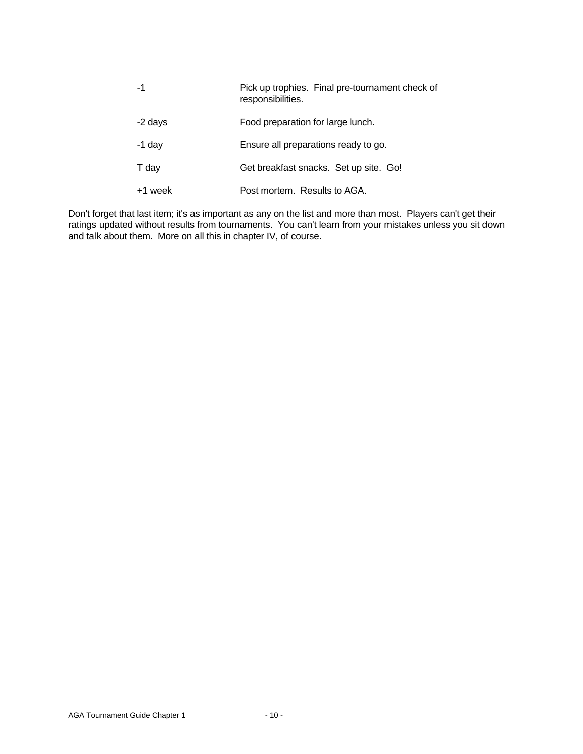| | |
|---|---|
| -1 | Pick up trophies. Final pre-tournament check of responsibilities. |
| -2 days | Food preparation for large lunch. |
| -1 day | Ensure all preparations ready to go. |
| T day | Get breakfast snacks. Set up site. Go! |
| +1 week | Post mortem. Results to AGA. |

Don't forget that last item; it's as important as any on the list and more than most. Players can't get their ratings updated without results from tournaments. You can't learn from your mistakes unless you sit down and talk about them. More on all this in chapter IV, of course.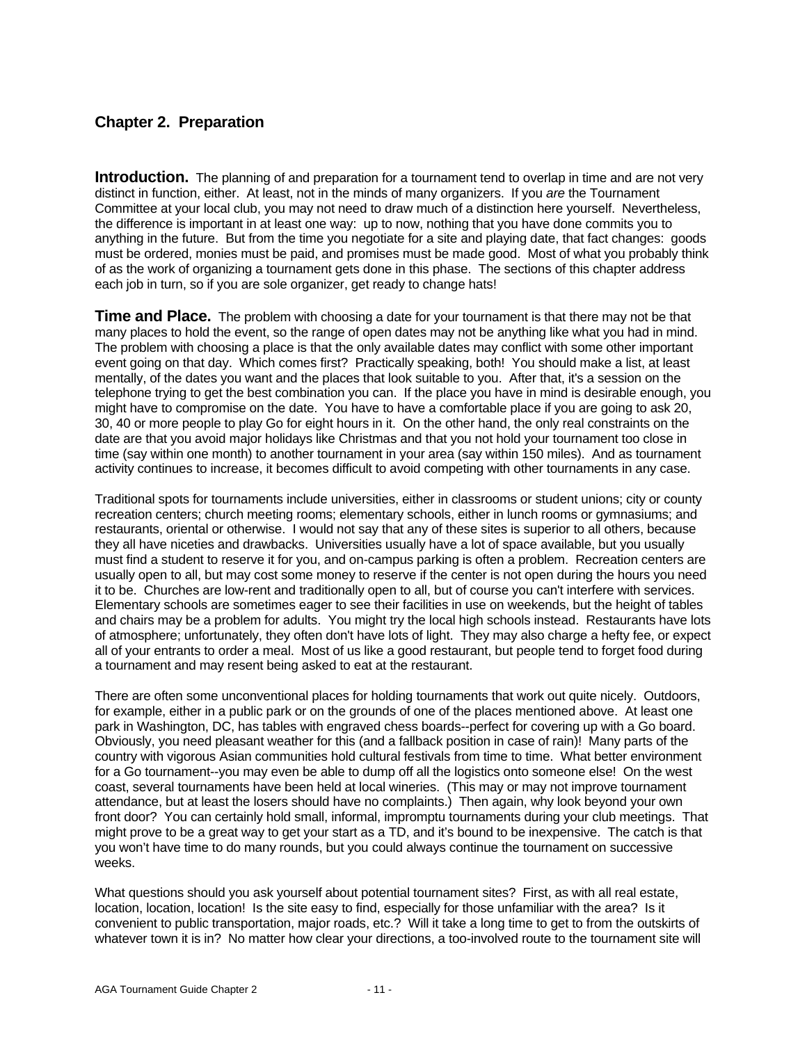## Chapter 2. Preparation

**Introduction.** The planning of and preparation for a tournament tend to overlap in time and are not very distinct in function, either. At least, not in the minds of many organizers. If you *are* the Tournament Committee at your local club, you may not need to draw much of a distinction here yourself. Nevertheless, the difference is important in at least one way: up to now, nothing that you have done commits you to anything in the future. But from the time you negotiate for a site and playing date, that fact changes: goods must be ordered, monies must be paid, and promises must be made good. Most of what you probably think of as the work of organizing a tournament gets done in this phase. The sections of this chapter address each job in turn, so if you are sole organizer, get ready to change hats!

**Time and Place.** The problem with choosing a date for your tournament is that there may not be that many places to hold the event, so the range of open dates may not be anything like what you had in mind. The problem with choosing a place is that the only available dates may conflict with some other important event going on that day. Which comes first? Practically speaking, both! You should make a list, at least mentally, of the dates you want and the places that look suitable to you. After that, it's a session on the telephone trying to get the best combination you can. If the place you have in mind is desirable enough, you might have to compromise on the date. You have to have a comfortable place if you are going to ask 20, 30, 40 or more people to play Go for eight hours in it. On the other hand, the only real constraints on the date are that you avoid major holidays like Christmas and that you not hold your tournament too close in time (say within one month) to another tournament in your area (say within 150 miles). And as tournament activity continues to increase, it becomes difficult to avoid competing with other tournaments in any case.

Traditional spots for tournaments include universities, either in classrooms or student unions; city or county recreation centers; church meeting rooms; elementary schools, either in lunch rooms or gymnasiums; and restaurants, oriental or otherwise. I would not say that any of these sites is superior to all others, because they all have niceties and drawbacks. Universities usually have a lot of space available, but you usually must find a student to reserve it for you, and on-campus parking is often a problem. Recreation centers are usually open to all, but may cost some money to reserve if the center is not open during the hours you need it to be. Churches are low-rent and traditionally open to all, but of course you can't interfere with services. Elementary schools are sometimes eager to see their facilities in use on weekends, but the height of tables and chairs may be a problem for adults. You might try the local high schools instead. Restaurants have lots of atmosphere; unfortunately, they often don't have lots of light. They may also charge a hefty fee, or expect all of your entrants to order a meal. Most of us like a good restaurant, but people tend to forget food during a tournament and may resent being asked to eat at the restaurant.

There are often some unconventional places for holding tournaments that work out quite nicely. Outdoors, for example, either in a public park or on the grounds of one of the places mentioned above. At least one park in Washington, DC, has tables with engraved chess boards--perfect for covering up with a Go board. Obviously, you need pleasant weather for this (and a fallback position in case of rain)! Many parts of the country with vigorous Asian communities hold cultural festivals from time to time. What better environment for a Go tournament--you may even be able to dump off all the logistics onto someone else! On the west coast, several tournaments have been held at local wineries. (This may or may not improve tournament attendance, but at least the losers should have no complaints.) Then again, why look beyond your own front door? You can certainly hold small, informal, impromptu tournaments during your club meetings. That might prove to be a great way to get your start as a TD, and it's bound to be inexpensive. The catch is that you won't have time to do many rounds, but you could always continue the tournament on successive weeks.

What questions should you ask yourself about potential tournament sites? First, as with all real estate, location, location, location! Is the site easy to find, especially for those unfamiliar with the area? Is it convenient to public transportation, major roads, etc.? Will it take a long time to get to from the outskirts of whatever town it is in? No matter how clear your directions, a too-involved route to the tournament site will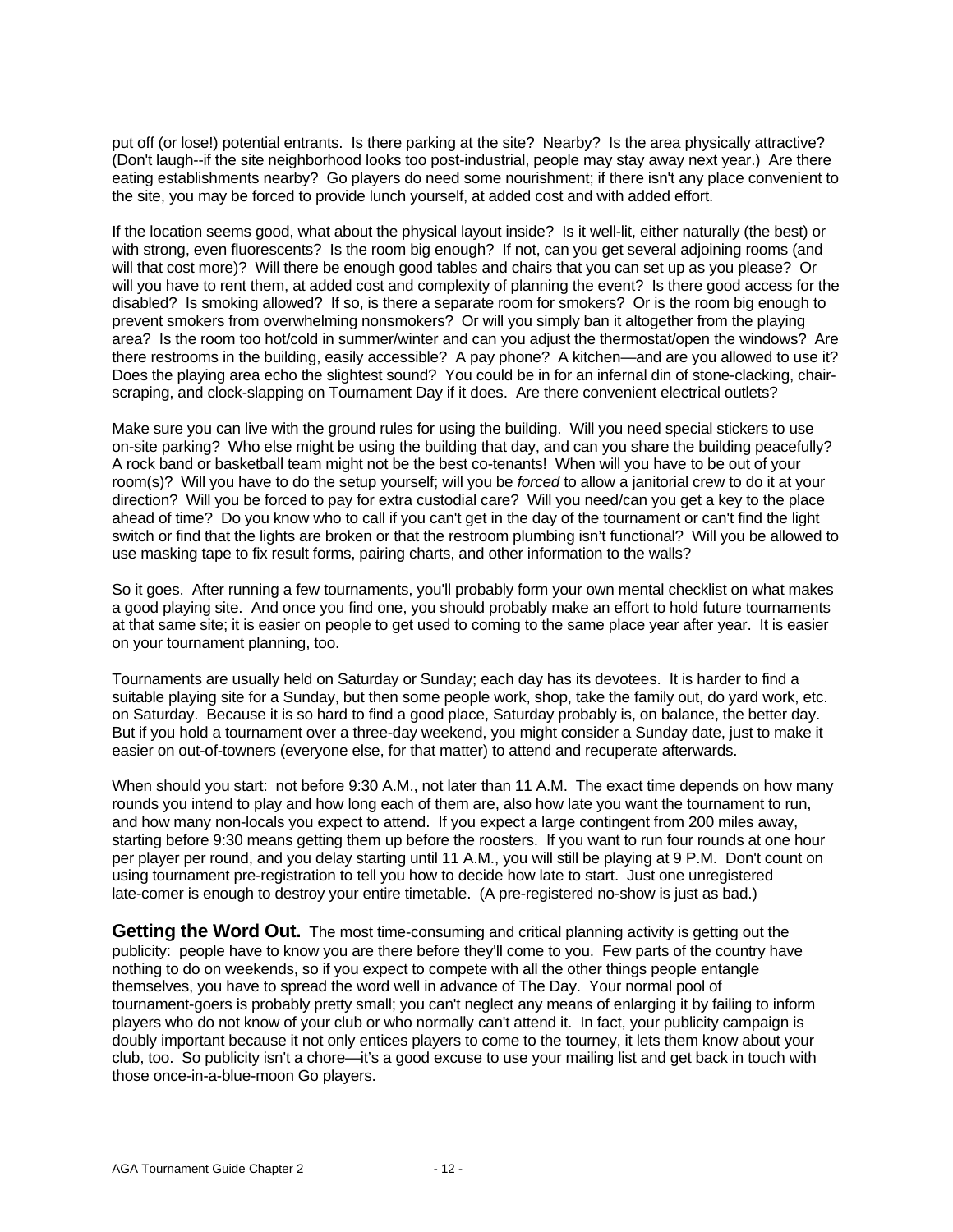put off (or lose!) potential entrants. Is there parking at the site? Nearby? Is the area physically attractive? (Don't laugh--if the site neighborhood looks too post-industrial, people may stay away next year.) Are there eating establishments nearby? Go players do need some nourishment; if there isn't any place convenient to the site, you may be forced to provide lunch yourself, at added cost and with added effort.

If the location seems good, what about the physical layout inside? Is it well-lit, either naturally (the best) or with strong, even fluorescents? Is the room big enough? If not, can you get several adjoining rooms (and will that cost more)? Will there be enough good tables and chairs that you can set up as you please? Or will you have to rent them, at added cost and complexity of planning the event? Is there good access for the disabled? Is smoking allowed? If so, is there a separate room for smokers? Or is the room big enough to prevent smokers from overwhelming nonsmokers? Or will you simply ban it altogether from the playing area? Is the room too hot/cold in summer/winter and can you adjust the thermostat/open the windows? Are there restrooms in the building, easily accessible? A pay phone? A kitchen—and are you allowed to use it? Does the playing area echo the slightest sound? You could be in for an infernal din of stone-clacking, chair-scraping, and clock-slapping on Tournament Day if it does. Are there convenient electrical outlets?

Make sure you can live with the ground rules for using the building. Will you need special stickers to use on-site parking? Who else might be using the building that day, and can you share the building peacefully? A rock band or basketball team might not be the best co-tenants! When will you have to be out of your room(s)? Will you have to do the setup yourself; will you be *forced* to allow a janitorial crew to do it at your direction? Will you be forced to pay for extra custodial care? Will you need/can you get a key to the place ahead of time? Do you know who to call if you can't get in the day of the tournament or can't find the light switch or find that the lights are broken or that the restroom plumbing isn't functional? Will you be allowed to use masking tape to fix result forms, pairing charts, and other information to the walls?

So it goes. After running a few tournaments, you'll probably form your own mental checklist on what makes a good playing site. And once you find one, you should probably make an effort to hold future tournaments at that same site; it is easier on people to get used to coming to the same place year after year. It is easier on your tournament planning, too.

Tournaments are usually held on Saturday or Sunday; each day has its devotees. It is harder to find a suitable playing site for a Sunday, but then some people work, shop, take the family out, do yard work, etc. on Saturday. Because it is so hard to find a good place, Saturday probably is, on balance, the better day. But if you hold a tournament over a three-day weekend, you might consider a Sunday date, just to make it easier on out-of-towners (everyone else, for that matter) to attend and recuperate afterwards.

When should you start: not before 9:30 A.M., not later than 11 A.M. The exact time depends on how many rounds you intend to play and how long each of them are, also how late you want the tournament to run, and how many non-locals you expect to attend. If you expect a large contingent from 200 miles away, starting before 9:30 means getting them up before the roosters. If you want to run four rounds at one hour per player per round, and you delay starting until 11 A.M., you will still be playing at 9 P.M. Don't count on using tournament pre-registration to tell you how to decide how late to start. Just one unregistered late-comer is enough to destroy your entire timetable. (A pre-registered no-show is just as bad.)

**Getting the Word Out.** The most time-consuming and critical planning activity is getting out the publicity: people have to know you are there before they'll come to you. Few parts of the country have nothing to do on weekends, so if you expect to compete with all the other things people entangle themselves, you have to spread the word well in advance of The Day. Your normal pool of tournament-goers is probably pretty small; you can't neglect any means of enlarging it by failing to inform players who do not know of your club or who normally can't attend it. In fact, your publicity campaign is doubly important because it not only entices players to come to the tourney, it lets them know about your club, too. So publicity isn't a chore—it's a good excuse to use your mailing list and get back in touch with those once-in-a-blue-moon Go players.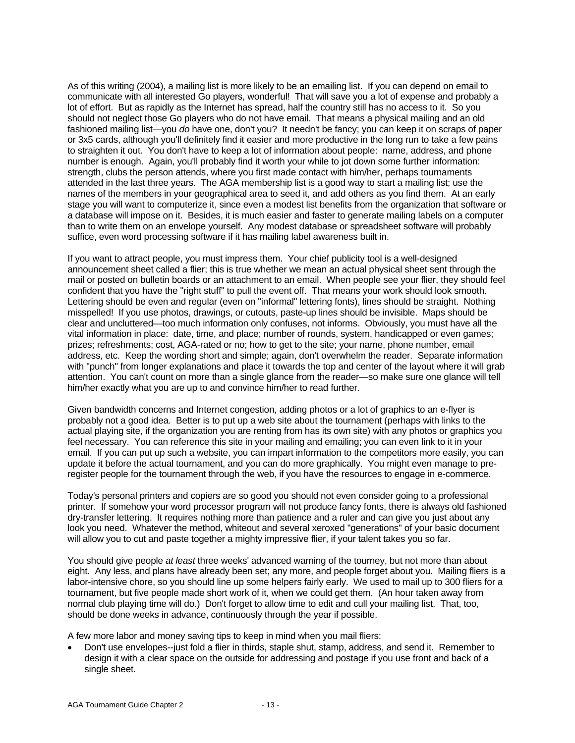As of this writing (2004), a mailing list is more likely to be an emailing list. If you can depend on email to communicate with all interested Go players, wonderful! That will save you a lot of expense and probably a lot of effort. But as rapidly as the Internet has spread, half the country still has no access to it. So you should not neglect those Go players who do not have email. That means a physical mailing and an old fashioned mailing list—you *do* have one, don't you? It needn't be fancy; you can keep it on scraps of paper or 3x5 cards, although you'll definitely find it easier and more productive in the long run to take a few pains to straighten it out. You don't have to keep a lot of information about people: name, address, and phone number is enough. Again, you'll probably find it worth your while to jot down some further information: strength, clubs the person attends, where you first made contact with him/her, perhaps tournaments attended in the last three years. The AGA membership list is a good way to start a mailing list; use the names of the members in your geographical area to seed it, and add others as you find them. At an early stage you will want to computerize it, since even a modest list benefits from the organization that software or a database will impose on it. Besides, it is much easier and faster to generate mailing labels on a computer than to write them on an envelope yourself. Any modest database or spreadsheet software will probably suffice, even word processing software if it has mailing label awareness built in.

If you want to attract people, you must impress them. Your chief publicity tool is a well-designed announcement sheet called a flier; this is true whether we mean an actual physical sheet sent through the mail or posted on bulletin boards or an attachment to an email. When people see your flier, they should feel confident that you have the "right stuff" to pull the event off. That means your work should look smooth. Lettering should be even and regular (even on "informal" lettering fonts), lines should be straight. Nothing misspelled! If you use photos, drawings, or cutouts, paste-up lines should be invisible. Maps should be clear and uncluttered—too much information only confuses, not informs. Obviously, you must have all the vital information in place: date, time, and place; number of rounds, system, handicapped or even games; prizes; refreshments; cost, AGA-rated or no; how to get to the site; your name, phone number, email address, etc. Keep the wording short and simple; again, don't overwhelm the reader. Separate information with "punch" from longer explanations and place it towards the top and center of the layout where it will grab attention. You can't count on more than a single glance from the reader—so make sure one glance will tell him/her exactly what you are up to and convince him/her to read further.

Given bandwidth concerns and Internet congestion, adding photos or a lot of graphics to an e-flyer is probably not a good idea. Better is to put up a web site about the tournament (perhaps with links to the actual playing site, if the organization you are renting from has its own site) with any photos or graphics you feel necessary. You can reference this site in your mailing and emailing; you can even link to it in your email. If you can put up such a website, you can impart information to the competitors more easily, you can update it before the actual tournament, and you can do more graphically. You might even manage to pre-register people for the tournament through the web, if you have the resources to engage in e-commerce.

Today's personal printers and copiers are so good you should not even consider going to a professional printer. If somehow your word processor program will not produce fancy fonts, there is always old fashioned dry-transfer lettering. It requires nothing more than patience and a ruler and can give you just about any look you need. Whatever the method, whiteout and several xeroxed "generations" of your basic document will allow you to cut and paste together a mighty impressive flier, if your talent takes you so far.

You should give people *at least* three weeks' advanced warning of the tourney, but not more than about eight. Any less, and plans have already been set; any more, and people forget about you. Mailing fliers is a labor-intensive chore, so you should line up some helpers fairly early. We used to mail up to 300 fliers for a tournament, but five people made short work of it, when we could get them. (An hour taken away from normal club playing time will do.) Don't forget to allow time to edit and cull your mailing list. That, too, should be done weeks in advance, continuously through the year if possible.

A few more labor and money saving tips to keep in mind when you mail fliers:

- Don't use envelopes--just fold a flier in thirds, staple shut, stamp, address, and send it. Remember to design it with a clear space on the outside for addressing and postage if you use front and back of a single sheet.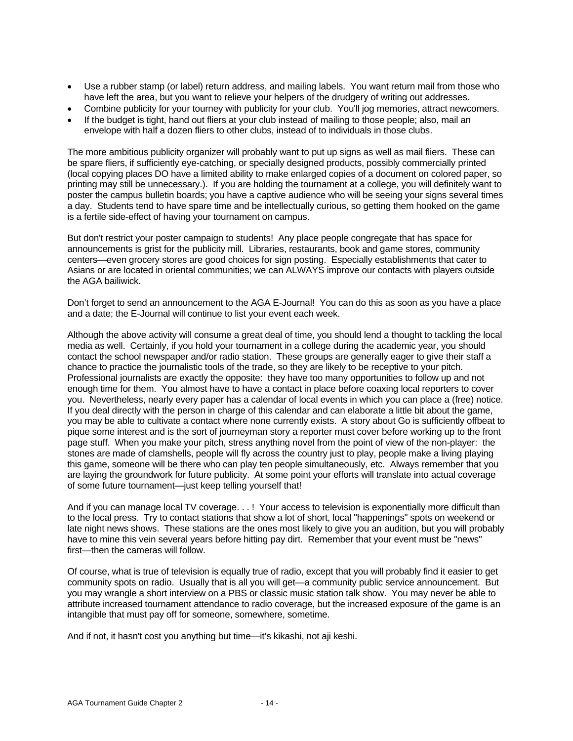- Use a rubber stamp (or label) return address, and mailing labels. You want return mail from those who have left the area, but you want to relieve your helpers of the drudgery of writing out addresses.
- Combine publicity for your tourney with publicity for your club. You'll jog memories, attract newcomers.
- If the budget is tight, hand out fliers at your club instead of mailing to those people; also, mail an envelope with half a dozen fliers to other clubs, instead of to individuals in those clubs.

The more ambitious publicity organizer will probably want to put up signs as well as mail fliers. These can be spare fliers, if sufficiently eye-catching, or specially designed products, possibly commercially printed (local copying places DO have a limited ability to make enlarged copies of a document on colored paper, so printing may still be unnecessary.). If you are holding the tournament at a college, you will definitely want to poster the campus bulletin boards; you have a captive audience who will be seeing your signs several times a day. Students tend to have spare time and be intellectually curious, so getting them hooked on the game is a fertile side-effect of having your tournament on campus.

But don't restrict your poster campaign to students! Any place people congregate that has space for announcements is grist for the publicity mill. Libraries, restaurants, book and game stores, community centers—even grocery stores are good choices for sign posting. Especially establishments that cater to Asians or are located in oriental communities; we can ALWAYS improve our contacts with players outside the AGA bailiwick.

Don't forget to send an announcement to the AGA E-Journal! You can do this as soon as you have a place and a date; the E-Journal will continue to list your event each week.

Although the above activity will consume a great deal of time, you should lend a thought to tackling the local media as well. Certainly, if you hold your tournament in a college during the academic year, you should contact the school newspaper and/or radio station. These groups are generally eager to give their staff a chance to practice the journalistic tools of the trade, so they are likely to be receptive to your pitch. Professional journalists are exactly the opposite: they have too many opportunities to follow up and not enough time for them. You almost have to have a contact in place before coaxing local reporters to cover you. Nevertheless, nearly every paper has a calendar of local events in which you can place a (free) notice. If you deal directly with the person in charge of this calendar and can elaborate a little bit about the game, you may be able to cultivate a contact where none currently exists. A story about Go is sufficiently offbeat to pique some interest and is the sort of journeyman story a reporter must cover before working up to the front page stuff. When you make your pitch, stress anything novel from the point of view of the non-player: the stones are made of clamshells, people will fly across the country just to play, people make a living playing this game, someone will be there who can play ten people simultaneously, etc. Always remember that you are laying the groundwork for future publicity. At some point your efforts will translate into actual coverage of some future tournament—just keep telling yourself that!

And if you can manage local TV coverage. . . ! Your access to television is exponentially more difficult than to the local press. Try to contact stations that show a lot of short, local "happenings" spots on weekend or late night news shows. These stations are the ones most likely to give you an audition, but you will probably have to mine this vein several years before hitting pay dirt. Remember that your event must be "news" first—then the cameras will follow.

Of course, what is true of television is equally true of radio, except that you will probably find it easier to get community spots on radio. Usually that is all you will get—a community public service announcement. But you may wrangle a short interview on a PBS or classic music station talk show. You may never be able to attribute increased tournament attendance to radio coverage, but the increased exposure of the game is an intangible that must pay off for someone, somewhere, sometime.

And if not, it hasn't cost you anything but time—it's kikashi, not aji keshi.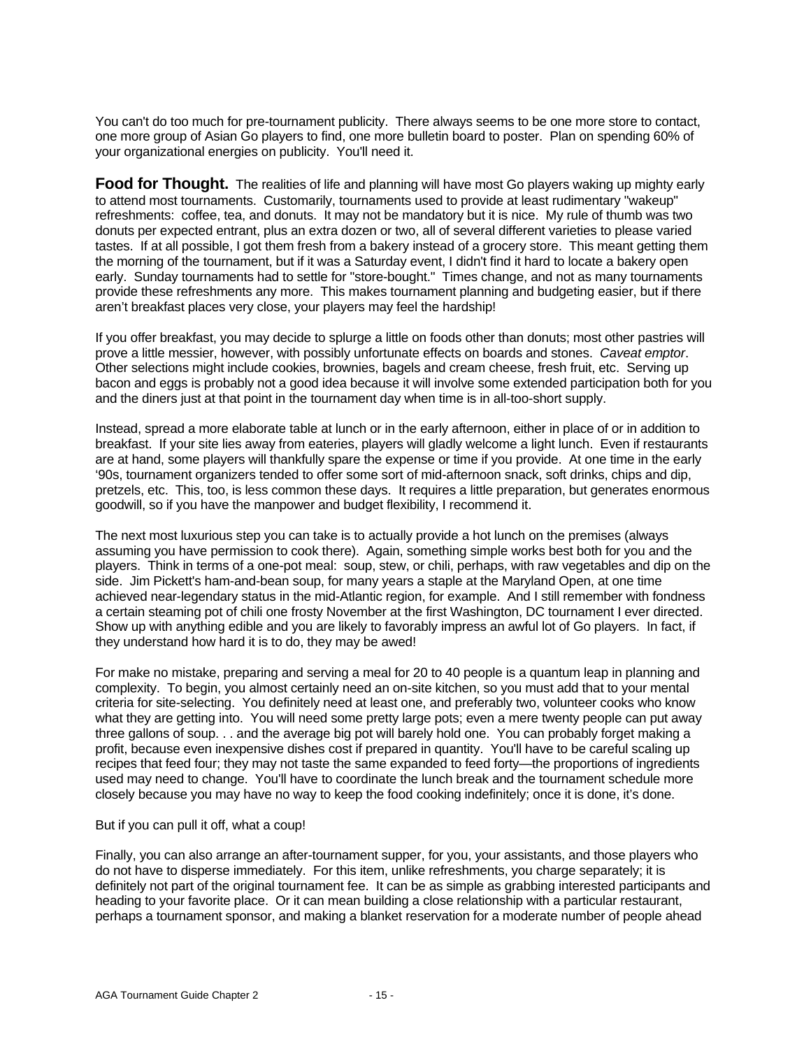You can't do too much for pre-tournament publicity. There always seems to be one more store to contact, one more group of Asian Go players to find, one more bulletin board to poster. Plan on spending 60% of your organizational energies on publicity. You'll need it.

**Food for Thought.** The realities of life and planning will have most Go players waking up mighty early to attend most tournaments. Customarily, tournaments used to provide at least rudimentary "wakeup" refreshments: coffee, tea, and donuts. It may not be mandatory but it is nice. My rule of thumb was two donuts per expected entrant, plus an extra dozen or two, all of several different varieties to please varied tastes. If at all possible, I got them fresh from a bakery instead of a grocery store. This meant getting them the morning of the tournament, but if it was a Saturday event, I didn't find it hard to locate a bakery open early. Sunday tournaments had to settle for "store-bought." Times change, and not as many tournaments provide these refreshments any more. This makes tournament planning and budgeting easier, but if there aren't breakfast places very close, your players may feel the hardship!

If you offer breakfast, you may decide to splurge a little on foods other than donuts; most other pastries will prove a little messier, however, with possibly unfortunate effects on boards and stones. *Caveat emptor*. Other selections might include cookies, brownies, bagels and cream cheese, fresh fruit, etc. Serving up bacon and eggs is probably not a good idea because it will involve some extended participation both for you and the diners just at that point in the tournament day when time is in all-too-short supply.

Instead, spread a more elaborate table at lunch or in the early afternoon, either in place of or in addition to breakfast. If your site lies away from eateries, players will gladly welcome a light lunch. Even if restaurants are at hand, some players will thankfully spare the expense or time if you provide. At one time in the early '90s, tournament organizers tended to offer some sort of mid-afternoon snack, soft drinks, chips and dip, pretzels, etc. This, too, is less common these days. It requires a little preparation, but generates enormous goodwill, so if you have the manpower and budget flexibility, I recommend it.

The next most luxurious step you can take is to actually provide a hot lunch on the premises (always assuming you have permission to cook there). Again, something simple works best both for you and the players. Think in terms of a one-pot meal: soup, stew, or chili, perhaps, with raw vegetables and dip on the side. Jim Pickett's ham-and-bean soup, for many years a staple at the Maryland Open, at one time achieved near-legendary status in the mid-Atlantic region, for example. And I still remember with fondness a certain steaming pot of chili one frosty November at the first Washington, DC tournament I ever directed. Show up with anything edible and you are likely to favorably impress an awful lot of Go players. In fact, if they understand how hard it is to do, they may be awed!

For make no mistake, preparing and serving a meal for 20 to 40 people is a quantum leap in planning and complexity. To begin, you almost certainly need an on-site kitchen, so you must add that to your mental criteria for site-selecting. You definitely need at least one, and preferably two, volunteer cooks who know what they are getting into. You will need some pretty large pots; even a mere twenty people can put away three gallons of soup. . . and the average big pot will barely hold one. You can probably forget making a profit, because even inexpensive dishes cost if prepared in quantity. You'll have to be careful scaling up recipes that feed four; they may not taste the same expanded to feed forty—the proportions of ingredients used may need to change. You'll have to coordinate the lunch break and the tournament schedule more closely because you may have no way to keep the food cooking indefinitely; once it is done, it's done.

But if you can pull it off, what a coup!

Finally, you can also arrange an after-tournament supper, for you, your assistants, and those players who do not have to disperse immediately. For this item, unlike refreshments, you charge separately; it is definitely not part of the original tournament fee. It can be as simple as grabbing interested participants and heading to your favorite place. Or it can mean building a close relationship with a particular restaurant, perhaps a tournament sponsor, and making a blanket reservation for a moderate number of people ahead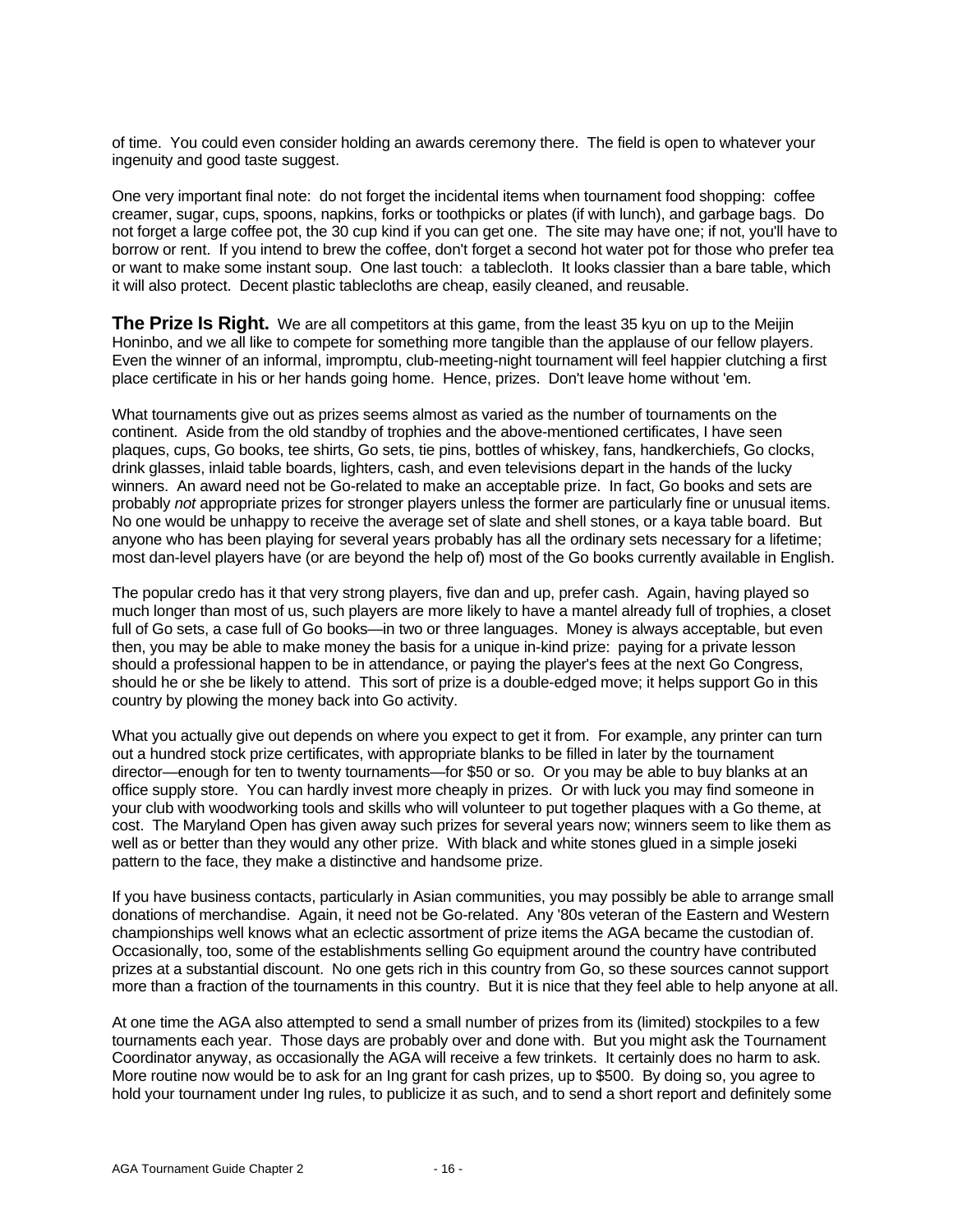of time. You could even consider holding an awards ceremony there. The field is open to whatever your ingenuity and good taste suggest.

One very important final note: do not forget the incidental items when tournament food shopping: coffee creamer, sugar, cups, spoons, napkins, forks or toothpicks or plates (if with lunch), and garbage bags. Do not forget a large coffee pot, the 30 cup kind if you can get one. The site may have one; if not, you'll have to borrow or rent. If you intend to brew the coffee, don't forget a second hot water pot for those who prefer tea or want to make some instant soup. One last touch: a tablecloth. It looks classier than a bare table, which it will also protect. Decent plastic tablecloths are cheap, easily cleaned, and reusable.

**The Prize Is Right.** We are all competitors at this game, from the least 35 kyu on up to the Meijin Honinbo, and we all like to compete for something more tangible than the applause of our fellow players. Even the winner of an informal, impromptu, club-meeting-night tournament will feel happier clutching a first place certificate in his or her hands going home. Hence, prizes. Don't leave home without 'em.

What tournaments give out as prizes seems almost as varied as the number of tournaments on the continent. Aside from the old standby of trophies and the above-mentioned certificates, I have seen plaques, cups, Go books, tee shirts, Go sets, tie pins, bottles of whiskey, fans, handkerchiefs, Go clocks, drink glasses, inlaid table boards, lighters, cash, and even televisions depart in the hands of the lucky winners. An award need not be Go-related to make an acceptable prize. In fact, Go books and sets are probably *not* appropriate prizes for stronger players unless the former are particularly fine or unusual items. No one would be unhappy to receive the average set of slate and shell stones, or a kaya table board. But anyone who has been playing for several years probably has all the ordinary sets necessary for a lifetime; most dan-level players have (or are beyond the help of) most of the Go books currently available in English.

The popular credo has it that very strong players, five dan and up, prefer cash. Again, having played so much longer than most of us, such players are more likely to have a mantel already full of trophies, a closet full of Go sets, a case full of Go books—in two or three languages. Money is always acceptable, but even then, you may be able to make money the basis for a unique in-kind prize: paying for a private lesson should a professional happen to be in attendance, or paying the player's fees at the next Go Congress, should he or she be likely to attend. This sort of prize is a double-edged move; it helps support Go in this country by plowing the money back into Go activity.

What you actually give out depends on where you expect to get it from. For example, any printer can turn out a hundred stock prize certificates, with appropriate blanks to be filled in later by the tournament director—enough for ten to twenty tournaments—for $50 or so. Or you may be able to buy blanks at an office supply store. You can hardly invest more cheaply in prizes. Or with luck you may find someone in your club with woodworking tools and skills who will volunteer to put together plaques with a Go theme, at cost. The Maryland Open has given away such prizes for several years now; winners seem to like them as well as or better than they would any other prize. With black and white stones glued in a simple joseki pattern to the face, they make a distinctive and handsome prize.

If you have business contacts, particularly in Asian communities, you may possibly be able to arrange small donations of merchandise. Again, it need not be Go-related. Any '80s veteran of the Eastern and Western championships well knows what an eclectic assortment of prize items the AGA became the custodian of. Occasionally, too, some of the establishments selling Go equipment around the country have contributed prizes at a substantial discount. No one gets rich in this country from Go, so these sources cannot support more than a fraction of the tournaments in this country. But it is nice that they feel able to help anyone at all.

At one time the AGA also attempted to send a small number of prizes from its (limited) stockpiles to a few tournaments each year. Those days are probably over and done with. But you might ask the Tournament Coordinator anyway, as occasionally the AGA will receive a few trinkets. It certainly does no harm to ask. More routine now would be to ask for an Ing grant for cash prizes, up to $500. By doing so, you agree to hold your tournament under Ing rules, to publicize it as such, and to send a short report and definitely some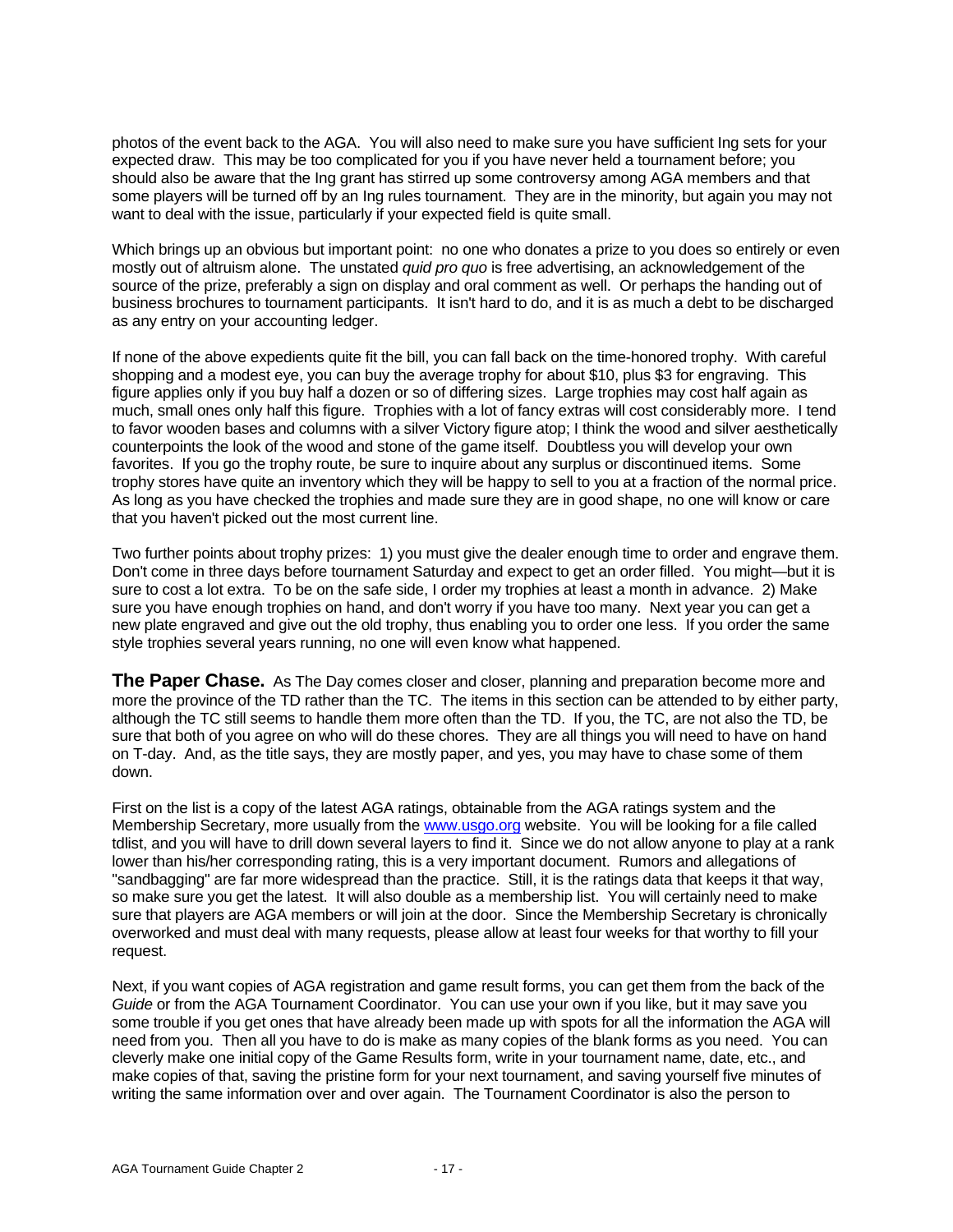photos of the event back to the AGA. You will also need to make sure you have sufficient Ing sets for your expected draw. This may be too complicated for you if you have never held a tournament before; you should also be aware that the Ing grant has stirred up some controversy among AGA members and that some players will be turned off by an Ing rules tournament. They are in the minority, but again you may not want to deal with the issue, particularly if your expected field is quite small.

Which brings up an obvious but important point: no one who donates a prize to you does so entirely or even mostly out of altruism alone. The unstated *quid pro quo* is free advertising, an acknowledgement of the source of the prize, preferably a sign on display and oral comment as well. Or perhaps the handing out of business brochures to tournament participants. It isn't hard to do, and it is as much a debt to be discharged as any entry on your accounting ledger.

If none of the above expedients quite fit the bill, you can fall back on the time-honored trophy. With careful shopping and a modest eye, you can buy the average trophy for about $10, plus $3 for engraving. This figure applies only if you buy half a dozen or so of differing sizes. Large trophies may cost half again as much, small ones only half this figure. Trophies with a lot of fancy extras will cost considerably more. I tend to favor wooden bases and columns with a silver Victory figure atop; I think the wood and silver aesthetically counterpoints the look of the wood and stone of the game itself. Doubtless you will develop your own favorites. If you go the trophy route, be sure to inquire about any surplus or discontinued items. Some trophy stores have quite an inventory which they will be happy to sell to you at a fraction of the normal price. As long as you have checked the trophies and made sure they are in good shape, no one will know or care that you haven't picked out the most current line.

Two further points about trophy prizes: 1) you must give the dealer enough time to order and engrave them. Don't come in three days before tournament Saturday and expect to get an order filled. You might—but it is sure to cost a lot extra. To be on the safe side, I order my trophies at least a month in advance. 2) Make sure you have enough trophies on hand, and don't worry if you have too many. Next year you can get a new plate engraved and give out the old trophy, thus enabling you to order one less. If you order the same style trophies several years running, no one will even know what happened.

**The Paper Chase.** As The Day comes closer and closer, planning and preparation become more and more the province of the TD rather than the TC. The items in this section can be attended to by either party, although the TC still seems to handle them more often than the TD. If you, the TC, are not also the TD, be sure that both of you agree on who will do these chores. They are all things you will need to have on hand on T-day. And, as the title says, they are mostly paper, and yes, you may have to chase some of them down.

First on the list is a copy of the latest AGA ratings, obtainable from the AGA ratings system and the Membership Secretary, more usually from the www.usgo.org website. You will be looking for a file called tdlist, and you will have to drill down several layers to find it. Since we do not allow anyone to play at a rank lower than his/her corresponding rating, this is a very important document. Rumors and allegations of "sandbagging" are far more widespread than the practice. Still, it is the ratings data that keeps it that way, so make sure you get the latest. It will also double as a membership list. You will certainly need to make sure that players are AGA members or will join at the door. Since the Membership Secretary is chronically overworked and must deal with many requests, please allow at least four weeks for that worthy to fill your request.

Next, if you want copies of AGA registration and game result forms, you can get them from the back of the *Guide* or from the AGA Tournament Coordinator. You can use your own if you like, but it may save you some trouble if you get ones that have already been made up with spots for all the information the AGA will need from you. Then all you have to do is make as many copies of the blank forms as you need. You can cleverly make one initial copy of the Game Results form, write in your tournament name, date, etc., and make copies of that, saving the pristine form for your next tournament, and saving yourself five minutes of writing the same information over and over again. The Tournament Coordinator is also the person to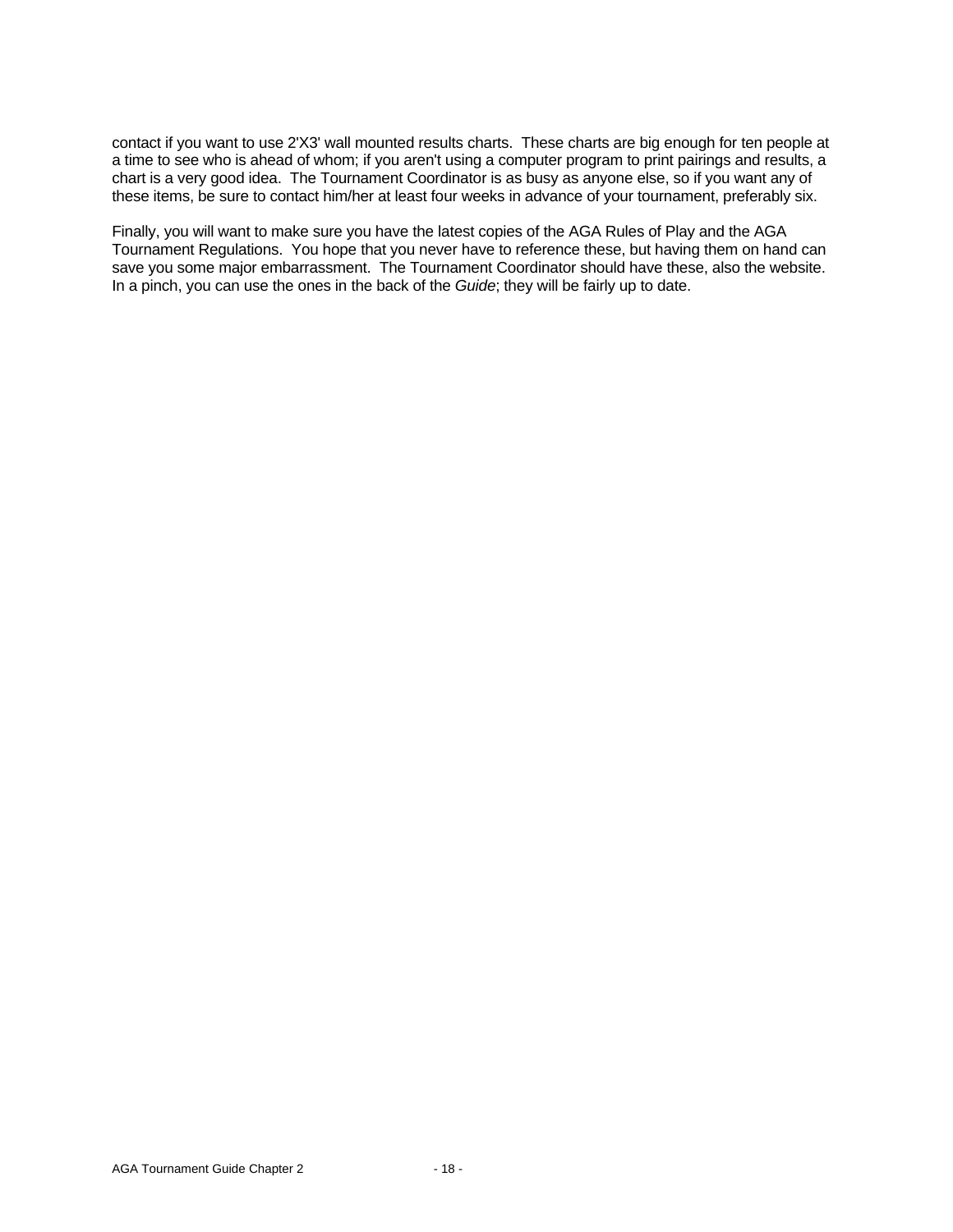contact if you want to use 2'X3' wall mounted results charts. These charts are big enough for ten people at a time to see who is ahead of whom; if you aren't using a computer program to print pairings and results, a chart is a very good idea. The Tournament Coordinator is as busy as anyone else, so if you want any of these items, be sure to contact him/her at least four weeks in advance of your tournament, preferably six.

Finally, you will want to make sure you have the latest copies of the AGA Rules of Play and the AGA Tournament Regulations. You hope that you never have to reference these, but having them on hand can save you some major embarrassment. The Tournament Coordinator should have these, also the website. In a pinch, you can use the ones in the back of the *Guide*; they will be fairly up to date.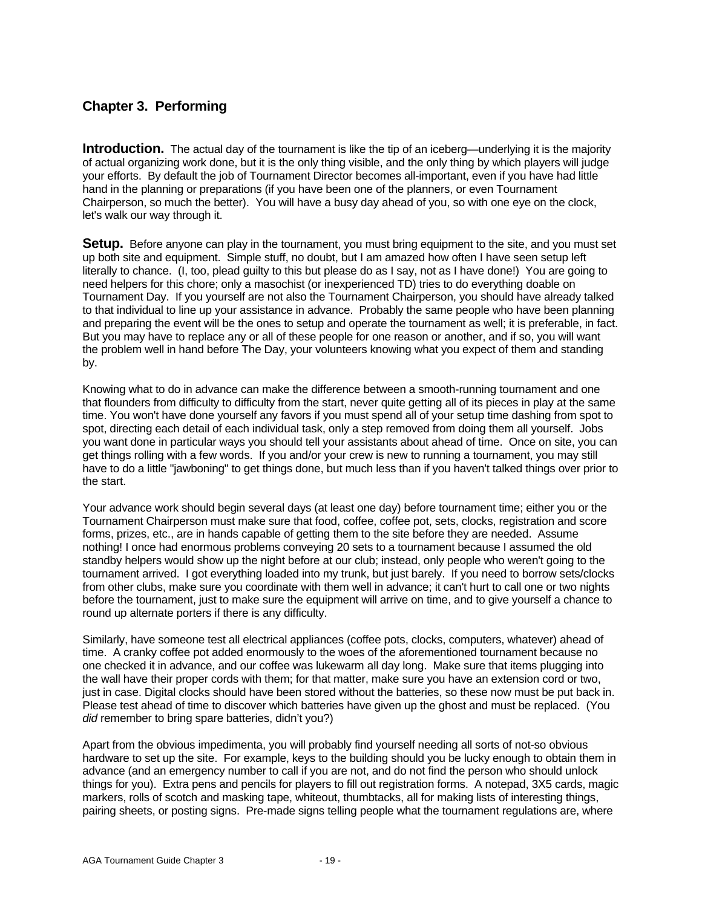## Chapter 3. Performing

**Introduction.** The actual day of the tournament is like the tip of an iceberg—underlying it is the majority of actual organizing work done, but it is the only thing visible, and the only thing by which players will judge your efforts. By default the job of Tournament Director becomes all-important, even if you have had little hand in the planning or preparations (if you have been one of the planners, or even Tournament Chairperson, so much the better). You will have a busy day ahead of you, so with one eye on the clock, let's walk our way through it.

**Setup.** Before anyone can play in the tournament, you must bring equipment to the site, and you must set up both site and equipment. Simple stuff, no doubt, but I am amazed how often I have seen setup left literally to chance. (I, too, plead guilty to this but please do as I say, not as I have done!) You are going to need helpers for this chore; only a masochist (or inexperienced TD) tries to do everything doable on Tournament Day. If you yourself are not also the Tournament Chairperson, you should have already talked to that individual to line up your assistance in advance. Probably the same people who have been planning and preparing the event will be the ones to setup and operate the tournament as well; it is preferable, in fact. But you may have to replace any or all of these people for one reason or another, and if so, you will want the problem well in hand before The Day, your volunteers knowing what you expect of them and standing by.

Knowing what to do in advance can make the difference between a smooth-running tournament and one that flounders from difficulty to difficulty from the start, never quite getting all of its pieces in play at the same time. You won't have done yourself any favors if you must spend all of your setup time dashing from spot to spot, directing each detail of each individual task, only a step removed from doing them all yourself. Jobs you want done in particular ways you should tell your assistants about ahead of time. Once on site, you can get things rolling with a few words. If you and/or your crew is new to running a tournament, you may still have to do a little "jawboning" to get things done, but much less than if you haven't talked things over prior to the start.

Your advance work should begin several days (at least one day) before tournament time; either you or the Tournament Chairperson must make sure that food, coffee, coffee pot, sets, clocks, registration and score forms, prizes, etc., are in hands capable of getting them to the site before they are needed. Assume nothing! I once had enormous problems conveying 20 sets to a tournament because I assumed the old standby helpers would show up the night before at our club; instead, only people who weren't going to the tournament arrived. I got everything loaded into my trunk, but just barely. If you need to borrow sets/clocks from other clubs, make sure you coordinate with them well in advance; it can't hurt to call one or two nights before the tournament, just to make sure the equipment will arrive on time, and to give yourself a chance to round up alternate porters if there is any difficulty.

Similarly, have someone test all electrical appliances (coffee pots, clocks, computers, whatever) ahead of time. A cranky coffee pot added enormously to the woes of the aforementioned tournament because no one checked it in advance, and our coffee was lukewarm all day long. Make sure that items plugging into the wall have their proper cords with them; for that matter, make sure you have an extension cord or two, just in case. Digital clocks should have been stored without the batteries, so these now must be put back in. Please test ahead of time to discover which batteries have given up the ghost and must be replaced. (You *did* remember to bring spare batteries, didn't you?)

Apart from the obvious impedimenta, you will probably find yourself needing all sorts of not-so obvious hardware to set up the site. For example, keys to the building should you be lucky enough to obtain them in advance (and an emergency number to call if you are not, and do not find the person who should unlock things for you). Extra pens and pencils for players to fill out registration forms. A notepad, 3X5 cards, magic markers, rolls of scotch and masking tape, whiteout, thumbtacks, all for making lists of interesting things, pairing sheets, or posting signs. Pre-made signs telling people what the tournament regulations are, where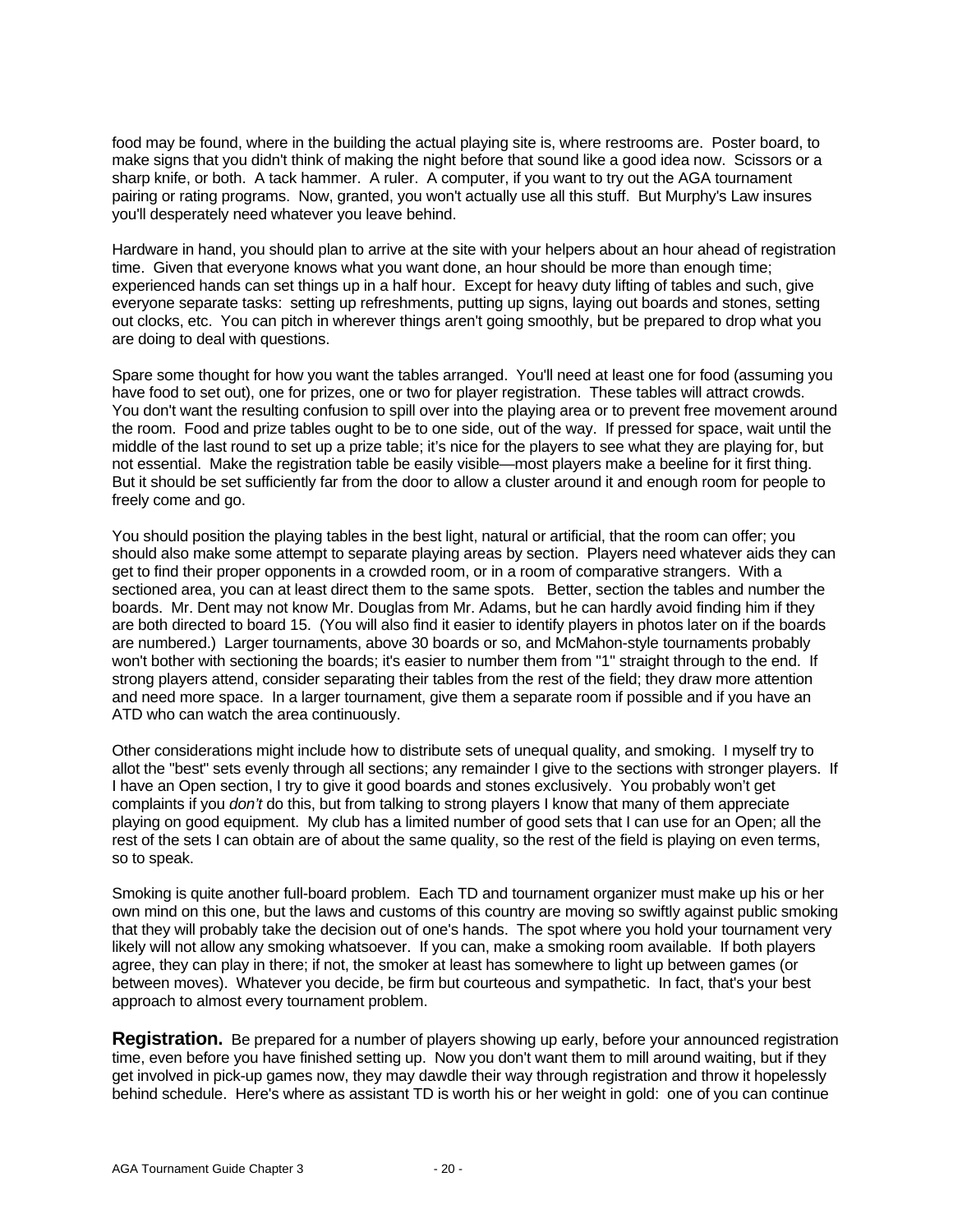food may be found, where in the building the actual playing site is, where restrooms are. Poster board, to make signs that you didn't think of making the night before that sound like a good idea now. Scissors or a sharp knife, or both. A tack hammer. A ruler. A computer, if you want to try out the AGA tournament pairing or rating programs. Now, granted, you won't actually use all this stuff. But Murphy's Law insures you'll desperately need whatever you leave behind.

Hardware in hand, you should plan to arrive at the site with your helpers about an hour ahead of registration time. Given that everyone knows what you want done, an hour should be more than enough time; experienced hands can set things up in a half hour. Except for heavy duty lifting of tables and such, give everyone separate tasks: setting up refreshments, putting up signs, laying out boards and stones, setting out clocks, etc. You can pitch in wherever things aren't going smoothly, but be prepared to drop what you are doing to deal with questions.

Spare some thought for how you want the tables arranged. You'll need at least one for food (assuming you have food to set out), one for prizes, one or two for player registration. These tables will attract crowds. You don't want the resulting confusion to spill over into the playing area or to prevent free movement around the room. Food and prize tables ought to be to one side, out of the way. If pressed for space, wait until the middle of the last round to set up a prize table; it's nice for the players to see what they are playing for, but not essential. Make the registration table be easily visible—most players make a beeline for it first thing. But it should be set sufficiently far from the door to allow a cluster around it and enough room for people to freely come and go.

You should position the playing tables in the best light, natural or artificial, that the room can offer; you should also make some attempt to separate playing areas by section. Players need whatever aids they can get to find their proper opponents in a crowded room, or in a room of comparative strangers. With a sectioned area, you can at least direct them to the same spots. Better, section the tables and number the boards. Mr. Dent may not know Mr. Douglas from Mr. Adams, but he can hardly avoid finding him if they are both directed to board 15. (You will also find it easier to identify players in photos later on if the boards are numbered.) Larger tournaments, above 30 boards or so, and McMahon-style tournaments probably won't bother with sectioning the boards; it's easier to number them from "1" straight through to the end. If strong players attend, consider separating their tables from the rest of the field; they draw more attention and need more space. In a larger tournament, give them a separate room if possible and if you have an ATD who can watch the area continuously.

Other considerations might include how to distribute sets of unequal quality, and smoking. I myself try to allot the "best" sets evenly through all sections; any remainder I give to the sections with stronger players. If I have an Open section, I try to give it good boards and stones exclusively. You probably won't get complaints if you *don't* do this, but from talking to strong players I know that many of them appreciate playing on good equipment. My club has a limited number of good sets that I can use for an Open; all the rest of the sets I can obtain are of about the same quality, so the rest of the field is playing on even terms, so to speak.

Smoking is quite another full-board problem. Each TD and tournament organizer must make up his or her own mind on this one, but the laws and customs of this country are moving so swiftly against public smoking that they will probably take the decision out of one's hands. The spot where you hold your tournament very likely will not allow any smoking whatsoever. If you can, make a smoking room available. If both players agree, they can play in there; if not, the smoker at least has somewhere to light up between games (or between moves). Whatever you decide, be firm but courteous and sympathetic. In fact, that's your best approach to almost every tournament problem.

**Registration.** Be prepared for a number of players showing up early, before your announced registration time, even before you have finished setting up. Now you don't want them to mill around waiting, but if they get involved in pick-up games now, they may dawdle their way through registration and throw it hopelessly behind schedule. Here's where as assistant TD is worth his or her weight in gold: one of you can continue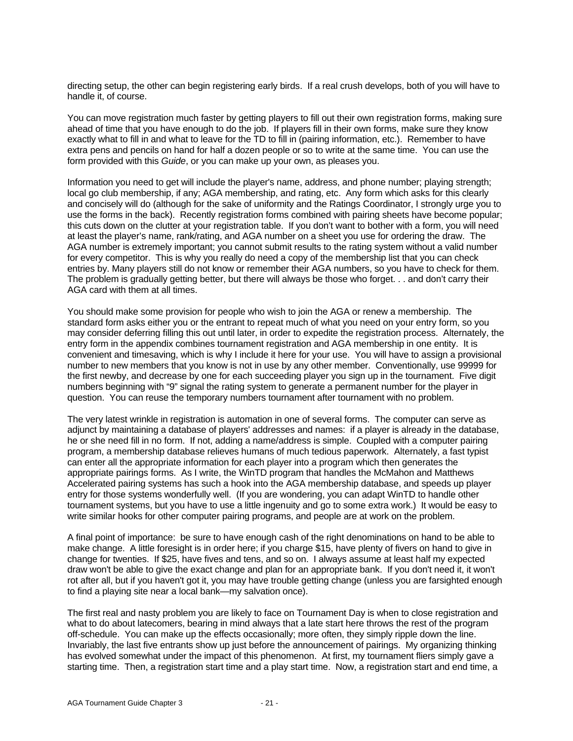directing setup, the other can begin registering early birds. If a real crush develops, both of you will have to handle it, of course.

You can move registration much faster by getting players to fill out their own registration forms, making sure ahead of time that you have enough to do the job. If players fill in their own forms, make sure they know exactly what to fill in and what to leave for the TD to fill in (pairing information, etc.). Remember to have extra pens and pencils on hand for half a dozen people or so to write at the same time. You can use the form provided with this *Guide*, or you can make up your own, as pleases you.

Information you need to get will include the player's name, address, and phone number; playing strength; local go club membership, if any; AGA membership, and rating, etc. Any form which asks for this clearly and concisely will do (although for the sake of uniformity and the Ratings Coordinator, I strongly urge you to use the forms in the back). Recently registration forms combined with pairing sheets have become popular; this cuts down on the clutter at your registration table. If you don't want to bother with a form, you will need at least the player's name, rank/rating, and AGA number on a sheet you use for ordering the draw. The AGA number is extremely important; you cannot submit results to the rating system without a valid number for every competitor. This is why you really do need a copy of the membership list that you can check entries by. Many players still do not know or remember their AGA numbers, so you have to check for them. The problem is gradually getting better, but there will always be those who forget. . . and don't carry their AGA card with them at all times.

You should make some provision for people who wish to join the AGA or renew a membership. The standard form asks either you or the entrant to repeat much of what you need on your entry form, so you may consider deferring filling this out until later, in order to expedite the registration process. Alternately, the entry form in the appendix combines tournament registration and AGA membership in one entity. It is convenient and timesaving, which is why I include it here for your use. You will have to assign a provisional number to new members that you know is not in use by any other member. Conventionally, use 99999 for the first newby, and decrease by one for each succeeding player you sign up in the tournament. Five digit numbers beginning with "9" signal the rating system to generate a permanent number for the player in question. You can reuse the temporary numbers tournament after tournament with no problem.

The very latest wrinkle in registration is automation in one of several forms. The computer can serve as adjunct by maintaining a database of players' addresses and names: if a player is already in the database, he or she need fill in no form. If not, adding a name/address is simple. Coupled with a computer pairing program, a membership database relieves humans of much tedious paperwork. Alternately, a fast typist can enter all the appropriate information for each player into a program which then generates the appropriate pairings forms. As I write, the WinTD program that handles the McMahon and Matthews Accelerated pairing systems has such a hook into the AGA membership database, and speeds up player entry for those systems wonderfully well. (If you are wondering, you can adapt WinTD to handle other tournament systems, but you have to use a little ingenuity and go to some extra work.) It would be easy to write similar hooks for other computer pairing programs, and people are at work on the problem.

A final point of importance: be sure to have enough cash of the right denominations on hand to be able to make change. A little foresight is in order here; if you charge $15, have plenty of fivers on hand to give in change for twenties. If $25, have fives and tens, and so on. I always assume at least half my expected draw won't be able to give the exact change and plan for an appropriate bank. If you don't need it, it won't rot after all, but if you haven't got it, you may have trouble getting change (unless you are farsighted enough to find a playing site near a local bank—my salvation once).

The first real and nasty problem you are likely to face on Tournament Day is when to close registration and what to do about latecomers, bearing in mind always that a late start here throws the rest of the program off-schedule. You can make up the effects occasionally; more often, they simply ripple down the line. Invariably, the last five entrants show up just before the announcement of pairings. My organizing thinking has evolved somewhat under the impact of this phenomenon. At first, my tournament fliers simply gave a starting time. Then, a registration start time and a play start time. Now, a registration start and end time, a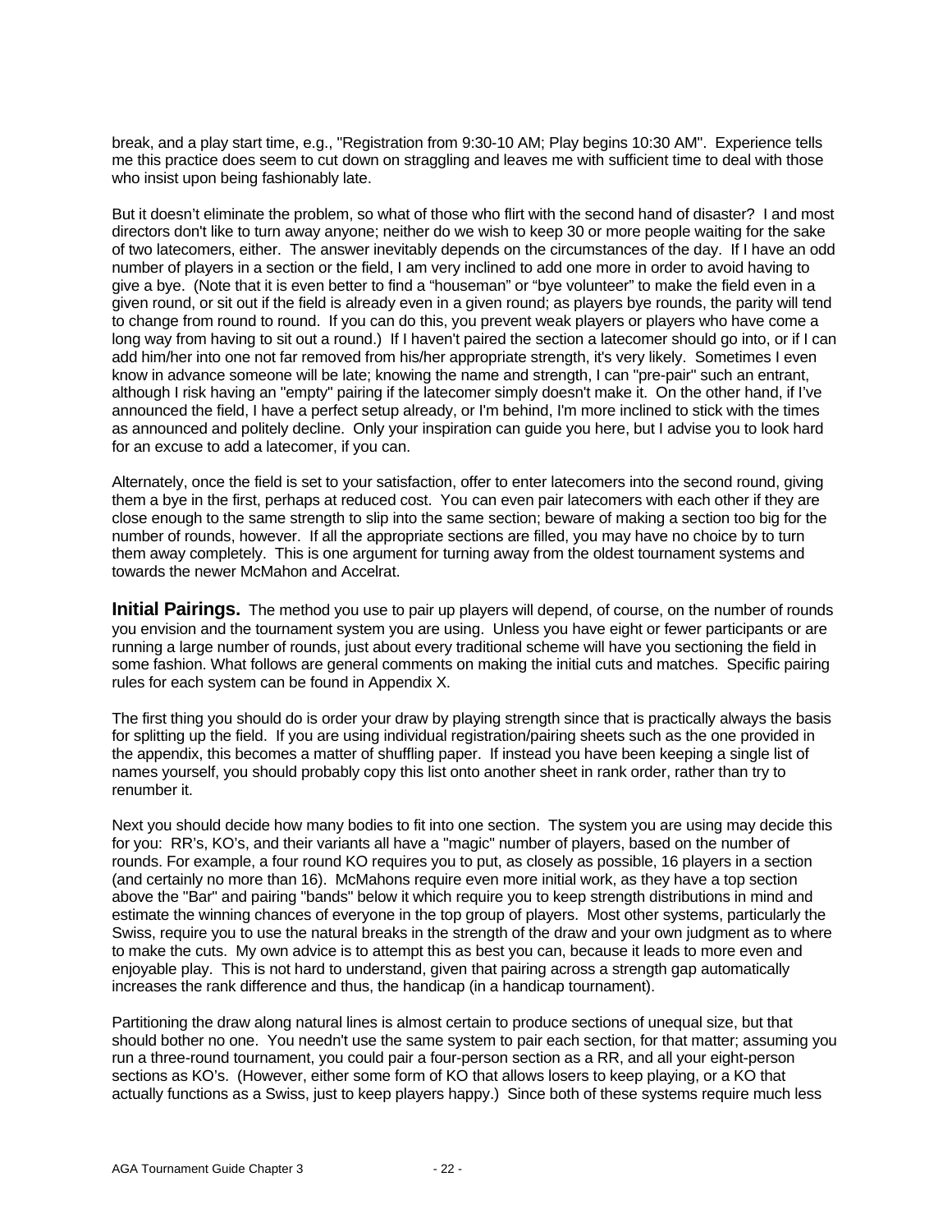break, and a play start time, e.g., "Registration from 9:30-10 AM; Play begins 10:30 AM". Experience tells me this practice does seem to cut down on straggling and leaves me with sufficient time to deal with those who insist upon being fashionably late.

But it doesn't eliminate the problem, so what of those who flirt with the second hand of disaster? I and most directors don't like to turn away anyone; neither do we wish to keep 30 or more people waiting for the sake of two latecomers, either. The answer inevitably depends on the circumstances of the day. If I have an odd number of players in a section or the field, I am very inclined to add one more in order to avoid having to give a bye. (Note that it is even better to find a "houseman" or "bye volunteer" to make the field even in a given round, or sit out if the field is already even in a given round; as players bye rounds, the parity will tend to change from round to round. If you can do this, you prevent weak players or players who have come a long way from having to sit out a round.) If I haven't paired the section a latecomer should go into, or if I can add him/her into one not far removed from his/her appropriate strength, it's very likely. Sometimes I even know in advance someone will be late; knowing the name and strength, I can "pre-pair" such an entrant, although I risk having an "empty" pairing if the latecomer simply doesn't make it. On the other hand, if I've announced the field, I have a perfect setup already, or I'm behind, I'm more inclined to stick with the times as announced and politely decline. Only your inspiration can guide you here, but I advise you to look hard for an excuse to add a latecomer, if you can.

Alternately, once the field is set to your satisfaction, offer to enter latecomers into the second round, giving them a bye in the first, perhaps at reduced cost. You can even pair latecomers with each other if they are close enough to the same strength to slip into the same section; beware of making a section too big for the number of rounds, however. If all the appropriate sections are filled, you may have no choice by to turn them away completely. This is one argument for turning away from the oldest tournament systems and towards the newer McMahon and Accelrat.

**Initial Pairings.** The method you use to pair up players will depend, of course, on the number of rounds you envision and the tournament system you are using. Unless you have eight or fewer participants or are running a large number of rounds, just about every traditional scheme will have you sectioning the field in some fashion. What follows are general comments on making the initial cuts and matches. Specific pairing rules for each system can be found in Appendix X.

The first thing you should do is order your draw by playing strength since that is practically always the basis for splitting up the field. If you are using individual registration/pairing sheets such as the one provided in the appendix, this becomes a matter of shuffling paper. If instead you have been keeping a single list of names yourself, you should probably copy this list onto another sheet in rank order, rather than try to renumber it.

Next you should decide how many bodies to fit into one section. The system you are using may decide this for you: RR's, KO's, and their variants all have a "magic" number of players, based on the number of rounds. For example, a four round KO requires you to put, as closely as possible, 16 players in a section (and certainly no more than 16). McMahons require even more initial work, as they have a top section above the "Bar" and pairing "bands" below it which require you to keep strength distributions in mind and estimate the winning chances of everyone in the top group of players. Most other systems, particularly the Swiss, require you to use the natural breaks in the strength of the draw and your own judgment as to where to make the cuts. My own advice is to attempt this as best you can, because it leads to more even and enjoyable play. This is not hard to understand, given that pairing across a strength gap automatically increases the rank difference and thus, the handicap (in a handicap tournament).

Partitioning the draw along natural lines is almost certain to produce sections of unequal size, but that should bother no one. You needn't use the same system to pair each section, for that matter; assuming you run a three-round tournament, you could pair a four-person section as a RR, and all your eight-person sections as KO's. (However, either some form of KO that allows losers to keep playing, or a KO that actually functions as a Swiss, just to keep players happy.) Since both of these systems require much less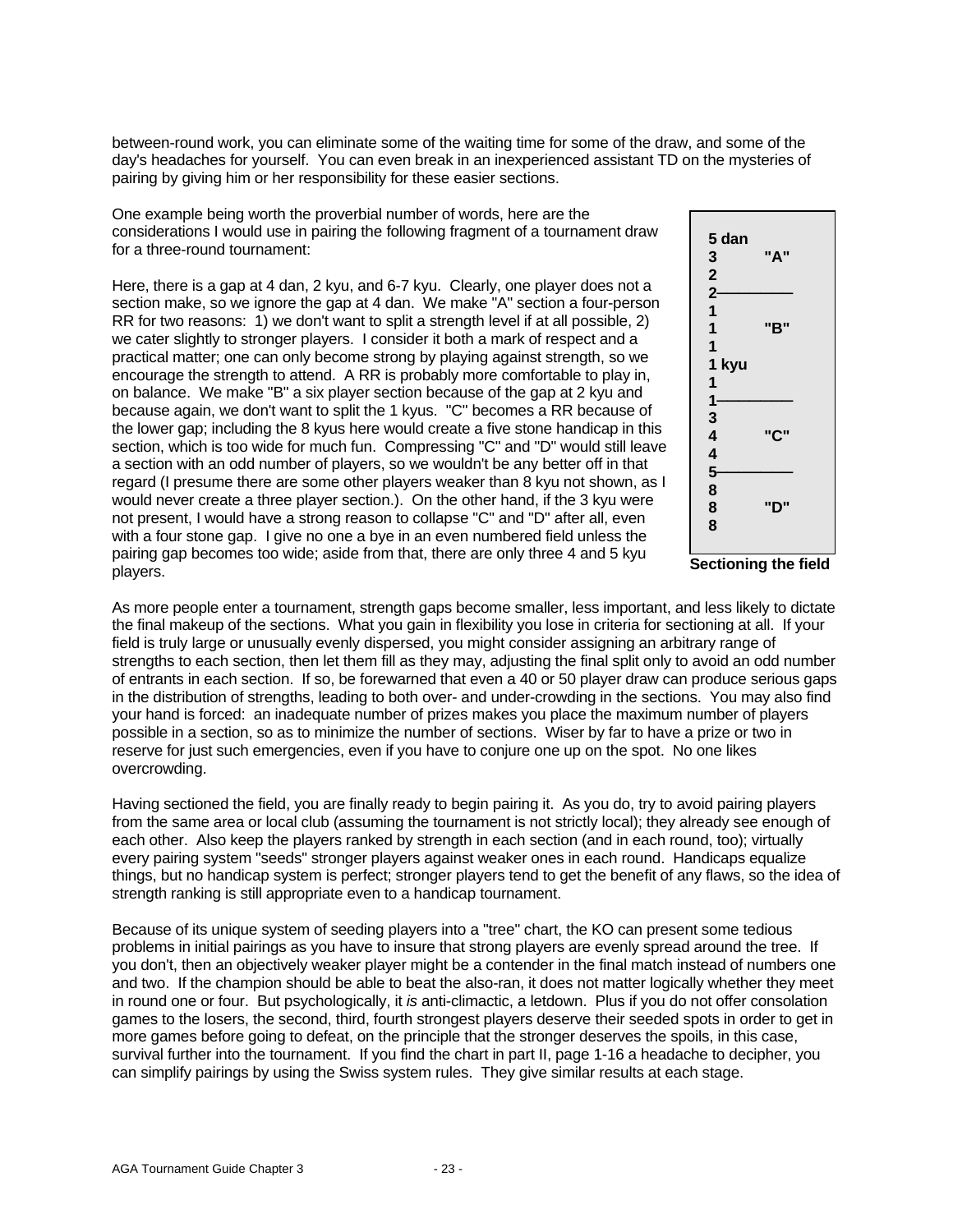between-round work, you can eliminate some of the waiting time for some of the draw, and some of the day's headaches for yourself. You can even break in an inexperienced assistant TD on the mysteries of pairing by giving him or her responsibility for these easier sections.

One example being worth the proverbial number of words, here are the considerations I would use in pairing the following fragment of a tournament draw for a three-round tournament:

| Strength | Section |
|---|---|
| 5 dan | |
| 3 | "A" |
| 2 | |
| 2 | |
| 1 | |
| 1 | "B" |
| 1 | |
| 1 kyu | |
| 1 | |
| 1 | |
| 3 | |
| 4 | "C" |
| 4 | |
| 5 | |
| 8 | |
| 8 | "D" |
| 8 | |

**Sectioning the field**

Here, there is a gap at 4 dan, 2 kyu, and 6-7 kyu. Clearly, one player does not a section make, so we ignore the gap at 4 dan. We make "A" section a four-person RR for two reasons: 1) we don't want to split a strength level if at all possible, 2) we cater slightly to stronger players. I consider it both a mark of respect and a practical matter; one can only become strong by playing against strength, so we encourage the strength to attend. A RR is probably more comfortable to play in, on balance. We make "B" a six player section because of the gap at 2 kyu and because again, we don't want to split the 1 kyus. "C" becomes a RR because of the lower gap; including the 8 kyus here would create a five stone handicap in this section, which is too wide for much fun. Compressing "C" and "D" would still leave a section with an odd number of players, so we wouldn't be any better off in that regard (I presume there are some other players weaker than 8 kyu not shown, as I would never create a three player section.). On the other hand, if the 3 kyu were not present, I would have a strong reason to collapse "C" and "D" after all, even with a four stone gap. I give no one a bye in an even numbered field unless the pairing gap becomes too wide; aside from that, there are only three 4 and 5 kyu players.

As more people enter a tournament, strength gaps become smaller, less important, and less likely to dictate the final makeup of the sections. What you gain in flexibility you lose in criteria for sectioning at all. If your field is truly large or unusually evenly dispersed, you might consider assigning an arbitrary range of strengths to each section, then let them fill as they may, adjusting the final split only to avoid an odd number of entrants in each section. If so, be forewarned that even a 40 or 50 player draw can produce serious gaps in the distribution of strengths, leading to both over- and under-crowding in the sections. You may also find your hand is forced: an inadequate number of prizes makes you place the maximum number of players possible in a section, so as to minimize the number of sections. Wiser by far to have a prize or two in reserve for just such emergencies, even if you have to conjure one up on the spot. No one likes overcrowding.

Having sectioned the field, you are finally ready to begin pairing it. As you do, try to avoid pairing players from the same area or local club (assuming the tournament is not strictly local); they already see enough of each other. Also keep the players ranked by strength in each section (and in each round, too); virtually every pairing system "seeds" stronger players against weaker ones in each round. Handicaps equalize things, but no handicap system is perfect; stronger players tend to get the benefit of any flaws, so the idea of strength ranking is still appropriate even to a handicap tournament.

Because of its unique system of seeding players into a "tree" chart, the KO can present some tedious problems in initial pairings as you have to insure that strong players are evenly spread around the tree. If you don't, then an objectively weaker player might be a contender in the final match instead of numbers one and two. If the champion should be able to beat the also-ran, it does not matter logically whether they meet in round one or four. But psychologically, it *is* anti-climactic, a letdown. Plus if you do not offer consolation games to the losers, the second, third, fourth strongest players deserve their seeded spots in order to get in more games before going to defeat, on the principle that the stronger deserves the spoils, in this case, survival further into the tournament. If you find the chart in part II, page 1-16 a headache to decipher, you can simplify pairings by using the Swiss system rules. They give similar results at each stage.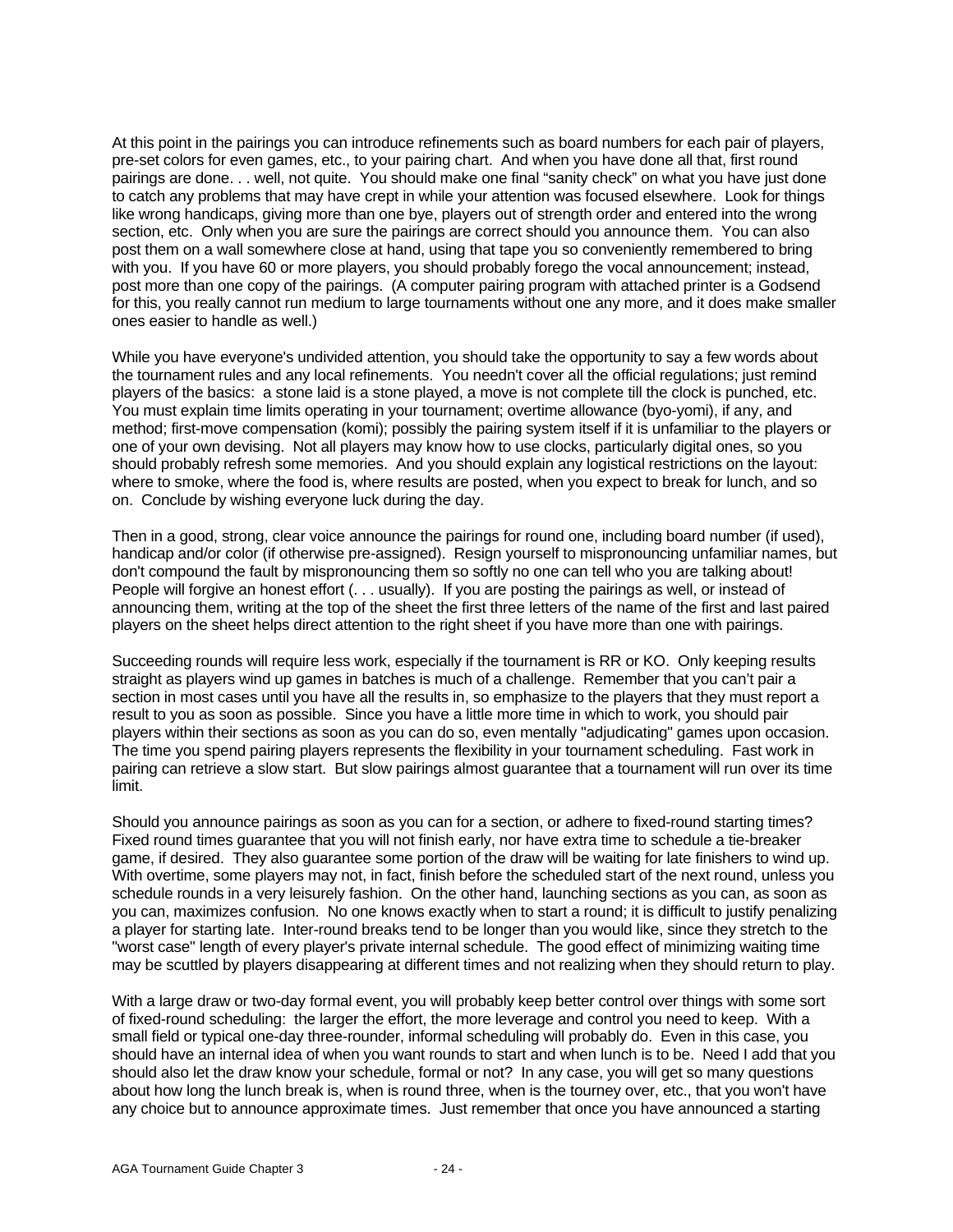At this point in the pairings you can introduce refinements such as board numbers for each pair of players, pre-set colors for even games, etc., to your pairing chart. And when you have done all that, first round pairings are done. . . well, not quite. You should make one final "sanity check" on what you have just done to catch any problems that may have crept in while your attention was focused elsewhere. Look for things like wrong handicaps, giving more than one bye, players out of strength order and entered into the wrong section, etc. Only when you are sure the pairings are correct should you announce them. You can also post them on a wall somewhere close at hand, using that tape you so conveniently remembered to bring with you. If you have 60 or more players, you should probably forego the vocal announcement; instead, post more than one copy of the pairings. (A computer pairing program with attached printer is a Godsend for this, you really cannot run medium to large tournaments without one any more, and it does make smaller ones easier to handle as well.)

While you have everyone's undivided attention, you should take the opportunity to say a few words about the tournament rules and any local refinements. You needn't cover all the official regulations; just remind players of the basics: a stone laid is a stone played, a move is not complete till the clock is punched, etc. You must explain time limits operating in your tournament; overtime allowance (byo-yomi), if any, and method; first-move compensation (komi); possibly the pairing system itself if it is unfamiliar to the players or one of your own devising. Not all players may know how to use clocks, particularly digital ones, so you should probably refresh some memories. And you should explain any logistical restrictions on the layout: where to smoke, where the food is, where results are posted, when you expect to break for lunch, and so on. Conclude by wishing everyone luck during the day.

Then in a good, strong, clear voice announce the pairings for round one, including board number (if used), handicap and/or color (if otherwise pre-assigned). Resign yourself to mispronouncing unfamiliar names, but don't compound the fault by mispronouncing them so softly no one can tell who you are talking about! People will forgive an honest effort (. . . usually). If you are posting the pairings as well, or instead of announcing them, writing at the top of the sheet the first three letters of the name of the first and last paired players on the sheet helps direct attention to the right sheet if you have more than one with pairings.

Succeeding rounds will require less work, especially if the tournament is RR or KO. Only keeping results straight as players wind up games in batches is much of a challenge. Remember that you can't pair a section in most cases until you have all the results in, so emphasize to the players that they must report a result to you as soon as possible. Since you have a little more time in which to work, you should pair players within their sections as soon as you can do so, even mentally "adjudicating" games upon occasion. The time you spend pairing players represents the flexibility in your tournament scheduling. Fast work in pairing can retrieve a slow start. But slow pairings almost guarantee that a tournament will run over its time limit.

Should you announce pairings as soon as you can for a section, or adhere to fixed-round starting times? Fixed round times guarantee that you will not finish early, nor have extra time to schedule a tie-breaker game, if desired. They also guarantee some portion of the draw will be waiting for late finishers to wind up. With overtime, some players may not, in fact, finish before the scheduled start of the next round, unless you schedule rounds in a very leisurely fashion. On the other hand, launching sections as you can, as soon as you can, maximizes confusion. No one knows exactly when to start a round; it is difficult to justify penalizing a player for starting late. Inter-round breaks tend to be longer than you would like, since they stretch to the "worst case" length of every player's private internal schedule. The good effect of minimizing waiting time may be scuttled by players disappearing at different times and not realizing when they should return to play.

With a large draw or two-day formal event, you will probably keep better control over things with some sort of fixed-round scheduling: the larger the effort, the more leverage and control you need to keep. With a small field or typical one-day three-rounder, informal scheduling will probably do. Even in this case, you should have an internal idea of when you want rounds to start and when lunch is to be. Need I add that you should also let the draw know your schedule, formal or not? In any case, you will get so many questions about how long the lunch break is, when is round three, when is the tourney over, etc., that you won't have any choice but to announce approximate times. Just remember that once you have announced a starting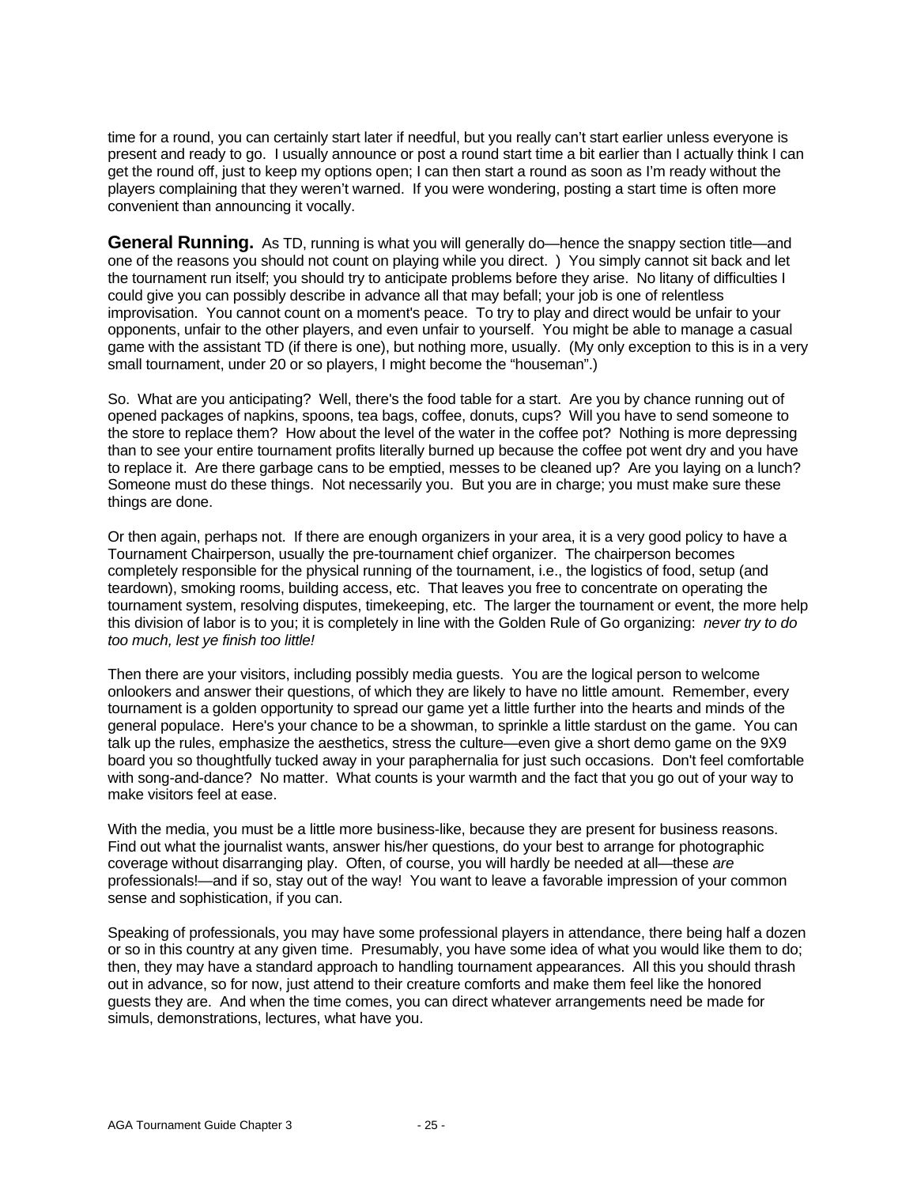time for a round, you can certainly start later if needful, but you really can't start earlier unless everyone is present and ready to go. I usually announce or post a round start time a bit earlier than I actually think I can get the round off, just to keep my options open; I can then start a round as soon as I'm ready without the players complaining that they weren't warned. If you were wondering, posting a start time is often more convenient than announcing it vocally.

**General Running.** As TD, running is what you will generally do—hence the snappy section title—and one of the reasons you should not count on playing while you direct. ) You simply cannot sit back and let the tournament run itself; you should try to anticipate problems before they arise. No litany of difficulties I could give you can possibly describe in advance all that may befall; your job is one of relentless improvisation. You cannot count on a moment's peace. To try to play and direct would be unfair to your opponents, unfair to the other players, and even unfair to yourself. You might be able to manage a casual game with the assistant TD (if there is one), but nothing more, usually. (My only exception to this is in a very small tournament, under 20 or so players, I might become the "houseman".)

So. What are you anticipating? Well, there's the food table for a start. Are you by chance running out of opened packages of napkins, spoons, tea bags, coffee, donuts, cups? Will you have to send someone to the store to replace them? How about the level of the water in the coffee pot? Nothing is more depressing than to see your entire tournament profits literally burned up because the coffee pot went dry and you have to replace it. Are there garbage cans to be emptied, messes to be cleaned up? Are you laying on a lunch? Someone must do these things. Not necessarily you. But you are in charge; you must make sure these things are done.

Or then again, perhaps not. If there are enough organizers in your area, it is a very good policy to have a Tournament Chairperson, usually the pre-tournament chief organizer. The chairperson becomes completely responsible for the physical running of the tournament, i.e., the logistics of food, setup (and teardown), smoking rooms, building access, etc. That leaves you free to concentrate on operating the tournament system, resolving disputes, timekeeping, etc. The larger the tournament or event, the more help this division of labor is to you; it is completely in line with the Golden Rule of Go organizing: *never try to do too much, lest ye finish too little!*

Then there are your visitors, including possibly media guests. You are the logical person to welcome onlookers and answer their questions, of which they are likely to have no little amount. Remember, every tournament is a golden opportunity to spread our game yet a little further into the hearts and minds of the general populace. Here's your chance to be a showman, to sprinkle a little stardust on the game. You can talk up the rules, emphasize the aesthetics, stress the culture—even give a short demo game on the 9X9 board you so thoughtfully tucked away in your paraphernalia for just such occasions. Don't feel comfortable with song-and-dance? No matter. What counts is your warmth and the fact that you go out of your way to make visitors feel at ease.

With the media, you must be a little more business-like, because they are present for business reasons. Find out what the journalist wants, answer his/her questions, do your best to arrange for photographic coverage without disarranging play. Often, of course, you will hardly be needed at all—these *are* professionals!—and if so, stay out of the way! You want to leave a favorable impression of your common sense and sophistication, if you can.

Speaking of professionals, you may have some professional players in attendance, there being half a dozen or so in this country at any given time. Presumably, you have some idea of what you would like them to do; then, they may have a standard approach to handling tournament appearances. All this you should thrash out in advance, so for now, just attend to their creature comforts and make them feel like the honored guests they are. And when the time comes, you can direct whatever arrangements need be made for simuls, demonstrations, lectures, what have you.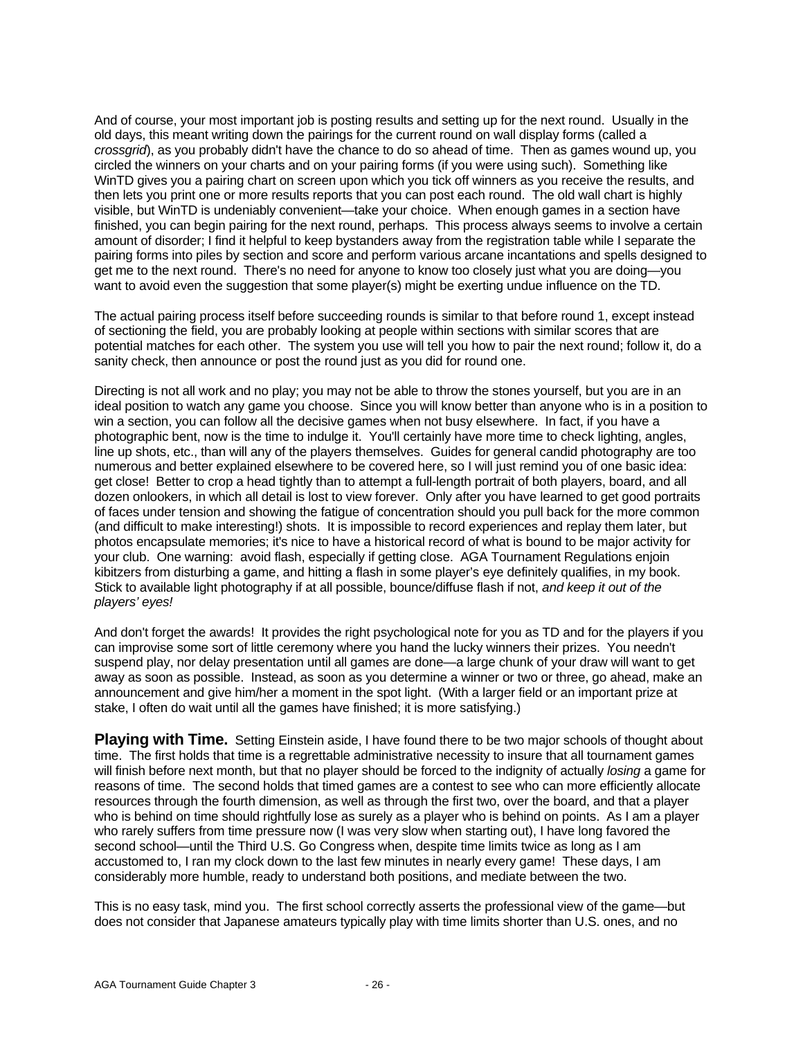And of course, your most important job is posting results and setting up for the next round. Usually in the old days, this meant writing down the pairings for the current round on wall display forms (called a *crossgrid*), as you probably didn't have the chance to do so ahead of time. Then as games wound up, you circled the winners on your charts and on your pairing forms (if you were using such). Something like WinTD gives you a pairing chart on screen upon which you tick off winners as you receive the results, and then lets you print one or more results reports that you can post each round. The old wall chart is highly visible, but WinTD is undeniably convenient—take your choice. When enough games in a section have finished, you can begin pairing for the next round, perhaps. This process always seems to involve a certain amount of disorder; I find it helpful to keep bystanders away from the registration table while I separate the pairing forms into piles by section and score and perform various arcane incantations and spells designed to get me to the next round. There's no need for anyone to know too closely just what you are doing—you want to avoid even the suggestion that some player(s) might be exerting undue influence on the TD.

The actual pairing process itself before succeeding rounds is similar to that before round 1, except instead of sectioning the field, you are probably looking at people within sections with similar scores that are potential matches for each other. The system you use will tell you how to pair the next round; follow it, do a sanity check, then announce or post the round just as you did for round one.

Directing is not all work and no play; you may not be able to throw the stones yourself, but you are in an ideal position to watch any game you choose. Since you will know better than anyone who is in a position to win a section, you can follow all the decisive games when not busy elsewhere. In fact, if you have a photographic bent, now is the time to indulge it. You'll certainly have more time to check lighting, angles, line up shots, etc., than will any of the players themselves. Guides for general candid photography are too numerous and better explained elsewhere to be covered here, so I will just remind you of one basic idea: get close! Better to crop a head tightly than to attempt a full-length portrait of both players, board, and all dozen onlookers, in which all detail is lost to view forever. Only after you have learned to get good portraits of faces under tension and showing the fatigue of concentration should you pull back for the more common (and difficult to make interesting!) shots. It is impossible to record experiences and replay them later, but photos encapsulate memories; it's nice to have a historical record of what is bound to be major activity for your club. One warning: avoid flash, especially if getting close. AGA Tournament Regulations enjoin kibitzers from disturbing a game, and hitting a flash in some player's eye definitely qualifies, in my book. Stick to available light photography if at all possible, bounce/diffuse flash if not, *and keep it out of the players' eyes!*

And don't forget the awards! It provides the right psychological note for you as TD and for the players if you can improvise some sort of little ceremony where you hand the lucky winners their prizes. You needn't suspend play, nor delay presentation until all games are done—a large chunk of your draw will want to get away as soon as possible. Instead, as soon as you determine a winner or two or three, go ahead, make an announcement and give him/her a moment in the spot light. (With a larger field or an important prize at stake, I often do wait until all the games have finished; it is more satisfying.)

**Playing with Time.** Setting Einstein aside, I have found there to be two major schools of thought about time. The first holds that time is a regrettable administrative necessity to insure that all tournament games will finish before next month, but that no player should be forced to the indignity of actually *losing* a game for reasons of time. The second holds that timed games are a contest to see who can more efficiently allocate resources through the fourth dimension, as well as through the first two, over the board, and that a player who is behind on time should rightfully lose as surely as a player who is behind on points. As I am a player who rarely suffers from time pressure now (I was very slow when starting out), I have long favored the second school—until the Third U.S. Go Congress when, despite time limits twice as long as I am accustomed to, I ran my clock down to the last few minutes in nearly every game! These days, I am considerably more humble, ready to understand both positions, and mediate between the two.

This is no easy task, mind you. The first school correctly asserts the professional view of the game—but does not consider that Japanese amateurs typically play with time limits shorter than U.S. ones, and no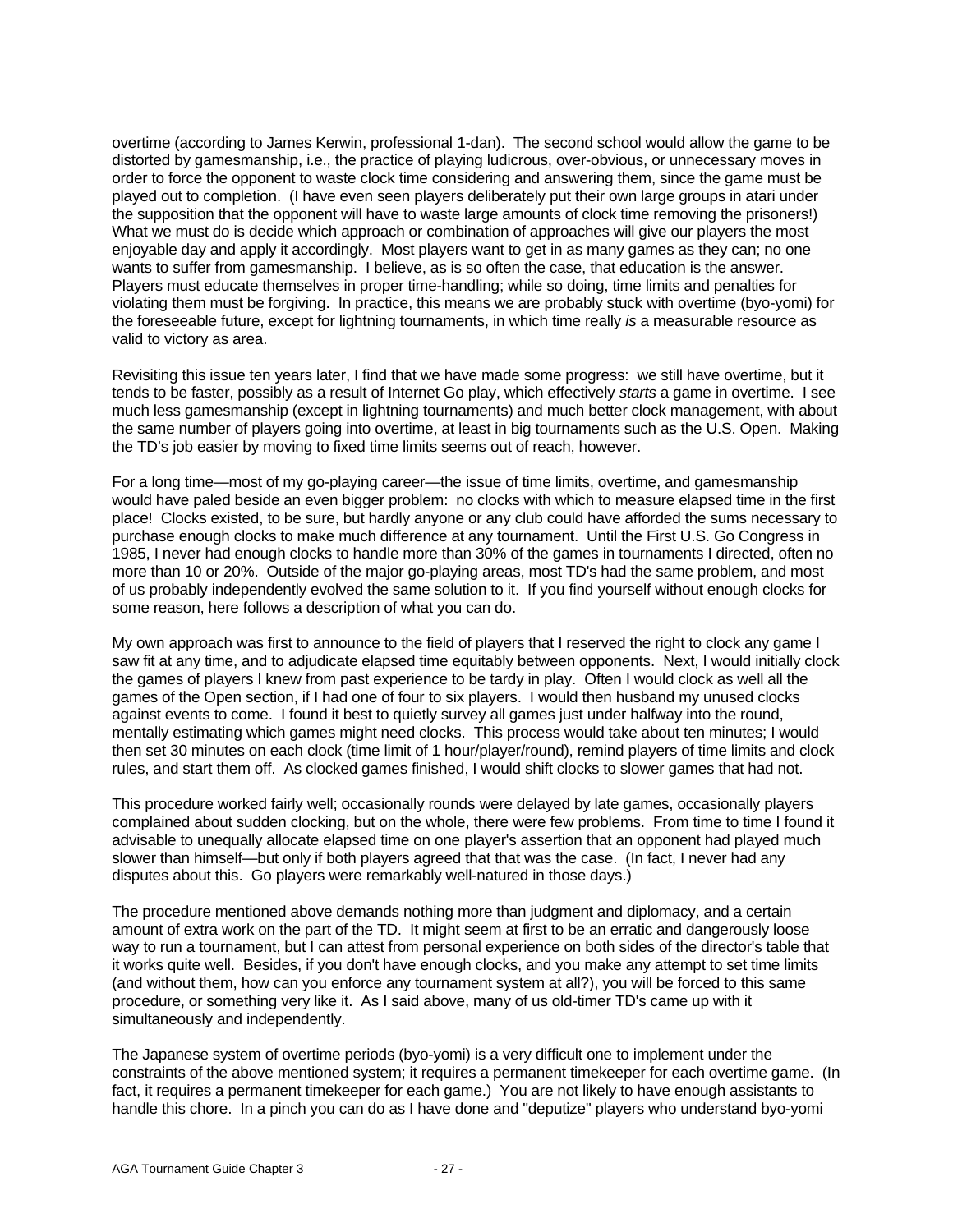overtime (according to James Kerwin, professional 1-dan). The second school would allow the game to be distorted by gamesmanship, i.e., the practice of playing ludicrous, over-obvious, or unnecessary moves in order to force the opponent to waste clock time considering and answering them, since the game must be played out to completion. (I have even seen players deliberately put their own large groups in atari under the supposition that the opponent will have to waste large amounts of clock time removing the prisoners!) What we must do is decide which approach or combination of approaches will give our players the most enjoyable day and apply it accordingly. Most players want to get in as many games as they can; no one wants to suffer from gamesmanship. I believe, as is so often the case, that education is the answer. Players must educate themselves in proper time-handling; while so doing, time limits and penalties for violating them must be forgiving. In practice, this means we are probably stuck with overtime (byo-yomi) for the foreseeable future, except for lightning tournaments, in which time really *is* a measurable resource as valid to victory as area.

Revisiting this issue ten years later, I find that we have made some progress: we still have overtime, but it tends to be faster, possibly as a result of Internet Go play, which effectively *starts* a game in overtime. I see much less gamesmanship (except in lightning tournaments) and much better clock management, with about the same number of players going into overtime, at least in big tournaments such as the U.S. Open. Making the TD's job easier by moving to fixed time limits seems out of reach, however.

For a long time—most of my go-playing career—the issue of time limits, overtime, and gamesmanship would have paled beside an even bigger problem: no clocks with which to measure elapsed time in the first place! Clocks existed, to be sure, but hardly anyone or any club could have afforded the sums necessary to purchase enough clocks to make much difference at any tournament. Until the First U.S. Go Congress in 1985, I never had enough clocks to handle more than 30% of the games in tournaments I directed, often no more than 10 or 20%. Outside of the major go-playing areas, most TD's had the same problem, and most of us probably independently evolved the same solution to it. If you find yourself without enough clocks for some reason, here follows a description of what you can do.

My own approach was first to announce to the field of players that I reserved the right to clock any game I saw fit at any time, and to adjudicate elapsed time equitably between opponents. Next, I would initially clock the games of players I knew from past experience to be tardy in play. Often I would clock as well all the games of the Open section, if I had one of four to six players. I would then husband my unused clocks against events to come. I found it best to quietly survey all games just under halfway into the round, mentally estimating which games might need clocks. This process would take about ten minutes; I would then set 30 minutes on each clock (time limit of 1 hour/player/round), remind players of time limits and clock rules, and start them off. As clocked games finished, I would shift clocks to slower games that had not.

This procedure worked fairly well; occasionally rounds were delayed by late games, occasionally players complained about sudden clocking, but on the whole, there were few problems. From time to time I found it advisable to unequally allocate elapsed time on one player's assertion that an opponent had played much slower than himself—but only if both players agreed that that was the case. (In fact, I never had any disputes about this. Go players were remarkably well-natured in those days.)

The procedure mentioned above demands nothing more than judgment and diplomacy, and a certain amount of extra work on the part of the TD. It might seem at first to be an erratic and dangerously loose way to run a tournament, but I can attest from personal experience on both sides of the director's table that it works quite well. Besides, if you don't have enough clocks, and you make any attempt to set time limits (and without them, how can you enforce any tournament system at all?), you will be forced to this same procedure, or something very like it. As I said above, many of us old-timer TD's came up with it simultaneously and independently.

The Japanese system of overtime periods (byo-yomi) is a very difficult one to implement under the constraints of the above mentioned system; it requires a permanent timekeeper for each overtime game. (In fact, it requires a permanent timekeeper for each game.) You are not likely to have enough assistants to handle this chore. In a pinch you can do as I have done and "deputize" players who understand byo-yomi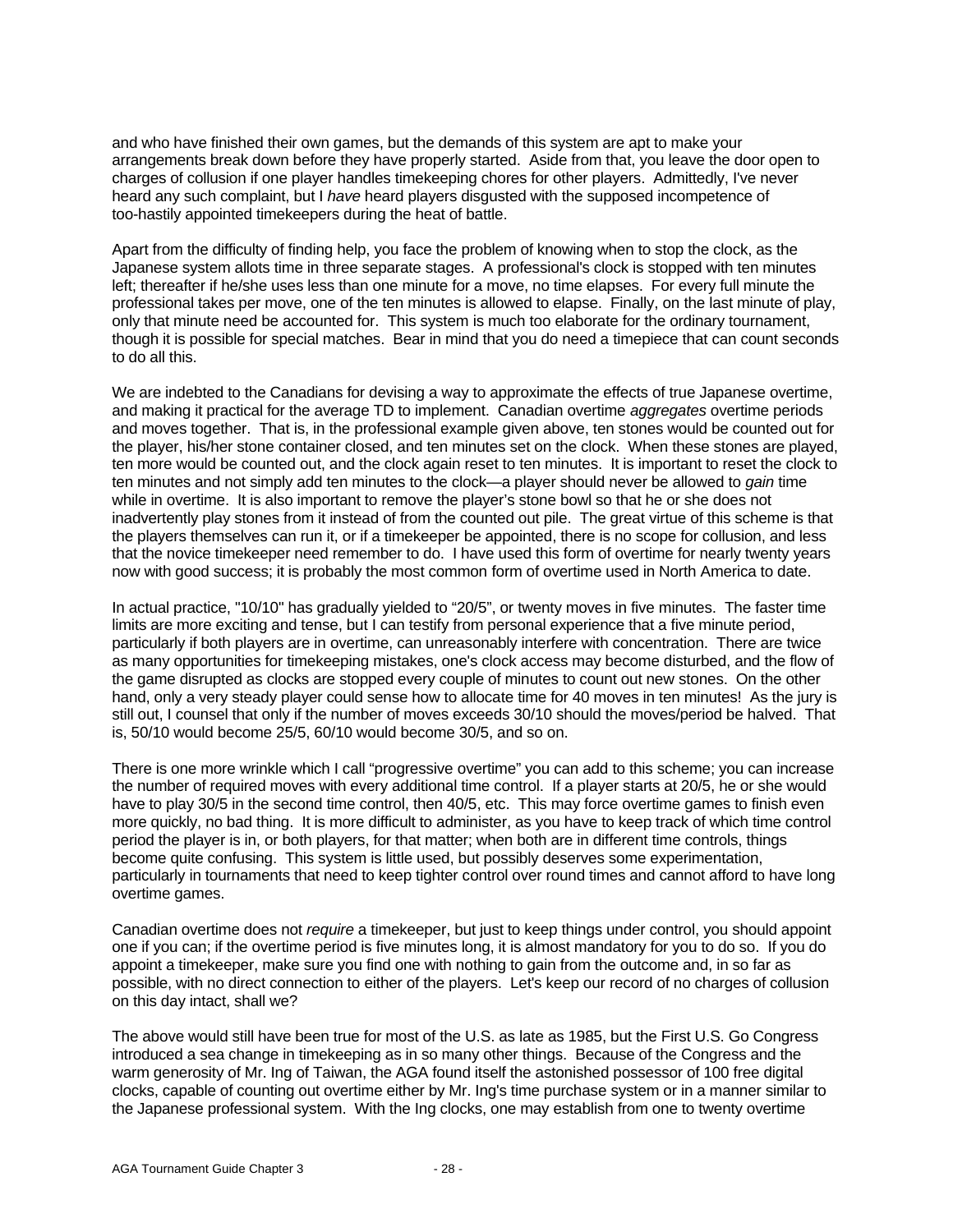and who have finished their own games, but the demands of this system are apt to make your arrangements break down before they have properly started. Aside from that, you leave the door open to charges of collusion if one player handles timekeeping chores for other players. Admittedly, I've never heard any such complaint, but I *have* heard players disgusted with the supposed incompetence of too-hastily appointed timekeepers during the heat of battle.

Apart from the difficulty of finding help, you face the problem of knowing when to stop the clock, as the Japanese system allots time in three separate stages. A professional's clock is stopped with ten minutes left; thereafter if he/she uses less than one minute for a move, no time elapses. For every full minute the professional takes per move, one of the ten minutes is allowed to elapse. Finally, on the last minute of play, only that minute need be accounted for. This system is much too elaborate for the ordinary tournament, though it is possible for special matches. Bear in mind that you do need a timepiece that can count seconds to do all this.

We are indebted to the Canadians for devising a way to approximate the effects of true Japanese overtime, and making it practical for the average TD to implement. Canadian overtime *aggregates* overtime periods and moves together. That is, in the professional example given above, ten stones would be counted out for the player, his/her stone container closed, and ten minutes set on the clock. When these stones are played, ten more would be counted out, and the clock again reset to ten minutes. It is important to reset the clock to ten minutes and not simply add ten minutes to the clock—a player should never be allowed to *gain* time while in overtime. It is also important to remove the player's stone bowl so that he or she does not inadvertently play stones from it instead of from the counted out pile. The great virtue of this scheme is that the players themselves can run it, or if a timekeeper be appointed, there is no scope for collusion, and less that the novice timekeeper need remember to do. I have used this form of overtime for nearly twenty years now with good success; it is probably the most common form of overtime used in North America to date.

In actual practice, "10/10" has gradually yielded to "20/5", or twenty moves in five minutes. The faster time limits are more exciting and tense, but I can testify from personal experience that a five minute period, particularly if both players are in overtime, can unreasonably interfere with concentration. There are twice as many opportunities for timekeeping mistakes, one's clock access may become disturbed, and the flow of the game disrupted as clocks are stopped every couple of minutes to count out new stones. On the other hand, only a very steady player could sense how to allocate time for 40 moves in ten minutes! As the jury is still out, I counsel that only if the number of moves exceeds 30/10 should the moves/period be halved. That is, 50/10 would become 25/5, 60/10 would become 30/5, and so on.

There is one more wrinkle which I call "progressive overtime" you can add to this scheme; you can increase the number of required moves with every additional time control. If a player starts at 20/5, he or she would have to play 30/5 in the second time control, then 40/5, etc. This may force overtime games to finish even more quickly, no bad thing. It is more difficult to administer, as you have to keep track of which time control period the player is in, or both players, for that matter; when both are in different time controls, things become quite confusing. This system is little used, but possibly deserves some experimentation, particularly in tournaments that need to keep tighter control over round times and cannot afford to have long overtime games.

Canadian overtime does not *require* a timekeeper, but just to keep things under control, you should appoint one if you can; if the overtime period is five minutes long, it is almost mandatory for you to do so. If you do appoint a timekeeper, make sure you find one with nothing to gain from the outcome and, in so far as possible, with no direct connection to either of the players. Let's keep our record of no charges of collusion on this day intact, shall we?

The above would still have been true for most of the U.S. as late as 1985, but the First U.S. Go Congress introduced a sea change in timekeeping as in so many other things. Because of the Congress and the warm generosity of Mr. Ing of Taiwan, the AGA found itself the astonished possessor of 100 free digital clocks, capable of counting out overtime either by Mr. Ing's time purchase system or in a manner similar to the Japanese professional system. With the Ing clocks, one may establish from one to twenty overtime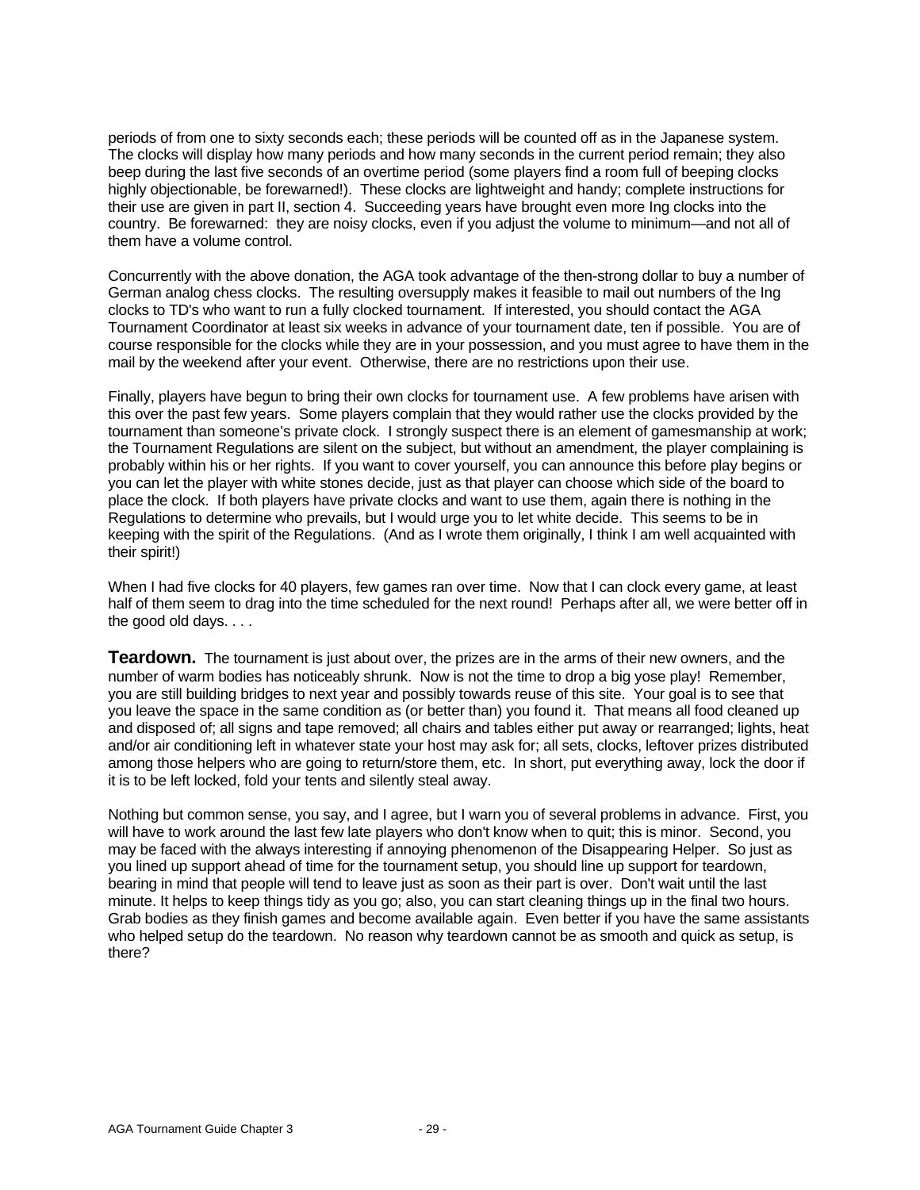periods of from one to sixty seconds each; these periods will be counted off as in the Japanese system. The clocks will display how many periods and how many seconds in the current period remain; they also beep during the last five seconds of an overtime period (some players find a room full of beeping clocks highly objectionable, be forewarned!). These clocks are lightweight and handy; complete instructions for their use are given in part II, section 4. Succeeding years have brought even more Ing clocks into the country. Be forewarned: they are noisy clocks, even if you adjust the volume to minimum—and not all of them have a volume control.

Concurrently with the above donation, the AGA took advantage of the then-strong dollar to buy a number of German analog chess clocks. The resulting oversupply makes it feasible to mail out numbers of the Ing clocks to TD's who want to run a fully clocked tournament. If interested, you should contact the AGA Tournament Coordinator at least six weeks in advance of your tournament date, ten if possible. You are of course responsible for the clocks while they are in your possession, and you must agree to have them in the mail by the weekend after your event. Otherwise, there are no restrictions upon their use.

Finally, players have begun to bring their own clocks for tournament use. A few problems have arisen with this over the past few years. Some players complain that they would rather use the clocks provided by the tournament than someone's private clock. I strongly suspect there is an element of gamesmanship at work; the Tournament Regulations are silent on the subject, but without an amendment, the player complaining is probably within his or her rights. If you want to cover yourself, you can announce this before play begins or you can let the player with white stones decide, just as that player can choose which side of the board to place the clock. If both players have private clocks and want to use them, again there is nothing in the Regulations to determine who prevails, but I would urge you to let white decide. This seems to be in keeping with the spirit of the Regulations. (And as I wrote them originally, I think I am well acquainted with their spirit!)

When I had five clocks for 40 players, few games ran over time. Now that I can clock every game, at least half of them seem to drag into the time scheduled for the next round! Perhaps after all, we were better off in the good old days. . . .

**Teardown.** The tournament is just about over, the prizes are in the arms of their new owners, and the number of warm bodies has noticeably shrunk. Now is not the time to drop a big yose play! Remember, you are still building bridges to next year and possibly towards reuse of this site. Your goal is to see that you leave the space in the same condition as (or better than) you found it. That means all food cleaned up and disposed of; all signs and tape removed; all chairs and tables either put away or rearranged; lights, heat and/or air conditioning left in whatever state your host may ask for; all sets, clocks, leftover prizes distributed among those helpers who are going to return/store them, etc. In short, put everything away, lock the door if it is to be left locked, fold your tents and silently steal away.

Nothing but common sense, you say, and I agree, but I warn you of several problems in advance. First, you will have to work around the last few late players who don't know when to quit; this is minor. Second, you may be faced with the always interesting if annoying phenomenon of the Disappearing Helper. So just as you lined up support ahead of time for the tournament setup, you should line up support for teardown, bearing in mind that people will tend to leave just as soon as their part is over. Don't wait until the last minute. It helps to keep things tidy as you go; also, you can start cleaning things up in the final two hours. Grab bodies as they finish games and become available again. Even better if you have the same assistants who helped setup do the teardown. No reason why teardown cannot be as smooth and quick as setup, is there?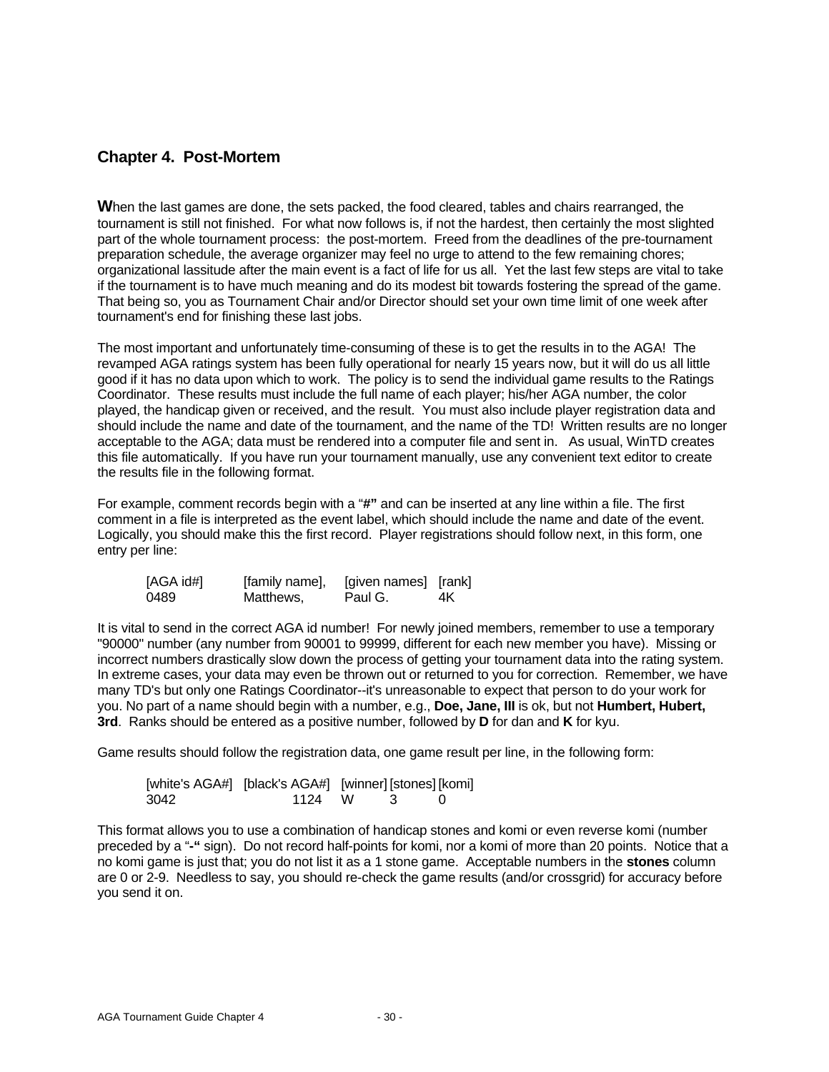## Chapter 4. Post-Mortem

**W**hen the last games are done, the sets packed, the food cleared, tables and chairs rearranged, the tournament is still not finished. For what now follows is, if not the hardest, then certainly the most slighted part of the whole tournament process: the post-mortem. Freed from the deadlines of the pre-tournament preparation schedule, the average organizer may feel no urge to attend to the few remaining chores; organizational lassitude after the main event is a fact of life for us all. Yet the last few steps are vital to take if the tournament is to have much meaning and do its modest bit towards fostering the spread of the game. That being so, you as Tournament Chair and/or Director should set your own time limit of one week after tournament's end for finishing these last jobs.

The most important and unfortunately time-consuming of these is to get the results in to the AGA! The revamped AGA ratings system has been fully operational for nearly 15 years now, but it will do us all little good if it has no data upon which to work. The policy is to send the individual game results to the Ratings Coordinator. These results must include the full name of each player; his/her AGA number, the color played, the handicap given or received, and the result. You must also include player registration data and should include the name and date of the tournament, and the name of the TD! Written results are no longer acceptable to the AGA; data must be rendered into a computer file and sent in. As usual, WinTD creates this file automatically. If you have run your tournament manually, use any convenient text editor to create the results file in the following format.

For example, comment records begin with a "**#**" and can be inserted at any line within a file. The first comment in a file is interpreted as the event label, which should include the name and date of the event. Logically, you should make this the first record. Player registrations should follow next, in this form, one entry per line:

```
[AGA id#]     [family name],   [given names]  [rank]
0489          Matthews,        Paul G.        4K
```

It is vital to send in the correct AGA id number! For newly joined members, remember to use a temporary "90000" number (any number from 90001 to 99999, different for each new member you have). Missing or incorrect numbers drastically slow down the process of getting your tournament data into the rating system. In extreme cases, your data may even be thrown out or returned to you for correction. Remember, we have many TD's but only one Ratings Coordinator--it's unreasonable to expect that person to do your work for you. No part of a name should begin with a number, e.g., **Doe, Jane, III** is ok, but not **Humbert, Hubert, 3rd**. Ranks should be entered as a positive number, followed by **D** for dan and **K** for kyu.

Game results should follow the registration data, one game result per line, in the following form:

```
[white's AGA#]  [black's AGA#]  [winner] [stones] [komi]
3042                     1124    W        3        0
```

This format allows you to use a combination of handicap stones and komi or even reverse komi (number preceded by a "**-**" sign). Do not record half-points for komi, nor a komi of more than 20 points. Notice that a no komi game is just that; you do not list it as a 1 stone game. Acceptable numbers in the **stones** column are 0 or 2-9. Needless to say, you should re-check the game results (and/or crossgrid) for accuracy before you send it on.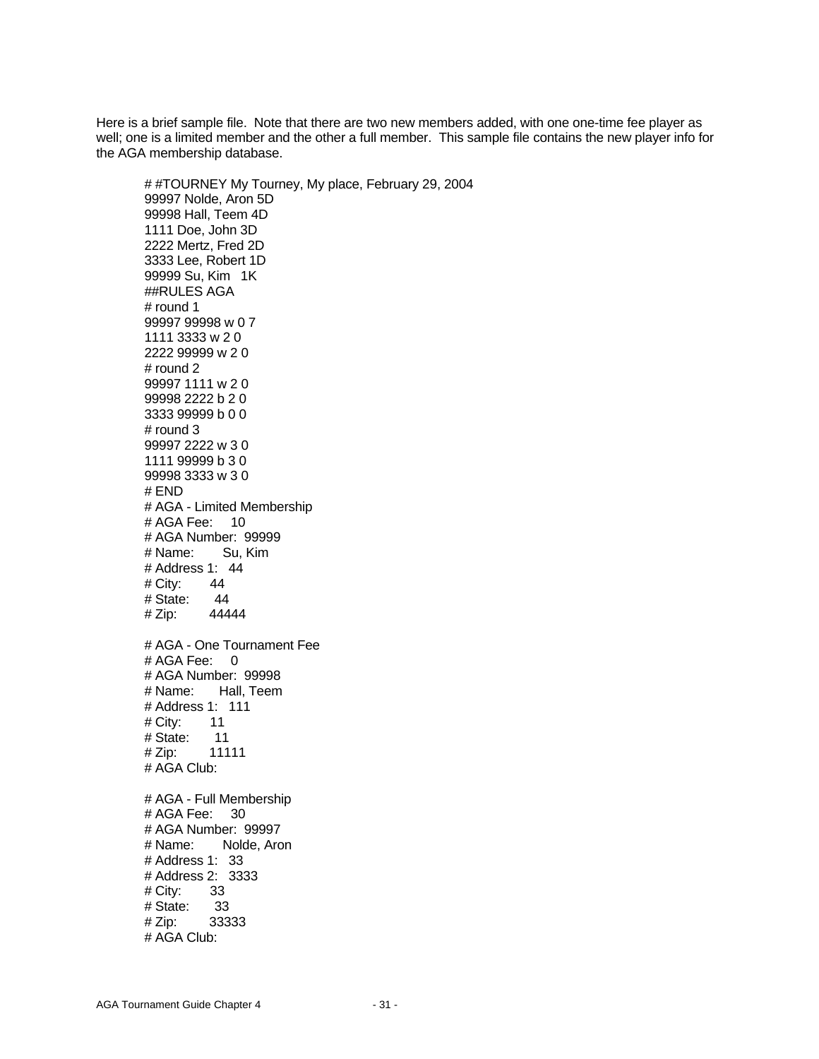Here is a brief sample file. Note that there are two new members added, with one one-time fee player as well; one is a limited member and the other a full member. This sample file contains the new player info for the AGA membership database.

```
# #TOURNEY My Tourney, My place, February 29, 2004
99997 Nolde, Aron 5D
99998 Hall, Teem 4D
1111 Doe, John 3D
2222 Mertz, Fred 2D
3333 Lee, Robert 1D
99999 Su, Kim   1K
##RULES AGA
# round 1
99997 99998 w 0 7
1111 3333 w 2 0
2222 99999 w 2 0
# round 2
99997 1111 w 2 0
99998 2222 b 2 0
3333 99999 b 0 0
# round 3
99997 2222 w 3 0
1111 99999 b 3 0
99998 3333 w 3 0
# END
# AGA - Limited Membership
# AGA Fee:     10
# AGA Number:  99999
# Name:        Su, Kim
# Address 1:   44
# City:        44
# State:       44
# Zip:         44444

# AGA - One Tournament Fee
# AGA Fee:     0
# AGA Number:  99998
# Name:        Hall, Teem
# Address 1:   111
# City:        11
# State:       11
# Zip:         11111
# AGA Club:

# AGA - Full Membership
# AGA Fee:     30
# AGA Number:  99997
# Name:        Nolde, Aron
# Address 1:   33
# Address 2:   3333
# City:        33
# State:       33
# Zip:         33333
# AGA Club:
```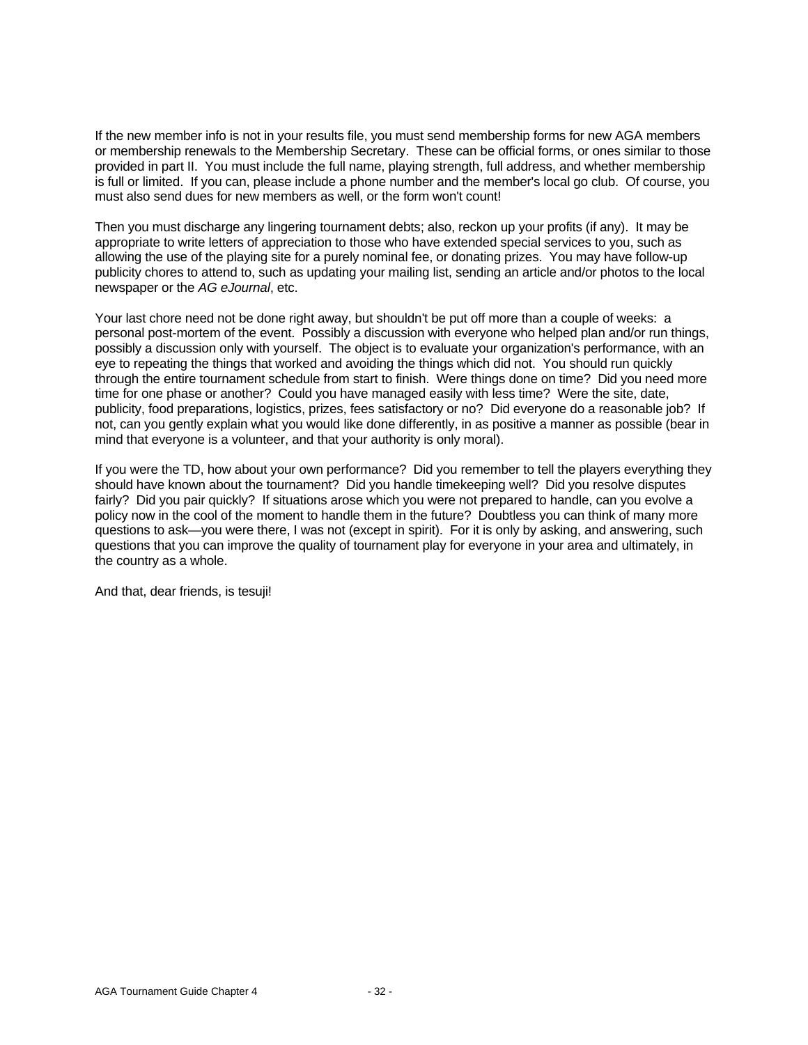If the new member info is not in your results file, you must send membership forms for new AGA members or membership renewals to the Membership Secretary. These can be official forms, or ones similar to those provided in part II. You must include the full name, playing strength, full address, and whether membership is full or limited. If you can, please include a phone number and the member's local go club. Of course, you must also send dues for new members as well, or the form won't count!

Then you must discharge any lingering tournament debts; also, reckon up your profits (if any). It may be appropriate to write letters of appreciation to those who have extended special services to you, such as allowing the use of the playing site for a purely nominal fee, or donating prizes. You may have follow-up publicity chores to attend to, such as updating your mailing list, sending an article and/or photos to the local newspaper or the *AG eJournal*, etc.

Your last chore need not be done right away, but shouldn't be put off more than a couple of weeks: a personal post-mortem of the event. Possibly a discussion with everyone who helped plan and/or run things, possibly a discussion only with yourself. The object is to evaluate your organization's performance, with an eye to repeating the things that worked and avoiding the things which did not. You should run quickly through the entire tournament schedule from start to finish. Were things done on time? Did you need more time for one phase or another? Could you have managed easily with less time? Were the site, date, publicity, food preparations, logistics, prizes, fees satisfactory or no? Did everyone do a reasonable job? If not, can you gently explain what you would like done differently, in as positive a manner as possible (bear in mind that everyone is a volunteer, and that your authority is only moral).

If you were the TD, how about your own performance? Did you remember to tell the players everything they should have known about the tournament? Did you handle timekeeping well? Did you resolve disputes fairly? Did you pair quickly? If situations arose which you were not prepared to handle, can you evolve a policy now in the cool of the moment to handle them in the future? Doubtless you can think of many more questions to ask—you were there, I was not (except in spirit). For it is only by asking, and answering, such questions that you can improve the quality of tournament play for everyone in your area and ultimately, in the country as a whole.

And that, dear friends, is tesuji!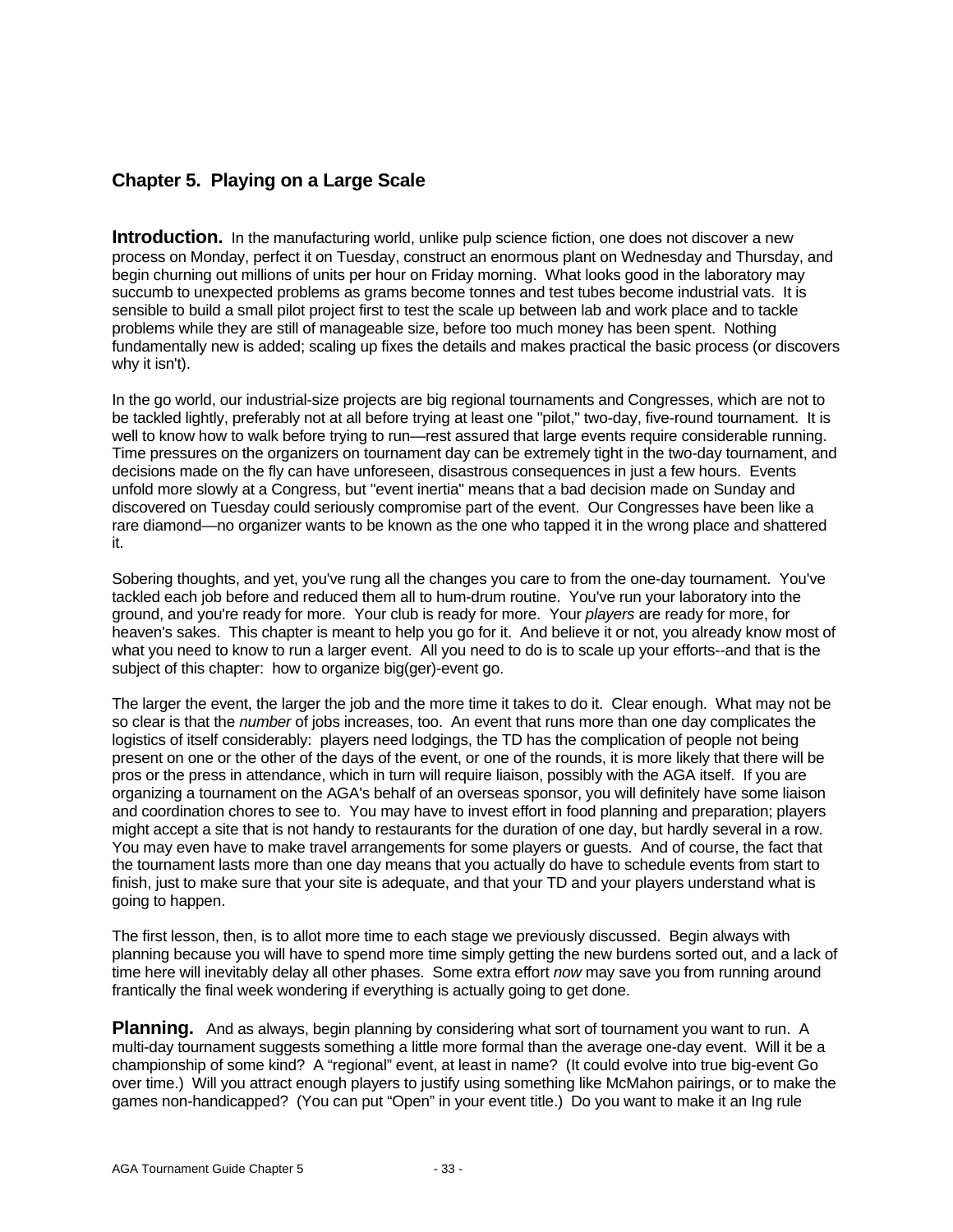## Chapter 5. Playing on a Large Scale

**Introduction.** In the manufacturing world, unlike pulp science fiction, one does not discover a new process on Monday, perfect it on Tuesday, construct an enormous plant on Wednesday and Thursday, and begin churning out millions of units per hour on Friday morning. What looks good in the laboratory may succumb to unexpected problems as grams become tonnes and test tubes become industrial vats. It is sensible to build a small pilot project first to test the scale up between lab and work place and to tackle problems while they are still of manageable size, before too much money has been spent. Nothing fundamentally new is added; scaling up fixes the details and makes practical the basic process (or discovers why it isn't).

In the go world, our industrial-size projects are big regional tournaments and Congresses, which are not to be tackled lightly, preferably not at all before trying at least one "pilot," two-day, five-round tournament. It is well to know how to walk before trying to run—rest assured that large events require considerable running. Time pressures on the organizers on tournament day can be extremely tight in the two-day tournament, and decisions made on the fly can have unforeseen, disastrous consequences in just a few hours. Events unfold more slowly at a Congress, but "event inertia" means that a bad decision made on Sunday and discovered on Tuesday could seriously compromise part of the event. Our Congresses have been like a rare diamond—no organizer wants to be known as the one who tapped it in the wrong place and shattered it.

Sobering thoughts, and yet, you've rung all the changes you care to from the one-day tournament. You've tackled each job before and reduced them all to hum-drum routine. You've run your laboratory into the ground, and you're ready for more. Your club is ready for more. Your *players* are ready for more, for heaven's sakes. This chapter is meant to help you go for it. And believe it or not, you already know most of what you need to know to run a larger event. All you need to do is to scale up your efforts--and that is the subject of this chapter: how to organize big(ger)-event go.

The larger the event, the larger the job and the more time it takes to do it. Clear enough. What may not be so clear is that the *number* of jobs increases, too. An event that runs more than one day complicates the logistics of itself considerably: players need lodgings, the TD has the complication of people not being present on one or the other of the days of the event, or one of the rounds, it is more likely that there will be pros or the press in attendance, which in turn will require liaison, possibly with the AGA itself. If you are organizing a tournament on the AGA's behalf of an overseas sponsor, you will definitely have some liaison and coordination chores to see to. You may have to invest effort in food planning and preparation; players might accept a site that is not handy to restaurants for the duration of one day, but hardly several in a row. You may even have to make travel arrangements for some players or guests. And of course, the fact that the tournament lasts more than one day means that you actually do have to schedule events from start to finish, just to make sure that your site is adequate, and that your TD and your players understand what is going to happen.

The first lesson, then, is to allot more time to each stage we previously discussed. Begin always with planning because you will have to spend more time simply getting the new burdens sorted out, and a lack of time here will inevitably delay all other phases. Some extra effort *now* may save you from running around frantically the final week wondering if everything is actually going to get done.

**Planning.** And as always, begin planning by considering what sort of tournament you want to run. A multi-day tournament suggests something a little more formal than the average one-day event. Will it be a championship of some kind? A "regional" event, at least in name? (It could evolve into true big-event Go over time.) Will you attract enough players to justify using something like McMahon pairings, or to make the games non-handicapped? (You can put "Open" in your event title.) Do you want to make it an Ing rule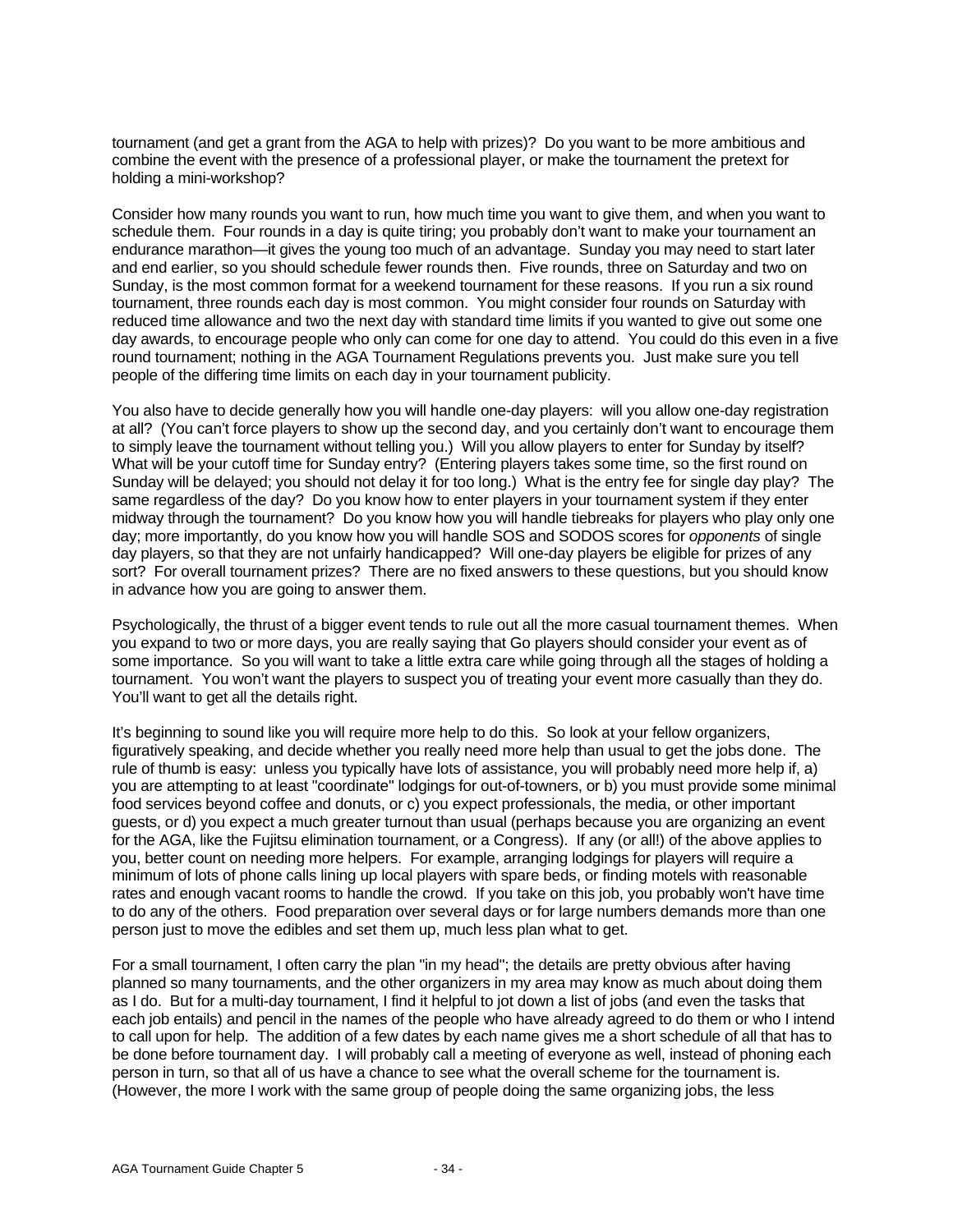tournament (and get a grant from the AGA to help with prizes)? Do you want to be more ambitious and combine the event with the presence of a professional player, or make the tournament the pretext for holding a mini-workshop?

Consider how many rounds you want to run, how much time you want to give them, and when you want to schedule them. Four rounds in a day is quite tiring; you probably don't want to make your tournament an endurance marathon—it gives the young too much of an advantage. Sunday you may need to start later and end earlier, so you should schedule fewer rounds then. Five rounds, three on Saturday and two on Sunday, is the most common format for a weekend tournament for these reasons. If you run a six round tournament, three rounds each day is most common. You might consider four rounds on Saturday with reduced time allowance and two the next day with standard time limits if you wanted to give out some one day awards, to encourage people who only can come for one day to attend. You could do this even in a five round tournament; nothing in the AGA Tournament Regulations prevents you. Just make sure you tell people of the differing time limits on each day in your tournament publicity.

You also have to decide generally how you will handle one-day players: will you allow one-day registration at all? (You can't force players to show up the second day, and you certainly don't want to encourage them to simply leave the tournament without telling you.) Will you allow players to enter for Sunday by itself? What will be your cutoff time for Sunday entry? (Entering players takes some time, so the first round on Sunday will be delayed; you should not delay it for too long.) What is the entry fee for single day play? The same regardless of the day? Do you know how to enter players in your tournament system if they enter midway through the tournament? Do you know how you will handle tiebreaks for players who play only one day; more importantly, do you know how you will handle SOS and SODOS scores for *opponents* of single day players, so that they are not unfairly handicapped? Will one-day players be eligible for prizes of any sort? For overall tournament prizes? There are no fixed answers to these questions, but you should know in advance how you are going to answer them.

Psychologically, the thrust of a bigger event tends to rule out all the more casual tournament themes. When you expand to two or more days, you are really saying that Go players should consider your event as of some importance. So you will want to take a little extra care while going through all the stages of holding a tournament. You won't want the players to suspect you of treating your event more casually than they do. You'll want to get all the details right.

It's beginning to sound like you will require more help to do this. So look at your fellow organizers, figuratively speaking, and decide whether you really need more help than usual to get the jobs done. The rule of thumb is easy: unless you typically have lots of assistance, you will probably need more help if, a) you are attempting to at least "coordinate" lodgings for out-of-towners, or b) you must provide some minimal food services beyond coffee and donuts, or c) you expect professionals, the media, or other important guests, or d) you expect a much greater turnout than usual (perhaps because you are organizing an event for the AGA, like the Fujitsu elimination tournament, or a Congress). If any (or all!) of the above applies to you, better count on needing more helpers. For example, arranging lodgings for players will require a minimum of lots of phone calls lining up local players with spare beds, or finding motels with reasonable rates and enough vacant rooms to handle the crowd. If you take on this job, you probably won't have time to do any of the others. Food preparation over several days or for large numbers demands more than one person just to move the edibles and set them up, much less plan what to get.

For a small tournament, I often carry the plan "in my head"; the details are pretty obvious after having planned so many tournaments, and the other organizers in my area may know as much about doing them as I do. But for a multi-day tournament, I find it helpful to jot down a list of jobs (and even the tasks that each job entails) and pencil in the names of the people who have already agreed to do them or who I intend to call upon for help. The addition of a few dates by each name gives me a short schedule of all that has to be done before tournament day. I will probably call a meeting of everyone as well, instead of phoning each person in turn, so that all of us have a chance to see what the overall scheme for the tournament is. (However, the more I work with the same group of people doing the same organizing jobs, the less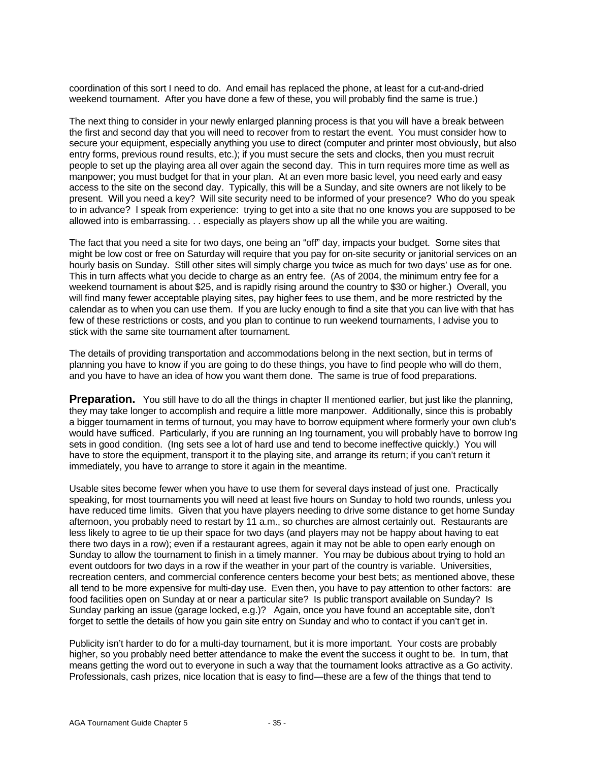coordination of this sort I need to do. And email has replaced the phone, at least for a cut-and-dried weekend tournament. After you have done a few of these, you will probably find the same is true.)

The next thing to consider in your newly enlarged planning process is that you will have a break between the first and second day that you will need to recover from to restart the event. You must consider how to secure your equipment, especially anything you use to direct (computer and printer most obviously, but also entry forms, previous round results, etc.); if you must secure the sets and clocks, then you must recruit people to set up the playing area all over again the second day. This in turn requires more time as well as manpower; you must budget for that in your plan. At an even more basic level, you need early and easy access to the site on the second day. Typically, this will be a Sunday, and site owners are not likely to be present. Will you need a key? Will site security need to be informed of your presence? Who do you speak to in advance? I speak from experience: trying to get into a site that no one knows you are supposed to be allowed into is embarrassing. . . especially as players show up all the while you are waiting.

The fact that you need a site for two days, one being an "off" day, impacts your budget. Some sites that might be low cost or free on Saturday will require that you pay for on-site security or janitorial services on an hourly basis on Sunday. Still other sites will simply charge you twice as much for two days' use as for one. This in turn affects what you decide to charge as an entry fee. (As of 2004, the minimum entry fee for a weekend tournament is about $25, and is rapidly rising around the country to $30 or higher.) Overall, you will find many fewer acceptable playing sites, pay higher fees to use them, and be more restricted by the calendar as to when you can use them. If you are lucky enough to find a site that you can live with that has few of these restrictions or costs, and you plan to continue to run weekend tournaments, I advise you to stick with the same site tournament after tournament.

The details of providing transportation and accommodations belong in the next section, but in terms of planning you have to know if you are going to do these things, you have to find people who will do them, and you have to have an idea of how you want them done. The same is true of food preparations.

**Preparation.** You still have to do all the things in chapter II mentioned earlier, but just like the planning, they may take longer to accomplish and require a little more manpower. Additionally, since this is probably a bigger tournament in terms of turnout, you may have to borrow equipment where formerly your own club's would have sufficed. Particularly, if you are running an Ing tournament, you will probably have to borrow Ing sets in good condition. (Ing sets see a lot of hard use and tend to become ineffective quickly.) You will have to store the equipment, transport it to the playing site, and arrange its return; if you can't return it immediately, you have to arrange to store it again in the meantime.

Usable sites become fewer when you have to use them for several days instead of just one. Practically speaking, for most tournaments you will need at least five hours on Sunday to hold two rounds, unless you have reduced time limits. Given that you have players needing to drive some distance to get home Sunday afternoon, you probably need to restart by 11 a.m., so churches are almost certainly out. Restaurants are less likely to agree to tie up their space for two days (and players may not be happy about having to eat there two days in a row); even if a restaurant agrees, again it may not be able to open early enough on Sunday to allow the tournament to finish in a timely manner. You may be dubious about trying to hold an event outdoors for two days in a row if the weather in your part of the country is variable. Universities, recreation centers, and commercial conference centers become your best bets; as mentioned above, these all tend to be more expensive for multi-day use. Even then, you have to pay attention to other factors: are food facilities open on Sunday at or near a particular site? Is public transport available on Sunday? Is Sunday parking an issue (garage locked, e.g.)? Again, once you have found an acceptable site, don't forget to settle the details of how you gain site entry on Sunday and who to contact if you can't get in.

Publicity isn't harder to do for a multi-day tournament, but it is more important. Your costs are probably higher, so you probably need better attendance to make the event the success it ought to be. In turn, that means getting the word out to everyone in such a way that the tournament looks attractive as a Go activity. Professionals, cash prizes, nice location that is easy to find—these are a few of the things that tend to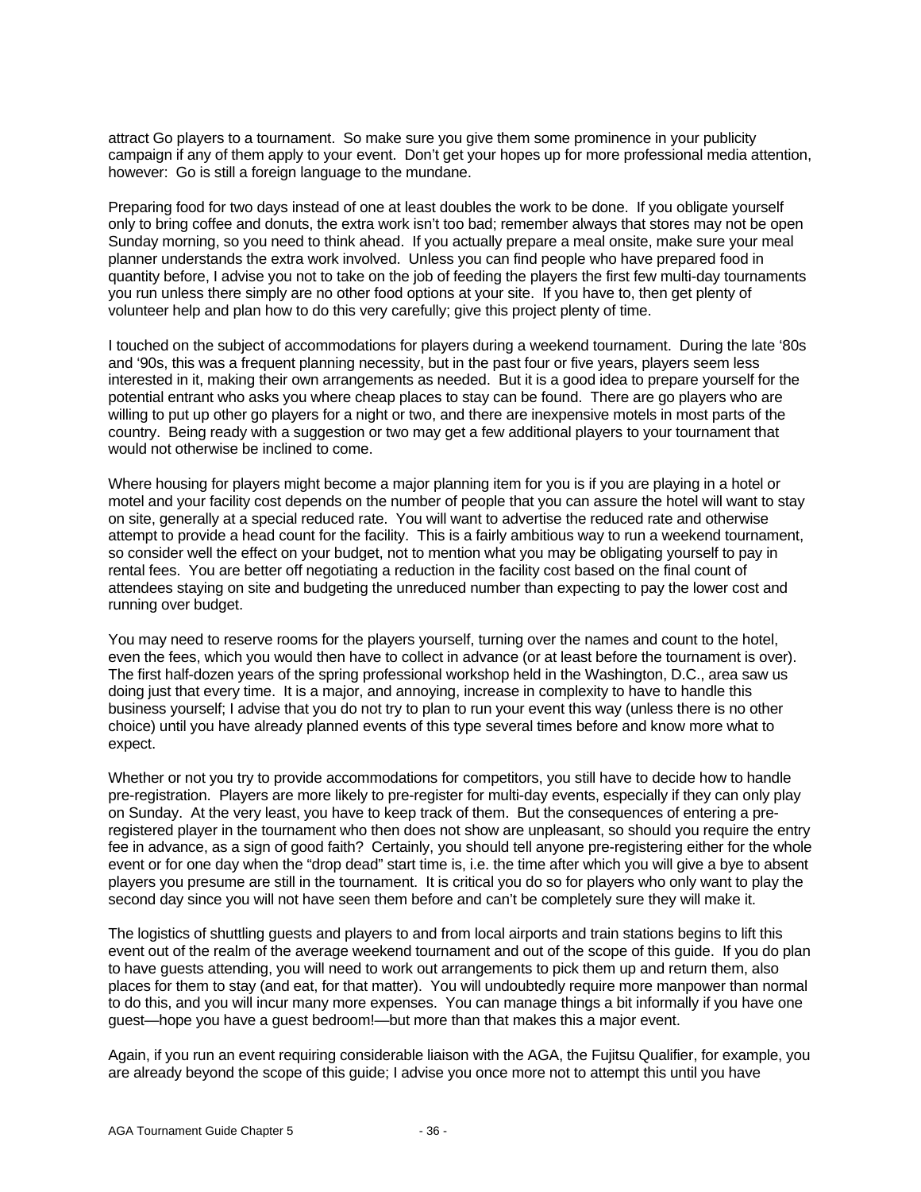attract Go players to a tournament. So make sure you give them some prominence in your publicity campaign if any of them apply to your event. Don't get your hopes up for more professional media attention, however: Go is still a foreign language to the mundane.

Preparing food for two days instead of one at least doubles the work to be done. If you obligate yourself only to bring coffee and donuts, the extra work isn't too bad; remember always that stores may not be open Sunday morning, so you need to think ahead. If you actually prepare a meal onsite, make sure your meal planner understands the extra work involved. Unless you can find people who have prepared food in quantity before, I advise you not to take on the job of feeding the players the first few multi-day tournaments you run unless there simply are no other food options at your site. If you have to, then get plenty of volunteer help and plan how to do this very carefully; give this project plenty of time.

I touched on the subject of accommodations for players during a weekend tournament. During the late '80s and '90s, this was a frequent planning necessity, but in the past four or five years, players seem less interested in it, making their own arrangements as needed. But it is a good idea to prepare yourself for the potential entrant who asks you where cheap places to stay can be found. There are go players who are willing to put up other go players for a night or two, and there are inexpensive motels in most parts of the country. Being ready with a suggestion or two may get a few additional players to your tournament that would not otherwise be inclined to come.

Where housing for players might become a major planning item for you is if you are playing in a hotel or motel and your facility cost depends on the number of people that you can assure the hotel will want to stay on site, generally at a special reduced rate. You will want to advertise the reduced rate and otherwise attempt to provide a head count for the facility. This is a fairly ambitious way to run a weekend tournament, so consider well the effect on your budget, not to mention what you may be obligating yourself to pay in rental fees. You are better off negotiating a reduction in the facility cost based on the final count of attendees staying on site and budgeting the unreduced number than expecting to pay the lower cost and running over budget.

You may need to reserve rooms for the players yourself, turning over the names and count to the hotel, even the fees, which you would then have to collect in advance (or at least before the tournament is over). The first half-dozen years of the spring professional workshop held in the Washington, D.C., area saw us doing just that every time. It is a major, and annoying, increase in complexity to have to handle this business yourself; I advise that you do not try to plan to run your event this way (unless there is no other choice) until you have already planned events of this type several times before and know more what to expect.

Whether or not you try to provide accommodations for competitors, you still have to decide how to handle pre-registration. Players are more likely to pre-register for multi-day events, especially if they can only play on Sunday. At the very least, you have to keep track of them. But the consequences of entering a pre-registered player in the tournament who then does not show are unpleasant, so should you require the entry fee in advance, as a sign of good faith? Certainly, you should tell anyone pre-registering either for the whole event or for one day when the "drop dead" start time is, i.e. the time after which you will give a bye to absent players you presume are still in the tournament. It is critical you do so for players who only want to play the second day since you will not have seen them before and can't be completely sure they will make it.

The logistics of shuttling guests and players to and from local airports and train stations begins to lift this event out of the realm of the average weekend tournament and out of the scope of this guide. If you do plan to have guests attending, you will need to work out arrangements to pick them up and return them, also places for them to stay (and eat, for that matter). You will undoubtedly require more manpower than normal to do this, and you will incur many more expenses. You can manage things a bit informally if you have one guest—hope you have a guest bedroom!—but more than that makes this a major event.

Again, if you run an event requiring considerable liaison with the AGA, the Fujitsu Qualifier, for example, you are already beyond the scope of this guide; I advise you once more not to attempt this until you have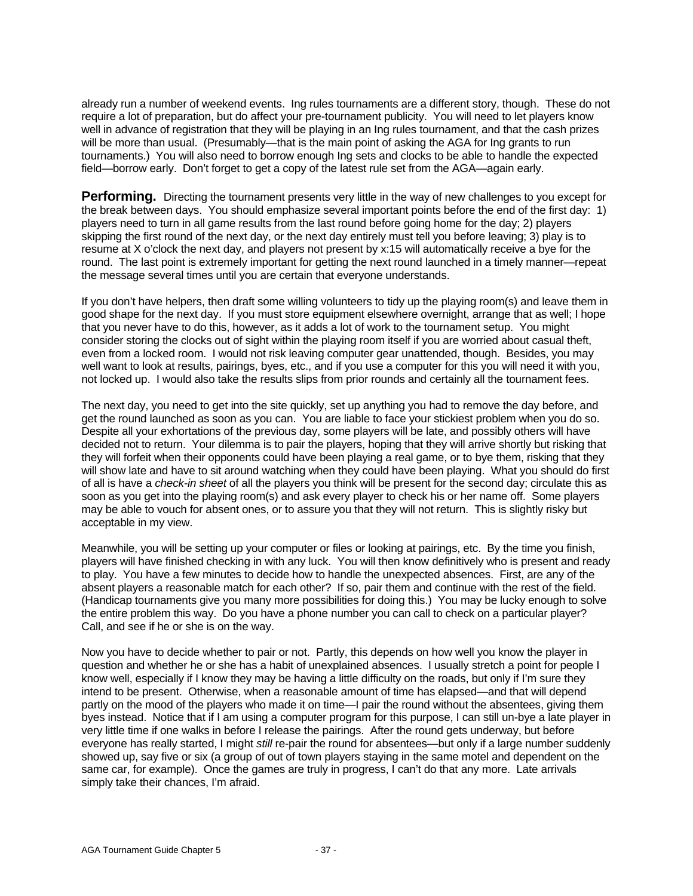already run a number of weekend events. Ing rules tournaments are a different story, though. These do not require a lot of preparation, but do affect your pre-tournament publicity. You will need to let players know well in advance of registration that they will be playing in an Ing rules tournament, and that the cash prizes will be more than usual. (Presumably—that is the main point of asking the AGA for Ing grants to run tournaments.) You will also need to borrow enough Ing sets and clocks to be able to handle the expected field—borrow early. Don't forget to get a copy of the latest rule set from the AGA—again early.

**Performing.** Directing the tournament presents very little in the way of new challenges to you except for the break between days. You should emphasize several important points before the end of the first day: 1) players need to turn in all game results from the last round before going home for the day; 2) players skipping the first round of the next day, or the next day entirely must tell you before leaving; 3) play is to resume at X o'clock the next day, and players not present by x:15 will automatically receive a bye for the round. The last point is extremely important for getting the next round launched in a timely manner—repeat the message several times until you are certain that everyone understands.

If you don't have helpers, then draft some willing volunteers to tidy up the playing room(s) and leave them in good shape for the next day. If you must store equipment elsewhere overnight, arrange that as well; I hope that you never have to do this, however, as it adds a lot of work to the tournament setup. You might consider storing the clocks out of sight within the playing room itself if you are worried about casual theft, even from a locked room. I would not risk leaving computer gear unattended, though. Besides, you may well want to look at results, pairings, byes, etc., and if you use a computer for this you will need it with you, not locked up. I would also take the results slips from prior rounds and certainly all the tournament fees.

The next day, you need to get into the site quickly, set up anything you had to remove the day before, and get the round launched as soon as you can. You are liable to face your stickiest problem when you do so. Despite all your exhortations of the previous day, some players will be late, and possibly others will have decided not to return. Your dilemma is to pair the players, hoping that they will arrive shortly but risking that they will forfeit when their opponents could have been playing a real game, or to bye them, risking that they will show late and have to sit around watching when they could have been playing. What you should do first of all is have a *check-in sheet* of all the players you think will be present for the second day; circulate this as soon as you get into the playing room(s) and ask every player to check his or her name off. Some players may be able to vouch for absent ones, or to assure you that they will not return. This is slightly risky but acceptable in my view.

Meanwhile, you will be setting up your computer or files or looking at pairings, etc. By the time you finish, players will have finished checking in with any luck. You will then know definitively who is present and ready to play. You have a few minutes to decide how to handle the unexpected absences. First, are any of the absent players a reasonable match for each other? If so, pair them and continue with the rest of the field. (Handicap tournaments give you many more possibilities for doing this.) You may be lucky enough to solve the entire problem this way. Do you have a phone number you can call to check on a particular player? Call, and see if he or she is on the way.

Now you have to decide whether to pair or not. Partly, this depends on how well you know the player in question and whether he or she has a habit of unexplained absences. I usually stretch a point for people I know well, especially if I know they may be having a little difficulty on the roads, but only if I'm sure they intend to be present. Otherwise, when a reasonable amount of time has elapsed—and that will depend partly on the mood of the players who made it on time—I pair the round without the absentees, giving them byes instead. Notice that if I am using a computer program for this purpose, I can still un-bye a late player in very little time if one walks in before I release the pairings. After the round gets underway, but before everyone has really started, I might *still* re-pair the round for absentees—but only if a large number suddenly showed up, say five or six (a group of out of town players staying in the same motel and dependent on the same car, for example). Once the games are truly in progress, I can't do that any more. Late arrivals simply take their chances, I'm afraid.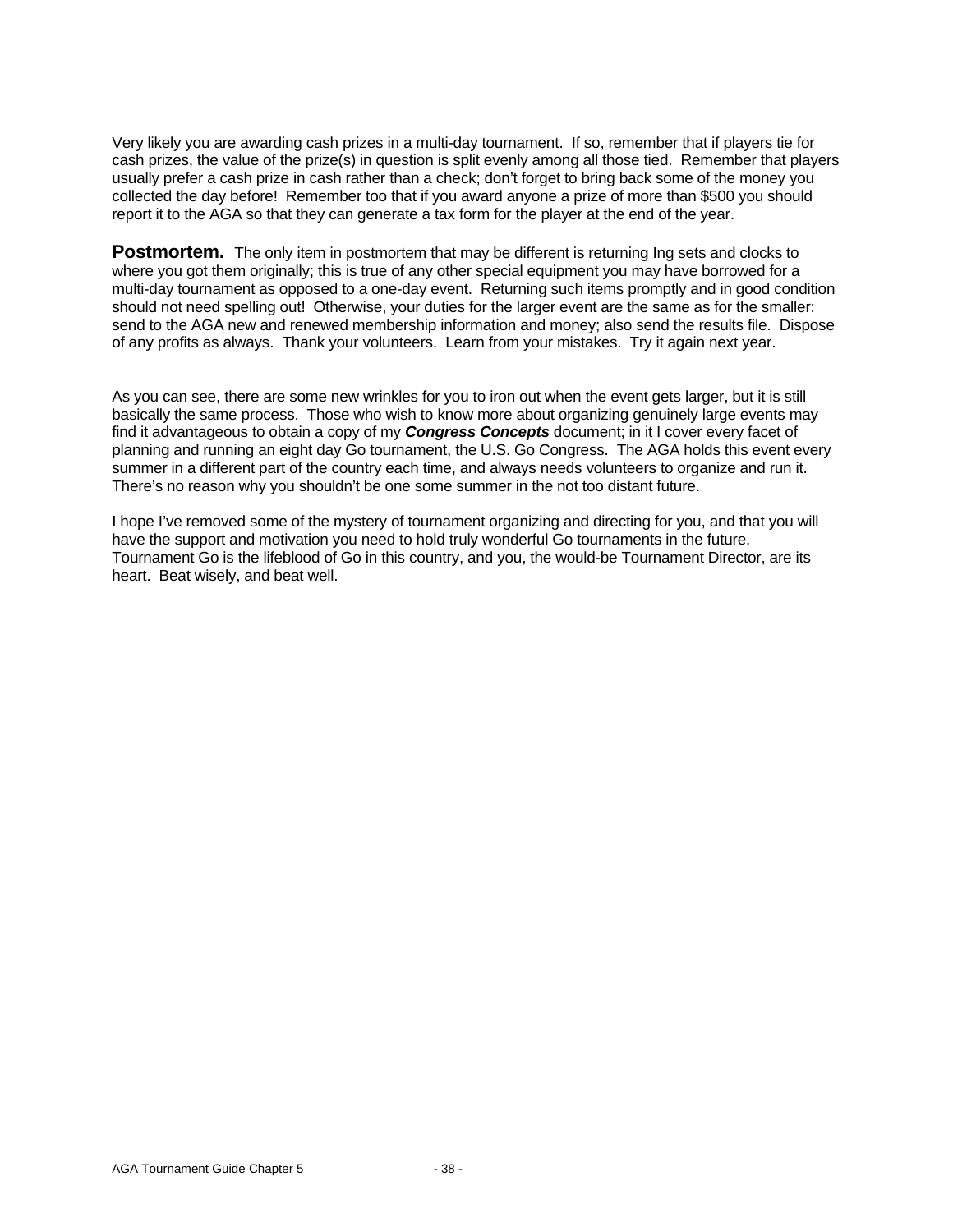Very likely you are awarding cash prizes in a multi-day tournament. If so, remember that if players tie for cash prizes, the value of the prize(s) in question is split evenly among all those tied. Remember that players usually prefer a cash prize in cash rather than a check; don't forget to bring back some of the money you collected the day before! Remember too that if you award anyone a prize of more than $500 you should report it to the AGA so that they can generate a tax form for the player at the end of the year.

**Postmortem.** The only item in postmortem that may be different is returning Ing sets and clocks to where you got them originally; this is true of any other special equipment you may have borrowed for a multi-day tournament as opposed to a one-day event. Returning such items promptly and in good condition should not need spelling out! Otherwise, your duties for the larger event are the same as for the smaller: send to the AGA new and renewed membership information and money; also send the results file. Dispose of any profits as always. Thank your volunteers. Learn from your mistakes. Try it again next year.

As you can see, there are some new wrinkles for you to iron out when the event gets larger, but it is still basically the same process. Those who wish to know more about organizing genuinely large events may find it advantageous to obtain a copy of my ***Congress Concepts*** document; in it I cover every facet of planning and running an eight day Go tournament, the U.S. Go Congress. The AGA holds this event every summer in a different part of the country each time, and always needs volunteers to organize and run it. There's no reason why you shouldn't be one some summer in the not too distant future.

I hope I've removed some of the mystery of tournament organizing and directing for you, and that you will have the support and motivation you need to hold truly wonderful Go tournaments in the future. Tournament Go is the lifeblood of Go in this country, and you, the would-be Tournament Director, are its heart. Beat wisely, and beat well.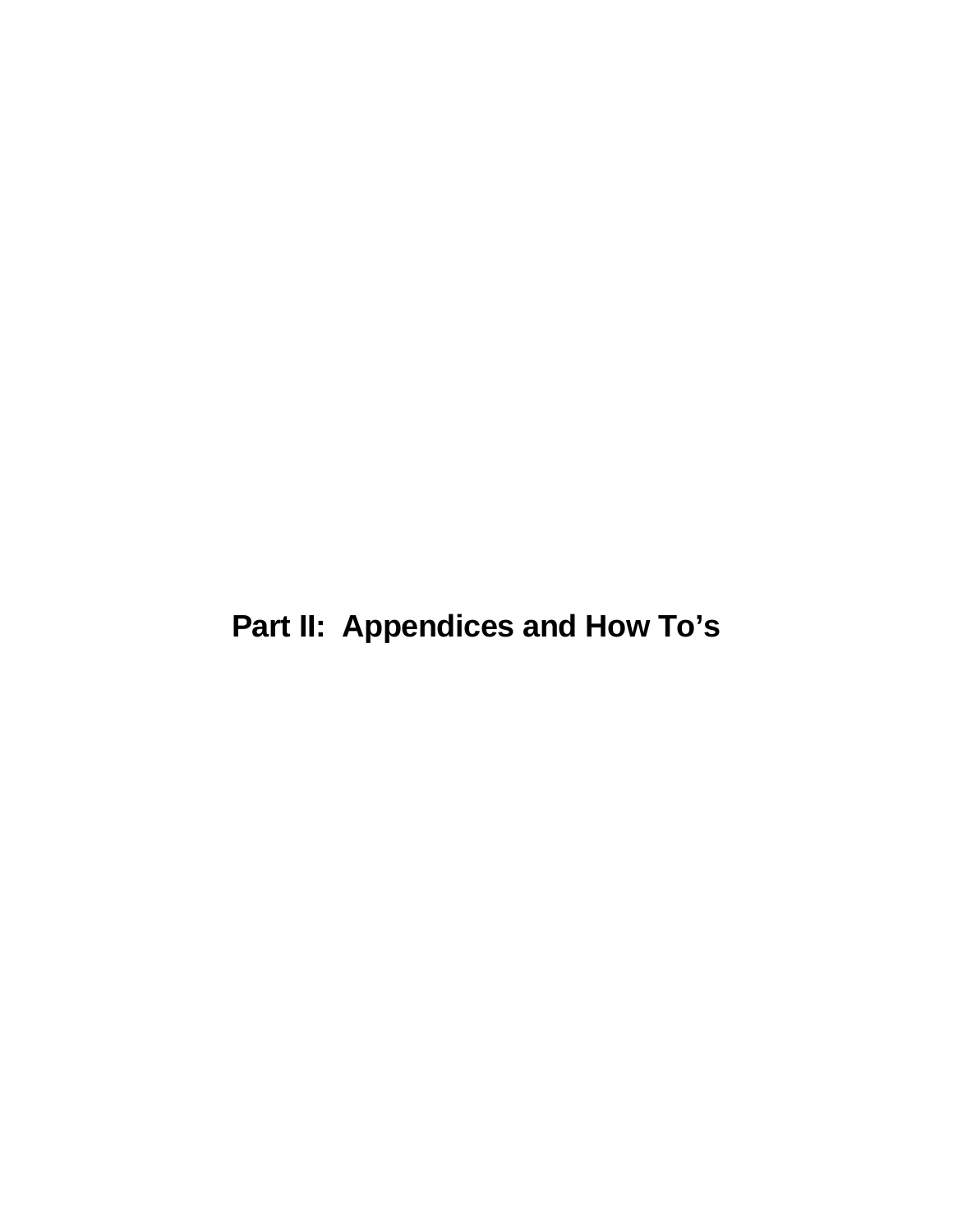# Part II: Appendices and How To's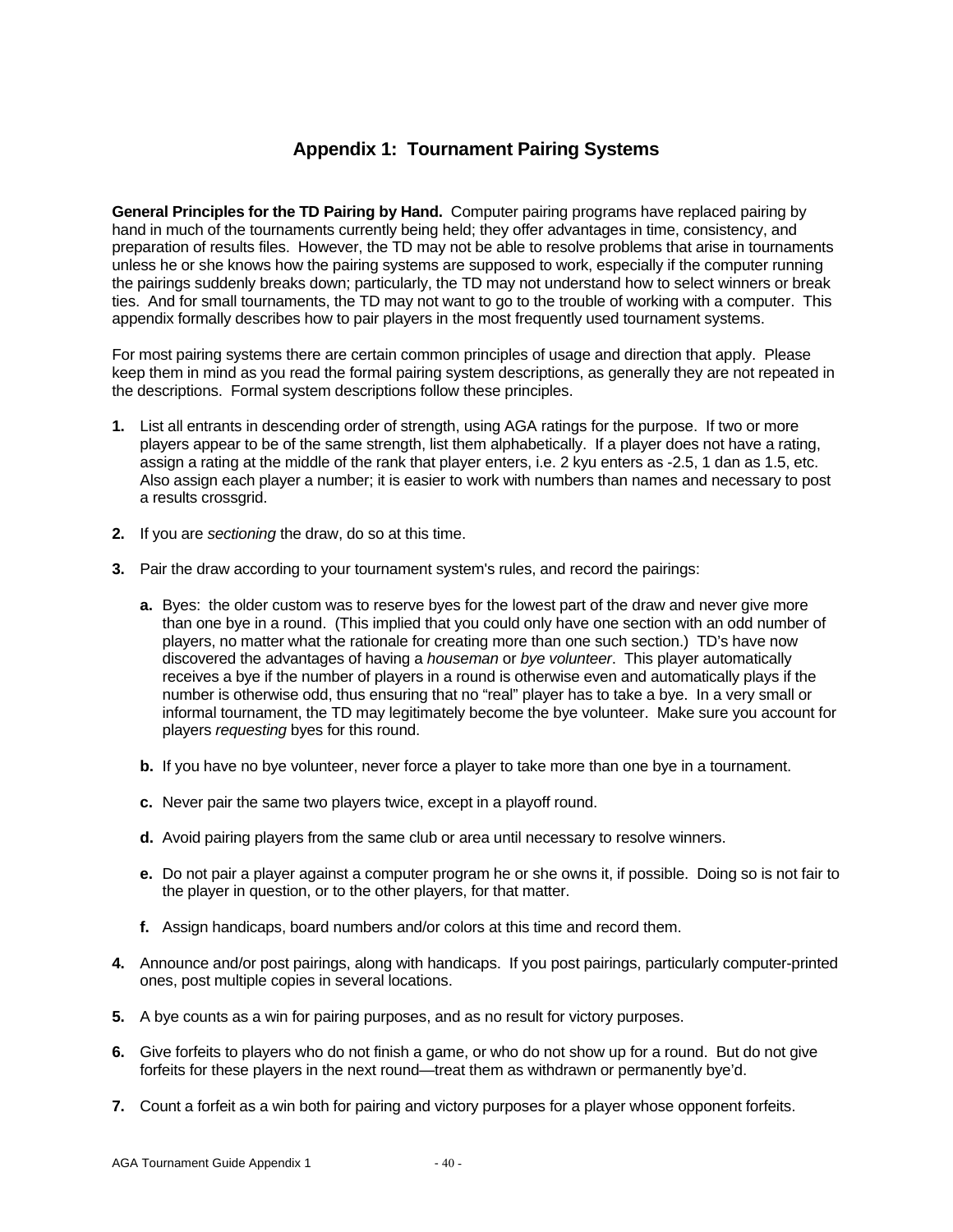# Appendix 1: Tournament Pairing Systems

**General Principles for the TD Pairing by Hand.** Computer pairing programs have replaced pairing by hand in much of the tournaments currently being held; they offer advantages in time, consistency, and preparation of results files. However, the TD may not be able to resolve problems that arise in tournaments unless he or she knows how the pairing systems are supposed to work, especially if the computer running the pairings suddenly breaks down; particularly, the TD may not understand how to select winners or break ties. And for small tournaments, the TD may not want to go to the trouble of working with a computer. This appendix formally describes how to pair players in the most frequently used tournament systems.

For most pairing systems there are certain common principles of usage and direction that apply. Please keep them in mind as you read the formal pairing system descriptions, as generally they are not repeated in the descriptions. Formal system descriptions follow these principles.

1. List all entrants in descending order of strength, using AGA ratings for the purpose. If two or more players appear to be of the same strength, list them alphabetically. If a player does not have a rating, assign a rating at the middle of the rank that player enters, i.e. 2 kyu enters as -2.5, 1 dan as 1.5, etc. Also assign each player a number; it is easier to work with numbers than names and necessary to post a results crossgrid.

2. If you are *sectioning* the draw, do so at this time.

3. Pair the draw according to your tournament system's rules, and record the pairings:

   a. Byes: the older custom was to reserve byes for the lowest part of the draw and never give more than one bye in a round. (This implied that you could only have one section with an odd number of players, no matter what the rationale for creating more than one such section.) TD's have now discovered the advantages of having a *houseman* or *bye volunteer*. This player automatically receives a bye if the number of players in a round is otherwise even and automatically plays if the number is otherwise odd, thus ensuring that no "real" player has to take a bye. In a very small or informal tournament, the TD may legitimately become the bye volunteer. Make sure you account for players *requesting* byes for this round.

   b. If you have no bye volunteer, never force a player to take more than one bye in a tournament.

   c. Never pair the same two players twice, except in a playoff round.

   d. Avoid pairing players from the same club or area until necessary to resolve winners.

   e. Do not pair a player against a computer program he or she owns it, if possible. Doing so is not fair to the player in question, or to the other players, for that matter.

   f. Assign handicaps, board numbers and/or colors at this time and record them.

4. Announce and/or post pairings, along with handicaps. If you post pairings, particularly computer-printed ones, post multiple copies in several locations.

5. A bye counts as a win for pairing purposes, and as no result for victory purposes.

6. Give forfeits to players who do not finish a game, or who do not show up for a round. But do not give forfeits for these players in the next round—treat them as withdrawn or permanently bye'd.

7. Count a forfeit as a win both for pairing and victory purposes for a player whose opponent forfeits.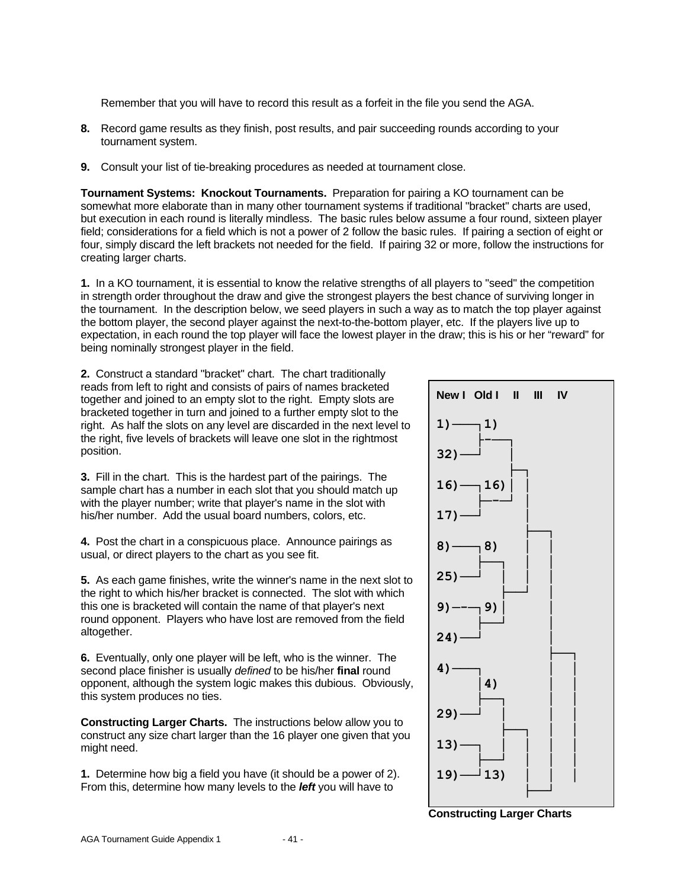Remember that you will have to record this result as a forfeit in the file you send the AGA.

8. Record game results as they finish, post results, and pair succeeding rounds according to your tournament system.

9. Consult your list of tie-breaking procedures as needed at tournament close.

**Tournament Systems: Knockout Tournaments.** Preparation for pairing a KO tournament can be somewhat more elaborate than in many other tournament systems if traditional "bracket" charts are used, but execution in each round is literally mindless. The basic rules below assume a four round, sixteen player field; considerations for a field which is not a power of 2 follow the basic rules. If pairing a section of eight or four, simply discard the left brackets not needed for the field. If pairing 32 or more, follow the instructions for creating larger charts.

**1.** In a KO tournament, it is essential to know the relative strengths of all players to "seed" the competition in strength order throughout the draw and give the strongest players the best chance of surviving longer in the tournament. In the description below, we seed players in such a way as to match the top player against the bottom player, the second player against the next-to-the-bottom player, etc. If the players live up to expectation, in each round the top player will face the lowest player in the draw; this is his or her "reward" for being nominally strongest player in the field.

**2.** Construct a standard "bracket" chart. The chart traditionally reads from left to right and consists of pairs of names bracketed together and joined to an empty slot to the right. Empty slots are bracketed together in turn and joined to a further empty slot to the right. As half the slots on any level are discarded in the next level to the right, five levels of brackets will leave one slot in the rightmost position.

**3.** Fill in the chart. This is the hardest part of the pairings. The sample chart has a number in each slot that you should match up with the player number; write that player's name in the slot with his/her number. Add the usual board numbers, colors, etc.

**4.** Post the chart in a conspicuous place. Announce pairings as usual, or direct players to the chart as you see fit.

**5.** As each game finishes, write the winner's name in the next slot to the right to which his/her bracket is connected. The slot with which this one is bracketed will contain the name of that player's next round opponent. Players who have lost are removed from the field altogether.

**6.** Eventually, only one player will be left, who is the winner. The second place finisher is usually *defined* to be his/her **final** round opponent, although the system logic makes this dubious. Obviously, this system produces no ties.

```
New I  Old I   II   III   IV

1)────┐1)
      ├──┐
32)───┘  │
         ├──┐
16)───┐16)│ │
      ├──┘  │
17)───┘     │
            ├──┐
8)────┐8)   │  │
      ├──┐  │  │
25)───┘  │  │  │
         ├──┘  │
9)────┐9)│     │
      ├──┘     │
24)───┘        │
               ├──┐
4)────┐        │  │
      │4)      │  │
      ├──┐     │  │
29)───┘  │     │  │
         ├──┐  │  │
13)───┐  │  │  │  │
      ├──┘  │  │  │
19)───┘13)  │  │  │
            ├──┘
```

**Constructing Larger Charts**

**Constructing Larger Charts.** The instructions below allow you to construct any size chart larger than the 16 player one given that you might need.

**1.** Determine how big a field you have (it should be a power of 2). From this, determine how many levels to the ***left*** you will have to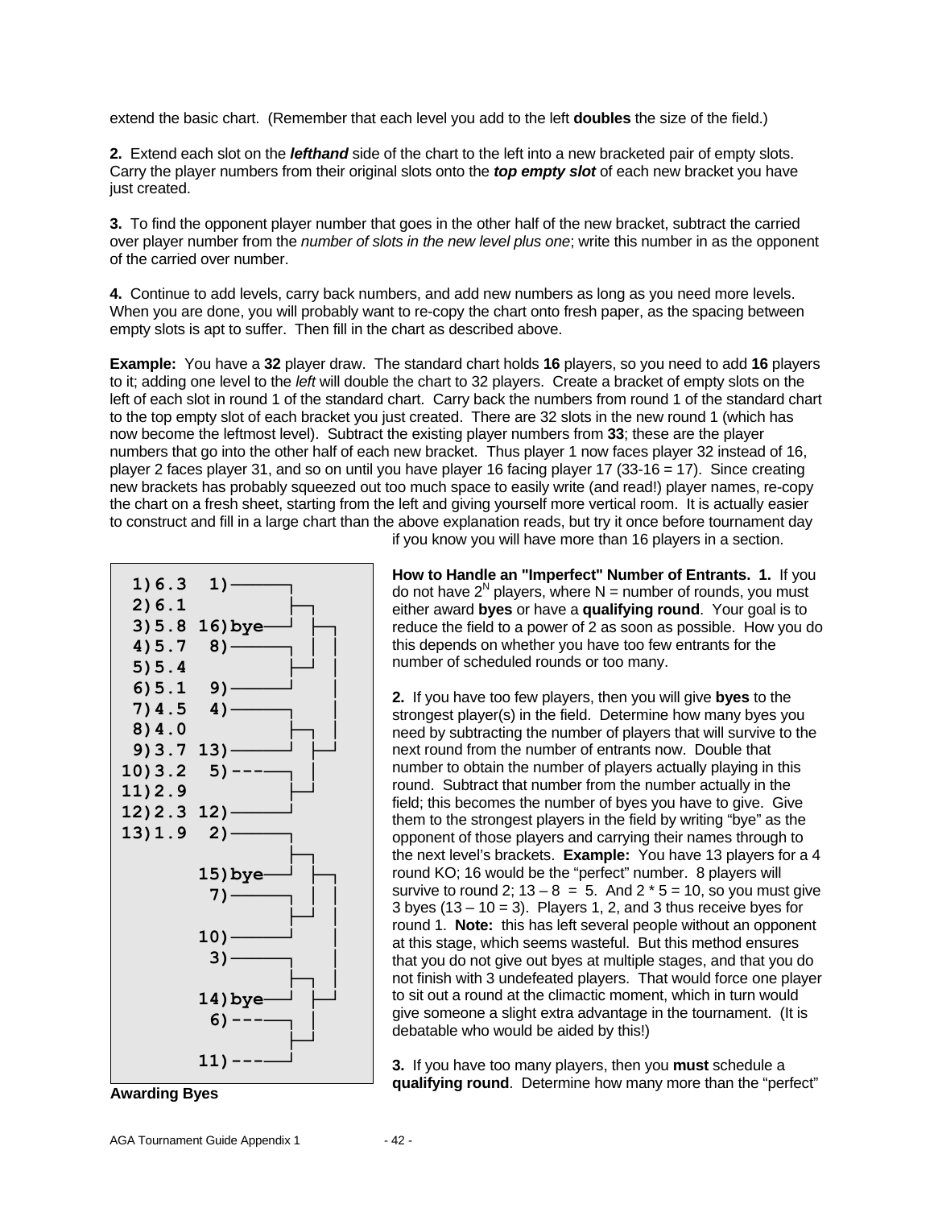extend the basic chart. (Remember that each level you add to the left **doubles** the size of the field.)

**2.** Extend each slot on the ***lefthand*** side of the chart to the left into a new bracketed pair of empty slots. Carry the player numbers from their original slots onto the ***top empty slot*** of each new bracket you have just created.

**3.** To find the opponent player number that goes in the other half of the new bracket, subtract the carried over player number from the *number of slots in the new level plus one*; write this number in as the opponent of the carried over number.

**4.** Continue to add levels, carry back numbers, and add new numbers as long as you need more levels. When you are done, you will probably want to re-copy the chart onto fresh paper, as the spacing between empty slots is apt to suffer. Then fill in the chart as described above.

**Example:** You have a **32** player draw. The standard chart holds **16** players, so you need to add **16** players to it; adding one level to the *left* will double the chart to 32 players. Create a bracket of empty slots on the left of each slot in round 1 of the standard chart. Carry back the numbers from round 1 of the standard chart to the top empty slot of each bracket you just created. There are 32 slots in the new round 1 (which has now become the leftmost level). Subtract the existing player numbers from **33**; these are the player numbers that go into the other half of each new bracket. Thus player 1 now faces player 32 instead of 16, player 2 faces player 31, and so on until you have player 16 facing player 17 (33-16 = 17). Since creating new brackets has probably squeezed out too much space to easily write (and read!) player names, re-copy the chart on a fresh sheet, starting from the left and giving yourself more vertical room. It is actually easier to construct and fill in a large chart than the above explanation reads, but try it once before tournament day if you know you will have more than 16 players in a section.

```
 1)6.3   1)──────┐
 2)6.1           ├──┐
 3)5.8  16)bye───┘  ├──┐
 4)5.7   8)──────┐  │  │
 5)5.4           ├──┘  │
 6)5.1   9)──────┘     │
 7)4.5   4)──────┐     │
 8)4.0           ├──┐  │
 9)3.7  13)──────┘  ├──┘
10)3.2   5)---───┐  │
11)2.9           ├──┘
12)2.3  12)──────┘
13)1.9   2)──────┐
                 ├──┐
        15)bye───┘  ├──┐
         7)──────┐  │  │
                 ├──┘  │
        10)──────┘     │
         3)──────┐     │
                 ├──┐  │
        14)bye───┘  ├──┘
         6)---───┐  │
                 ├──┘
        11)---───┘
```

**Awarding Byes**

**How to Handle an "Imperfect" Number of Entrants. 1.** If you do not have $2^N$ players, where N = number of rounds, you must either award **byes** or have a **qualifying round**. Your goal is to reduce the field to a power of 2 as soon as possible. How you do this depends on whether you have too few entrants for the number of scheduled rounds or too many.

**2.** If you have too few players, then you will give **byes** to the strongest player(s) in the field. Determine how many byes you need by subtracting the number of players that will survive to the next round from the number of entrants now. Double that number to obtain the number of players actually playing in this round. Subtract that number from the number actually in the field; this becomes the number of byes you have to give. Give them to the strongest players in the field by writing "bye" as the opponent of those players and carrying their names through to the next level's brackets. **Example:** You have 13 players for a 4 round KO; 16 would be the "perfect" number. 8 players will survive to round 2; 13 – 8 = 5. And 2 * 5 = 10, so you must give 3 byes (13 – 10 = 3). Players 1, 2, and 3 thus receive byes for round 1. **Note:** this has left several people without an opponent at this stage, which seems wasteful. But this method ensures that you do not give out byes at multiple stages, and that you do not finish with 3 undefeated players. That would force one player to sit out a round at the climactic moment, which in turn would give someone a slight extra advantage in the tournament. (It is debatable who would be aided by this!)

**3.** If you have too many players, then you **must** schedule a **qualifying round**. Determine how many more than the "perfect"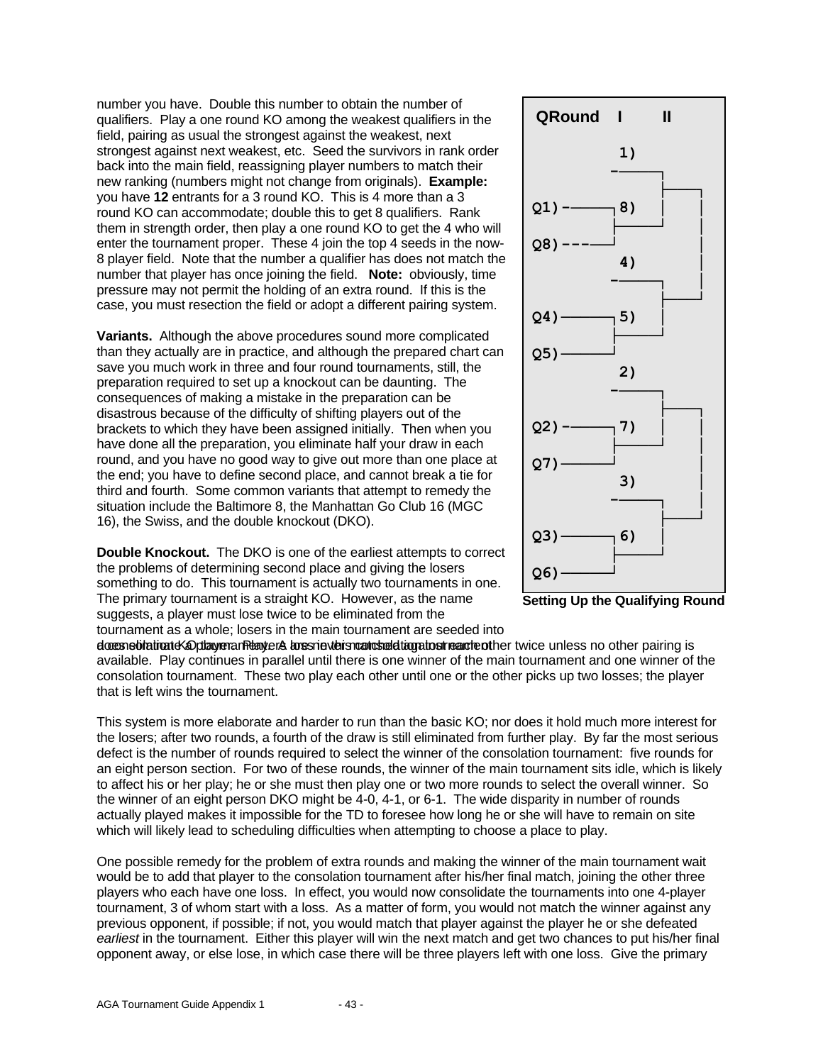number you have. Double this number to obtain the number of qualifiers. Play a one round KO among the weakest qualifiers in the field, pairing as usual the strongest against the weakest, next strongest against next weakest, etc. Seed the survivors in rank order back into the main field, reassigning player numbers to match their new ranking (numbers might not change from originals). **Example:** you have **12** entrants for a 3 round KO. This is 4 more than a 3 round KO can accommodate; double this to get 8 qualifiers. Rank them in strength order, then play a one round KO to get the 4 who will enter the tournament proper. These 4 join the top 4 seeds in the now-8 player field. Note that the number a qualifier has does not match the number that player has once joining the field. **Note:** obviously, time pressure may not permit the holding of an extra round. If this is the case, you must resection the field or adopt a different pairing system.

```
QRound   I      II

          1)
        -----┐
             ├----┐
Q1) -----┐8) |    |
         ├---┘    |
Q8) ----┘         |
          4)      |
        -----┐    |
             ├----┘
Q4) -----┐5) |
         ├---┘
Q5) -----┘
          2)
        -----┐
             ├----┐
Q2) -----┐7) |    |
         ├---┘    |
Q7) -----┘        |
          3)      |
        -----┐    |
             ├----┘
Q3) -----┐6) |
         ├---┘
Q6) -----┘
```

**Setting Up the Qualifying Round**

**Variants.** Although the above procedures sound more complicated than they actually are in practice, and although the prepared chart can save you much work in three and four round tournaments, still, the preparation required to set up a knockout can be daunting. The consequences of making a mistake in the preparation can be disastrous because of the difficulty of shifting players out of the brackets to which they have been assigned initially. Then when you have done all the preparation, you eliminate half your draw in each round, and you have no good way to give out more than one place at the end; you have to define second place, and cannot break a tie for third and fourth. Some common variants that attempt to remedy the situation include the Baltimore 8, the Manhattan Go Club 16 (MGC 16), the Swiss, and the double knockout (DKO).

**Double Knockout.** The DKO is one of the earliest attempts to correct the problems of determining second place and giving the losers something to do. This tournament is actually two tournaments in one. The primary tournament is a straight KO. However, as the name suggests, a player must lose twice to be eliminated from the tournament as a whole; losers in the main tournament are seeded into a consolation KO tournament. Players are never matched against each other twice unless no other pairing is available. Play continues in parallel until there is one winner of the main tournament and one winner of the consolation tournament. These two play each other until one or the other picks up two losses; the player that is left wins the tournament.

This system is more elaborate and harder to run than the basic KO; nor does it hold much more interest for the losers; after two rounds, a fourth of the draw is still eliminated from further play. By far the most serious defect is the number of rounds required to select the winner of the consolation tournament: five rounds for an eight person section. For two of these rounds, the winner of the main tournament sits idle, which is likely to affect his or her play; he or she must then play one or two more rounds to select the overall winner. So the winner of an eight person DKO might be 4-0, 4-1, or 6-1. The wide disparity in number of rounds actually played makes it impossible for the TD to foresee how long he or she will have to remain on site which will likely lead to scheduling difficulties when attempting to choose a place to play.

One possible remedy for the problem of extra rounds and making the winner of the main tournament wait would be to add that player to the consolation tournament after his/her final match, joining the other three players who each have one loss. In effect, you would now consolidate the tournaments into one 4-player tournament, 3 of whom start with a loss. As a matter of form, you would not match the winner against any previous opponent, if possible; if not, you would match that player against the player he or she defeated *earliest* in the tournament. Either this player will win the next match and get two chances to put his/her final opponent away, or else lose, in which case there will be three players left with one loss. Give the primary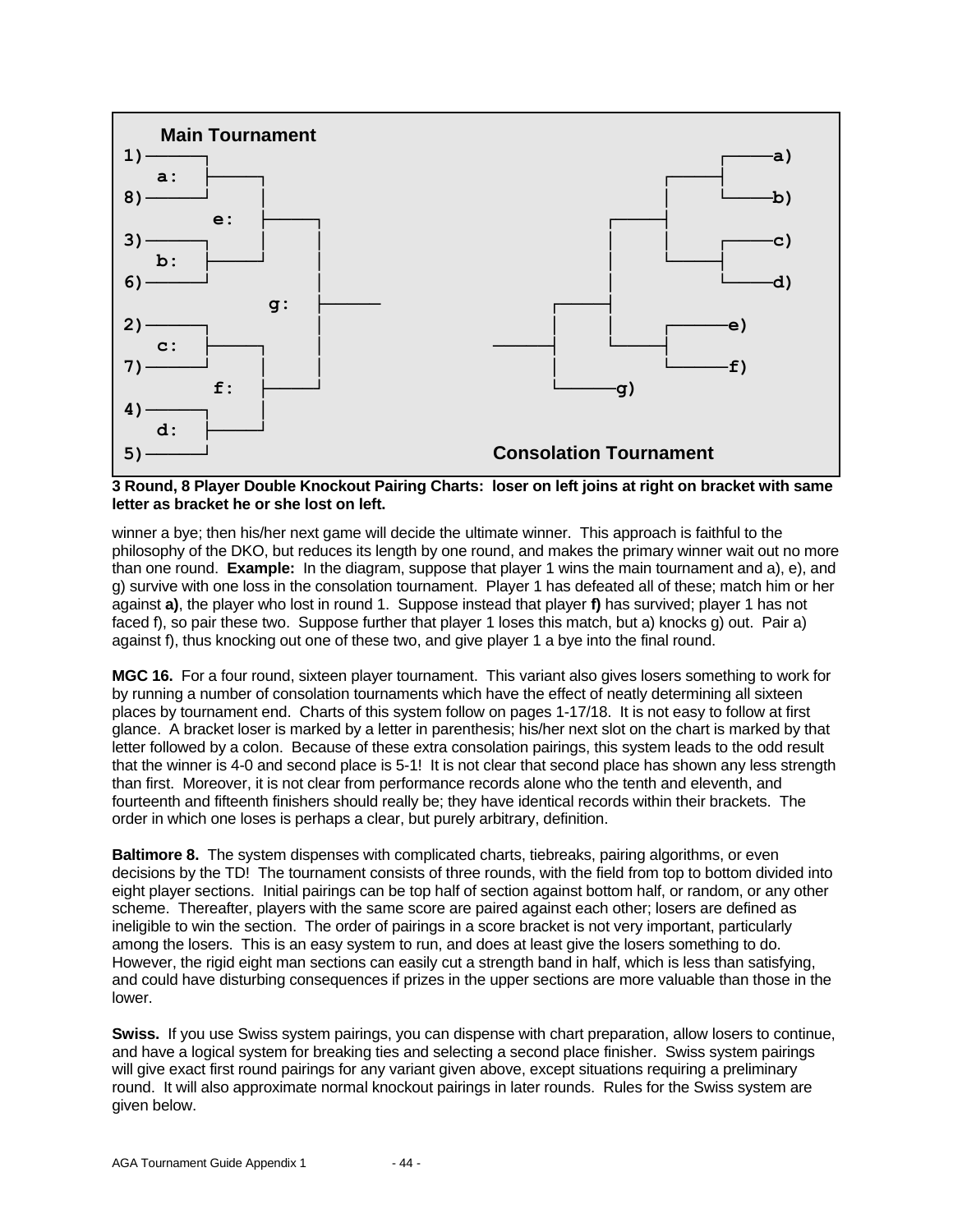```
  Main Tournament
1)──────┐                                                          ┌──────a)
   a:   ├──────┐                                            ┌──────┤
8)──────┘      │                                            │      └──────b)
         e:    ├──────┐                              ┌──────┤
3)──────┐      │      │                              │      │      ┌──────c)
   b:   ├──────┘      │                              │      └──────┤
6)──────┘             │                              │             └──────d)
                g:    ├──────               ┌──────┤
2)──────┐             │                     │      │      ┌──────e)
   c:   ├──────┐      │              ───────┤      └──────┤
7)──────┘      │      │                     │             └──────f)
         f:    ├──────┘                     └──────g)
4)──────┐      │
   d:   ├──────┘
5)──────┘                              Consolation Tournament
```

**3 Round, 8 Player Double Knockout Pairing Charts: loser on left joins at right on bracket with same letter as bracket he or she lost on left.**

winner a bye; then his/her next game will decide the ultimate winner. This approach is faithful to the philosophy of the DKO, but reduces its length by one round, and makes the primary winner wait out no more than one round. **Example:** In the diagram, suppose that player 1 wins the main tournament and a), e), and g) survive with one loss in the consolation tournament. Player 1 has defeated all of these; match him or her against **a)**, the player who lost in round 1. Suppose instead that player **f)** has survived; player 1 has not faced f), so pair these two. Suppose further that player 1 loses this match, but a) knocks g) out. Pair a) against f), thus knocking out one of these two, and give player 1 a bye into the final round.

**MGC 16.** For a four round, sixteen player tournament. This variant also gives losers something to work for by running a number of consolation tournaments which have the effect of neatly determining all sixteen places by tournament end. Charts of this system follow on pages 1-17/18. It is not easy to follow at first glance. A bracket loser is marked by a letter in parenthesis; his/her next slot on the chart is marked by that letter followed by a colon. Because of these extra consolation pairings, this system leads to the odd result that the winner is 4-0 and second place is 5-1! It is not clear that second place has shown any less strength than first. Moreover, it is not clear from performance records alone who the tenth and eleventh, and fourteenth and fifteenth finishers should really be; they have identical records within their brackets. The order in which one loses is perhaps a clear, but purely arbitrary, definition.

**Baltimore 8.** The system dispenses with complicated charts, tiebreaks, pairing algorithms, or even decisions by the TD! The tournament consists of three rounds, with the field from top to bottom divided into eight player sections. Initial pairings can be top half of section against bottom half, or random, or any other scheme. Thereafter, players with the same score are paired against each other; losers are defined as ineligible to win the section. The order of pairings in a score bracket is not very important, particularly among the losers. This is an easy system to run, and does at least give the losers something to do. However, the rigid eight man sections can easily cut a strength band in half, which is less than satisfying, and could have disturbing consequences if prizes in the upper sections are more valuable than those in the lower.

**Swiss.** If you use Swiss system pairings, you can dispense with chart preparation, allow losers to continue, and have a logical system for breaking ties and selecting a second place finisher. Swiss system pairings will give exact first round pairings for any variant given above, except situations requiring a preliminary round. It will also approximate normal knockout pairings in later rounds. Rules for the Swiss system are given below.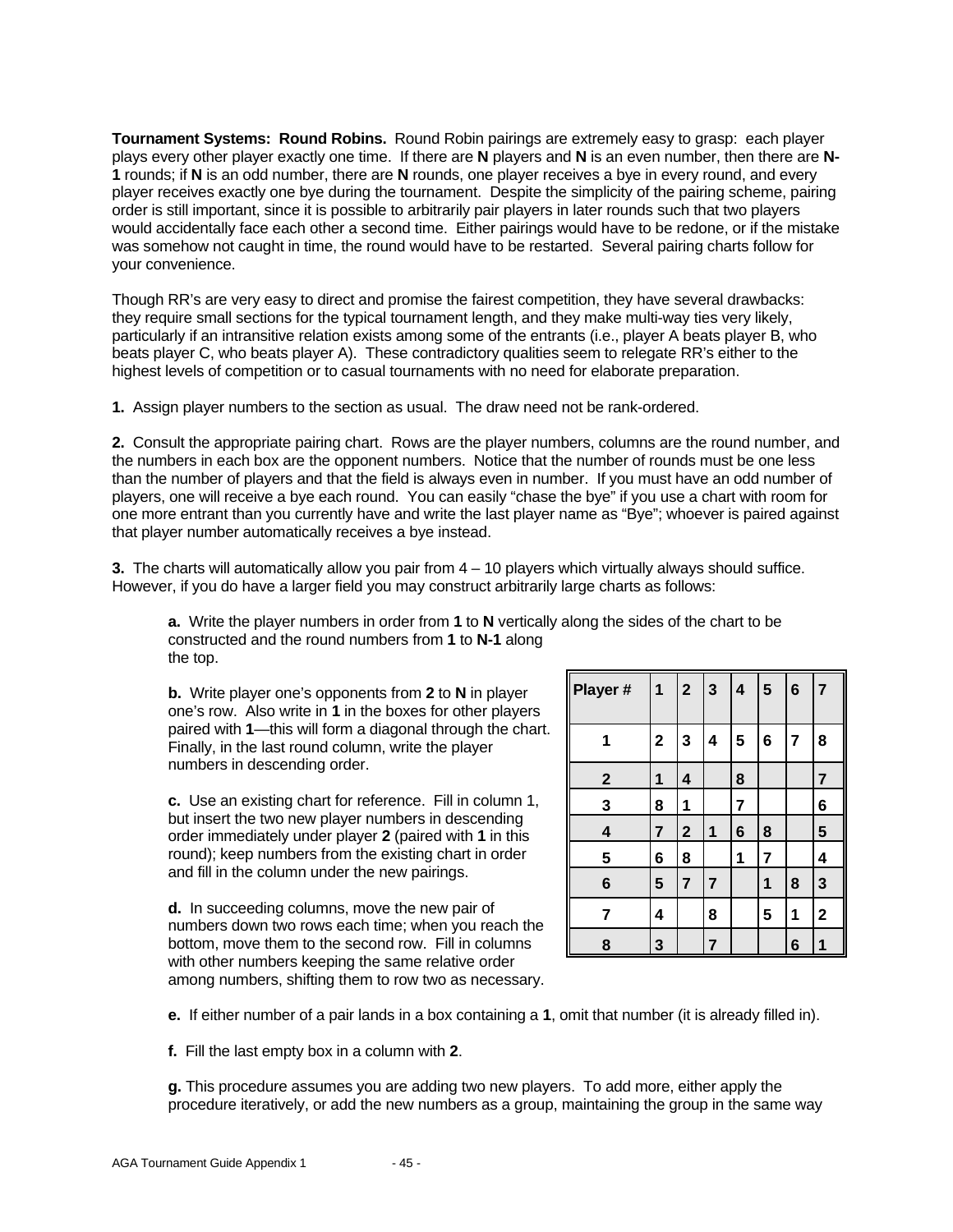**Tournament Systems: Round Robins.** Round Robin pairings are extremely easy to grasp: each player plays every other player exactly one time. If there are **N** players and **N** is an even number, then there are **N-1** rounds; if **N** is an odd number, there are **N** rounds, one player receives a bye in every round, and every player receives exactly one bye during the tournament. Despite the simplicity of the pairing scheme, pairing order is still important, since it is possible to arbitrarily pair players in later rounds such that two players would accidentally face each other a second time. Either pairings would have to be redone, or if the mistake was somehow not caught in time, the round would have to be restarted. Several pairing charts follow for your convenience.

Though RR's are very easy to direct and promise the fairest competition, they have several drawbacks: they require small sections for the typical tournament length, and they make multi-way ties very likely, particularly if an intransitive relation exists among some of the entrants (i.e., player A beats player B, who beats player C, who beats player A). These contradictory qualities seem to relegate RR's either to the highest levels of competition or to casual tournaments with no need for elaborate preparation.

**1.** Assign player numbers to the section as usual. The draw need not be rank-ordered.

**2.** Consult the appropriate pairing chart. Rows are the player numbers, columns are the round number, and the numbers in each box are the opponent numbers. Notice that the number of rounds must be one less than the number of players and that the field is always even in number. If you must have an odd number of players, one will receive a bye each round. You can easily "chase the bye" if you use a chart with room for one more entrant than you currently have and write the last player name as "Bye"; whoever is paired against that player number automatically receives a bye instead.

**3.** The charts will automatically allow you pair from 4 – 10 players which virtually always should suffice. However, if you do have a larger field you may construct arbitrarily large charts as follows:

**a.** Write the player numbers in order from **1** to **N** vertically along the sides of the chart to be constructed and the round numbers from **1** to **N-1** along the top.

**b.** Write player one's opponents from **2** to **N** in player one's row. Also write in **1** in the boxes for other players paired with **1**—this will form a diagonal through the chart. Finally, in the last round column, write the player numbers in descending order.

**c.** Use an existing chart for reference. Fill in column 1, but insert the two new player numbers in descending order immediately under player **2** (paired with **1** in this round); keep numbers from the existing chart in order and fill in the column under the new pairings.

**d.** In succeeding columns, move the new pair of numbers down two rows each time; when you reach the bottom, move them to the second row. Fill in columns with other numbers keeping the same relative order among numbers, shifting them to row two as necessary.

| Player # | 1 | 2 | 3 | 4 | 5 | 6 | 7 |
|---|---|---|---|---|---|---|---|
| 1 | 2 | 3 | 4 | 5 | 6 | 7 | 8 |
| 2 | 1 | 4 | | 8 | | | 7 |
| 3 | 8 | 1 | | 7 | | | 6 |
| 4 | 7 | 2 | 1 | 6 | 8 | | 5 |
| 5 | 6 | 8 | | 1 | 7 | | 4 |
| 6 | 5 | 7 | 7 | | 1 | 8 | 3 |
| 7 | 4 | | 8 | | 5 | 1 | 2 |
| 8 | 3 | | 7 | | | 6 | 1 |

**e.** If either number of a pair lands in a box containing a **1**, omit that number (it is already filled in).

**f.** Fill the last empty box in a column with **2**.

**g.** This procedure assumes you are adding two new players. To add more, either apply the procedure iteratively, or add the new numbers as a group, maintaining the group in the same way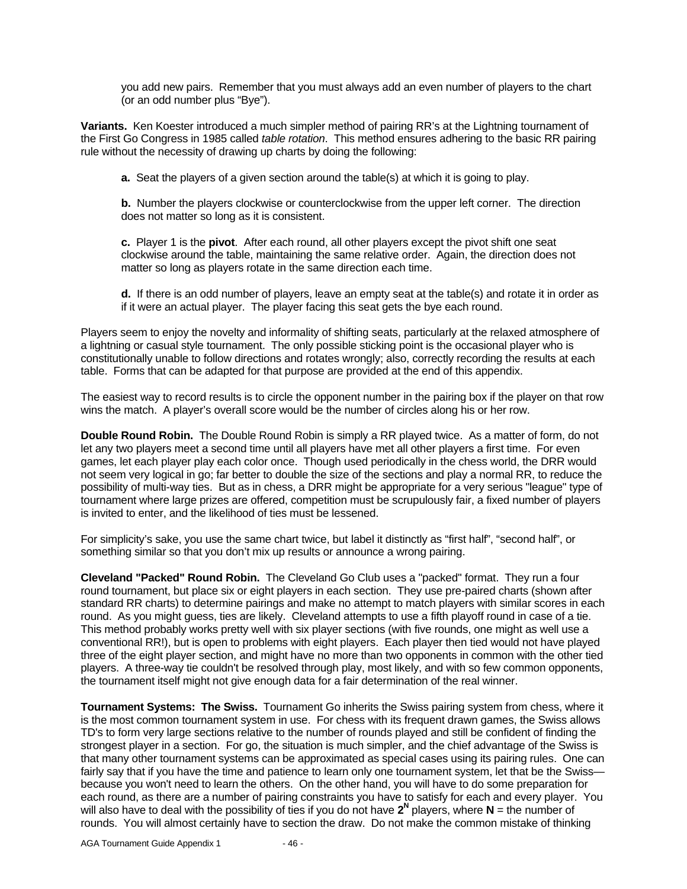you add new pairs. Remember that you must always add an even number of players to the chart (or an odd number plus “Bye”).

**Variants.** Ken Koester introduced a much simpler method of pairing RR’s at the Lightning tournament of the First Go Congress in 1985 called *table rotation*. This method ensures adhering to the basic RR pairing rule without the necessity of drawing up charts by doing the following:

> **a.** Seat the players of a given section around the table(s) at which it is going to play.
>
> **b.** Number the players clockwise or counterclockwise from the upper left corner. The direction does not matter so long as it is consistent.
>
> **c.** Player 1 is the **pivot**. After each round, all other players except the pivot shift one seat clockwise around the table, maintaining the same relative order. Again, the direction does not matter so long as players rotate in the same direction each time.
>
> **d.** If there is an odd number of players, leave an empty seat at the table(s) and rotate it in order as if it were an actual player. The player facing this seat gets the bye each round.

Players seem to enjoy the novelty and informality of shifting seats, particularly at the relaxed atmosphere of a lightning or casual style tournament. The only possible sticking point is the occasional player who is constitutionally unable to follow directions and rotates wrongly; also, correctly recording the results at each table. Forms that can be adapted for that purpose are provided at the end of this appendix.

The easiest way to record results is to circle the opponent number in the pairing box if the player on that row wins the match. A player’s overall score would be the number of circles along his or her row.

**Double Round Robin.** The Double Round Robin is simply a RR played twice. As a matter of form, do not let any two players meet a second time until all players have met all other players a first time. For even games, let each player play each color once. Though used periodically in the chess world, the DRR would not seem very logical in go; far better to double the size of the sections and play a normal RR, to reduce the possibility of multi-way ties. But as in chess, a DRR might be appropriate for a very serious "league" type of tournament where large prizes are offered, competition must be scrupulously fair, a fixed number of players is invited to enter, and the likelihood of ties must be lessened.

For simplicity’s sake, you use the same chart twice, but label it distinctly as “first half”, “second half”, or something similar so that you don’t mix up results or announce a wrong pairing.

**Cleveland "Packed" Round Robin.** The Cleveland Go Club uses a "packed" format. They run a four round tournament, but place six or eight players in each section. They use pre-paired charts (shown after standard RR charts) to determine pairings and make no attempt to match players with similar scores in each round. As you might guess, ties are likely. Cleveland attempts to use a fifth playoff round in case of a tie. This method probably works pretty well with six player sections (with five rounds, one might as well use a conventional RR!), but is open to problems with eight players. Each player then tied would not have played three of the eight player section, and might have no more than two opponents in common with the other tied players. A three-way tie couldn't be resolved through play, most likely, and with so few common opponents, the tournament itself might not give enough data for a fair determination of the real winner.

**Tournament Systems: The Swiss.** Tournament Go inherits the Swiss pairing system from chess, where it is the most common tournament system in use. For chess with its frequent drawn games, the Swiss allows TD's to form very large sections relative to the number of rounds played and still be confident of finding the strongest player in a section. For go, the situation is much simpler, and the chief advantage of the Swiss is that many other tournament systems can be approximated as special cases using its pairing rules. One can fairly say that if you have the time and patience to learn only one tournament system, let that be the Swiss—because you won't need to learn the others. On the other hand, you will have to do some preparation for each round, as there are a number of pairing constraints you have to satisfy for each and every player. You will also have to deal with the possibility of ties if you do not have $2^N$ players, where **N** = the number of rounds. You will almost certainly have to section the draw. Do not make the common mistake of thinking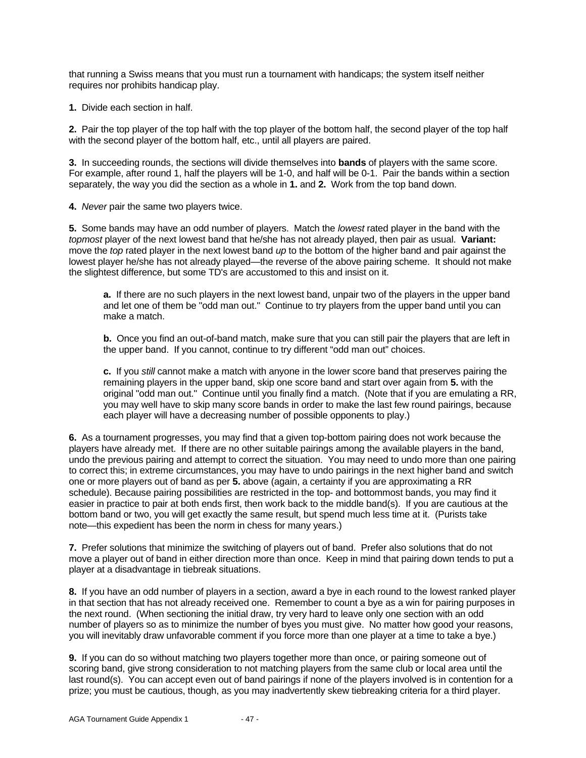that running a Swiss means that you must run a tournament with handicaps; the system itself neither requires nor prohibits handicap play.

**1.** Divide each section in half.

**2.** Pair the top player of the top half with the top player of the bottom half, the second player of the top half with the second player of the bottom half, etc., until all players are paired.

**3.** In succeeding rounds, the sections will divide themselves into **bands** of players with the same score. For example, after round 1, half the players will be 1-0, and half will be 0-1. Pair the bands within a section separately, the way you did the section as a whole in **1.** and **2.** Work from the top band down.

**4.** *Never* pair the same two players twice.

**5.** Some bands may have an odd number of players. Match the *lowest* rated player in the band with the *topmost* player of the next lowest band that he/she has not already played, then pair as usual. **Variant:** move the *top* rated player in the next lowest band *up* to the bottom of the higher band and pair against the lowest player he/she has not already played—the reverse of the above pairing scheme. It should not make the slightest difference, but some TD's are accustomed to this and insist on it.

> **a.** If there are no such players in the next lowest band, unpair two of the players in the upper band and let one of them be "odd man out." Continue to try players from the upper band until you can make a match.
>
> **b.** Once you find an out-of-band match, make sure that you can still pair the players that are left in the upper band. If you cannot, continue to try different "odd man out" choices.
>
> **c.** If you *still* cannot make a match with anyone in the lower score band that preserves pairing the remaining players in the upper band, skip one score band and start over again from **5.** with the original "odd man out." Continue until you finally find a match. (Note that if you are emulating a RR, you may well have to skip many score bands in order to make the last few round pairings, because each player will have a decreasing number of possible opponents to play.)

**6.** As a tournament progresses, you may find that a given top-bottom pairing does not work because the players have already met. If there are no other suitable pairings among the available players in the band, undo the previous pairing and attempt to correct the situation. You may need to undo more than one pairing to correct this; in extreme circumstances, you may have to undo pairings in the next higher band and switch one or more players out of band as per **5.** above (again, a certainty if you are approximating a RR schedule). Because pairing possibilities are restricted in the top- and bottommost bands, you may find it easier in practice to pair at both ends first, then work back to the middle band(s). If you are cautious at the bottom band or two, you will get exactly the same result, but spend much less time at it. (Purists take note—this expedient has been the norm in chess for many years.)

**7.** Prefer solutions that minimize the switching of players out of band. Prefer also solutions that do not move a player out of band in either direction more than once. Keep in mind that pairing down tends to put a player at a disadvantage in tiebreak situations.

**8.** If you have an odd number of players in a section, award a bye in each round to the lowest ranked player in that section that has not already received one. Remember to count a bye as a win for pairing purposes in the next round. (When sectioning the initial draw, try very hard to leave only one section with an odd number of players so as to minimize the number of byes you must give. No matter how good your reasons, you will inevitably draw unfavorable comment if you force more than one player at a time to take a bye.)

**9.** If you can do so without matching two players together more than once, or pairing someone out of scoring band, give strong consideration to not matching players from the same club or local area until the last round(s). You can accept even out of band pairings if none of the players involved is in contention for a prize; you must be cautious, though, as you may inadvertently skew tiebreaking criteria for a third player.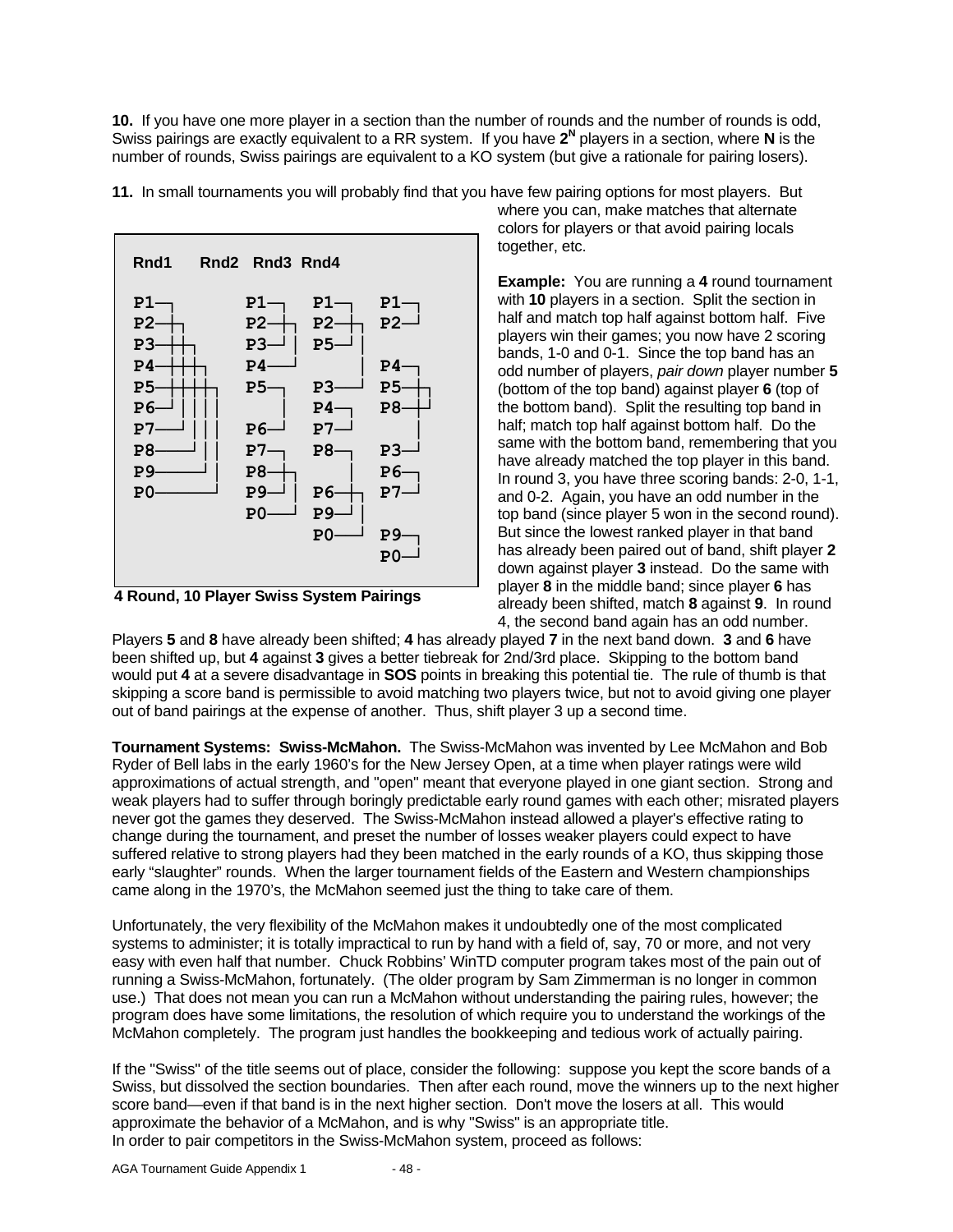**10.** If you have one more player in a section than the number of rounds and the number of rounds is odd, Swiss pairings are exactly equivalent to a RR system. If you have $2^N$ players in a section, where **N** is the number of rounds, Swiss pairings are equivalent to a KO system (but give a rationale for pairing losers).

**11.** In small tournaments you will probably find that you have few pairing options for most players. But where you can, make matches that alternate colors for players or that avoid pairing locals together, etc.

```
Rnd1       Rnd2   Rnd3   Rnd4

P1─┐       P1─┐   P1─┐   P1─┐
P2─┼┐      P2─┼┐  P2─┼┐  P2─┘
P3─┼┼┐     P3─┘|  P5─┘|
P4─┼┼┼┐    P4──┘      |  P4─┐
P5─┼┼┼┼┐   P5─┐   P3──┘  P5─┼┐
P6─┘||||     |    P4─┐   P8─┼┘
P7──┘|||   P6─┘   P7─┘      |
P8───┘||   P7─┐   P8─┐   P3─┘
P9────┘|   P8─┼┐     |   P6─┐
P0─────┘   P9─┘|  P6─┼┐  P7─┘
           P0──┘  P9─┘|
                  P0──┘  P9─┐
                         P0─┘
```

**4 Round, 10 Player Swiss System Pairings**

**Example:** You are running a **4** round tournament with **10** players in a section. Split the section in half and match top half against bottom half. Five players win their games; you now have 2 scoring bands, 1-0 and 0-1. Since the top band has an odd number of players, *pair down* player number **5** (bottom of the top band) against player **6** (top of the bottom band). Split the resulting top band in half; match top half against bottom half. Do the same with the bottom band, remembering that you have already matched the top player in this band. In round 3, you have three scoring bands: 2-0, 1-1, and 0-2. Again, you have an odd number in the top band (since player 5 won in the second round). But since the lowest ranked player in that band has already been paired out of band, shift player **2** down against player **3** instead. Do the same with player **8** in the middle band; since player **6** has already been shifted, match **8** against **9**. In round 4, the second band again has an odd number. Players **5** and **8** have already been shifted; **4** has already played **7** in the next band down. **3** and **6** have been shifted up, but **4** against **3** gives a better tiebreak for 2nd/3rd place. Skipping to the bottom band would put **4** at a severe disadvantage in **SOS** points in breaking this potential tie. The rule of thumb is that skipping a score band is permissible to avoid matching two players twice, but not to avoid giving one player out of band pairings at the expense of another. Thus, shift player 3 up a second time.

**Tournament Systems: Swiss-McMahon.** The Swiss-McMahon was invented by Lee McMahon and Bob Ryder of Bell labs in the early 1960's for the New Jersey Open, at a time when player ratings were wild approximations of actual strength, and "open" meant that everyone played in one giant section. Strong and weak players had to suffer through boringly predictable early round games with each other; misrated players never got the games they deserved. The Swiss-McMahon instead allowed a player's effective rating to change during the tournament, and preset the number of losses weaker players could expect to have suffered relative to strong players had they been matched in the early rounds of a KO, thus skipping those early "slaughter" rounds. When the larger tournament fields of the Eastern and Western championships came along in the 1970's, the McMahon seemed just the thing to take care of them.

Unfortunately, the very flexibility of the McMahon makes it undoubtedly one of the most complicated systems to administer; it is totally impractical to run by hand with a field of, say, 70 or more, and not very easy with even half that number. Chuck Robbins' WinTD computer program takes most of the pain out of running a Swiss-McMahon, fortunately. (The older program by Sam Zimmerman is no longer in common use.) That does not mean you can run a McMahon without understanding the pairing rules, however; the program does have some limitations, the resolution of which require you to understand the workings of the McMahon completely. The program just handles the bookkeeping and tedious work of actually pairing.

If the "Swiss" of the title seems out of place, consider the following: suppose you kept the score bands of a Swiss, but dissolved the section boundaries. Then after each round, move the winners up to the next higher score band—even if that band is in the next higher section. Don't move the losers at all. This would approximate the behavior of a McMahon, and is why "Swiss" is an appropriate title.
In order to pair competitors in the Swiss-McMahon system, proceed as follows: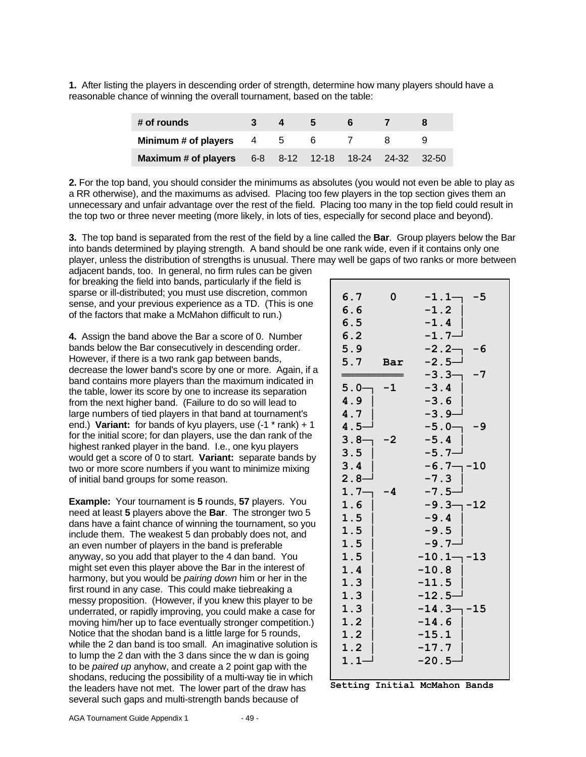**1.** After listing the players in descending order of strength, determine how many players should have a reasonable chance of winning the overall tournament, based on the table:

| # of rounds | 3 | 4 | 5 | 6 | 7 | 8 |
|---|---|---|---|---|---|---|
| Minimum # of players | 4 | 5 | 6 | 7 | 8 | 9 |
| Maximum # of players | 6-8 | 8-12 | 12-18 | 18-24 | 24-32 | 32-50 |

**2.** For the top band, you should consider the minimums as absolutes (you would not even be able to play as a RR otherwise), and the maximums as advised. Placing too few players in the top section gives them an unnecessary and unfair advantage over the rest of the field. Placing too many in the top field could result in the top two or three never meeting (more likely, in lots of ties, especially for second place and beyond).

**3.** The top band is separated from the rest of the field by a line called the **Bar**. Group players below the Bar into bands determined by playing strength. A band should be one rank wide, even if it contains only one player, unless the distribution of strengths is unusual. There may well be gaps of two ranks or more between adjacent bands, too. In general, no firm rules can be given for breaking the field into bands, particularly if the field is sparse or ill-distributed; you must use discretion, common sense, and your previous experience as a TD. (This is one of the factors that make a McMahon difficult to run.)

**4.** Assign the band above the Bar a score of 0. Number bands below the Bar consecutively in descending order. However, if there is a two rank gap between bands, decrease the lower band's score by one or more. Again, if a band contains more players than the maximum indicated in the table, lower its score by one to increase its separation from the next higher band. (Failure to do so will lead to large numbers of tied players in that band at tournament's end.) **Variant:** for bands of kyu players, use (-1 * rank) + 1 for the initial score; for dan players, use the dan rank of the highest ranked player in the band. I.e., one kyu players would get a score of 0 to start. **Variant:** separate bands by two or more score numbers if you want to minimize mixing of initial band groups for some reason.

**Example:** Your tournament is **5** rounds, **57** players. You need at least **5** players above the **Bar**. The stronger two 5 dans have a faint chance of winning the tournament, so you include them. The weakest 5 dan probably does not, and an even number of players in the band is preferable anyway, so you add that player to the 4 dan band. You might set even this player above the Bar in the interest of harmony, but you would be *pairing down* him or her in the first round in any case. This could make tiebreaking a messy proposition. (However, if you knew this player to be underrated, or rapidly improving, you could make a case for moving him/her up to face eventually stronger competition.) Notice that the shodan band is a little large for 5 rounds, while the 2 dan band is too small. An imaginative solution is to lump the 2 dan with the 3 dans since the w dan is going to be *paired up* anyhow, and create a 2 point gap with the shodans, reducing the possibility of a multi-way tie in which the leaders have not met. The lower part of the draw has several such gaps and multi-strength bands because of

```
6.7    0     -1.1─┐ -5
6.6          -1.2 │
6.5          -1.4 │
6.2          -1.7─┘
5.9          -2.2─┐ -6
5.7   Bar    -2.5─┘
═════════    -3.3─┐ -7
5.0─┐ -1     -3.4 │
4.9 │        -3.6 │
4.7 │        -3.9─┘
4.5─┘        -5.0─┐ -9
3.8─┐ -2     -5.4 │
3.5 │        -5.7─┘
3.4 │        -6.7─┐-10
2.8─┘        -7.3 │
1.7─┐ -4     -7.5─┘
1.6 │        -9.3─┐-12
1.5 │        -9.4 │
1.5 │        -9.5 │
1.5 │        -9.7─┘
1.5 │       -10.1─┐-13
1.4 │       -10.8 │
1.3 │       -11.5 │
1.3 │       -12.5─┘
1.3 │       -14.3─┐-15
1.2 │       -14.6 │
1.2 │       -15.1 │
1.2 │       -17.7 │
1.1─┘       -20.5─┘
```

**Setting Initial McMahon Bands**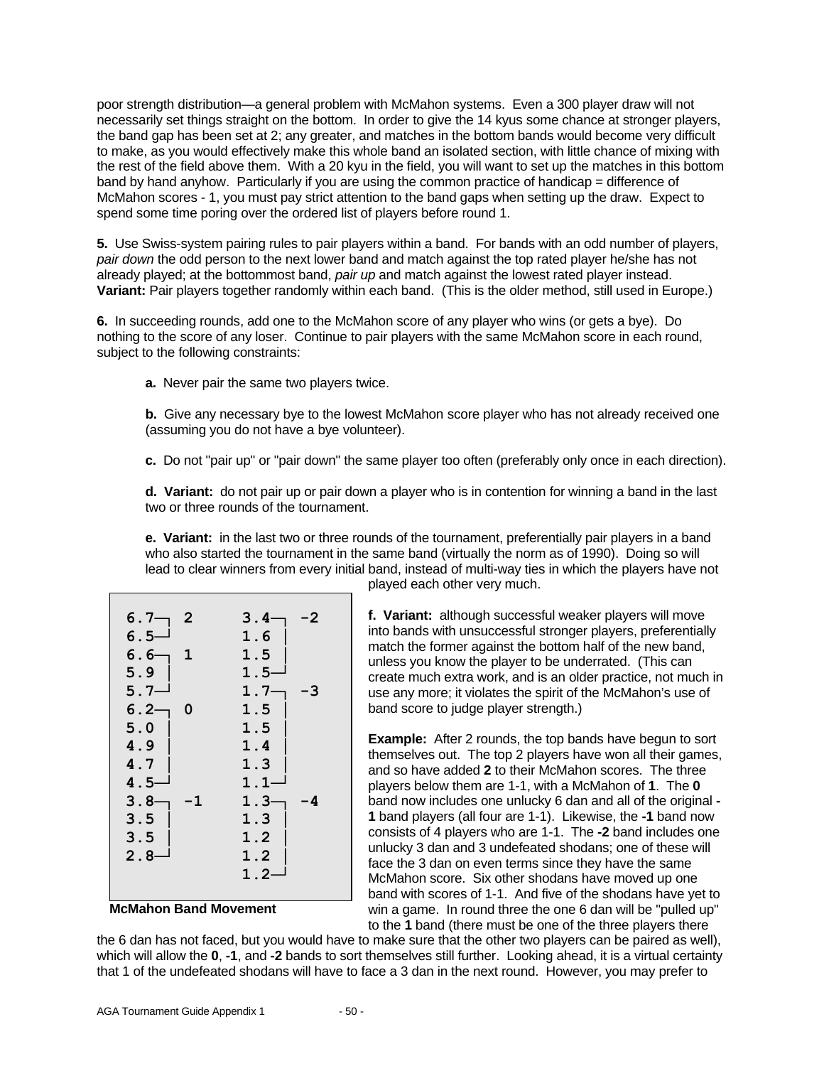poor strength distribution—a general problem with McMahon systems. Even a 300 player draw will not necessarily set things straight on the bottom. In order to give the 14 kyus some chance at stronger players, the band gap has been set at 2; any greater, and matches in the bottom bands would become very difficult to make, as you would effectively make this whole band an isolated section, with little chance of mixing with the rest of the field above them. With a 20 kyu in the field, you will want to set up the matches in this bottom band by hand anyhow. Particularly if you are using the common practice of handicap = difference of McMahon scores - 1, you must pay strict attention to the band gaps when setting up the draw. Expect to spend some time poring over the ordered list of players before round 1.

**5.** Use Swiss-system pairing rules to pair players within a band. For bands with an odd number of players, *pair down* the odd person to the next lower band and match against the top rated player he/she has not already played; at the bottommost band, *pair up* and match against the lowest rated player instead. **Variant:** Pair players together randomly within each band. (This is the older method, still used in Europe.)

**6.** In succeeding rounds, add one to the McMahon score of any player who wins (or gets a bye). Do nothing to the score of any loser. Continue to pair players with the same McMahon score in each round, subject to the following constraints:

> **a.** Never pair the same two players twice.
>
> **b.** Give any necessary bye to the lowest McMahon score player who has not already received one (assuming you do not have a bye volunteer).
>
> **c.** Do not "pair up" or "pair down" the same player too often (preferably only once in each direction).
>
> **d. Variant:** do not pair up or pair down a player who is in contention for winning a band in the last two or three rounds of the tournament.
>
> **e. Variant:** in the last two or three rounds of the tournament, preferentially pair players in a band who also started the tournament in the same band (virtually the norm as of 1990). Doing so will lead to clear winners from every initial band, instead of multi-way ties in which the players have not played each other very much.
>
> **f. Variant:** although successful weaker players will move into bands with unsuccessful stronger players, preferentially match the former against the bottom half of the new band, unless you know the player to be underrated. (This can create much extra work, and is an older practice, not much in use any more; it violates the spirit of the McMahon's use of band score to judge player strength.)

```
6.7┐ 2      3.4┐ -2
6.5┘        1.6 │
6.6┐ 1      1.5 │
5.9 │       1.5┘
5.7┘        1.7┐ -3
6.2┐ 0      1.5 │
5.0 │       1.5 │
4.9 │       1.4 │
4.7 │       1.3 │
4.5┘        1.1┘
3.8┐ -1     1.3┐ -4
3.5 │       1.3 │
3.5 │       1.2 │
2.8┘        1.2 │
            1.2┘
```

**McMahon Band Movement**

**Example:** After 2 rounds, the top bands have begun to sort themselves out. The top 2 players have won all their games, and so have added **2** to their McMahon scores. The three players below them are 1-1, with a McMahon of **1**. The **0** band now includes one unlucky 6 dan and all of the original **-1** band players (all four are 1-1). Likewise, the **-1** band now consists of 4 players who are 1-1. The **-2** band includes one unlucky 3 dan and 3 undefeated shodans; one of these will face the 3 dan on even terms since they have the same McMahon score. Six other shodans have moved up one band with scores of 1-1. And five of the shodans have yet to win a game. In round three the one 6 dan will be "pulled up" to the **1** band (there must be one of the three players there the 6 dan has not faced, but you would have to make sure that the other two players can be paired as well), which will allow the **0**, **-1**, and **-2** bands to sort themselves still further. Looking ahead, it is a virtual certainty that 1 of the undefeated shodans will have to face a 3 dan in the next round. However, you may prefer to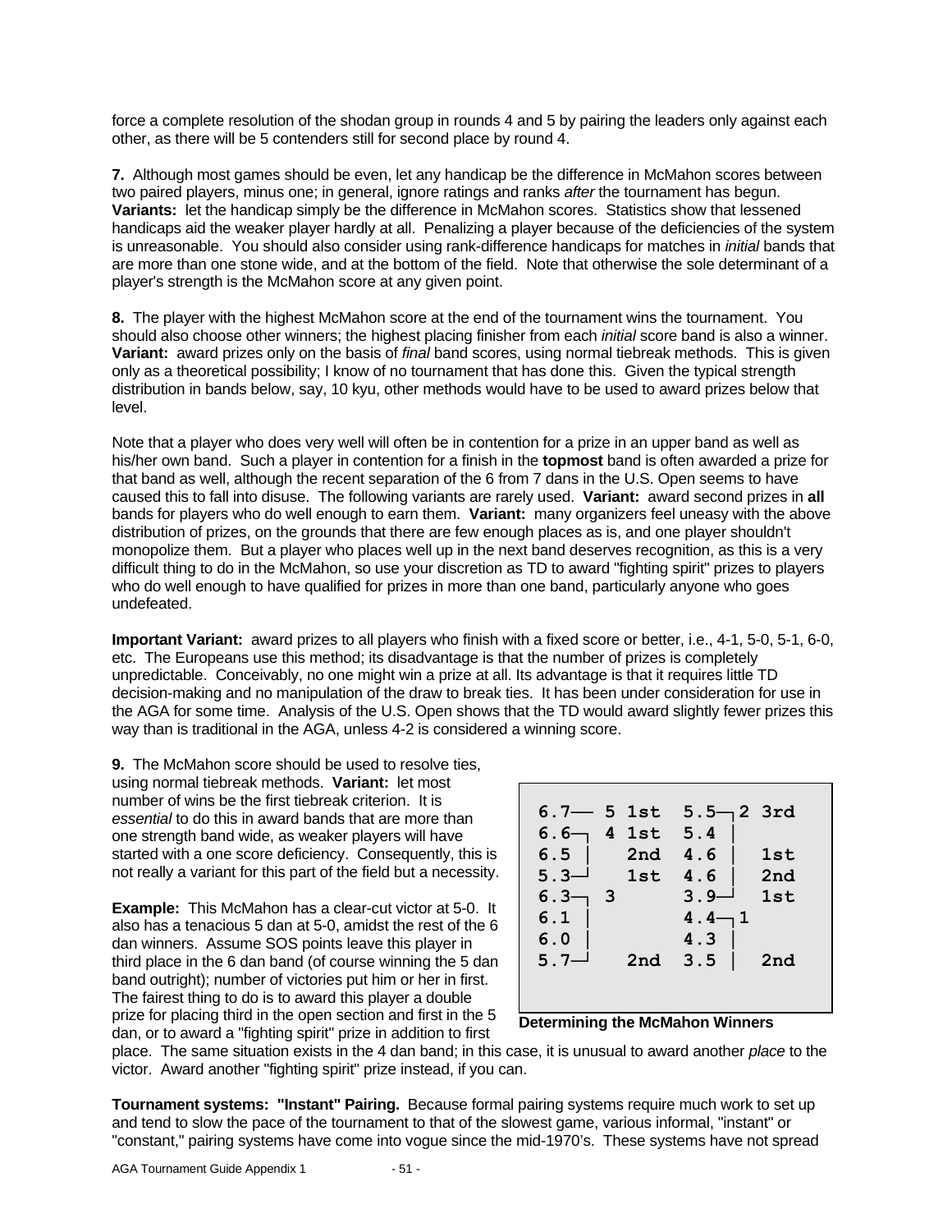force a complete resolution of the shodan group in rounds 4 and 5 by pairing the leaders only against each other, as there will be 5 contenders still for second place by round 4.

**7.** Although most games should be even, let any handicap be the difference in McMahon scores between two paired players, minus one; in general, ignore ratings and ranks *after* the tournament has begun. **Variants:** let the handicap simply be the difference in McMahon scores. Statistics show that lessened handicaps aid the weaker player hardly at all. Penalizing a player because of the deficiencies of the system is unreasonable. You should also consider using rank-difference handicaps for matches in *initial* bands that are more than one stone wide, and at the bottom of the field. Note that otherwise the sole determinant of a player's strength is the McMahon score at any given point.

**8.** The player with the highest McMahon score at the end of the tournament wins the tournament. You should also choose other winners; the highest placing finisher from each *initial* score band is also a winner. **Variant:** award prizes only on the basis of *final* band scores, using normal tiebreak methods. This is given only as a theoretical possibility; I know of no tournament that has done this. Given the typical strength distribution in bands below, say, 10 kyu, other methods would have to be used to award prizes below that level.

Note that a player who does very well will often be in contention for a prize in an upper band as well as his/her own band. Such a player in contention for a finish in the **topmost** band is often awarded a prize for that band as well, although the recent separation of the 6 from 7 dans in the U.S. Open seems to have caused this to fall into disuse. The following variants are rarely used. **Variant:** award second prizes in **all** bands for players who do well enough to earn them. **Variant:** many organizers feel uneasy with the above distribution of prizes, on the grounds that there are few enough places as is, and one player shouldn't monopolize them. But a player who places well up in the next band deserves recognition, as this is a very difficult thing to do in the McMahon, so use your discretion as TD to award "fighting spirit" prizes to players who do well enough to have qualified for prizes in more than one band, particularly anyone who goes undefeated.

**Important Variant:** award prizes to all players who finish with a fixed score or better, i.e., 4-1, 5-0, 5-1, 6-0, etc. The Europeans use this method; its disadvantage is that the number of prizes is completely unpredictable. Conceivably, no one might win a prize at all. Its advantage is that it requires little TD decision-making and no manipulation of the draw to break ties. It has been under consideration for use in the AGA for some time. Analysis of the U.S. Open shows that the TD would award slightly fewer prizes this way than is traditional in the AGA, unless 4-2 is considered a winning score.

**9.** The McMahon score should be used to resolve ties, using normal tiebreak methods. **Variant:** let most number of wins be the first tiebreak criterion. It is *essential* to do this in award bands that are more than one strength band wide, as weaker players will have started with a one score deficiency. Consequently, this is not really a variant for this part of the field but a necessity.

```
6.7── 5 1st  5.5─┐2 3rd
6.6─┐ 4 1st  5.4 │
6.5 │   2nd  4.6 │  1st
5.3─┘   1st  4.6 │  2nd
6.3─┐ 3      3.9─┘  1st
6.1 │        4.4─┐1
6.0 │        4.3 │
5.7─┘   2nd  3.5 │  2nd
```

**Determining the McMahon Winners**

**Example:** This McMahon has a clear-cut victor at 5-0. It also has a tenacious 5 dan at 5-0, amidst the rest of the 6 dan winners. Assume SOS points leave this player in third place in the 6 dan band (of course winning the 5 dan band outright); number of victories put him or her in first. The fairest thing to do is to award this player a double prize for placing third in the open section and first in the 5 dan, or to award a "fighting spirit" prize in addition to first place. The same situation exists in the 4 dan band; in this case, it is unusual to award another *place* to the victor. Award another "fighting spirit" prize instead, if you can.

**Tournament systems: "Instant" Pairing.** Because formal pairing systems require much work to set up and tend to slow the pace of the tournament to that of the slowest game, various informal, "instant" or "constant," pairing systems have come into vogue since the mid-1970's. These systems have not spread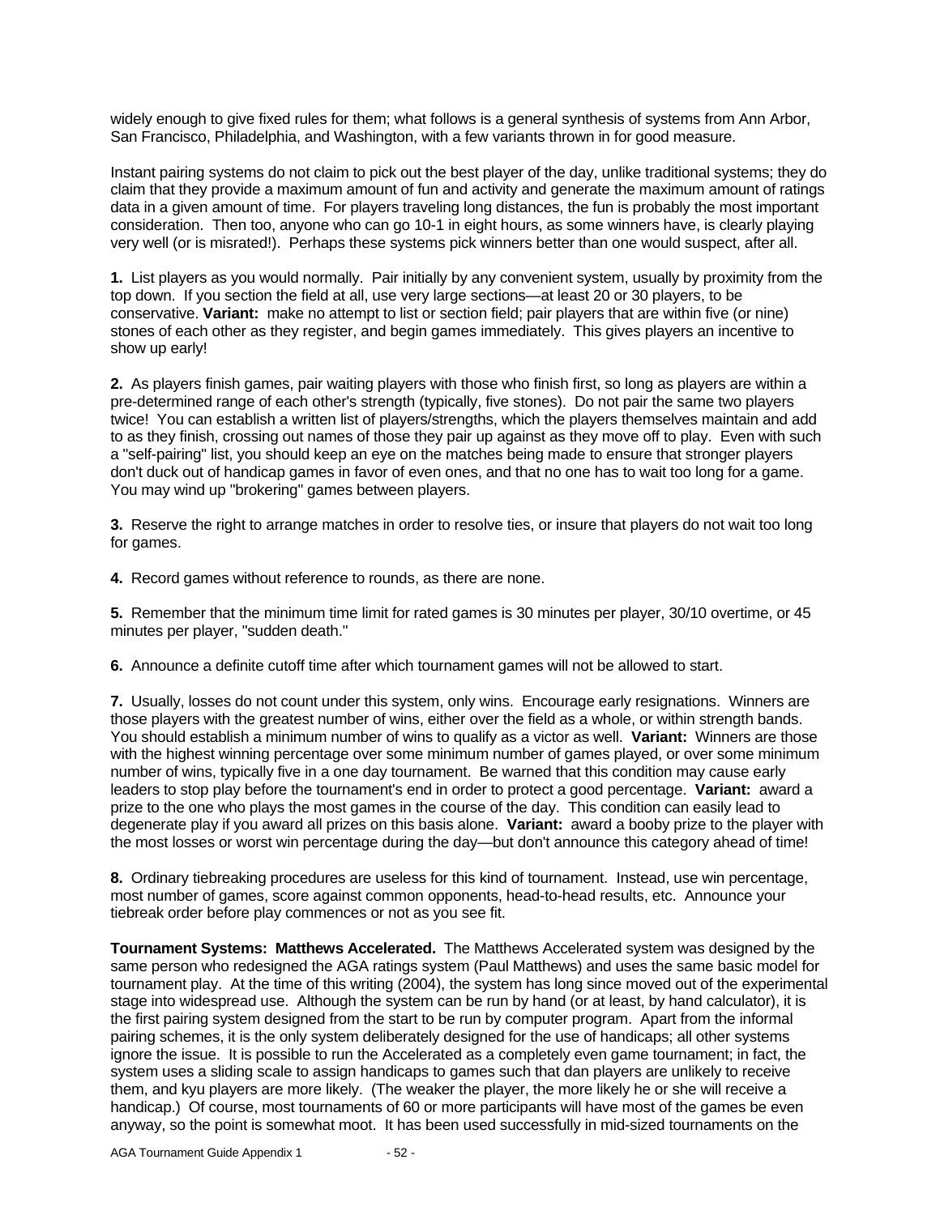widely enough to give fixed rules for them; what follows is a general synthesis of systems from Ann Arbor, San Francisco, Philadelphia, and Washington, with a few variants thrown in for good measure.

Instant pairing systems do not claim to pick out the best player of the day, unlike traditional systems; they do claim that they provide a maximum amount of fun and activity and generate the maximum amount of ratings data in a given amount of time. For players traveling long distances, the fun is probably the most important consideration. Then too, anyone who can go 10-1 in eight hours, as some winners have, is clearly playing very well (or is misrated!). Perhaps these systems pick winners better than one would suspect, after all.

**1.** List players as you would normally. Pair initially by any convenient system, usually by proximity from the top down. If you section the field at all, use very large sections—at least 20 or 30 players, to be conservative. **Variant:** make no attempt to list or section field; pair players that are within five (or nine) stones of each other as they register, and begin games immediately. This gives players an incentive to show up early!

**2.** As players finish games, pair waiting players with those who finish first, so long as players are within a pre-determined range of each other's strength (typically, five stones). Do not pair the same two players twice! You can establish a written list of players/strengths, which the players themselves maintain and add to as they finish, crossing out names of those they pair up against as they move off to play. Even with such a "self-pairing" list, you should keep an eye on the matches being made to ensure that stronger players don't duck out of handicap games in favor of even ones, and that no one has to wait too long for a game. You may wind up "brokering" games between players.

**3.** Reserve the right to arrange matches in order to resolve ties, or insure that players do not wait too long for games.

**4.** Record games without reference to rounds, as there are none.

**5.** Remember that the minimum time limit for rated games is 30 minutes per player, 30/10 overtime, or 45 minutes per player, "sudden death."

**6.** Announce a definite cutoff time after which tournament games will not be allowed to start.

**7.** Usually, losses do not count under this system, only wins. Encourage early resignations. Winners are those players with the greatest number of wins, either over the field as a whole, or within strength bands. You should establish a minimum number of wins to qualify as a victor as well. **Variant:** Winners are those with the highest winning percentage over some minimum number of games played, or over some minimum number of wins, typically five in a one day tournament. Be warned that this condition may cause early leaders to stop play before the tournament's end in order to protect a good percentage. **Variant:** award a prize to the one who plays the most games in the course of the day. This condition can easily lead to degenerate play if you award all prizes on this basis alone. **Variant:** award a booby prize to the player with the most losses or worst win percentage during the day—but don't announce this category ahead of time!

**8.** Ordinary tiebreaking procedures are useless for this kind of tournament. Instead, use win percentage, most number of games, score against common opponents, head-to-head results, etc. Announce your tiebreak order before play commences or not as you see fit.

**Tournament Systems: Matthews Accelerated.** The Matthews Accelerated system was designed by the same person who redesigned the AGA ratings system (Paul Matthews) and uses the same basic model for tournament play. At the time of this writing (2004), the system has long since moved out of the experimental stage into widespread use. Although the system can be run by hand (or at least, by hand calculator), it is the first pairing system designed from the start to be run by computer program. Apart from the informal pairing schemes, it is the only system deliberately designed for the use of handicaps; all other systems ignore the issue. It is possible to run the Accelerated as a completely even game tournament; in fact, the system uses a sliding scale to assign handicaps to games such that dan players are unlikely to receive them, and kyu players are more likely. (The weaker the player, the more likely he or she will receive a handicap.) Of course, most tournaments of 60 or more participants will have most of the games be even anyway, so the point is somewhat moot. It has been used successfully in mid-sized tournaments on the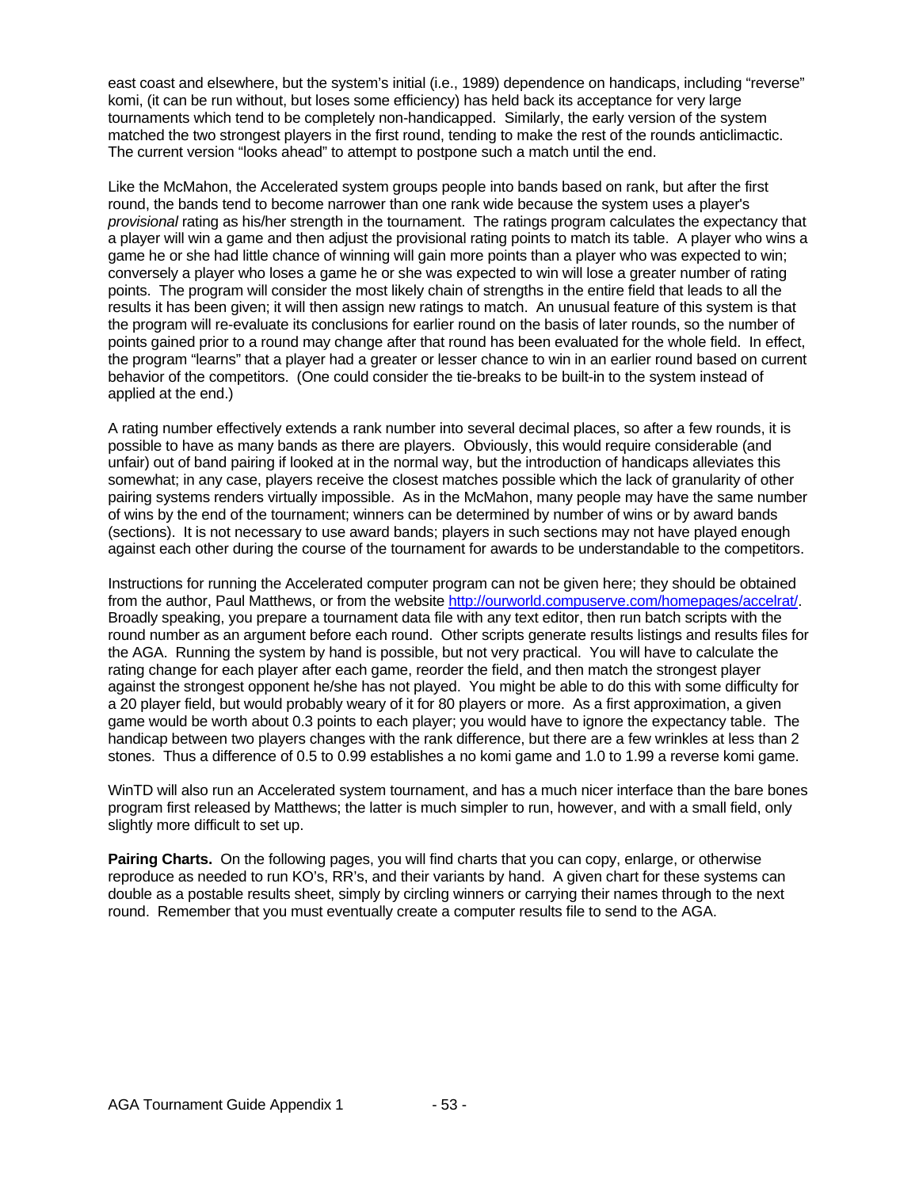east coast and elsewhere, but the system's initial (i.e., 1989) dependence on handicaps, including "reverse" komi, (it can be run without, but loses some efficiency) has held back its acceptance for very large tournaments which tend to be completely non-handicapped. Similarly, the early version of the system matched the two strongest players in the first round, tending to make the rest of the rounds anticlimactic. The current version "looks ahead" to attempt to postpone such a match until the end.

Like the McMahon, the Accelerated system groups people into bands based on rank, but after the first round, the bands tend to become narrower than one rank wide because the system uses a player's *provisional* rating as his/her strength in the tournament. The ratings program calculates the expectancy that a player will win a game and then adjust the provisional rating points to match its table. A player who wins a game he or she had little chance of winning will gain more points than a player who was expected to win; conversely a player who loses a game he or she was expected to win will lose a greater number of rating points. The program will consider the most likely chain of strengths in the entire field that leads to all the results it has been given; it will then assign new ratings to match. An unusual feature of this system is that the program will re-evaluate its conclusions for earlier round on the basis of later rounds, so the number of points gained prior to a round may change after that round has been evaluated for the whole field. In effect, the program "learns" that a player had a greater or lesser chance to win in an earlier round based on current behavior of the competitors. (One could consider the tie-breaks to be built-in to the system instead of applied at the end.)

A rating number effectively extends a rank number into several decimal places, so after a few rounds, it is possible to have as many bands as there are players. Obviously, this would require considerable (and unfair) out of band pairing if looked at in the normal way, but the introduction of handicaps alleviates this somewhat; in any case, players receive the closest matches possible which the lack of granularity of other pairing systems renders virtually impossible. As in the McMahon, many people may have the same number of wins by the end of the tournament; winners can be determined by number of wins or by award bands (sections). It is not necessary to use award bands; players in such sections may not have played enough against each other during the course of the tournament for awards to be understandable to the competitors.

Instructions for running the Accelerated computer program can not be given here; they should be obtained from the author, Paul Matthews, or from the website http://ourworld.compuserve.com/homepages/accelrat/. Broadly speaking, you prepare a tournament data file with any text editor, then run batch scripts with the round number as an argument before each round. Other scripts generate results listings and results files for the AGA. Running the system by hand is possible, but not very practical. You will have to calculate the rating change for each player after each game, reorder the field, and then match the strongest player against the strongest opponent he/she has not played. You might be able to do this with some difficulty for a 20 player field, but would probably weary of it for 80 players or more. As a first approximation, a given game would be worth about 0.3 points to each player; you would have to ignore the expectancy table. The handicap between two players changes with the rank difference, but there are a few wrinkles at less than 2 stones. Thus a difference of 0.5 to 0.99 establishes a no komi game and 1.0 to 1.99 a reverse komi game.

WinTD will also run an Accelerated system tournament, and has a much nicer interface than the bare bones program first released by Matthews; the latter is much simpler to run, however, and with a small field, only slightly more difficult to set up.

**Pairing Charts.** On the following pages, you will find charts that you can copy, enlarge, or otherwise reproduce as needed to run KO's, RR's, and their variants by hand. A given chart for these systems can double as a postable results sheet, simply by circling winners or carrying their names through to the next round. Remember that you must eventually create a computer results file to send to the AGA.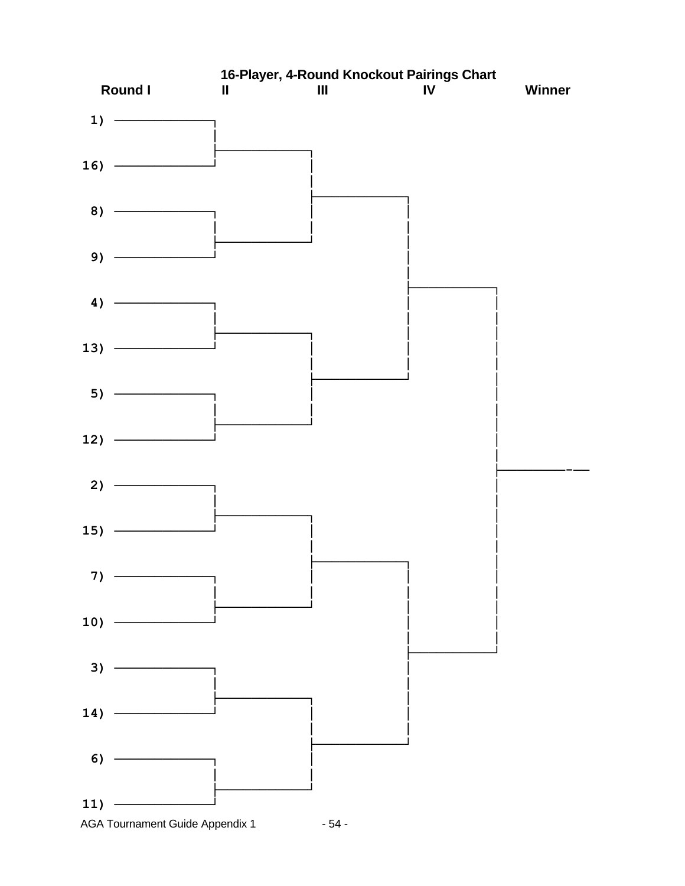# 16-Player, 4-Round Knockout Pairings Chart

| Round I | II | III | IV | Winner |
|---|---|---|---|---|
| 1) | | | | |
| 16) | | | | |
| 8) | | | | |
| 9) | | | | |
| 4) | | | | |
| 13) | | | | |
| 5) | | | | |
| 12) | | | | |
| 2) | | | | |
| 15) | | | | |
| 7) | | | | |
| 10) | | | | |
| 3) | | | | |
| 14) | | | | |
| 6) | | | | |
| 11) | | | | |

AGA Tournament Guide Appendix 1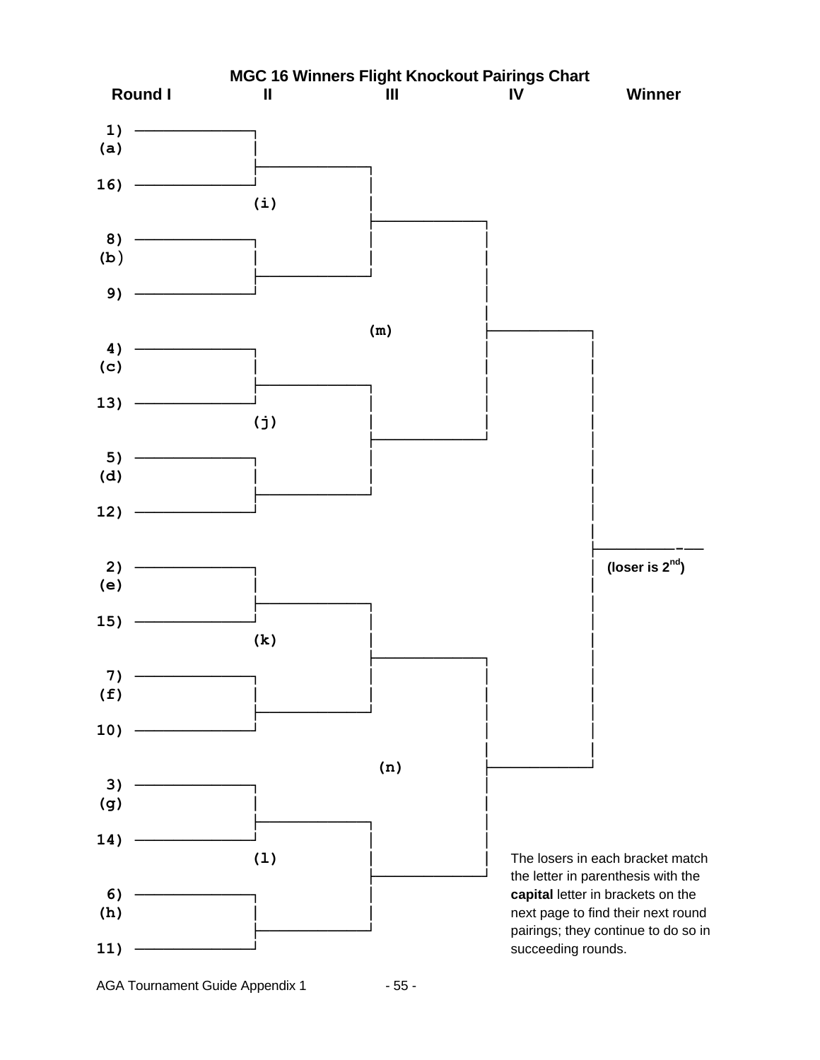# MGC 16 Winners Flight Knockout Pairings Chart

| Round I | II | III | IV | Winner |
|---|---|---|---|---|
| 1) (a) 16) | (i) | (m) | | (loser is 2nd) |
| 8) (b) 9) | | | | |
| 4) (c) 13) | (j) | | | |
| 5) (d) 12) | | | | |
| 2) (e) 15) | (k) | (n) | | |
| 7) (f) 10) | | | | |
| 3) (g) 14) | (l) | | | |
| 6) (h) 11) | | | | |

The losers in each bracket match the letter in parenthesis with the **capital** letter in brackets on the next page to find their next round pairings; they continue to do so in succeeding rounds.

AGA Tournament Guide Appendix 1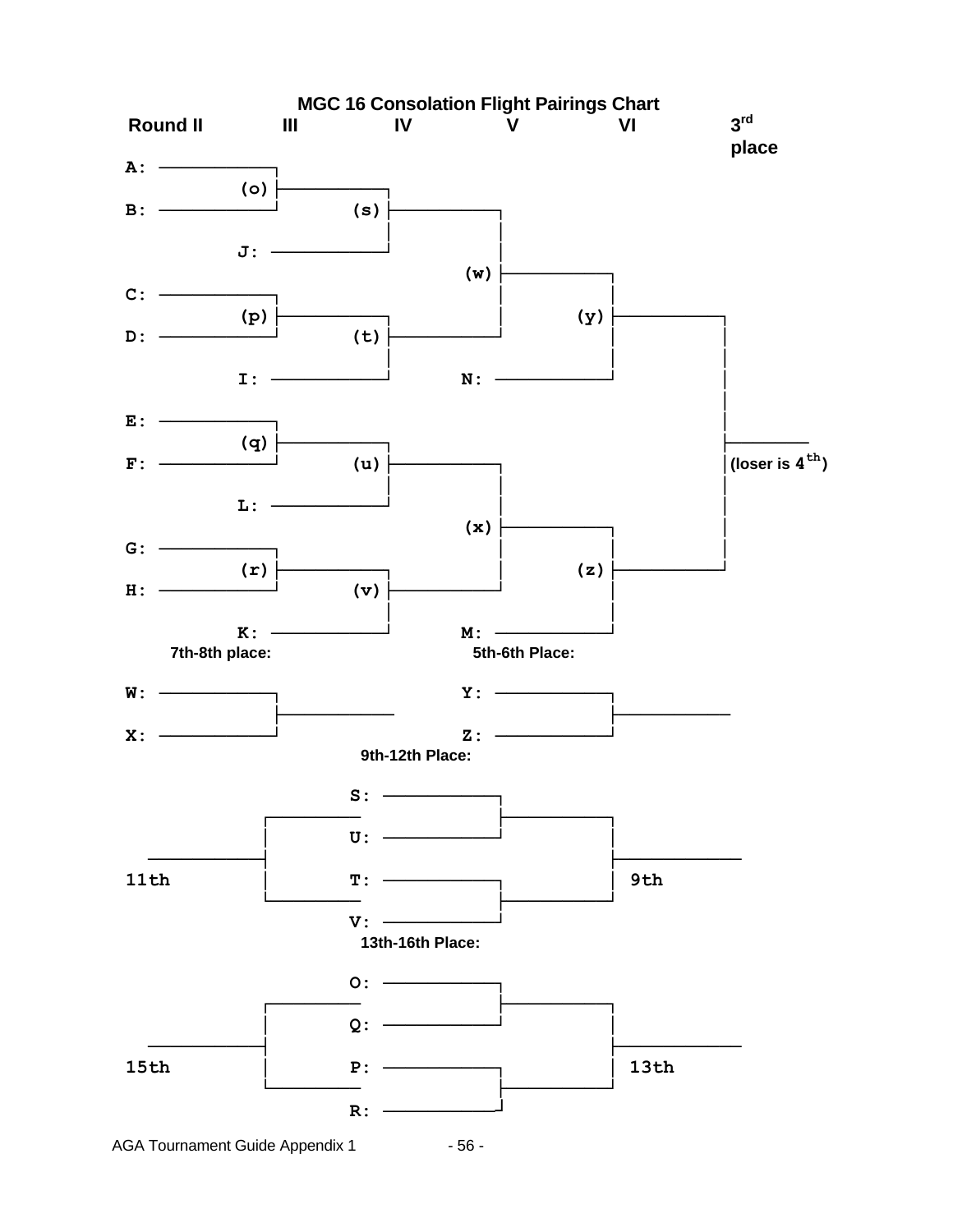# MGC 16 Consolation Flight Pairings Chart

```
Round II         III          IV           V             VI          3rd
                                                                     place
A: ──────────┐
         (o) ├──────────┐
B: ──────────┘          │
                    (s) ├──────────┐
        J: ─────────────┘          │
                               (w) ├──────────┐
C: ──────────┐                     │          │
         (p) ├──────────┐          │      (y) ├──────────┐
D: ──────────┘      (t) ├──────────┘          │          │
                        │                     │          │
        I: ─────────────┘          N: ────────┘          │
                                                         │
E: ──────────┐                                           ├──────────
         (q) ├──────────┐                                │(loser is 4th)
F: ──────────┘      (u) ├──────────┐                     │
                        │          │                     │
        L: ─────────────┘          │                     │
                               (x) ├──────────┐          │
G: ──────────┐                     │          │          │
         (r) ├──────────┐          │      (z) ├──────────┘
H: ──────────┘      (v) ├──────────┘          │
                        │                     │
        K: ─────────────┘          M: ────────┘
```

**7th-8th place:**

```
W: ──────────┐
             ├──────────
X: ──────────┘
```

**5th-6th Place:**

```
Y: ──────────┐
             ├──────────
Z: ──────────┘
```

**9th-12th Place:**

```
                    S: ──────────┐
          ┌──────────            ├──────────┐
          │         U: ──────────┘          │
──────────┤                                 ├──────────
11th      │         T: ──────────┐          │ 9th
          └──────────            ├──────────┘
                    V: ──────────┘
```

**13th-16th Place:**

```
                    O: ──────────┐
          ┌──────────            ├──────────┐
          │         Q: ──────────┘          │
──────────┤                                 ├──────────
15th      │         P: ──────────┐          │ 13th
          └──────────            ├──────────┘
                    R: ──────────┘
```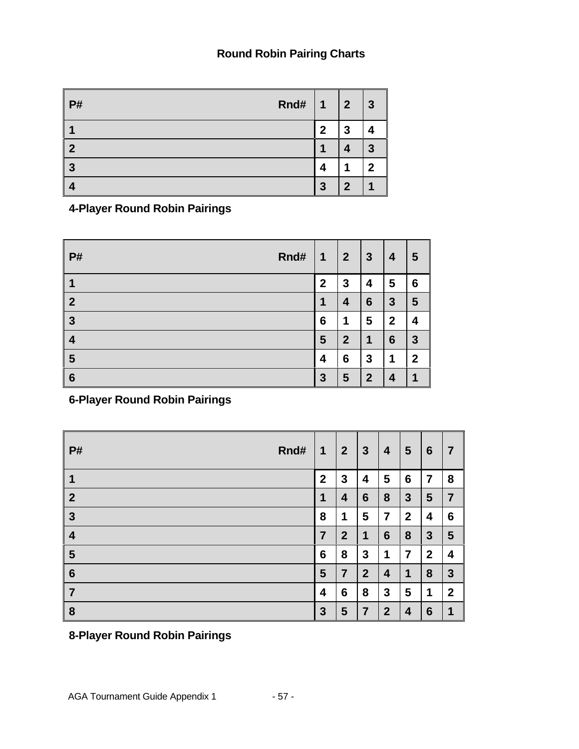# Round Robin Pairing Charts

| P# Rnd# | 1 | 2 | 3 |
|---|---|---|---|
| 1 | 2 | 3 | 4 |
| 2 | 1 | 4 | 3 |
| 3 | 4 | 1 | 2 |
| 4 | 3 | 2 | 1 |

**4-Player Round Robin Pairings**

| P# Rnd# | 1 | 2 | 3 | 4 | 5 |
|---|---|---|---|---|---|
| 1 | 2 | 3 | 4 | 5 | 6 |
| 2 | 1 | 4 | 6 | 3 | 5 |
| 3 | 6 | 1 | 5 | 2 | 4 |
| 4 | 5 | 2 | 1 | 6 | 3 |
| 5 | 4 | 6 | 3 | 1 | 2 |
| 6 | 3 | 5 | 2 | 4 | 1 |

**6-Player Round Robin Pairings**

| P# Rnd# | 1 | 2 | 3 | 4 | 5 | 6 | 7 |
|---|---|---|---|---|---|---|---|
| 1 | 2 | 3 | 4 | 5 | 6 | 7 | 8 |
| 2 | 1 | 4 | 6 | 8 | 3 | 5 | 7 |
| 3 | 8 | 1 | 5 | 7 | 2 | 4 | 6 |
| 4 | 7 | 2 | 1 | 6 | 8 | 3 | 5 |
| 5 | 6 | 8 | 3 | 1 | 7 | 2 | 4 |
| 6 | 5 | 7 | 2 | 4 | 1 | 8 | 3 |
| 7 | 4 | 6 | 8 | 3 | 5 | 1 | 2 |
| 8 | 3 | 5 | 7 | 2 | 4 | 6 | 1 |

**8-Player Round Robin Pairings**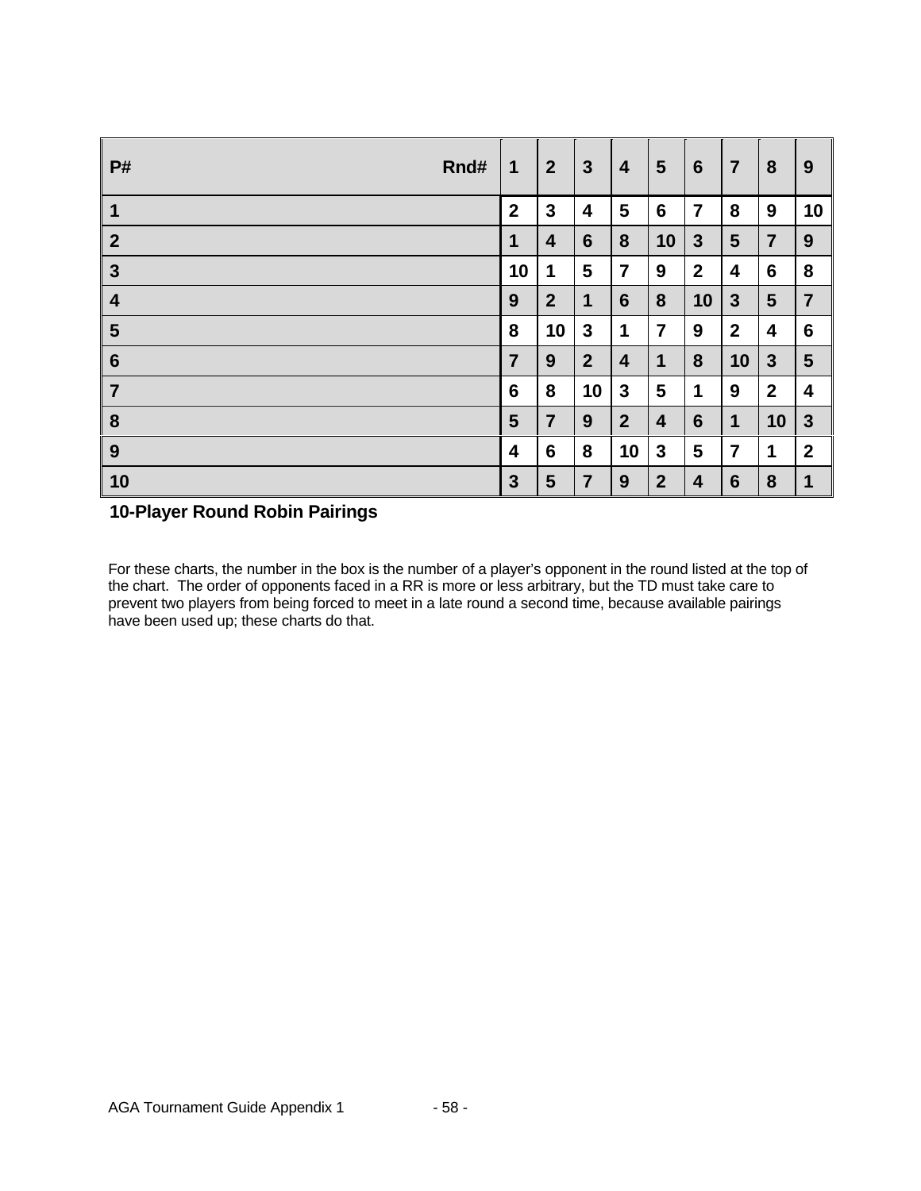| P# Rnd# | 1 | 2 | 3 | 4 | 5 | 6 | 7 | 8 | 9 |
|---|---|---|---|---|---|---|---|---|---|
| **1** | 2 | 3 | 4 | 5 | 6 | 7 | 8 | 9 | 10 |
| **2** | 1 | 4 | 6 | 8 | 10 | 3 | 5 | 7 | 9 |
| **3** | 10 | 1 | 5 | 7 | 9 | 2 | 4 | 6 | 8 |
| **4** | 9 | 2 | 1 | 6 | 8 | 10 | 3 | 5 | 7 |
| **5** | 8 | 10 | 3 | 1 | 7 | 9 | 2 | 4 | 6 |
| **6** | 7 | 9 | 2 | 4 | 1 | 8 | 10 | 3 | 5 |
| **7** | 6 | 8 | 10 | 3 | 5 | 1 | 9 | 2 | 4 |
| **8** | 5 | 7 | 9 | 2 | 4 | 6 | 1 | 10 | 3 |
| **9** | 4 | 6 | 8 | 10 | 3 | 5 | 7 | 1 | 2 |
| **10** | 3 | 5 | 7 | 9 | 2 | 4 | 6 | 8 | 1 |

**10-Player Round Robin Pairings**

For these charts, the number in the box is the number of a player's opponent in the round listed at the top of the chart. The order of opponents faced in a RR is more or less arbitrary, but the TD must take care to prevent two players from being forced to meet in a late round a second time, because available pairings have been used up; these charts do that.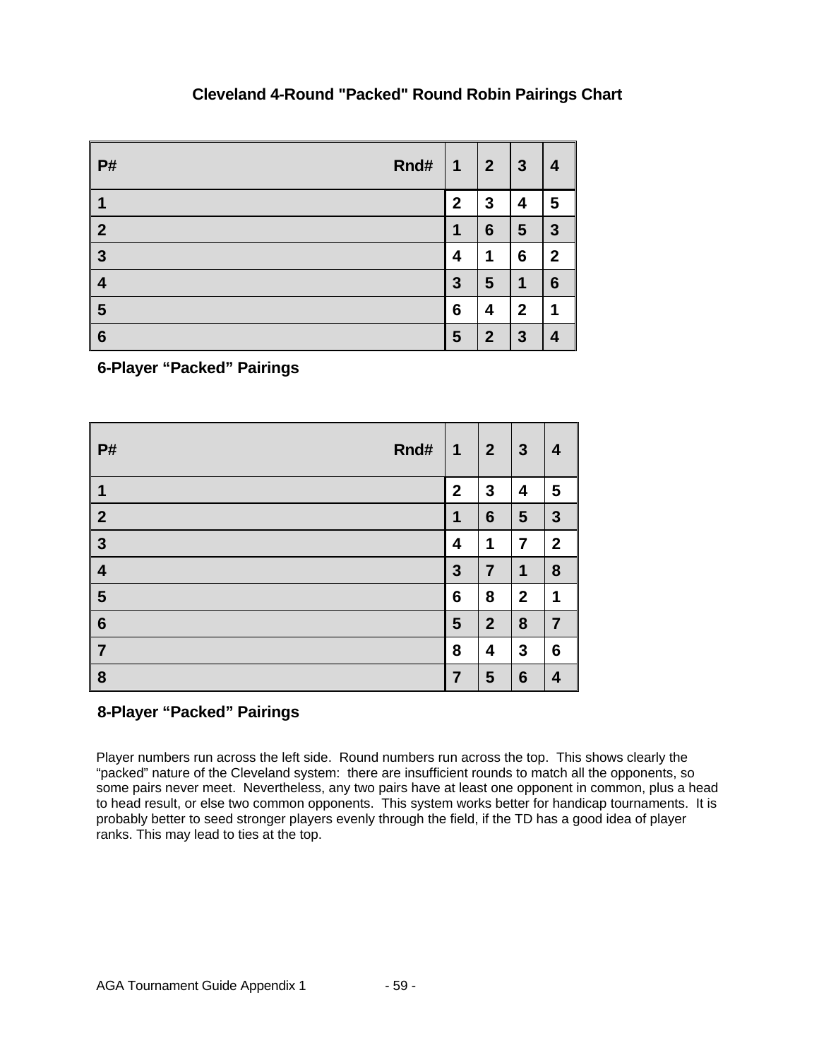# Cleveland 4-Round "Packed" Round Robin Pairings Chart

| P# Rnd# | 1 | 2 | 3 | 4 |
|---|---|---|---|---|
| 1 | 2 | 3 | 4 | 5 |
| 2 | 1 | 6 | 5 | 3 |
| 3 | 4 | 1 | 6 | 2 |
| 4 | 3 | 5 | 1 | 6 |
| 5 | 6 | 4 | 2 | 1 |
| 6 | 5 | 2 | 3 | 4 |

**6-Player "Packed" Pairings**

| P# Rnd# | 1 | 2 | 3 | 4 |
|---|---|---|---|---|
| 1 | 2 | 3 | 4 | 5 |
| 2 | 1 | 6 | 5 | 3 |
| 3 | 4 | 1 | 7 | 2 |
| 4 | 3 | 7 | 1 | 8 |
| 5 | 6 | 8 | 2 | 1 |
| 6 | 5 | 2 | 8 | 7 |
| 7 | 8 | 4 | 3 | 6 |
| 8 | 7 | 5 | 6 | 4 |

**8-Player "Packed" Pairings**

Player numbers run across the left side. Round numbers run across the top. This shows clearly the "packed" nature of the Cleveland system: there are insufficient rounds to match all the opponents, so some pairs never meet. Nevertheless, any two pairs have at least one opponent in common, plus a head to head result, or else two common opponents. This system works better for handicap tournaments. It is probably better to seed stronger players evenly through the field, if the TD has a good idea of player ranks. This may lead to ties at the top.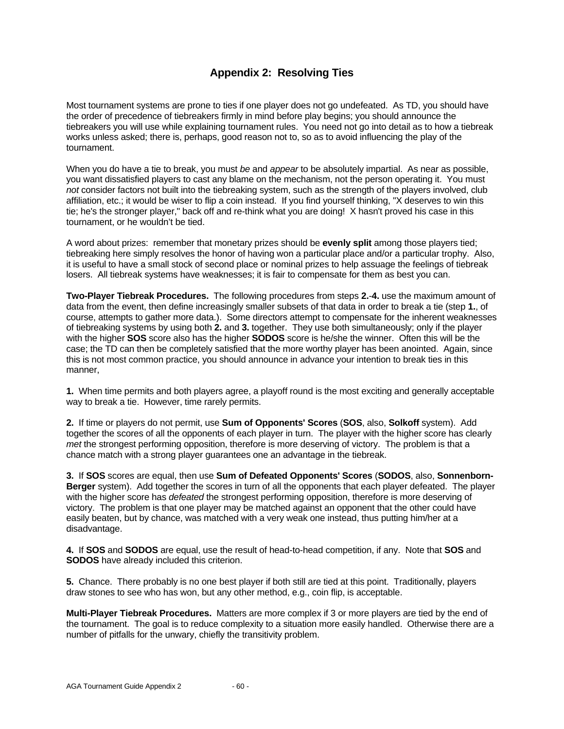## Appendix 2: Resolving Ties

Most tournament systems are prone to ties if one player does not go undefeated. As TD, you should have the order of precedence of tiebreakers firmly in mind before play begins; you should announce the tiebreakers you will use while explaining tournament rules. You need not go into detail as to how a tiebreak works unless asked; there is, perhaps, good reason not to, so as to avoid influencing the play of the tournament.

When you do have a tie to break, you must *be* and *appear* to be absolutely impartial. As near as possible, you want dissatisfied players to cast any blame on the mechanism, not the person operating it. You must *not* consider factors not built into the tiebreaking system, such as the strength of the players involved, club affiliation, etc.; it would be wiser to flip a coin instead. If you find yourself thinking, "X deserves to win this tie; he's the stronger player," back off and re-think what you are doing! X hasn't proved his case in this tournament, or he wouldn't be tied.

A word about prizes: remember that monetary prizes should be **evenly split** among those players tied; tiebreaking here simply resolves the honor of having won a particular place and/or a particular trophy. Also, it is useful to have a small stock of second place or nominal prizes to help assuage the feelings of tiebreak losers. All tiebreak systems have weaknesses; it is fair to compensate for them as best you can.

**Two-Player Tiebreak Procedures.** The following procedures from steps **2.**-**4.** use the maximum amount of data from the event, then define increasingly smaller subsets of that data in order to break a tie (step **1.**, of course, attempts to gather more data.). Some directors attempt to compensate for the inherent weaknesses of tiebreaking systems by using both **2.** and **3.** together. They use both simultaneously; only if the player with the higher **SOS** score also has the higher **SODOS** score is he/she the winner. Often this will be the case; the TD can then be completely satisfied that the more worthy player has been anointed. Again, since this is not most common practice, you should announce in advance your intention to break ties in this manner,

**1.** When time permits and both players agree, a playoff round is the most exciting and generally acceptable way to break a tie. However, time rarely permits.

**2.** If time or players do not permit, use **Sum of Opponents' Scores** (**SOS**, also, **Solkoff** system). Add together the scores of all the opponents of each player in turn. The player with the higher score has clearly *met* the strongest performing opposition, therefore is more deserving of victory. The problem is that a chance match with a strong player guarantees one an advantage in the tiebreak.

**3.** If **SOS** scores are equal, then use **Sum of Defeated Opponents' Scores** (**SODOS**, also, **Sonnenborn-Berger** system). Add together the scores in turn of all the opponents that each player defeated. The player with the higher score has *defeated* the strongest performing opposition, therefore is more deserving of victory. The problem is that one player may be matched against an opponent that the other could have easily beaten, but by chance, was matched with a very weak one instead, thus putting him/her at a disadvantage.

**4.** If **SOS** and **SODOS** are equal, use the result of head-to-head competition, if any. Note that **SOS** and **SODOS** have already included this criterion.

**5.** Chance. There probably is no one best player if both still are tied at this point. Traditionally, players draw stones to see who has won, but any other method, e.g., coin flip, is acceptable.

**Multi-Player Tiebreak Procedures.** Matters are more complex if 3 or more players are tied by the end of the tournament. The goal is to reduce complexity to a situation more easily handled. Otherwise there are a number of pitfalls for the unwary, chiefly the transitivity problem.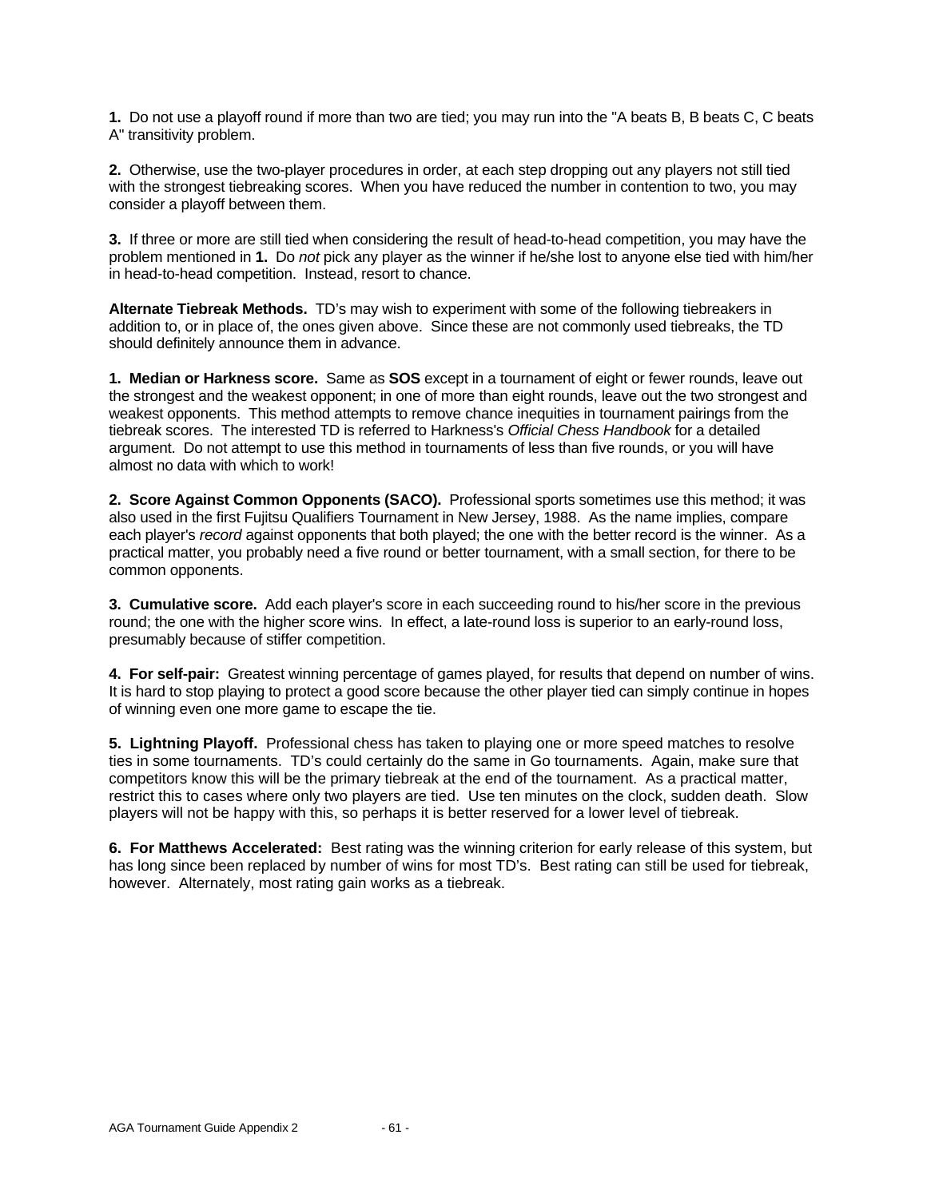**1.** Do not use a playoff round if more than two are tied; you may run into the "A beats B, B beats C, C beats A" transitivity problem.

**2.** Otherwise, use the two-player procedures in order, at each step dropping out any players not still tied with the strongest tiebreaking scores. When you have reduced the number in contention to two, you may consider a playoff between them.

**3.** If three or more are still tied when considering the result of head-to-head competition, you may have the problem mentioned in **1.** Do *not* pick any player as the winner if he/she lost to anyone else tied with him/her in head-to-head competition. Instead, resort to chance.

**Alternate Tiebreak Methods.** TD's may wish to experiment with some of the following tiebreakers in addition to, or in place of, the ones given above. Since these are not commonly used tiebreaks, the TD should definitely announce them in advance.

**1. Median or Harkness score.** Same as **SOS** except in a tournament of eight or fewer rounds, leave out the strongest and the weakest opponent; in one of more than eight rounds, leave out the two strongest and weakest opponents. This method attempts to remove chance inequities in tournament pairings from the tiebreak scores. The interested TD is referred to Harkness's *Official Chess Handbook* for a detailed argument. Do not attempt to use this method in tournaments of less than five rounds, or you will have almost no data with which to work!

**2. Score Against Common Opponents (SACO).** Professional sports sometimes use this method; it was also used in the first Fujitsu Qualifiers Tournament in New Jersey, 1988. As the name implies, compare each player's *record* against opponents that both played; the one with the better record is the winner. As a practical matter, you probably need a five round or better tournament, with a small section, for there to be common opponents.

**3. Cumulative score.** Add each player's score in each succeeding round to his/her score in the previous round; the one with the higher score wins. In effect, a late-round loss is superior to an early-round loss, presumably because of stiffer competition.

**4. For self-pair:** Greatest winning percentage of games played, for results that depend on number of wins. It is hard to stop playing to protect a good score because the other player tied can simply continue in hopes of winning even one more game to escape the tie.

**5. Lightning Playoff.** Professional chess has taken to playing one or more speed matches to resolve ties in some tournaments. TD's could certainly do the same in Go tournaments. Again, make sure that competitors know this will be the primary tiebreak at the end of the tournament. As a practical matter, restrict this to cases where only two players are tied. Use ten minutes on the clock, sudden death. Slow players will not be happy with this, so perhaps it is better reserved for a lower level of tiebreak.

**6. For Matthews Accelerated:** Best rating was the winning criterion for early release of this system, but has long since been replaced by number of wins for most TD's. Best rating can still be used for tiebreak, however. Alternately, most rating gain works as a tiebreak.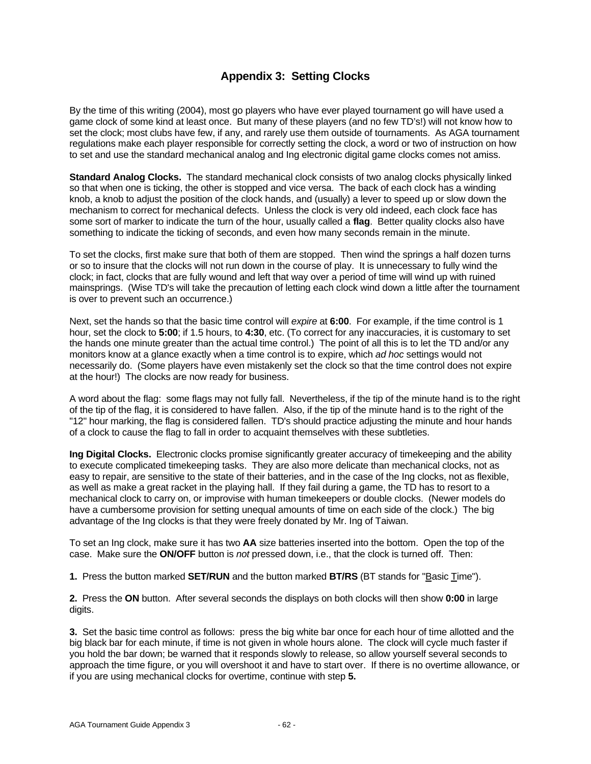# Appendix 3: Setting Clocks

By the time of this writing (2004), most go players who have ever played tournament go will have used a game clock of some kind at least once. But many of these players (and no few TD's!) will not know how to set the clock; most clubs have few, if any, and rarely use them outside of tournaments. As AGA tournament regulations make each player responsible for correctly setting the clock, a word or two of instruction on how to set and use the standard mechanical analog and Ing electronic digital game clocks comes not amiss.

**Standard Analog Clocks.** The standard mechanical clock consists of two analog clocks physically linked so that when one is ticking, the other is stopped and vice versa. The back of each clock has a winding knob, a knob to adjust the position of the clock hands, and (usually) a lever to speed up or slow down the mechanism to correct for mechanical defects. Unless the clock is very old indeed, each clock face has some sort of marker to indicate the turn of the hour, usually called a **flag**. Better quality clocks also have something to indicate the ticking of seconds, and even how many seconds remain in the minute.

To set the clocks, first make sure that both of them are stopped. Then wind the springs a half dozen turns or so to insure that the clocks will not run down in the course of play. It is unnecessary to fully wind the clock; in fact, clocks that are fully wound and left that way over a period of time will wind up with ruined mainsprings. (Wise TD's will take the precaution of letting each clock wind down a little after the tournament is over to prevent such an occurrence.)

Next, set the hands so that the basic time control will *expire* at **6:00**. For example, if the time control is 1 hour, set the clock to **5:00**; if 1.5 hours, to **4:30**, etc. (To correct for any inaccuracies, it is customary to set the hands one minute greater than the actual time control.) The point of all this is to let the TD and/or any monitors know at a glance exactly when a time control is to expire, which *ad hoc* settings would not necessarily do. (Some players have even mistakenly set the clock so that the time control does not expire at the hour!) The clocks are now ready for business.

A word about the flag: some flags may not fully fall. Nevertheless, if the tip of the minute hand is to the right of the tip of the flag, it is considered to have fallen. Also, if the tip of the minute hand is to the right of the "12" hour marking, the flag is considered fallen. TD's should practice adjusting the minute and hour hands of a clock to cause the flag to fall in order to acquaint themselves with these subtleties.

**Ing Digital Clocks.** Electronic clocks promise significantly greater accuracy of timekeeping and the ability to execute complicated timekeeping tasks. They are also more delicate than mechanical clocks, not as easy to repair, are sensitive to the state of their batteries, and in the case of the Ing clocks, not as flexible, as well as make a great racket in the playing hall. If they fail during a game, the TD has to resort to a mechanical clock to carry on, or improvise with human timekeepers or double clocks. (Newer models do have a cumbersome provision for setting unequal amounts of time on each side of the clock.) The big advantage of the Ing clocks is that they were freely donated by Mr. Ing of Taiwan.

To set an Ing clock, make sure it has two **AA** size batteries inserted into the bottom. Open the top of the case. Make sure the **ON/OFF** button is *not* pressed down, i.e., that the clock is turned off. Then:

**1.** Press the button marked **SET/RUN** and the button marked **BT/RS** (BT stands for "Basic Time").

**2.** Press the **ON** button. After several seconds the displays on both clocks will then show **0:00** in large digits.

**3.** Set the basic time control as follows: press the big white bar once for each hour of time allotted and the big black bar for each minute, if time is not given in whole hours alone. The clock will cycle much faster if you hold the bar down; be warned that it responds slowly to release, so allow yourself several seconds to approach the time figure, or you will overshoot it and have to start over. If there is no overtime allowance, or if you are using mechanical clocks for overtime, continue with step **5.**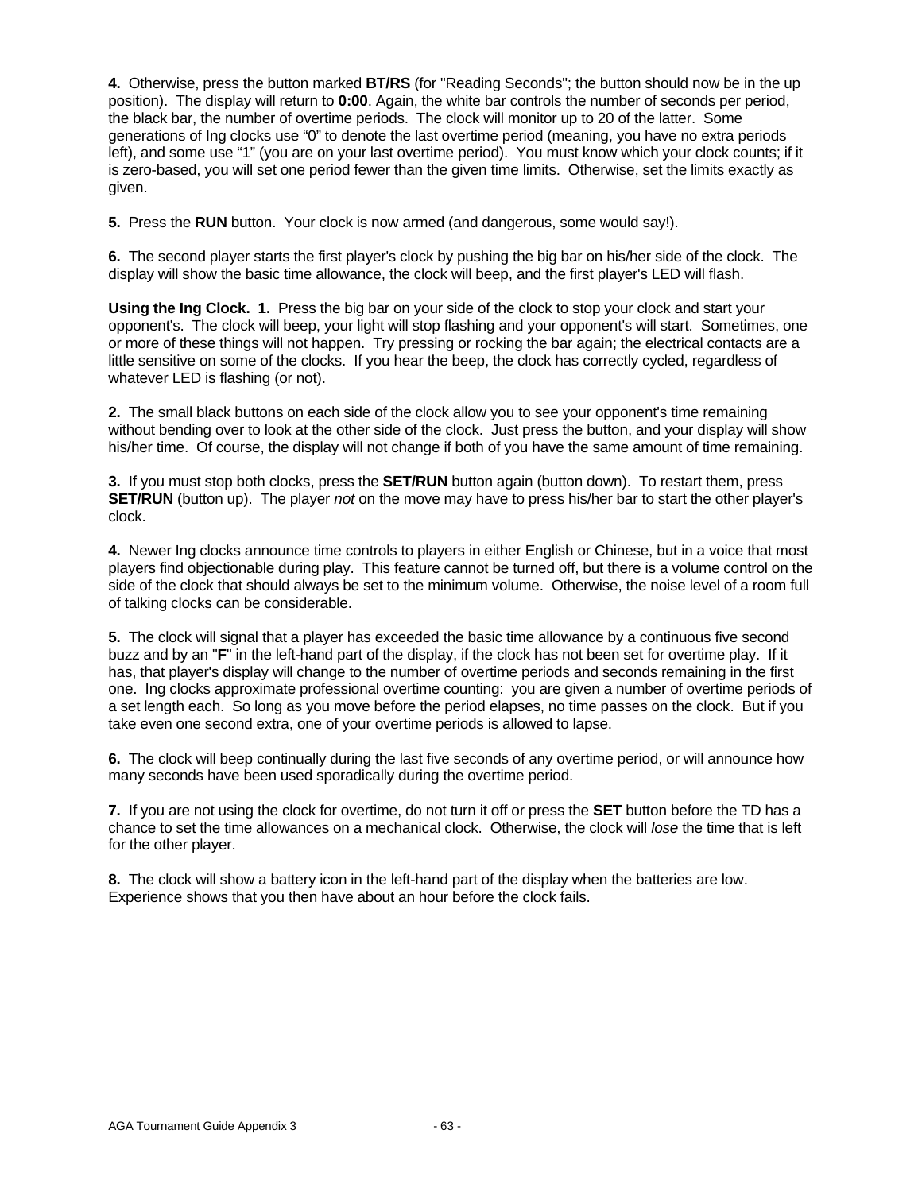**4.** Otherwise, press the button marked **BT/RS** (for "Reading Seconds"; the button should now be in the up position). The display will return to **0:00**. Again, the white bar controls the number of seconds per period, the black bar, the number of overtime periods. The clock will monitor up to 20 of the latter. Some generations of Ing clocks use "0" to denote the last overtime period (meaning, you have no extra periods left), and some use "1" (you are on your last overtime period). You must know which your clock counts; if it is zero-based, you will set one period fewer than the given time limits. Otherwise, set the limits exactly as given.

**5.** Press the **RUN** button. Your clock is now armed (and dangerous, some would say!).

**6.** The second player starts the first player's clock by pushing the big bar on his/her side of the clock. The display will show the basic time allowance, the clock will beep, and the first player's LED will flash.

**Using the Ing Clock. 1.** Press the big bar on your side of the clock to stop your clock and start your opponent's. The clock will beep, your light will stop flashing and your opponent's will start. Sometimes, one or more of these things will not happen. Try pressing or rocking the bar again; the electrical contacts are a little sensitive on some of the clocks. If you hear the beep, the clock has correctly cycled, regardless of whatever LED is flashing (or not).

**2.** The small black buttons on each side of the clock allow you to see your opponent's time remaining without bending over to look at the other side of the clock. Just press the button, and your display will show his/her time. Of course, the display will not change if both of you have the same amount of time remaining.

**3.** If you must stop both clocks, press the **SET/RUN** button again (button down). To restart them, press **SET/RUN** (button up). The player *not* on the move may have to press his/her bar to start the other player's clock.

**4.** Newer Ing clocks announce time controls to players in either English or Chinese, but in a voice that most players find objectionable during play. This feature cannot be turned off, but there is a volume control on the side of the clock that should always be set to the minimum volume. Otherwise, the noise level of a room full of talking clocks can be considerable.

**5.** The clock will signal that a player has exceeded the basic time allowance by a continuous five second buzz and by an "**F**" in the left-hand part of the display, if the clock has not been set for overtime play. If it has, that player's display will change to the number of overtime periods and seconds remaining in the first one. Ing clocks approximate professional overtime counting: you are given a number of overtime periods of a set length each. So long as you move before the period elapses, no time passes on the clock. But if you take even one second extra, one of your overtime periods is allowed to lapse.

**6.** The clock will beep continually during the last five seconds of any overtime period, or will announce how many seconds have been used sporadically during the overtime period.

**7.** If you are not using the clock for overtime, do not turn it off or press the **SET** button before the TD has a chance to set the time allowances on a mechanical clock. Otherwise, the clock will *lose* the time that is left for the other player.

**8.** The clock will show a battery icon in the left-hand part of the display when the batteries are low. Experience shows that you then have about an hour before the clock fails.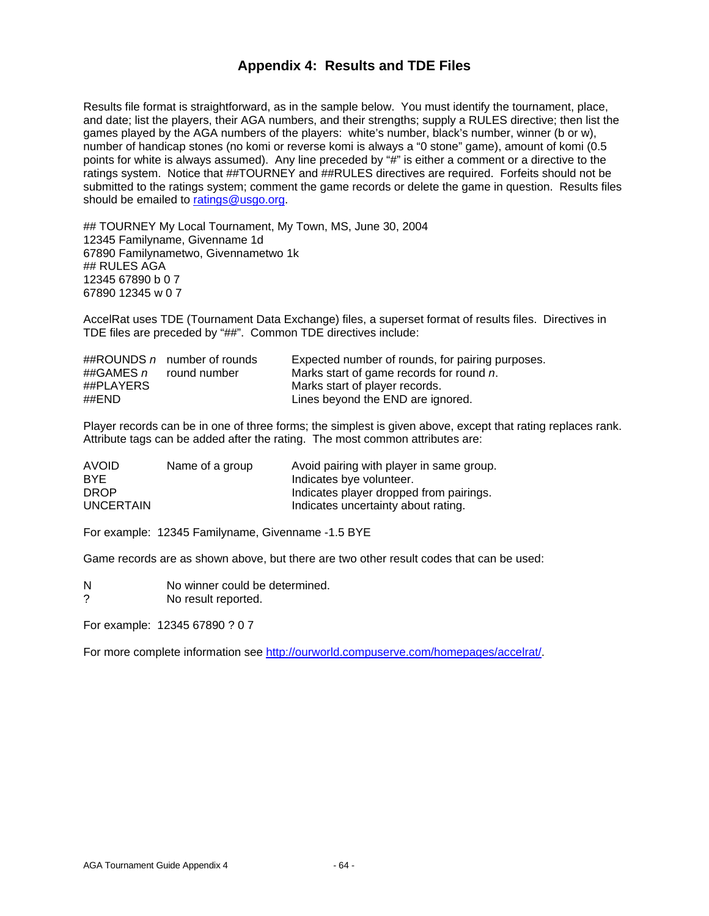## Appendix 4: Results and TDE Files

Results file format is straightforward, as in the sample below. You must identify the tournament, place, and date; list the players, their AGA numbers, and their strengths; supply a RULES directive; then list the games played by the AGA numbers of the players: white's number, black's number, winner (b or w), number of handicap stones (no komi or reverse komi is always a "0 stone" game), amount of komi (0.5 points for white is always assumed). Any line preceded by "#" is either a comment or a directive to the ratings system. Notice that ##TOURNEY and ##RULES directives are required. Forfeits should not be submitted to the ratings system; comment the game records or delete the game in question. Results files should be emailed to ratings@usgo.org.

```
## TOURNEY My Local Tournament, My Town, MS, June 30, 2004
12345 Familyname, Givenname 1d
67890 Familynametwo, Givennametwo 1k
## RULES AGA
12345 67890 b 0 7
67890 12345 w 0 7
```

AccelRat uses TDE (Tournament Data Exchange) files, a superset format of results files. Directives in TDE files are preceded by "##". Common TDE directives include:

| | | |
|---|---|---|
| ##ROUNDS *n* | number of rounds | Expected number of rounds, for pairing purposes. |
| ##GAMES *n* | round number | Marks start of game records for round *n*. |
| ##PLAYERS | | Marks start of player records. |
| ##END | | Lines beyond the END are ignored. |

Player records can be in one of three forms; the simplest is given above, except that rating replaces rank. Attribute tags can be added after the rating. The most common attributes are:

| | | |
|---|---|---|
| AVOID | Name of a group | Avoid pairing with player in same group. |
| BYE | | Indicates bye volunteer. |
| DROP | | Indicates player dropped from pairings. |
| UNCERTAIN | | Indicates uncertainty about rating. |

For example: 12345 Familyname, Givenname -1.5 BYE

Game records are as shown above, but there are two other result codes that can be used:

| | |
|---|---|
| N | No winner could be determined. |
| ? | No result reported. |

For example: 12345 67890 ? 0 7

For more complete information see http://ourworld.compuserve.com/homepages/accelrat/.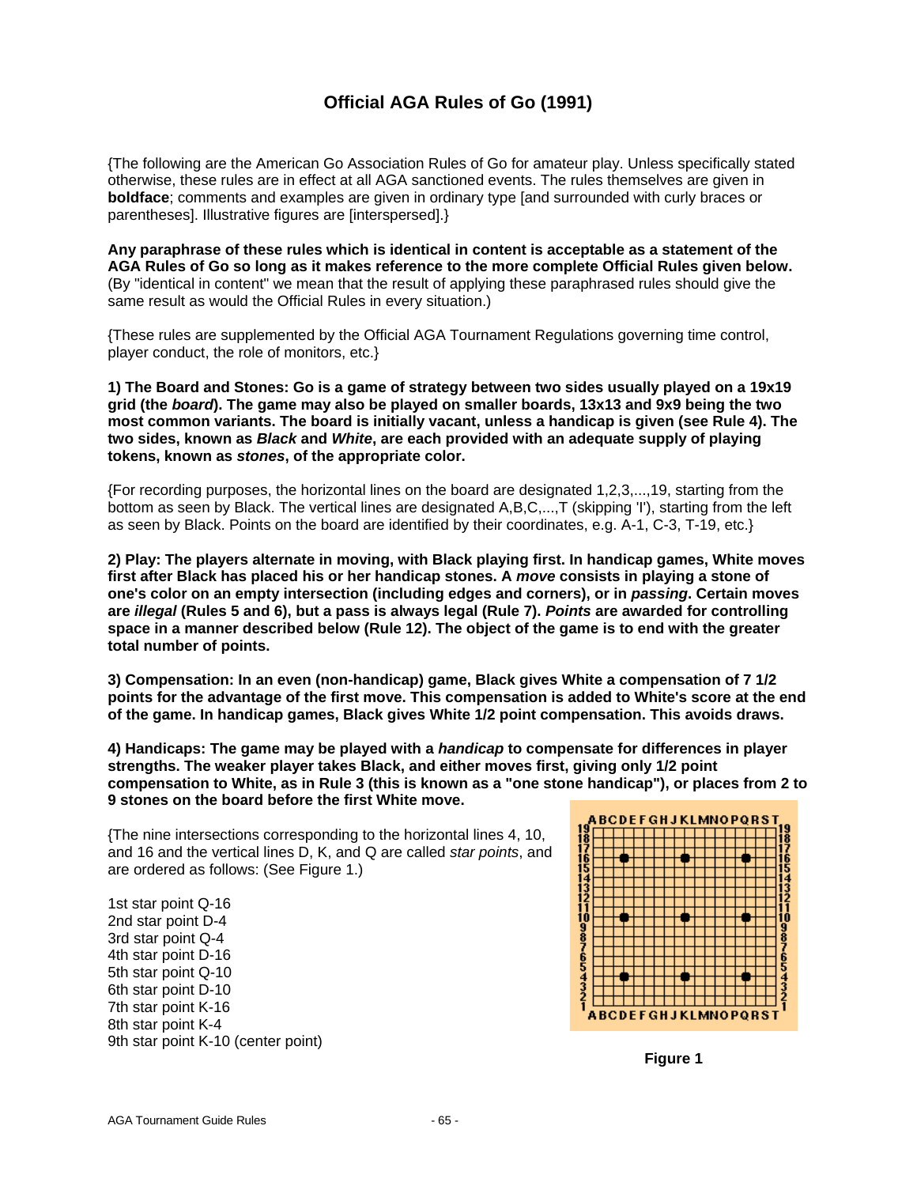# Official AGA Rules of Go (1991)

{The following are the American Go Association Rules of Go for amateur play. Unless specifically stated otherwise, these rules are in effect at all AGA sanctioned events. The rules themselves are given in **boldface**; comments and examples are given in ordinary type [and surrounded with curly braces or parentheses]. Illustrative figures are [interspersed].}

**Any paraphrase of these rules which is identical in content is acceptable as a statement of the AGA Rules of Go so long as it makes reference to the more complete Official Rules given below.** (By "identical in content" we mean that the result of applying these paraphrased rules should give the same result as would the Official Rules in every situation.)

{These rules are supplemented by the Official AGA Tournament Regulations governing time control, player conduct, the role of monitors, etc.}

**1) The Board and Stones: Go is a game of strategy between two sides usually played on a 19x19 grid (the *board*). The game may also be played on smaller boards, 13x13 and 9x9 being the two most common variants. The board is initially vacant, unless a handicap is given (see Rule 4). The two sides, known as *Black* and *White*, are each provided with an adequate supply of playing tokens, known as *stones*, of the appropriate color.**

{For recording purposes, the horizontal lines on the board are designated 1,2,3,...,19, starting from the bottom as seen by Black. The vertical lines are designated A,B,C,...,T (skipping 'I'), starting from the left as seen by Black. Points on the board are identified by their coordinates, e.g. A-1, C-3, T-19, etc.}

**2) Play: The players alternate in moving, with Black playing first. In handicap games, White moves first after Black has placed his or her handicap stones. A *move* consists in playing a stone of one's color on an empty intersection (including edges and corners), or in *passing*. Certain moves are *illegal* (Rules 5 and 6), but a pass is always legal (Rule 7). *Points* are awarded for controlling space in a manner described below (Rule 12). The object of the game is to end with the greater total number of points.**

**3) Compensation: In an even (non-handicap) game, Black gives White a compensation of 7 1/2 points for the advantage of the first move. This compensation is added to White's score at the end of the game. In handicap games, Black gives White 1/2 point compensation. This avoids draws.**

**4) Handicaps: The game may be played with a *handicap* to compensate for differences in player strengths. The weaker player takes Black, and either moves first, giving only 1/2 point compensation to White, as in Rule 3 (this is known as a "one stone handicap"), or places from 2 to 9 stones on the board before the first White move.**

{The nine intersections corresponding to the horizontal lines 4, 10, and 16 and the vertical lines D, K, and Q are called *star points*, and are ordered as follows: (See Figure 1.)

1st star point Q-16
2nd star point D-4
3rd star point Q-4
4th star point D-16
5th star point Q-10
6th star point D-10
7th star point K-16
8th star point K-4
9th star point K-10 (center point)

**Figure 1**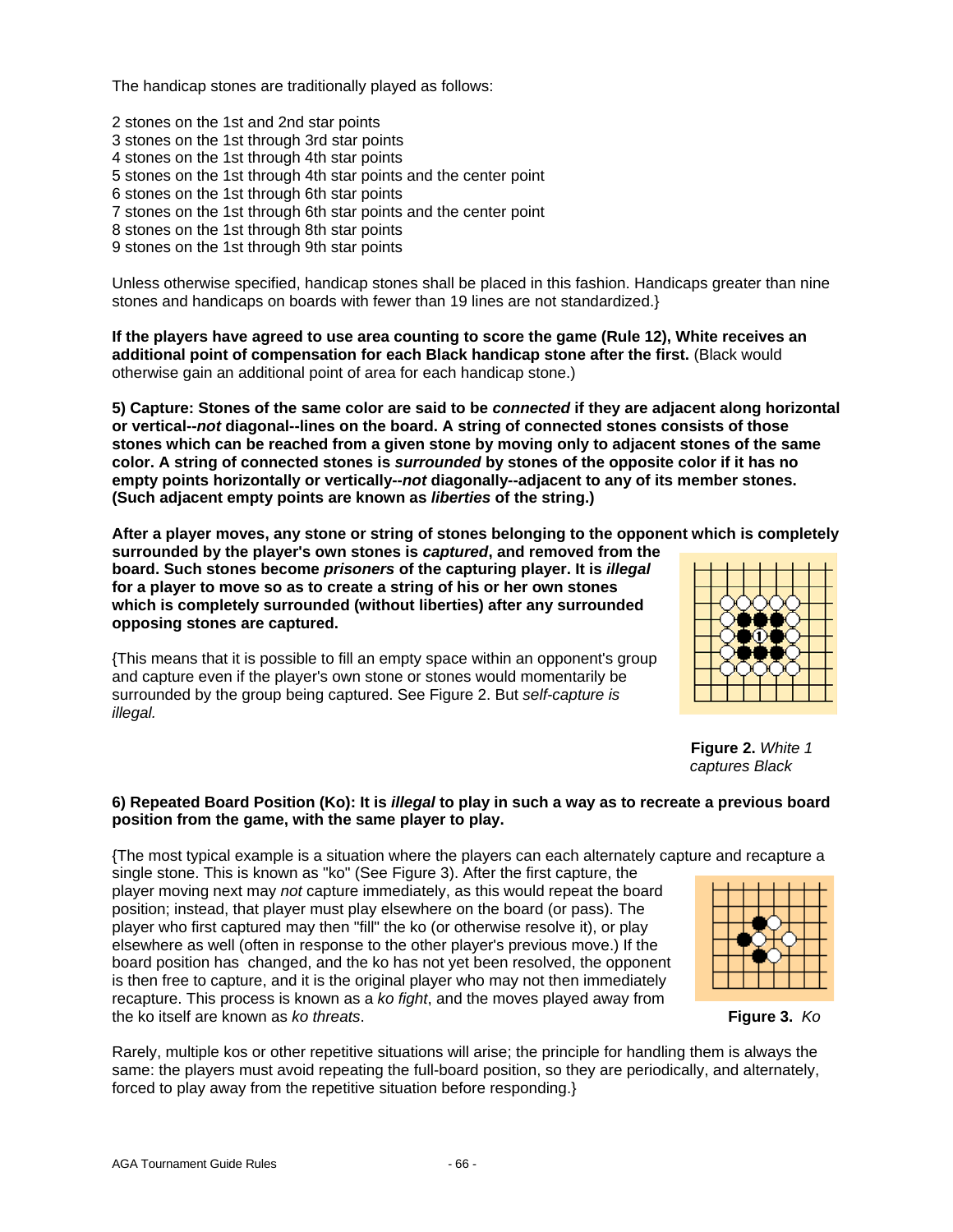The handicap stones are traditionally played as follows:

2 stones on the 1st and 2nd star points
3 stones on the 1st through 3rd star points
4 stones on the 1st through 4th star points
5 stones on the 1st through 4th star points and the center point
6 stones on the 1st through 6th star points
7 stones on the 1st through 6th star points and the center point
8 stones on the 1st through 8th star points
9 stones on the 1st through 9th star points

Unless otherwise specified, handicap stones shall be placed in this fashion. Handicaps greater than nine stones and handicaps on boards with fewer than 19 lines are not standardized.}

**If the players have agreed to use area counting to score the game (Rule 12), White receives an additional point of compensation for each Black handicap stone after the first.** (Black would otherwise gain an additional point of area for each handicap stone.)

**5) Capture: Stones of the same color are said to be *connected* if they are adjacent along horizontal or vertical--*not* diagonal--lines on the board. A string of connected stones consists of those stones which can be reached from a given stone by moving only to adjacent stones of the same color. A string of connected stones is *surrounded* by stones of the opposite color if it has no empty points horizontally or vertically--*not* diagonally--adjacent to any of its member stones. (Such adjacent empty points are known as *liberties* of the string.)**

**After a player moves, any stone or string of stones belonging to the opponent which is completely surrounded by the player's own stones is *captured*, and removed from the board. Such stones become *prisoners* of the capturing player. It is *illegal* for a player to move so as to create a string of his or her own stones which is completely surrounded (without liberties) after any surrounded opposing stones are captured.**

{This means that it is possible to fill an empty space within an opponent's group and capture even if the player's own stone or stones would momentarily be surrounded by the group being captured. See Figure 2. But *self-capture is illegal.*

**Figure 2.** *White 1 captures Black*

**6) Repeated Board Position (Ko): It is *illegal* to play in such a way as to recreate a previous board position from the game, with the same player to play.**

{The most typical example is a situation where the players can each alternately capture and recapture a single stone. This is known as "ko" (See Figure 3). After the first capture, the player moving next may *not* capture immediately, as this would repeat the board position; instead, that player must play elsewhere on the board (or pass). The player who first captured may then "fill" the ko (or otherwise resolve it), or play elsewhere as well (often in response to the other player's previous move.) If the board position has changed, and the ko has not yet been resolved, the opponent is then free to capture, and it is the original player who may not then immediately recapture. This process is known as a *ko fight*, and the moves played away from the ko itself are known as *ko threats*.

**Figure 3.** *Ko*

Rarely, multiple kos or other repetitive situations will arise; the principle for handling them is always the same: the players must avoid repeating the full-board position, so they are periodically, and alternately, forced to play away from the repetitive situation before responding.}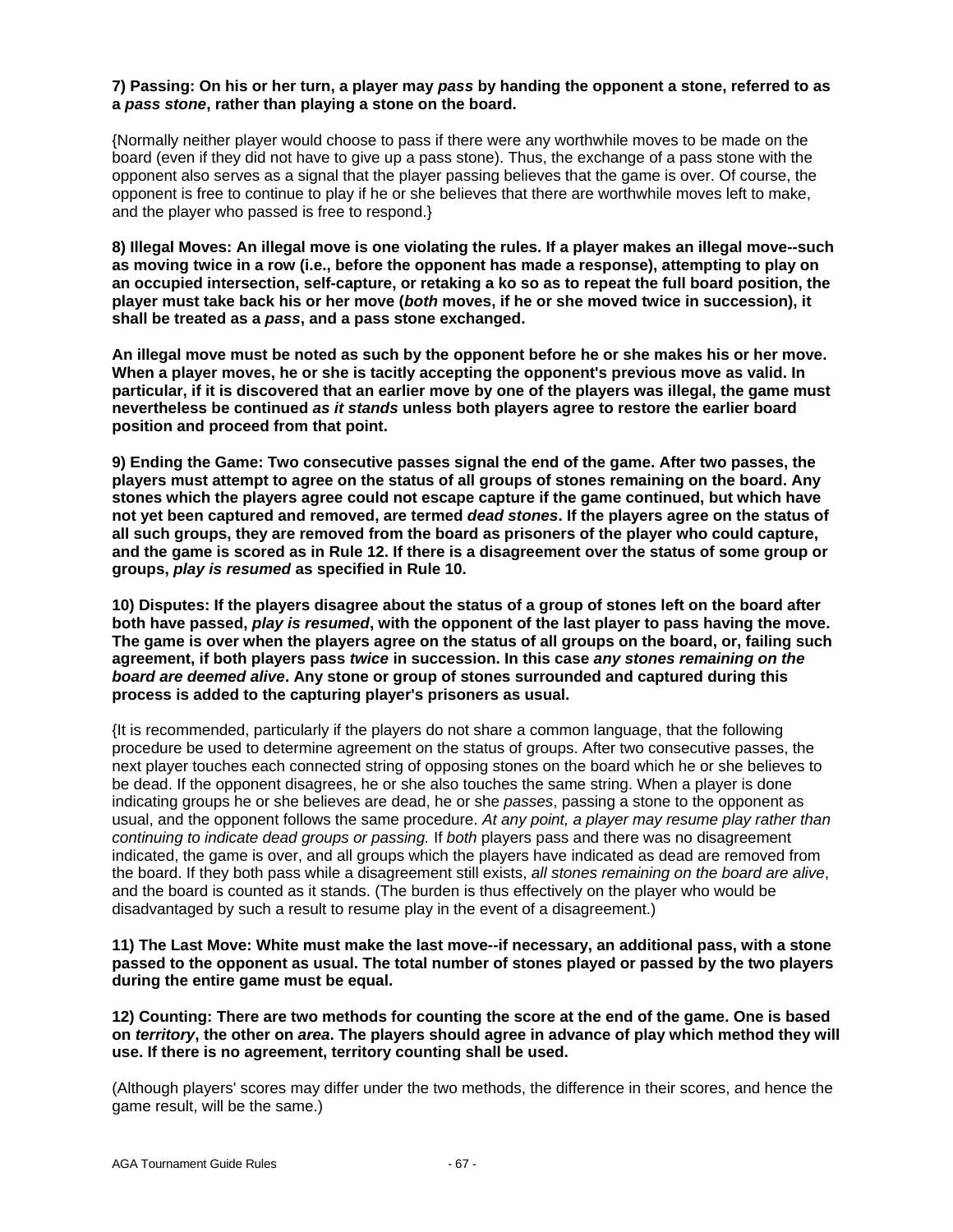**7) Passing: On his or her turn, a player may *pass* by handing the opponent a stone, referred to as a *pass stone*, rather than playing a stone on the board.**

{Normally neither player would choose to pass if there were any worthwhile moves to be made on the board (even if they did not have to give up a pass stone). Thus, the exchange of a pass stone with the opponent also serves as a signal that the player passing believes that the game is over. Of course, the opponent is free to continue to play if he or she believes that there are worthwhile moves left to make, and the player who passed is free to respond.}

**8) Illegal Moves: An illegal move is one violating the rules. If a player makes an illegal move--such as moving twice in a row (i.e., before the opponent has made a response), attempting to play on an occupied intersection, self-capture, or retaking a ko so as to repeat the full board position, the player must take back his or her move (*both* moves, if he or she moved twice in succession), it shall be treated as a *pass*, and a pass stone exchanged.**

**An illegal move must be noted as such by the opponent before he or she makes his or her move. When a player moves, he or she is tacitly accepting the opponent's previous move as valid. In particular, if it is discovered that an earlier move by one of the players was illegal, the game must nevertheless be continued *as it stands* unless both players agree to restore the earlier board position and proceed from that point.**

**9) Ending the Game: Two consecutive passes signal the end of the game. After two passes, the players must attempt to agree on the status of all groups of stones remaining on the board. Any stones which the players agree could not escape capture if the game continued, but which have not yet been captured and removed, are termed *dead stones*. If the players agree on the status of all such groups, they are removed from the board as prisoners of the player who could capture, and the game is scored as in Rule 12. If there is a disagreement over the status of some group or groups, *play is resumed* as specified in Rule 10.**

**10) Disputes: If the players disagree about the status of a group of stones left on the board after both have passed, *play is resumed*, with the opponent of the last player to pass having the move. The game is over when the players agree on the status of all groups on the board, or, failing such agreement, if both players pass *twice* in succession. In this case *any stones remaining on the board are deemed alive*. Any stone or group of stones surrounded and captured during this process is added to the capturing player's prisoners as usual.**

{It is recommended, particularly if the players do not share a common language, that the following procedure be used to determine agreement on the status of groups. After two consecutive passes, the next player touches each connected string of opposing stones on the board which he or she believes to be dead. If the opponent disagrees, he or she also touches the same string. When a player is done indicating groups he or she believes are dead, he or she *passes*, passing a stone to the opponent as usual, and the opponent follows the same procedure. *At any point, a player may resume play rather than continuing to indicate dead groups or passing.* If *both* players pass and there was no disagreement indicated, the game is over, and all groups which the players have indicated as dead are removed from the board. If they both pass while a disagreement still exists, *all stones remaining on the board are alive*, and the board is counted as it stands. (The burden is thus effectively on the player who would be disadvantaged by such a result to resume play in the event of a disagreement.)

**11) The Last Move: White must make the last move--if necessary, an additional pass, with a stone passed to the opponent as usual. The total number of stones played or passed by the two players during the entire game must be equal.**

**12) Counting: There are two methods for counting the score at the end of the game. One is based on *territory*, the other on *area*. The players should agree in advance of play which method they will use. If there is no agreement, territory counting shall be used.**

(Although players' scores may differ under the two methods, the difference in their scores, and hence the game result, will be the same.)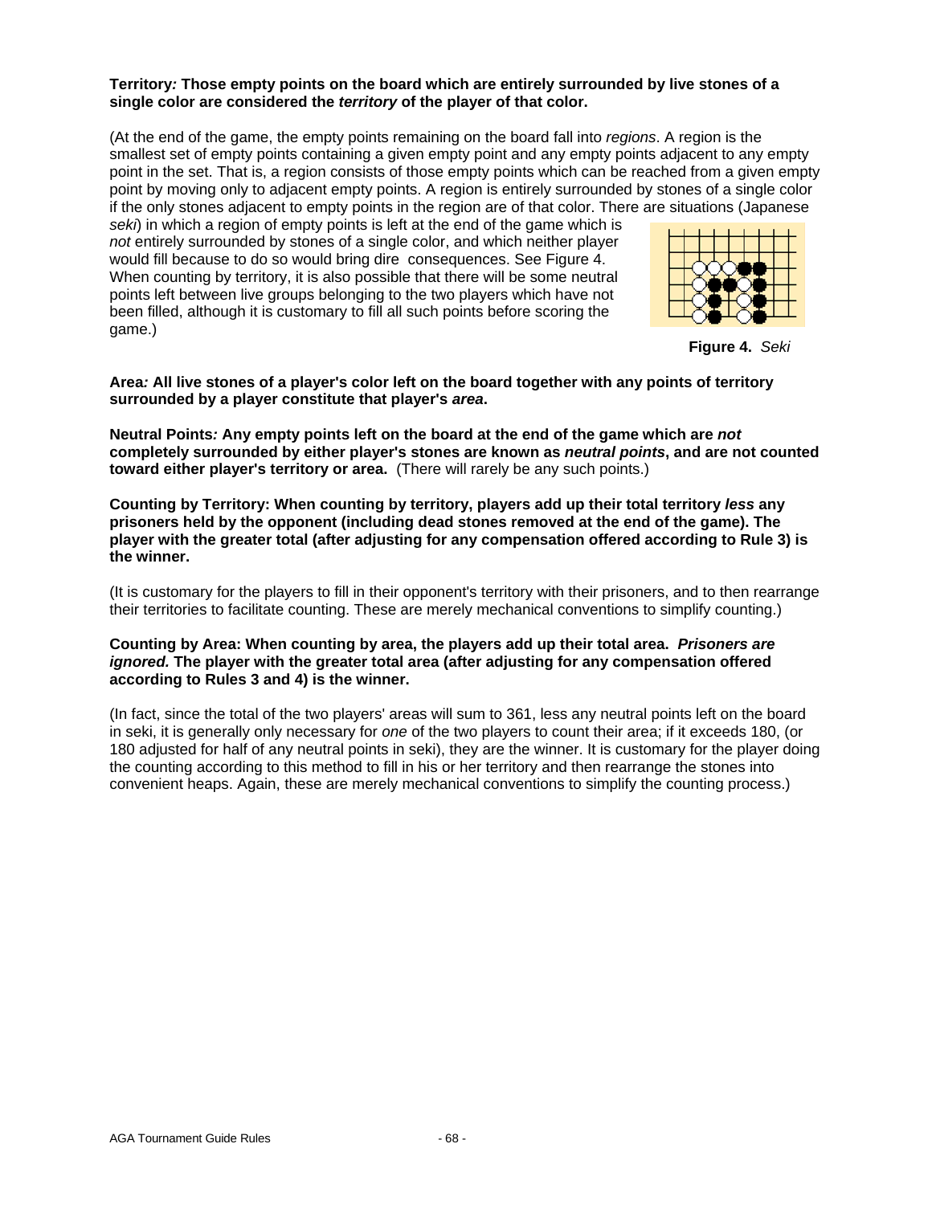**Territory*:* Those empty points on the board which are entirely surrounded by live stones of a single color are considered the *territory* of the player of that color.**

(At the end of the game, the empty points remaining on the board fall into *regions*. A region is the smallest set of empty points containing a given empty point and any empty points adjacent to any empty point in the set. That is, a region consists of those empty points which can be reached from a given empty point by moving only to adjacent empty points. A region is entirely surrounded by stones of a single color if the only stones adjacent to empty points in the region are of that color. There are situations (Japanese *seki*) in which a region of empty points is left at the end of the game which is *not* entirely surrounded by stones of a single color, and which neither player would fill because to do so would bring dire consequences. See Figure 4. When counting by territory, it is also possible that there will be some neutral points left between live groups belonging to the two players which have not been filled, although it is customary to fill all such points before scoring the game.)

**Figure 4.** *Seki*

**Area*:* All live stones of a player's color left on the board together with any points of territory surrounded by a player constitute that player's *area*.**

**Neutral Points*:* Any empty points left on the board at the end of the game which are *not* completely surrounded by either player's stones are known as *neutral points*, and are not counted toward either player's territory or area.** (There will rarely be any such points.)

**Counting by Territory: When counting by territory, players add up their total territory *less* any prisoners held by the opponent (including dead stones removed at the end of the game). The player with the greater total (after adjusting for any compensation offered according to Rule 3) is the winner.**

(It is customary for the players to fill in their opponent's territory with their prisoners, and to then rearrange their territories to facilitate counting. These are merely mechanical conventions to simplify counting.)

**Counting by Area: When counting by area, the players add up their total area. *Prisoners are ignored.* The player with the greater total area (after adjusting for any compensation offered according to Rules 3 and 4) is the winner.**

(In fact, since the total of the two players' areas will sum to 361, less any neutral points left on the board in seki, it is generally only necessary for *one* of the two players to count their area; if it exceeds 180, (or 180 adjusted for half of any neutral points in seki), they are the winner. It is customary for the player doing the counting according to this method to fill in his or her territory and then rearrange the stones into convenient heaps. Again, these are merely mechanical conventions to simplify the counting process.)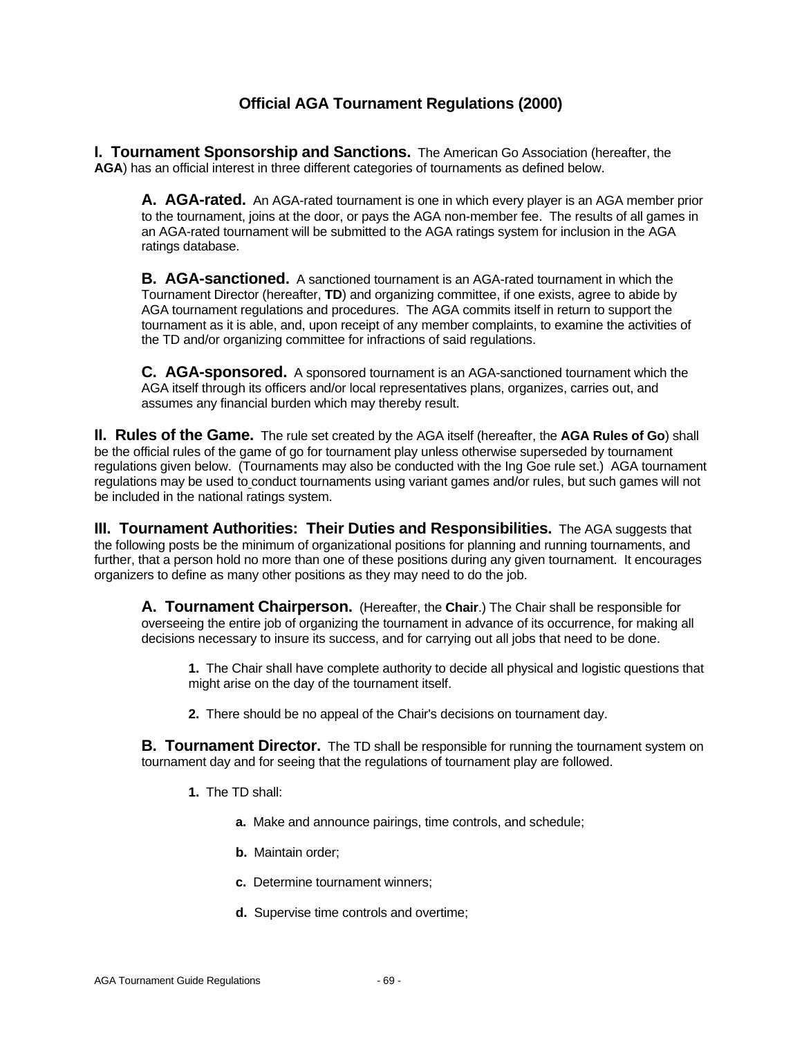# Official AGA Tournament Regulations (2000)

**I. Tournament Sponsorship and Sanctions.** The American Go Association (hereafter, the **AGA**) has an official interest in three different categories of tournaments as defined below.

**A. AGA-rated.** An AGA-rated tournament is one in which every player is an AGA member prior to the tournament, joins at the door, or pays the AGA non-member fee. The results of all games in an AGA-rated tournament will be submitted to the AGA ratings system for inclusion in the AGA ratings database.

**B. AGA-sanctioned.** A sanctioned tournament is an AGA-rated tournament in which the Tournament Director (hereafter, **TD**) and organizing committee, if one exists, agree to abide by AGA tournament regulations and procedures. The AGA commits itself in return to support the tournament as it is able, and, upon receipt of any member complaints, to examine the activities of the TD and/or organizing committee for infractions of said regulations.

**C. AGA-sponsored.** A sponsored tournament is an AGA-sanctioned tournament which the AGA itself through its officers and/or local representatives plans, organizes, carries out, and assumes any financial burden which may thereby result.

**II. Rules of the Game.** The rule set created by the AGA itself (hereafter, the **AGA Rules of Go**) shall be the official rules of the game of go for tournament play unless otherwise superseded by tournament regulations given below. (Tournaments may also be conducted with the Ing Goe rule set.) AGA tournament regulations may be used to conduct tournaments using variant games and/or rules, but such games will not be included in the national ratings system.

**III. Tournament Authorities: Their Duties and Responsibilities.** The AGA suggests that the following posts be the minimum of organizational positions for planning and running tournaments, and further, that a person hold no more than one of these positions during any given tournament. It encourages organizers to define as many other positions as they may need to do the job.

**A. Tournament Chairperson.** (Hereafter, the **Chair**.) The Chair shall be responsible for overseeing the entire job of organizing the tournament in advance of its occurrence, for making all decisions necessary to insure its success, and for carrying out all jobs that need to be done.

**1.** The Chair shall have complete authority to decide all physical and logistic questions that might arise on the day of the tournament itself.

**2.** There should be no appeal of the Chair's decisions on tournament day.

**B. Tournament Director.** The TD shall be responsible for running the tournament system on tournament day and for seeing that the regulations of tournament play are followed.

**1.** The TD shall:

**a.** Make and announce pairings, time controls, and schedule;

**b.** Maintain order;

**c.** Determine tournament winners;

**d.** Supervise time controls and overtime;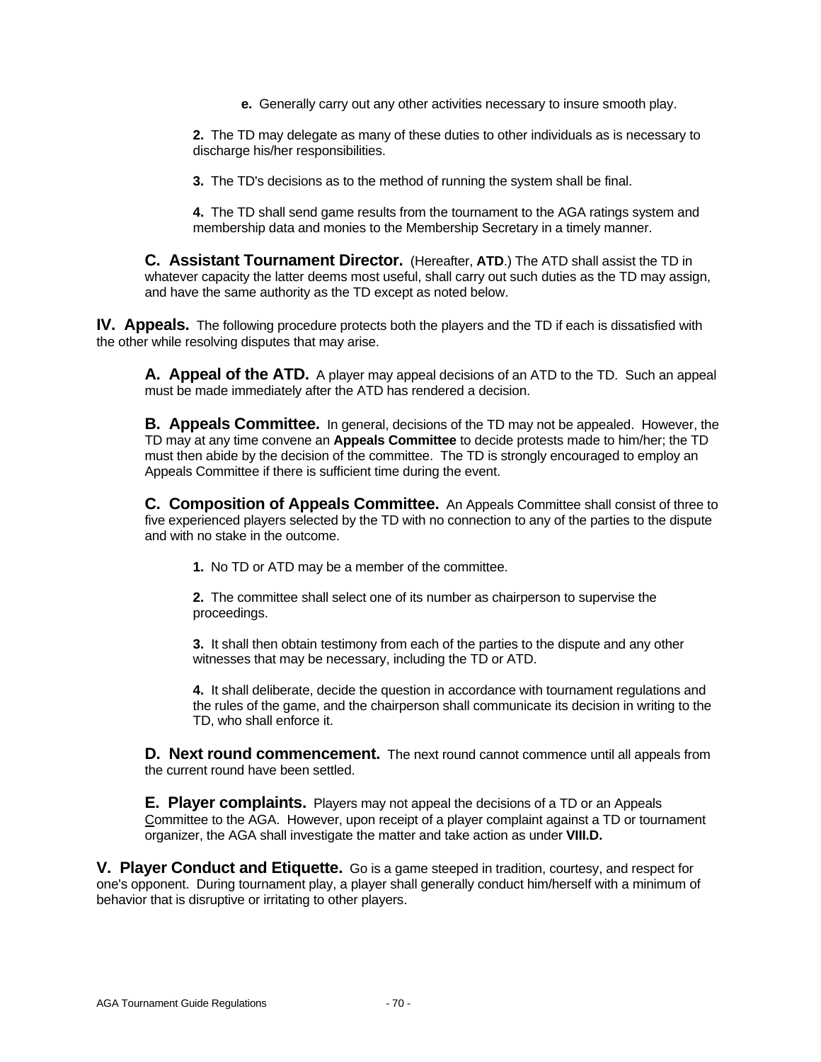**e.** Generally carry out any other activities necessary to insure smooth play.

**2.** The TD may delegate as many of these duties to other individuals as is necessary to discharge his/her responsibilities.

**3.** The TD's decisions as to the method of running the system shall be final.

**4.** The TD shall send game results from the tournament to the AGA ratings system and membership data and monies to the Membership Secretary in a timely manner.

**C. Assistant Tournament Director.** (Hereafter, **ATD**.) The ATD shall assist the TD in whatever capacity the latter deems most useful, shall carry out such duties as the TD may assign, and have the same authority as the TD except as noted below.

**IV. Appeals.** The following procedure protects both the players and the TD if each is dissatisfied with the other while resolving disputes that may arise.

**A. Appeal of the ATD.** A player may appeal decisions of an ATD to the TD. Such an appeal must be made immediately after the ATD has rendered a decision.

**B. Appeals Committee.** In general, decisions of the TD may not be appealed. However, the TD may at any time convene an **Appeals Committee** to decide protests made to him/her; the TD must then abide by the decision of the committee. The TD is strongly encouraged to employ an Appeals Committee if there is sufficient time during the event.

**C. Composition of Appeals Committee.** An Appeals Committee shall consist of three to five experienced players selected by the TD with no connection to any of the parties to the dispute and with no stake in the outcome.

**1.** No TD or ATD may be a member of the committee.

**2.** The committee shall select one of its number as chairperson to supervise the proceedings.

**3.** It shall then obtain testimony from each of the parties to the dispute and any other witnesses that may be necessary, including the TD or ATD.

**4.** It shall deliberate, decide the question in accordance with tournament regulations and the rules of the game, and the chairperson shall communicate its decision in writing to the TD, who shall enforce it.

**D. Next round commencement.** The next round cannot commence until all appeals from the current round have been settled.

**E. Player complaints.** Players may not appeal the decisions of a TD or an Appeals Committee to the AGA. However, upon receipt of a player complaint against a TD or tournament organizer, the AGA shall investigate the matter and take action as under **VIII.D.**

**V. Player Conduct and Etiquette.** Go is a game steeped in tradition, courtesy, and respect for one's opponent. During tournament play, a player shall generally conduct him/herself with a minimum of behavior that is disruptive or irritating to other players.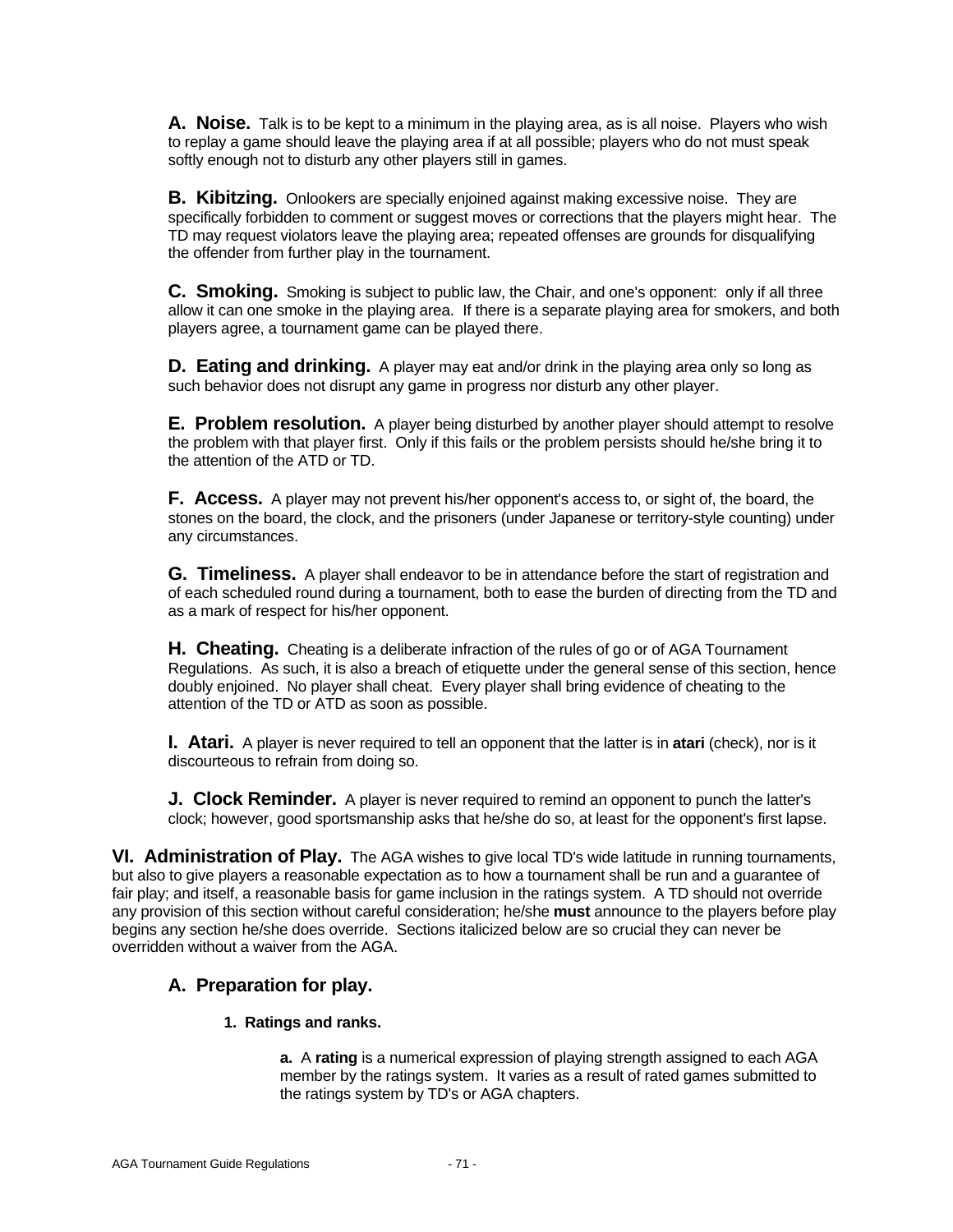**A. Noise.** Talk is to be kept to a minimum in the playing area, as is all noise. Players who wish to replay a game should leave the playing area if at all possible; players who do not must speak softly enough not to disturb any other players still in games.

**B. Kibitzing.** Onlookers are specially enjoined against making excessive noise. They are specifically forbidden to comment or suggest moves or corrections that the players might hear. The TD may request violators leave the playing area; repeated offenses are grounds for disqualifying the offender from further play in the tournament.

**C. Smoking.** Smoking is subject to public law, the Chair, and one's opponent: only if all three allow it can one smoke in the playing area. If there is a separate playing area for smokers, and both players agree, a tournament game can be played there.

**D. Eating and drinking.** A player may eat and/or drink in the playing area only so long as such behavior does not disrupt any game in progress nor disturb any other player.

**E. Problem resolution.** A player being disturbed by another player should attempt to resolve the problem with that player first. Only if this fails or the problem persists should he/she bring it to the attention of the ATD or TD.

**F. Access.** A player may not prevent his/her opponent's access to, or sight of, the board, the stones on the board, the clock, and the prisoners (under Japanese or territory-style counting) under any circumstances.

**G. Timeliness.** A player shall endeavor to be in attendance before the start of registration and of each scheduled round during a tournament, both to ease the burden of directing from the TD and as a mark of respect for his/her opponent.

**H. Cheating.** Cheating is a deliberate infraction of the rules of go or of AGA Tournament Regulations. As such, it is also a breach of etiquette under the general sense of this section, hence doubly enjoined. No player shall cheat. Every player shall bring evidence of cheating to the attention of the TD or ATD as soon as possible.

**I. Atari.** A player is never required to tell an opponent that the latter is in **atari** (check), nor is it discourteous to refrain from doing so.

**J. Clock Reminder.** A player is never required to remind an opponent to punch the latter's clock; however, good sportsmanship asks that he/she do so, at least for the opponent's first lapse.

## VI. Administration of Play.

The AGA wishes to give local TD's wide latitude in running tournaments, but also to give players a reasonable expectation as to how a tournament shall be run and a guarantee of fair play; and itself, a reasonable basis for game inclusion in the ratings system. A TD should not override any provision of this section without careful consideration; he/she **must** announce to the players before play begins any section he/she does override. Sections italicized below are so crucial they can never be overridden without a waiver from the AGA.

### A. Preparation for play.

#### 1. Ratings and ranks.

**a.** A **rating** is a numerical expression of playing strength assigned to each AGA member by the ratings system. It varies as a result of rated games submitted to the ratings system by TD's or AGA chapters.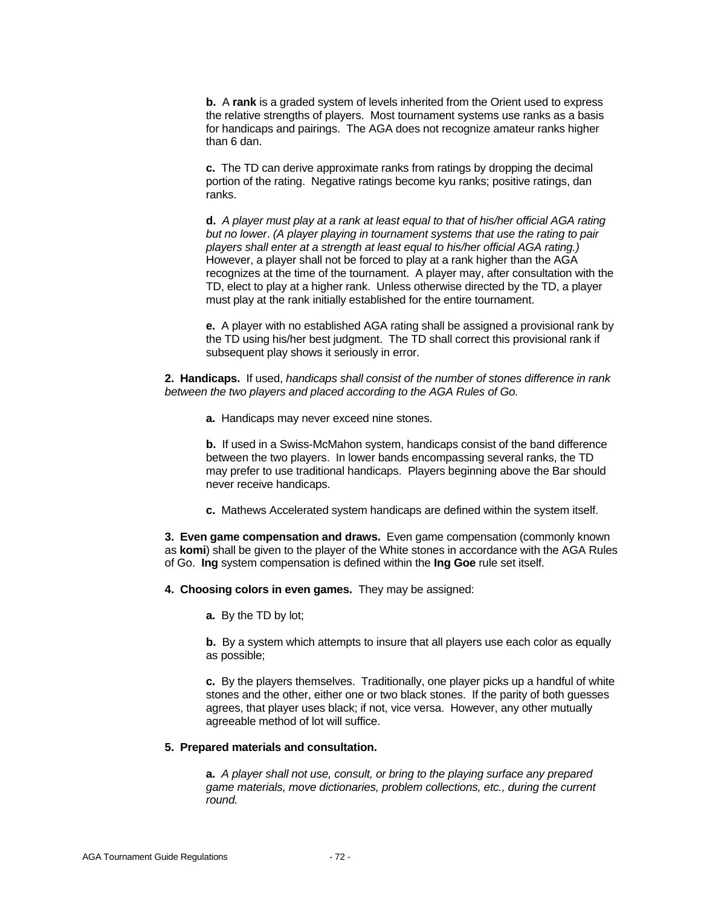**b.** A **rank** is a graded system of levels inherited from the Orient used to express the relative strengths of players. Most tournament systems use ranks as a basis for handicaps and pairings. The AGA does not recognize amateur ranks higher than 6 dan.

**c.** The TD can derive approximate ranks from ratings by dropping the decimal portion of the rating. Negative ratings become kyu ranks; positive ratings, dan ranks.

**d.** *A player must play at a rank at least equal to that of his/her official AGA rating but no lower*. *(A player playing in tournament systems that use the rating to pair players shall enter at a strength at least equal to his/her official AGA rating.)* However, a player shall not be forced to play at a rank higher than the AGA recognizes at the time of the tournament. A player may, after consultation with the TD, elect to play at a higher rank. Unless otherwise directed by the TD, a player must play at the rank initially established for the entire tournament.

**e.** A player with no established AGA rating shall be assigned a provisional rank by the TD using his/her best judgment. The TD shall correct this provisional rank if subsequent play shows it seriously in error.

**2. Handicaps.** If used, *handicaps shall consist of the number of stones difference in rank between the two players and placed according to the AGA Rules of Go.*

**a.** Handicaps may never exceed nine stones.

**b.** If used in a Swiss-McMahon system, handicaps consist of the band difference between the two players. In lower bands encompassing several ranks, the TD may prefer to use traditional handicaps. Players beginning above the Bar should never receive handicaps.

**c.** Mathews Accelerated system handicaps are defined within the system itself.

**3. Even game compensation and draws.** Even game compensation (commonly known as **komi**) shall be given to the player of the White stones in accordance with the AGA Rules of Go. **Ing** system compensation is defined within the **Ing Goe** rule set itself.

**4. Choosing colors in even games.** They may be assigned:

**a.** By the TD by lot;

**b.** By a system which attempts to insure that all players use each color as equally as possible;

**c.** By the players themselves. Traditionally, one player picks up a handful of white stones and the other, either one or two black stones. If the parity of both guesses agrees, that player uses black; if not, vice versa. However, any other mutually agreeable method of lot will suffice.

**5. Prepared materials and consultation.**

**a.** *A player shall not use, consult, or bring to the playing surface any prepared game materials, move dictionaries, problem collections, etc., during the current round.*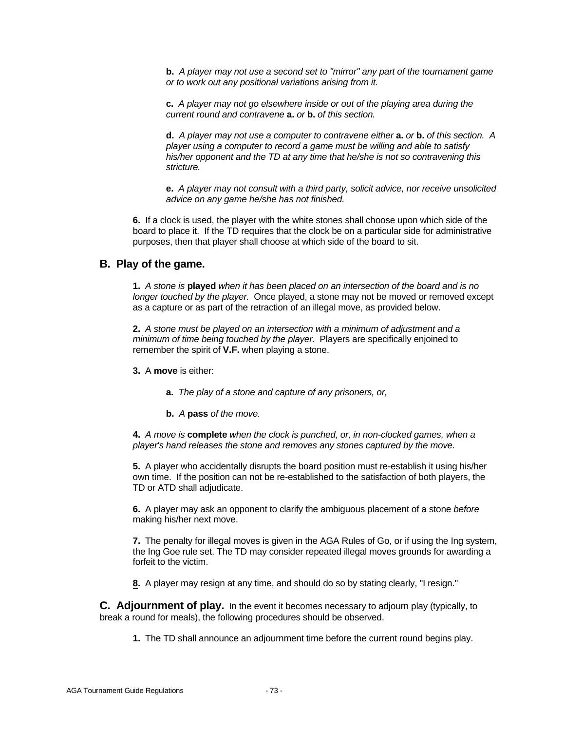**b.** *A player may not use a second set to "mirror" any part of the tournament game or to work out any positional variations arising from it.*

**c.** *A player may not go elsewhere inside or out of the playing area during the current round and contravene* **a.** *or* **b.** *of this section.*

**d.** *A player may not use a computer to contravene either* **a.** *or* **b.** *of this section. A player using a computer to record a game must be willing and able to satisfy his/her opponent and the TD at any time that he/she is not so contravening this stricture.*

**e.** *A player may not consult with a third party, solicit advice, nor receive unsolicited advice on any game he/she has not finished.*

**6.** If a clock is used, the player with the white stones shall choose upon which side of the board to place it. If the TD requires that the clock be on a particular side for administrative purposes, then that player shall choose at which side of the board to sit.

## B. Play of the game.

**1.** *A stone is* **played** *when it has been placed on an intersection of the board and is no longer touched by the player.* Once played, a stone may not be moved or removed except as a capture or as part of the retraction of an illegal move, as provided below.

**2.** *A stone must be played on an intersection with a minimum of adjustment and a minimum of time being touched by the player.* Players are specifically enjoined to remember the spirit of **V.F.** when playing a stone.

**3.** A **move** is either:

**a.** *The play of a stone and capture of any prisoners, or,*

**b.** *A* **pass** *of the move.*

**4.** *A move is* **complete** *when the clock is punched, or, in non-clocked games, when a player's hand releases the stone and removes any stones captured by the move.*

**5.** A player who accidentally disrupts the board position must re-establish it using his/her own time. If the position can not be re-established to the satisfaction of both players, the TD or ATD shall adjudicate.

**6.** A player may ask an opponent to clarify the ambiguous placement of a stone *before* making his/her next move.

**7.** The penalty for illegal moves is given in the AGA Rules of Go, or if using the Ing system, the Ing Goe rule set. The TD may consider repeated illegal moves grounds for awarding a forfeit to the victim.

**8.** A player may resign at any time, and should do so by stating clearly, "I resign."

**C. Adjournment of play.** In the event it becomes necessary to adjourn play (typically, to break a round for meals), the following procedures should be observed.

**1.** The TD shall announce an adjournment time before the current round begins play.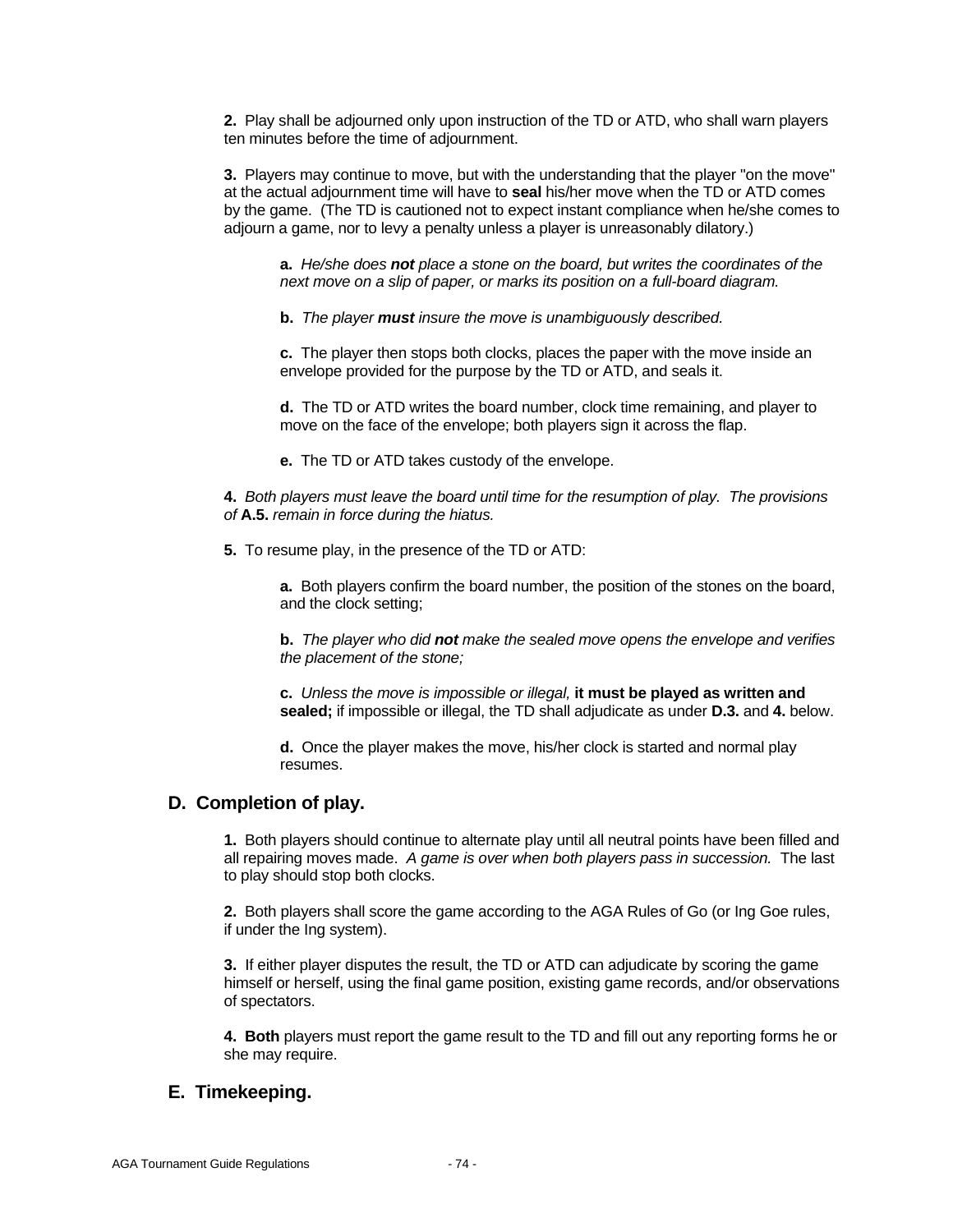**2.** Play shall be adjourned only upon instruction of the TD or ATD, who shall warn players ten minutes before the time of adjournment.

**3.** Players may continue to move, but with the understanding that the player "on the move" at the actual adjournment time will have to **seal** his/her move when the TD or ATD comes by the game. (The TD is cautioned not to expect instant compliance when he/she comes to adjourn a game, nor to levy a penalty unless a player is unreasonably dilatory.)

> **a.** *He/she does* ***not*** *place a stone on the board, but writes the coordinates of the next move on a slip of paper, or marks its position on a full-board diagram.*
>
> **b.** *The player* ***must*** *insure the move is unambiguously described.*
>
> **c.** The player then stops both clocks, places the paper with the move inside an envelope provided for the purpose by the TD or ATD, and seals it.
>
> **d.** The TD or ATD writes the board number, clock time remaining, and player to move on the face of the envelope; both players sign it across the flap.
>
> **e.** The TD or ATD takes custody of the envelope.

**4.** *Both players must leave the board until time for the resumption of play. The provisions of* **A.5.** *remain in force during the hiatus.*

**5.** To resume play, in the presence of the TD or ATD:

> **a.** Both players confirm the board number, the position of the stones on the board, and the clock setting;
>
> **b.** *The player who did* ***not*** *make the sealed move opens the envelope and verifies the placement of the stone;*
>
> **c.** *Unless the move is impossible or illegal,* **it must be played as written and sealed;** if impossible or illegal, the TD shall adjudicate as under **D.3.** and **4.** below.
>
> **d.** Once the player makes the move, his/her clock is started and normal play resumes.

## D. Completion of play.

**1.** Both players should continue to alternate play until all neutral points have been filled and all repairing moves made. *A game is over when both players pass in succession.* The last to play should stop both clocks.

**2.** Both players shall score the game according to the AGA Rules of Go (or Ing Goe rules, if under the Ing system).

**3.** If either player disputes the result, the TD or ATD can adjudicate by scoring the game himself or herself, using the final game position, existing game records, and/or observations of spectators.

**4. Both** players must report the game result to the TD and fill out any reporting forms he or she may require.

## E. Timekeeping.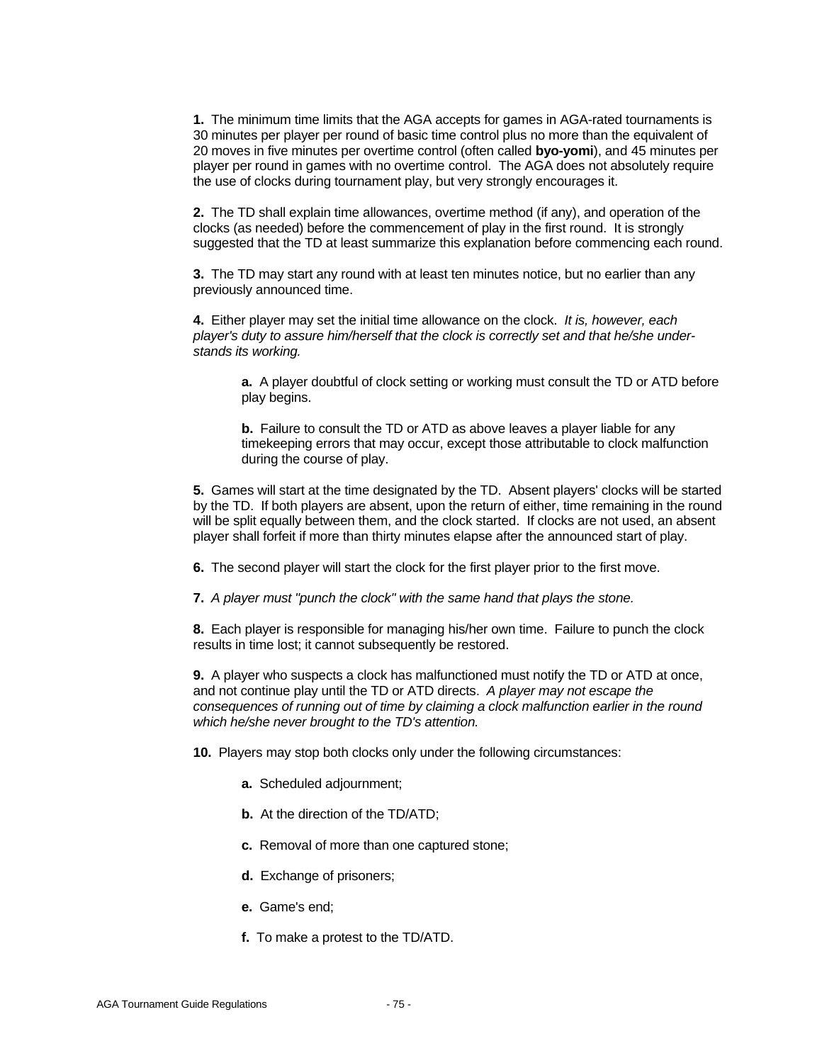**1.** The minimum time limits that the AGA accepts for games in AGA-rated tournaments is 30 minutes per player per round of basic time control plus no more than the equivalent of 20 moves in five minutes per overtime control (often called **byo-yomi**), and 45 minutes per player per round in games with no overtime control. The AGA does not absolutely require the use of clocks during tournament play, but very strongly encourages it.

**2.** The TD shall explain time allowances, overtime method (if any), and operation of the clocks (as needed) before the commencement of play in the first round. It is strongly suggested that the TD at least summarize this explanation before commencing each round.

**3.** The TD may start any round with at least ten minutes notice, but no earlier than any previously announced time.

**4.** Either player may set the initial time allowance on the clock. *It is, however, each player's duty to assure him/herself that the clock is correctly set and that he/she understands its working.*

> **a.** A player doubtful of clock setting or working must consult the TD or ATD before play begins.
>
> **b.** Failure to consult the TD or ATD as above leaves a player liable for any timekeeping errors that may occur, except those attributable to clock malfunction during the course of play.

**5.** Games will start at the time designated by the TD. Absent players' clocks will be started by the TD. If both players are absent, upon the return of either, time remaining in the round will be split equally between them, and the clock started. If clocks are not used, an absent player shall forfeit if more than thirty minutes elapse after the announced start of play.

**6.** The second player will start the clock for the first player prior to the first move.

**7.** *A player must "punch the clock" with the same hand that plays the stone.*

**8.** Each player is responsible for managing his/her own time. Failure to punch the clock results in time lost; it cannot subsequently be restored.

**9.** A player who suspects a clock has malfunctioned must notify the TD or ATD at once, and not continue play until the TD or ATD directs. *A player may not escape the consequences of running out of time by claiming a clock malfunction earlier in the round which he/she never brought to the TD's attention.*

**10.** Players may stop both clocks only under the following circumstances:

> **a.** Scheduled adjournment;
>
> **b.** At the direction of the TD/ATD;
>
> **c.** Removal of more than one captured stone;
>
> **d.** Exchange of prisoners;
>
> **e.** Game's end;
>
> **f.** To make a protest to the TD/ATD.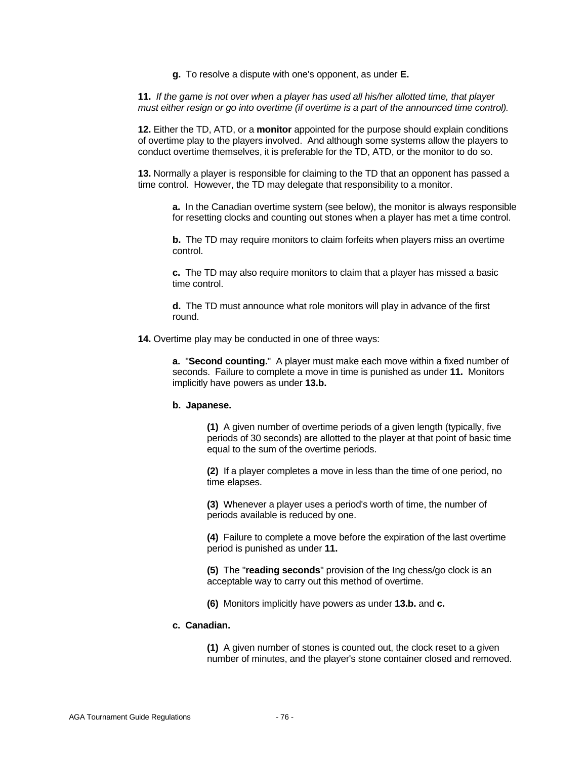**g.** To resolve a dispute with one's opponent, as under **E.**

**11.** *If the game is not over when a player has used all his/her allotted time, that player must either resign or go into overtime (if overtime is a part of the announced time control).*

**12.** Either the TD, ATD, or a **monitor** appointed for the purpose should explain conditions of overtime play to the players involved. And although some systems allow the players to conduct overtime themselves, it is preferable for the TD, ATD, or the monitor to do so.

**13.** Normally a player is responsible for claiming to the TD that an opponent has passed a time control. However, the TD may delegate that responsibility to a monitor.

**a.** In the Canadian overtime system (see below), the monitor is always responsible for resetting clocks and counting out stones when a player has met a time control.

**b.** The TD may require monitors to claim forfeits when players miss an overtime control.

**c.** The TD may also require monitors to claim that a player has missed a basic time control.

**d.** The TD must announce what role monitors will play in advance of the first round.

**14.** Overtime play may be conducted in one of three ways:

**a.** "**Second counting.**" A player must make each move within a fixed number of seconds. Failure to complete a move in time is punished as under **11.** Monitors implicitly have powers as under **13.b.**

**b. Japanese.**

**(1)** A given number of overtime periods of a given length (typically, five periods of 30 seconds) are allotted to the player at that point of basic time equal to the sum of the overtime periods.

**(2)** If a player completes a move in less than the time of one period, no time elapses.

**(3)** Whenever a player uses a period's worth of time, the number of periods available is reduced by one.

**(4)** Failure to complete a move before the expiration of the last overtime period is punished as under **11.**

**(5)** The "**reading seconds**" provision of the Ing chess/go clock is an acceptable way to carry out this method of overtime.

**(6)** Monitors implicitly have powers as under **13.b.** and **c.**

**c. Canadian.**

**(1)** A given number of stones is counted out, the clock reset to a given number of minutes, and the player's stone container closed and removed.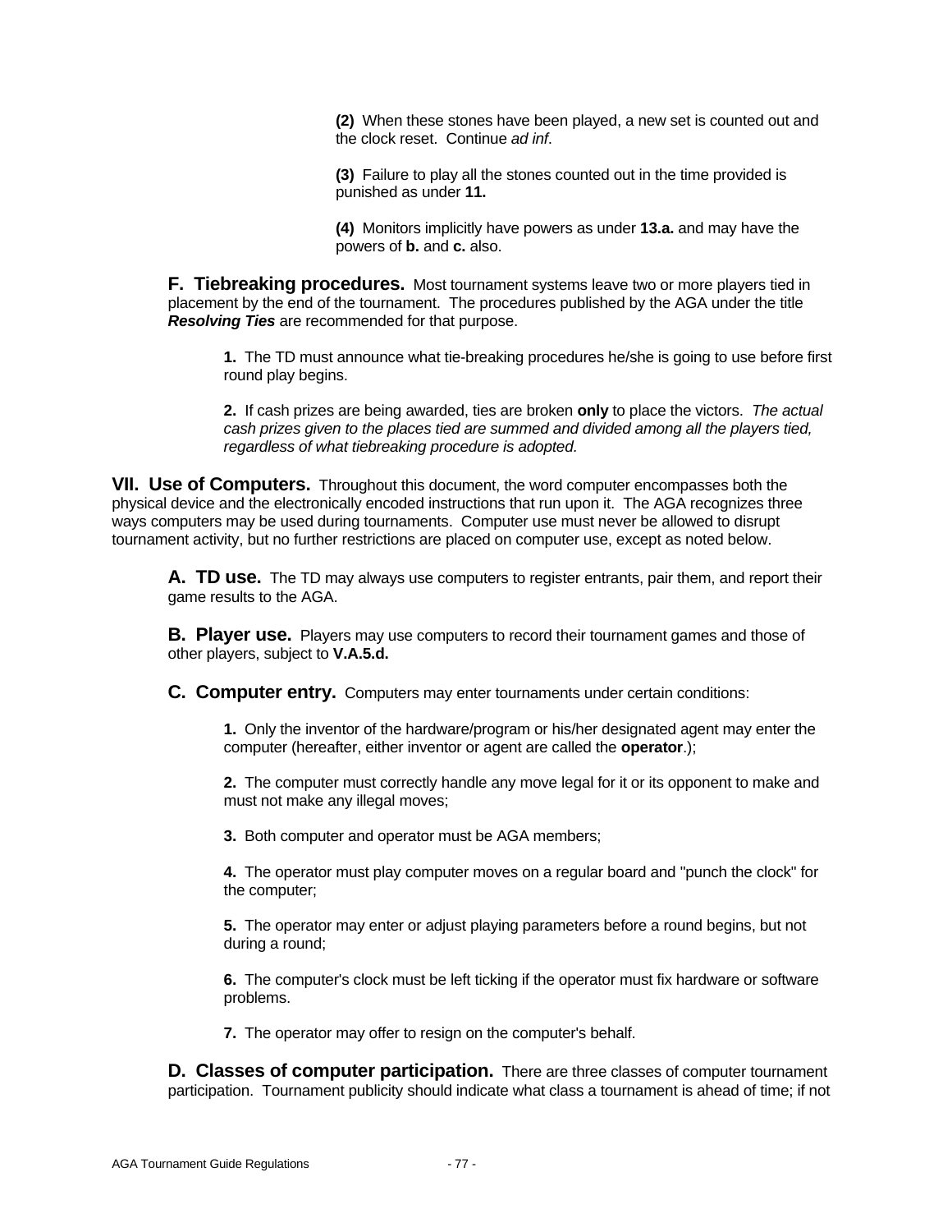**(2)** When these stones have been played, a new set is counted out and the clock reset. Continue *ad inf*.

**(3)** Failure to play all the stones counted out in the time provided is punished as under **11.**

**(4)** Monitors implicitly have powers as under **13.a.** and may have the powers of **b.** and **c.** also.

### F. Tiebreaking procedures.

Most tournament systems leave two or more players tied in placement by the end of the tournament. The procedures published by the AGA under the title ***Resolving Ties*** are recommended for that purpose.

**1.** The TD must announce what tie-breaking procedures he/she is going to use before first round play begins.

**2.** If cash prizes are being awarded, ties are broken **only** to place the victors. *The actual cash prizes given to the places tied are summed and divided among all the players tied, regardless of what tiebreaking procedure is adopted.*

## VII. Use of Computers.

Throughout this document, the word computer encompasses both the physical device and the electronically encoded instructions that run upon it. The AGA recognizes three ways computers may be used during tournaments. Computer use must never be allowed to disrupt tournament activity, but no further restrictions are placed on computer use, except as noted below.

### A. TD use.

The TD may always use computers to register entrants, pair them, and report their game results to the AGA.

### B. Player use.

Players may use computers to record their tournament games and those of other players, subject to **V.A.5.d.**

### C. Computer entry.

Computers may enter tournaments under certain conditions:

**1.** Only the inventor of the hardware/program or his/her designated agent may enter the computer (hereafter, either inventor or agent are called the **operator**.);

**2.** The computer must correctly handle any move legal for it or its opponent to make and must not make any illegal moves;

**3.** Both computer and operator must be AGA members;

**4.** The operator must play computer moves on a regular board and "punch the clock" for the computer;

**5.** The operator may enter or adjust playing parameters before a round begins, but not during a round;

**6.** The computer's clock must be left ticking if the operator must fix hardware or software problems.

**7.** The operator may offer to resign on the computer's behalf.

### D. Classes of computer participation.

There are three classes of computer tournament participation. Tournament publicity should indicate what class a tournament is ahead of time; if not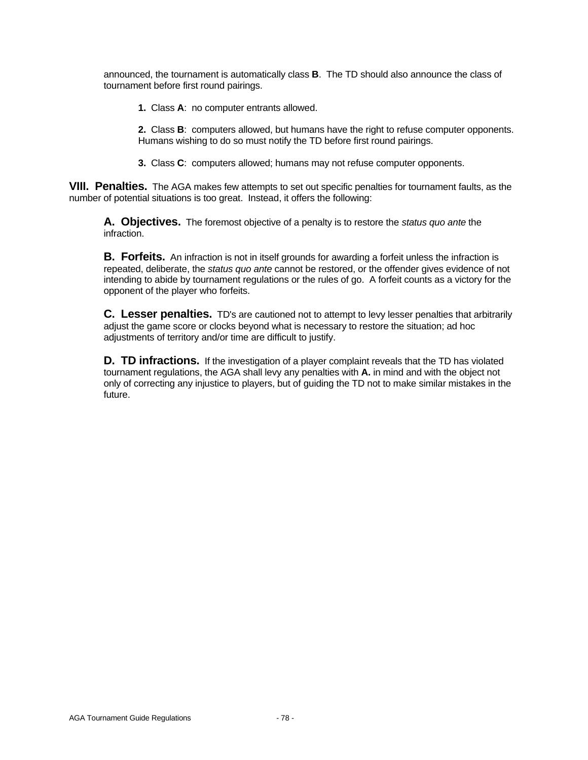announced, the tournament is automatically class **B**. The TD should also announce the class of tournament before first round pairings.

**1.** Class **A**: no computer entrants allowed.

**2.** Class **B**: computers allowed, but humans have the right to refuse computer opponents. Humans wishing to do so must notify the TD before first round pairings.

**3.** Class **C**: computers allowed; humans may not refuse computer opponents.

## VIII. Penalties.

The AGA makes few attempts to set out specific penalties for tournament faults, as the number of potential situations is too great. Instead, it offers the following:

**A. Objectives.** The foremost objective of a penalty is to restore the *status quo ante* the infraction.

**B. Forfeits.** An infraction is not in itself grounds for awarding a forfeit unless the infraction is repeated, deliberate, the *status quo ante* cannot be restored, or the offender gives evidence of not intending to abide by tournament regulations or the rules of go. A forfeit counts as a victory for the opponent of the player who forfeits.

**C. Lesser penalties.** TD's are cautioned not to attempt to levy lesser penalties that arbitrarily adjust the game score or clocks beyond what is necessary to restore the situation; ad hoc adjustments of territory and/or time are difficult to justify.

**D. TD infractions.** If the investigation of a player complaint reveals that the TD has violated tournament regulations, the AGA shall levy any penalties with **A.** in mind and with the object not only of correcting any injustice to players, but of guiding the TD not to make similar mistakes in the future.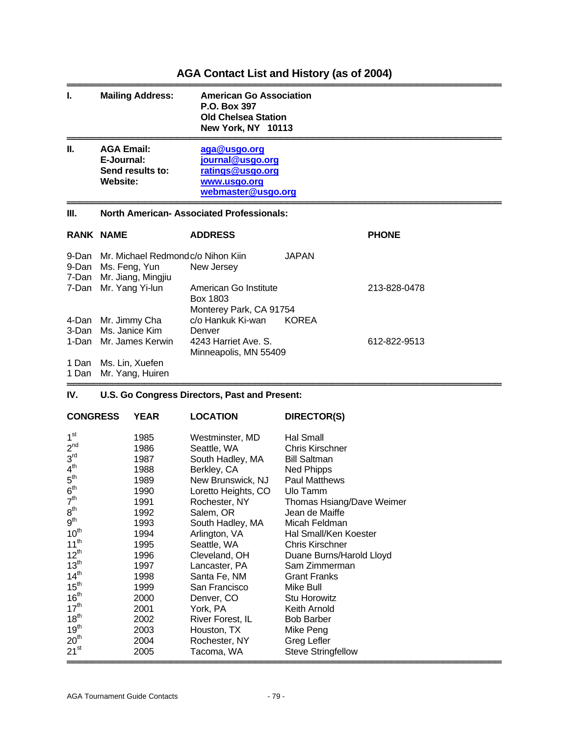# AGA Contact List and History (as of 2004)

| | | |
|---|---|---|
| **I.** | **Mailing Address:** | **American Go Association**<br>**P.O. Box 397**<br>**Old Chelsea Station**<br>**New York, NY 10113** |
| **II.** | **AGA Email:**<br>**E-Journal:**<br>**Send results to:**<br>**Website:** | **aga@usgo.org**<br>**journal@usgo.org**<br>**ratings@usgo.org**<br>**www.usgo.org**<br>**webmaster@usgo.org** |

## III. North American- Associated Professionals:

| RANK | NAME | ADDRESS | | PHONE |
|---|---|---|---|---|
| 9-Dan | Mr. Michael Redmond | c/o Nihon Kiin | JAPAN | |
| 9-Dan | Ms. Feng, Yun | New Jersey | | |
| 7-Dan | Mr. Jiang, Mingjiu | | | |
| 7-Dan | Mr. Yang Yi-lun | American Go Institute<br>Box 1803<br>Monterey Park, CA 91754 | | 213-828-0478 |
| 4-Dan | Mr. Jimmy Cha | c/o Hankuk Ki-wan | KOREA | |
| 3-Dan | Ms. Janice Kim | Denver | | |
| 1-Dan | Mr. James Kerwin | 4243 Harriet Ave. S.<br>Minneapolis, MN 55409 | | 612-822-9513 |
| 1 Dan | Ms. Lin, Xuefen | | | |
| 1 Dan | Mr. Yang, Huiren | | | |

## IV. U.S. Go Congress Directors, Past and Present:

| CONGRESS | YEAR | LOCATION | DIRECTOR(S) |
|---|---|---|---|
| 1st | 1985 | Westminster, MD | Hal Small |
| 2nd | 1986 | Seattle, WA | Chris Kirschner |
| 3rd | 1987 | South Hadley, MA | Bill Saltman |
| 4th | 1988 | Berkley, CA | Ned Phipps |
| 5th | 1989 | New Brunswick, NJ | Paul Matthews |
| 6th | 1990 | Loretto Heights, CO | Ulo Tamm |
| 7th | 1991 | Rochester, NY | Thomas Hsiang/Dave Weimer |
| 8th | 1992 | Salem, OR | Jean de Maiffe |
| 9th | 1993 | South Hadley, MA | Micah Feldman |
| 10th | 1994 | Arlington, VA | Hal Small/Ken Koester |
| 11th | 1995 | Seattle, WA | Chris Kirschner |
| 12th | 1996 | Cleveland, OH | Duane Burns/Harold Lloyd |
| 13th | 1997 | Lancaster, PA | Sam Zimmerman |
| 14th | 1998 | Santa Fe, NM | Grant Franks |
| 15th | 1999 | San Francisco | Mike Bull |
| 16th | 2000 | Denver, CO | Stu Horowitz |
| 17th | 2001 | York, PA | Keith Arnold |
| 18th | 2002 | River Forest, IL | Bob Barber |
| 19th | 2003 | Houston, TX | Mike Peng |
| 20th | 2004 | Rochester, NY | Greg Lefler |
| 21st | 2005 | Tacoma, WA | Steve Stringfellow |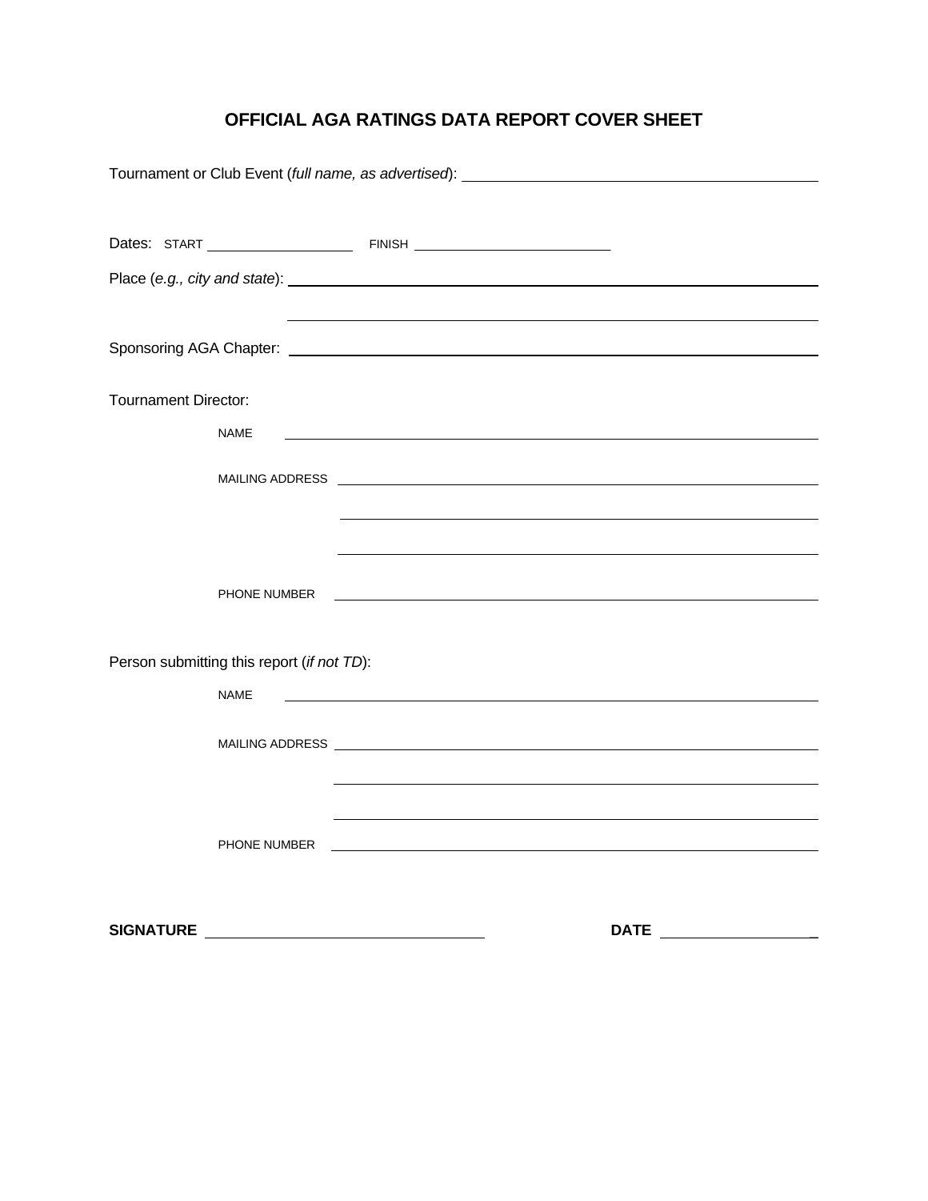# OFFICIAL AGA RATINGS DATA REPORT COVER SHEET

Tournament or Club Event (*full name, as advertised*): ______________________________

Dates: START ____________ FINISH ________________

Place (*e.g., city and state*): ______________________________

______________________________

Sponsoring AGA Chapter: ______________________________

Tournament Director:

NAME ______________________________

MAILING ADDRESS ______________________________

______________________________

______________________________

PHONE NUMBER ______________________________

Person submitting this report (*if not TD*):

NAME ______________________________

MAILING ADDRESS ______________________________

______________________________

______________________________

PHONE NUMBER ______________________________

**SIGNATURE** ______________________ **DATE** ____________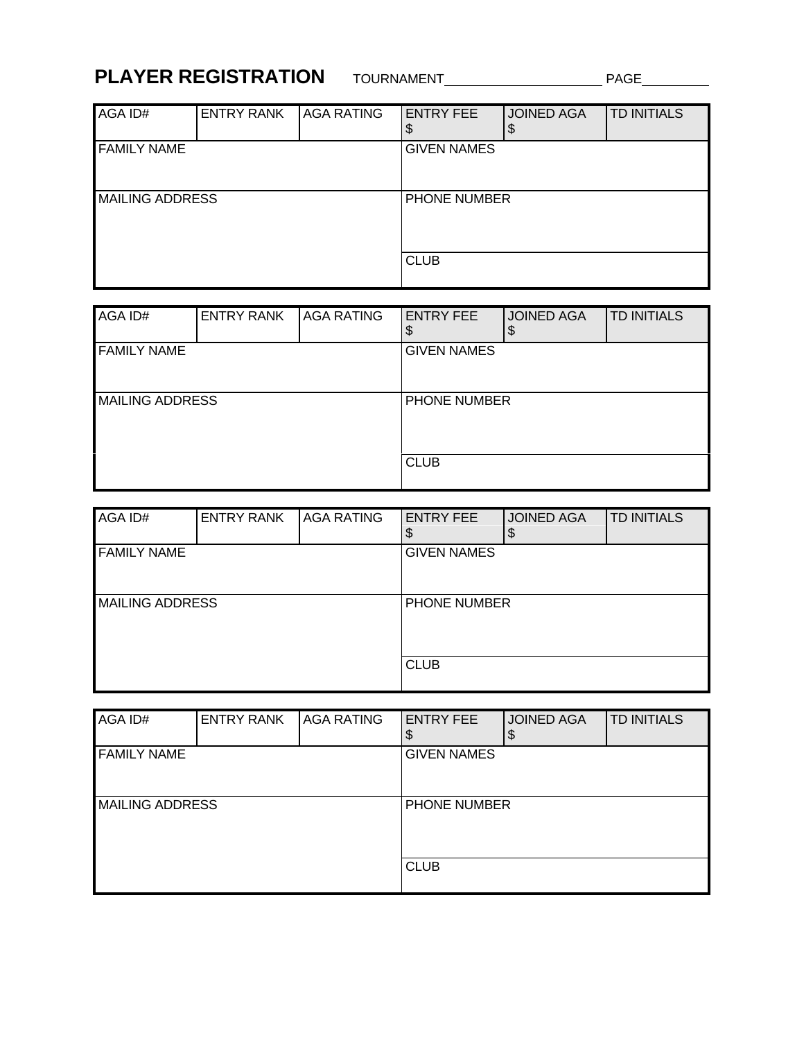# PLAYER REGISTRATION

TOURNAMENT_____________________ PAGE_________

| AGA ID# | ENTRY RANK | AGA RATING | ENTRY FEE $ | JOINED AGA $ | TD INITIALS |
|---|---|---|---|---|---|
| FAMILY NAME | | | GIVEN NAMES | | |
| MAILING ADDRESS | | | PHONE NUMBER | | |
| | | | CLUB | | |

| AGA ID# | ENTRY RANK | AGA RATING | ENTRY FEE $ | JOINED AGA $ | TD INITIALS |
|---|---|---|---|---|---|
| FAMILY NAME | | | GIVEN NAMES | | |
| MAILING ADDRESS | | | PHONE NUMBER | | |
| | | | CLUB | | |

| AGA ID# | ENTRY RANK | AGA RATING | ENTRY FEE $ | JOINED AGA $ | TD INITIALS |
|---|---|---|---|---|---|
| FAMILY NAME | | | GIVEN NAMES | | |
| MAILING ADDRESS | | | PHONE NUMBER | | |
| | | | CLUB | | |

| AGA ID# | ENTRY RANK | AGA RATING | ENTRY FEE $ | JOINED AGA $ | TD INITIALS |
|---|---|---|---|---|---|
| FAMILY NAME | | | GIVEN NAMES | | |
| MAILING ADDRESS | | | PHONE NUMBER | | |
| | | | CLUB | | |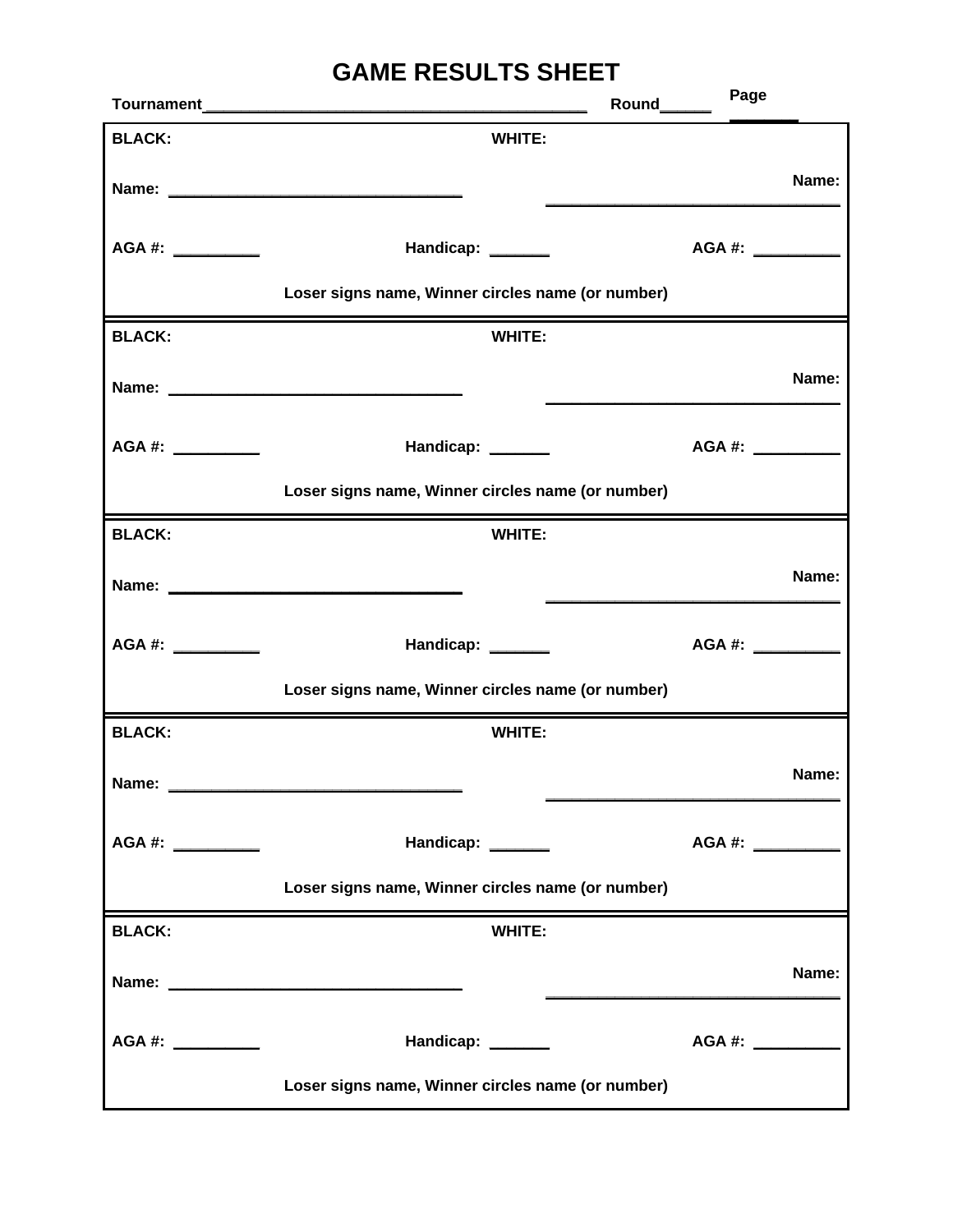# GAME RESULTS SHEET

**Tournament**\_\_\_\_\_\_\_\_\_\_\_\_\_\_\_\_\_\_\_\_\_\_\_\_\_\_\_\_\_\_\_\_\_\_\_\_\_\_\_\_\_\_ **Round**\_\_\_\_\_\_ **Page** \_\_\_\_\_\_\_

---

**BLACK:** **WHITE:**

**Name:** \_\_\_\_\_\_\_\_\_\_\_\_\_\_\_\_\_\_\_\_\_\_\_\_\_\_\_\_\_\_\_\_ **Name:** \_\_\_\_\_\_\_\_\_\_\_\_\_\_\_\_\_\_\_\_\_\_\_\_\_\_\_\_\_\_\_\_

**AGA #:** \_\_\_\_\_\_\_\_\_ **Handicap:** \_\_\_\_\_\_\_ **AGA #:** \_\_\_\_\_\_\_\_\_

**Loser signs name, Winner circles name (or number)**

---

**BLACK:** **WHITE:**

**Name:** \_\_\_\_\_\_\_\_\_\_\_\_\_\_\_\_\_\_\_\_\_\_\_\_\_\_\_\_\_\_\_\_ **Name:** \_\_\_\_\_\_\_\_\_\_\_\_\_\_\_\_\_\_\_\_\_\_\_\_\_\_\_\_\_\_\_\_

**AGA #:** \_\_\_\_\_\_\_\_\_ **Handicap:** \_\_\_\_\_\_\_ **AGA #:** \_\_\_\_\_\_\_\_\_

**Loser signs name, Winner circles name (or number)**

---

**BLACK:** **WHITE:**

**Name:** \_\_\_\_\_\_\_\_\_\_\_\_\_\_\_\_\_\_\_\_\_\_\_\_\_\_\_\_\_\_\_\_ **Name:** \_\_\_\_\_\_\_\_\_\_\_\_\_\_\_\_\_\_\_\_\_\_\_\_\_\_\_\_\_\_\_\_

**AGA #:** \_\_\_\_\_\_\_\_\_ **Handicap:** \_\_\_\_\_\_\_ **AGA #:** \_\_\_\_\_\_\_\_\_

**Loser signs name, Winner circles name (or number)**

---

**BLACK:** **WHITE:**

**Name:** \_\_\_\_\_\_\_\_\_\_\_\_\_\_\_\_\_\_\_\_\_\_\_\_\_\_\_\_\_\_\_\_ **Name:** \_\_\_\_\_\_\_\_\_\_\_\_\_\_\_\_\_\_\_\_\_\_\_\_\_\_\_\_\_\_\_\_

**AGA #:** \_\_\_\_\_\_\_\_\_ **Handicap:** \_\_\_\_\_\_\_ **AGA #:** \_\_\_\_\_\_\_\_\_

**Loser signs name, Winner circles name (or number)**

---

**BLACK:** **WHITE:**

**Name:** \_\_\_\_\_\_\_\_\_\_\_\_\_\_\_\_\_\_\_\_\_\_\_\_\_\_\_\_\_\_\_\_ **Name:** \_\_\_\_\_\_\_\_\_\_\_\_\_\_\_\_\_\_\_\_\_\_\_\_\_\_\_\_\_\_\_\_

**AGA #:** \_\_\_\_\_\_\_\_\_ **Handicap:** \_\_\_\_\_\_\_ **AGA #:** \_\_\_\_\_\_\_\_\_

**Loser signs name, Winner circles name (or number)**